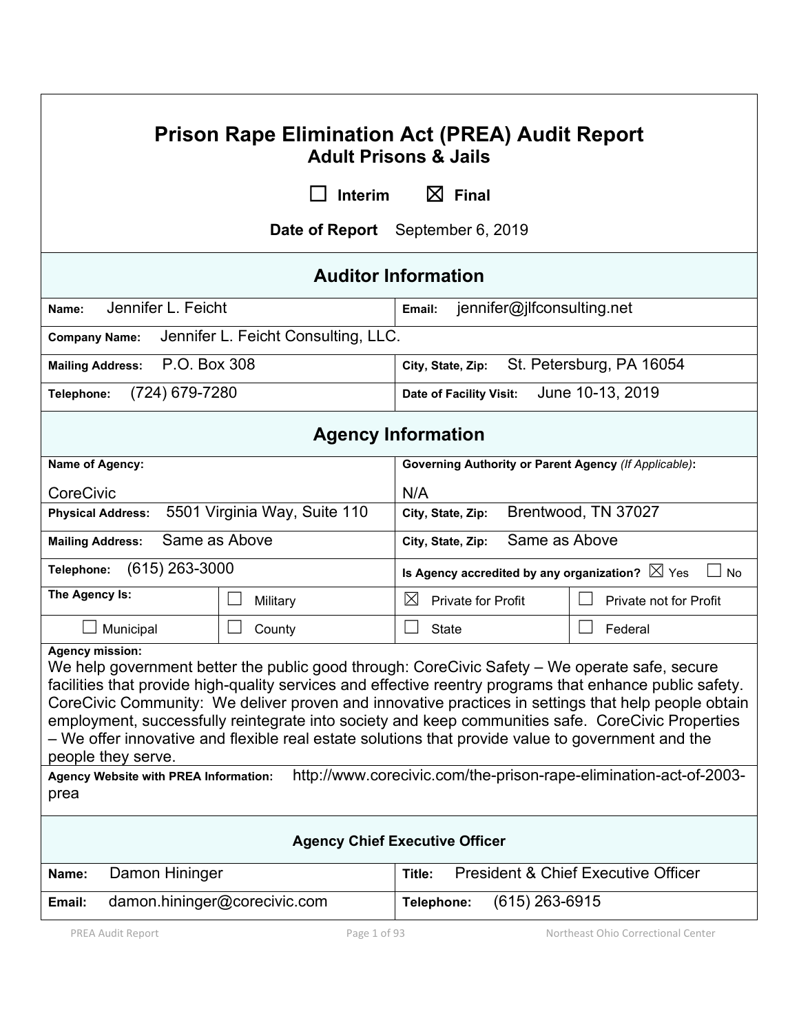# Prison Rape Elimination Act (PREA) Audit Report

## Adult Prisons & Jails

☐ Interim ☒ Final

**Date of Report** September 6, 2019

## Auditor Information

| | |
|---|---|
| **Name:** Jennifer L. Feicht | **Email:** jennifer@jlfconsulting.net |
| **Company Name:** Jennifer L. Feicht Consulting, LLC. | |
| **Mailing Address:** P.O. Box 308 | **City, State, Zip:** St. Petersburg, PA 16054 |
| **Telephone:** (724) 679-7280 | **Date of Facility Visit:** June 10-13, 2019 |

## Agency Information

| | | | |
|---|---|---|---|
| **Name of Agency:** CoreCivic | | **Governing Authority or Parent Agency** *(If Applicable)*: N/A | |
| **Physical Address:** 5501 Virginia Way, Suite 110 | | **City, State, Zip:** Brentwood, TN 37027 | |
| **Mailing Address:** Same as Above | | **City, State, Zip:** Same as Above | |
| **Telephone:** (615) 263-3000 | | **Is Agency accredited by any organization?** ☒ Yes ☐ No | |
| **The Agency Is:** | ☐ Military | ☒ Private for Profit | ☐ Private not for Profit |
| ☐ Municipal | ☐ County | ☐ State | ☐ Federal |

**Agency mission:**
We help government better the public good through: CoreCivic Safety – We operate safe, secure facilities that provide high-quality services and effective reentry programs that enhance public safety. CoreCivic Community: We deliver proven and innovative practices in settings that help people obtain employment, successfully reintegrate into society and keep communities safe. CoreCivic Properties – We offer innovative and flexible real estate solutions that provide value to government and the people they serve.

**Agency Website with PREA Information:** http://www.corecivic.com/the-prison-rape-elimination-act-of-2003-prea

### Agency Chief Executive Officer

| | |
|---|---|
| **Name:** Damon Hininger | **Title:** President & Chief Executive Officer |
| **Email:** damon.hininger@corecivic.com | **Telephone:** (615) 263-6915 |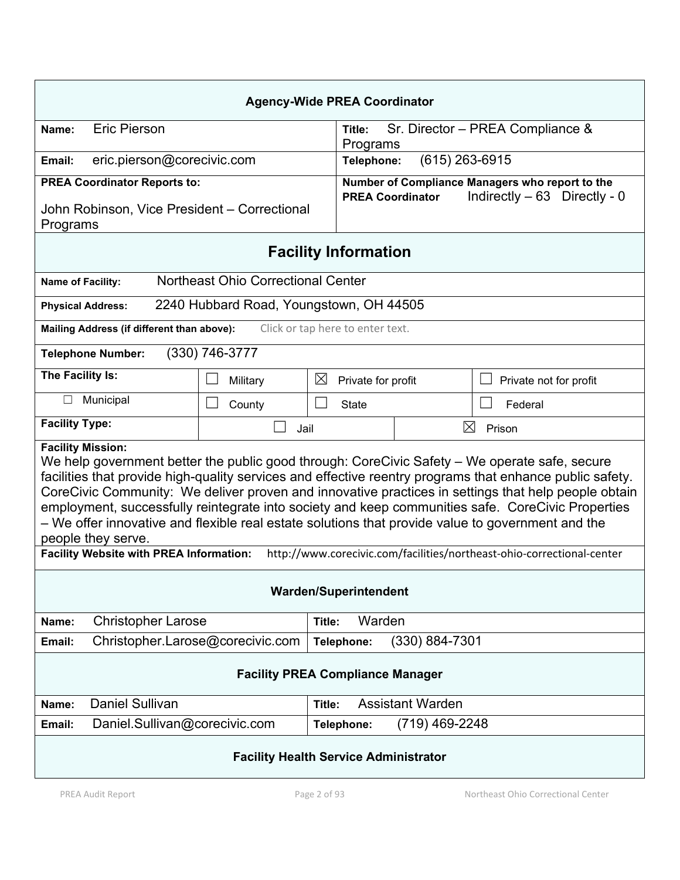| Agency-Wide PREA Coordinator | |
|---|---|
| **Name:** Eric Pierson | **Title:** Sr. Director – PREA Compliance & Programs |
| **Email:** eric.pierson@corecivic.com | **Telephone:** (615) 263-6915 |
| **PREA Coordinator Reports to:** John Robinson, Vice President – Correctional Programs | **Number of Compliance Managers who report to the PREA Coordinator** Indirectly – 63 Directly - 0 |

## Facility Information

| | | | |
|---|---|---|---|
| **Name of Facility:** | Northeast Ohio Correctional Center | | |
| **Physical Address:** | 2240 Hubbard Road, Youngstown, OH 44505 | | |
| **Mailing Address (if different than above):** | Click or tap here to enter text. | | |
| **Telephone Number:** | (330) 746-3777 | | |
| **The Facility Is:** | ☐ Military | ☒ Private for profit | ☐ Private not for profit |
| ☐ Municipal | ☐ County | ☐ State | ☐ Federal |
| **Facility Type:** | ☐ Jail | ☒ Prison | |

**Facility Mission:**
We help government better the public good through: CoreCivic Safety – We operate safe, secure facilities that provide high-quality services and effective reentry programs that enhance public safety. CoreCivic Community: We deliver proven and innovative practices in settings that help people obtain employment, successfully reintegrate into society and keep communities safe. CoreCivic Properties – We offer innovative and flexible real estate solutions that provide value to government and the people they serve.

**Facility Website with PREA Information:** http://www.corecivic.com/facilities/northeast-ohio-correctional-center

| Warden/Superintendent | |
|---|---|
| **Name:** Christopher Larose | **Title:** Warden |
| **Email:** Christopher.Larose@corecivic.com | **Telephone:** (330) 884-7301 |

| Facility PREA Compliance Manager | |
|---|---|
| **Name:** Daniel Sullivan | **Title:** Assistant Warden |
| **Email:** Daniel.Sullivan@corecivic.com | **Telephone:** (719) 469-2248 |

**Facility Health Service Administrator**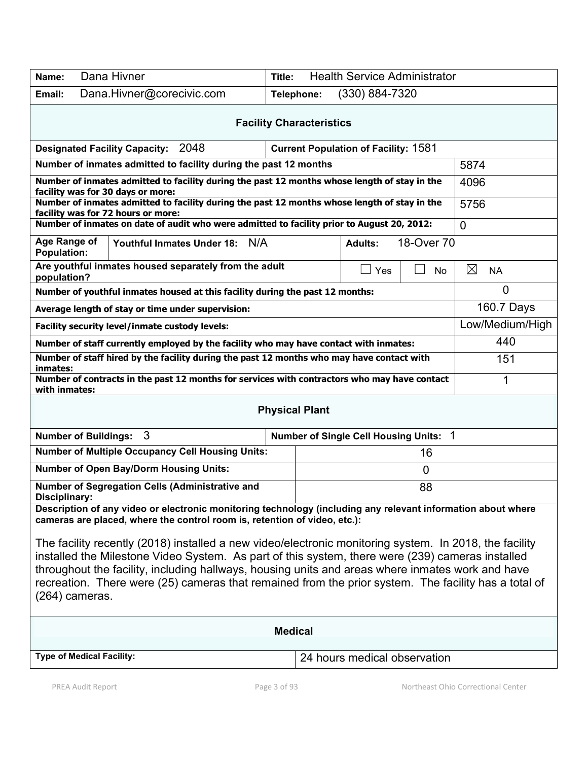| | | | |
|---|---|---|---|
| **Name:** | Dana Hivner | **Title:** | Health Service Administrator |
| **Email:** | Dana.Hivner@corecivic.com | **Telephone:** | (330) 884-7320 |

## Facility Characteristics

| | |
|---|---|
| **Designated Facility Capacity:** 2048 | **Current Population of Facility:** 1581 |
| **Number of inmates admitted to facility during the past 12 months** | 5874 |
| **Number of inmates admitted to facility during the past 12 months whose length of stay in the facility was for 30 days or more:** | 4096 |
| **Number of inmates admitted to facility during the past 12 months whose length of stay in the facility was for 72 hours or more:** | 5756 |
| **Number of inmates on date of audit who were admitted to facility prior to August 20, 2012:** | 0 |
| **Age Range of Population:** Youthful Inmates Under 18: N/A | **Adults:** 18-Over 70 |
| **Are youthful inmates housed separately from the adult population?** | ☐ Yes ☐ No ☒ NA |
| **Number of youthful inmates housed at this facility during the past 12 months:** | 0 |
| **Average length of stay or time under supervision:** | 160.7 Days |
| **Facility security level/inmate custody levels:** | Low/Medium/High |
| **Number of staff currently employed by the facility who may have contact with inmates:** | 440 |
| **Number of staff hired by the facility during the past 12 months who may have contact with inmates:** | 151 |
| **Number of contracts in the past 12 months for services with contractors who may have contact with inmates:** | 1 |

## Physical Plant

| | |
|---|---|
| **Number of Buildings:** 3 | **Number of Single Cell Housing Units:** 1 |
| **Number of Multiple Occupancy Cell Housing Units:** | 16 |
| **Number of Open Bay/Dorm Housing Units:** | 0 |
| **Number of Segregation Cells (Administrative and Disciplinary:** | 88 |

**Description of any video or electronic monitoring technology (including any relevant information about where cameras are placed, where the control room is, retention of video, etc.):**

The facility recently (2018) installed a new video/electronic monitoring system. In 2018, the facility installed the Milestone Video System. As part of this system, there were (239) cameras installed throughout the facility, including hallways, housing units and areas where inmates work and have recreation. There were (25) cameras that remained from the prior system. The facility has a total of (264) cameras.

## Medical

| | |
|---|---|
| **Type of Medical Facility:** | 24 hours medical observation |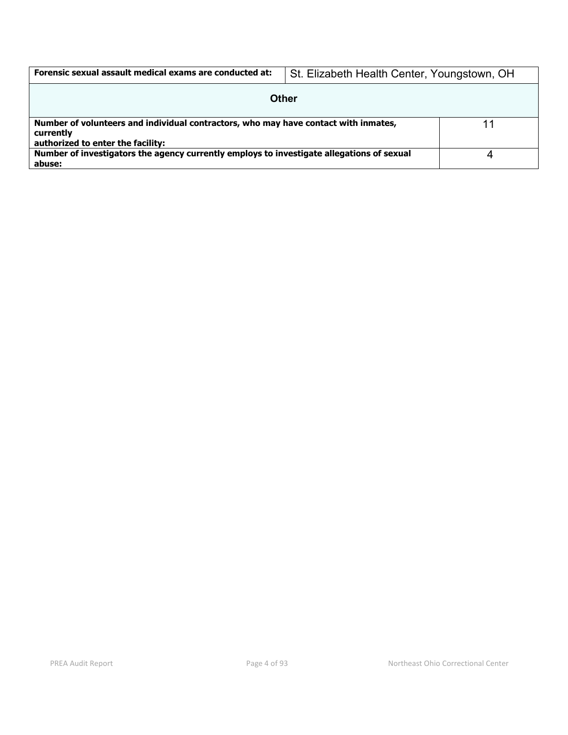| | |
|---|---|
| **Forensic sexual assault medical exams are conducted at:** | St. Elizabeth Health Center, Youngstown, OH |
| **Other** | |
| **Number of volunteers and individual contractors, who may have contact with inmates, currently authorized to enter the facility:** | 11 |
| **Number of investigators the agency currently employs to investigate allegations of sexual abuse:** | 4 |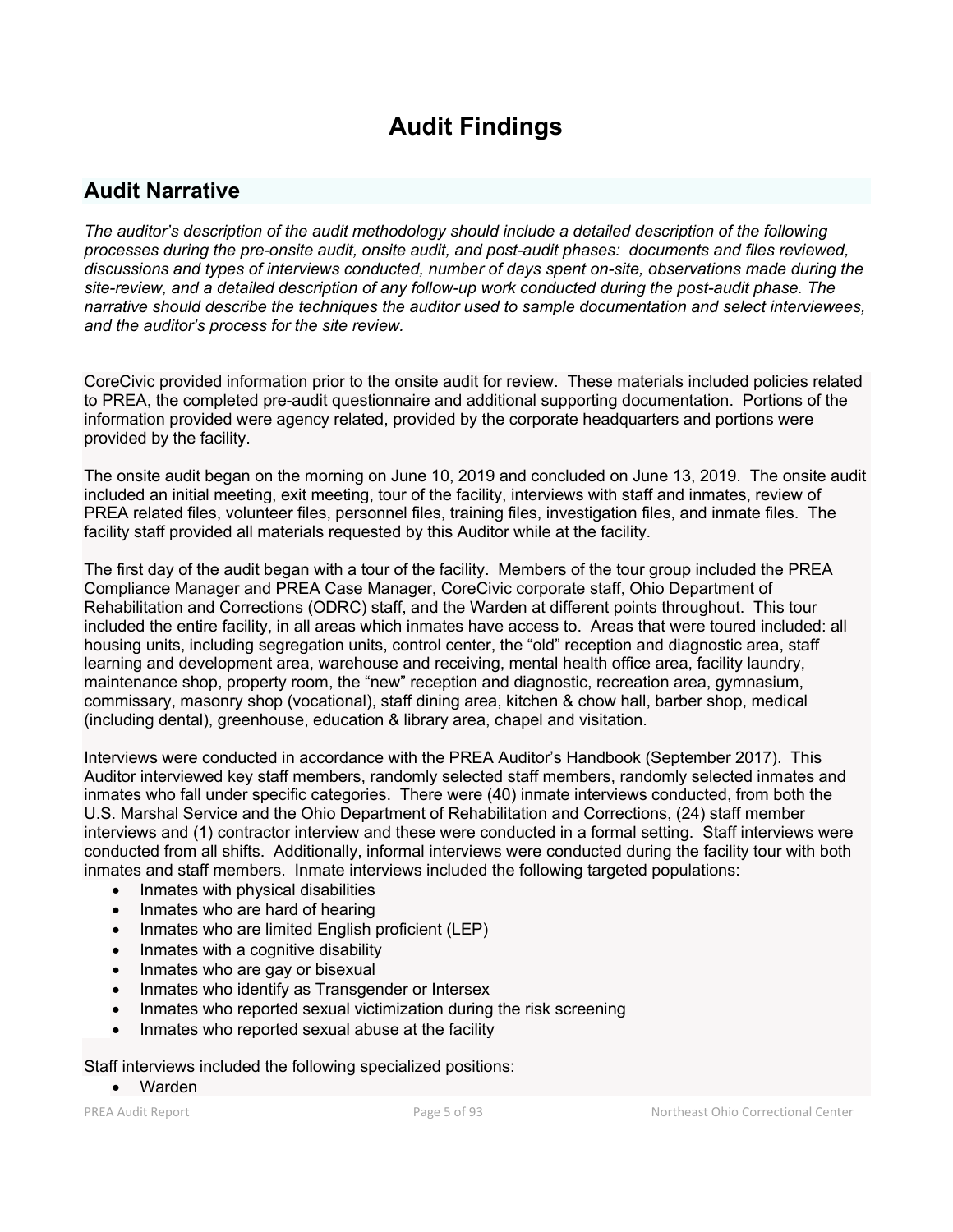# Audit Findings

## Audit Narrative

*The auditor's description of the audit methodology should include a detailed description of the following processes during the pre-onsite audit, onsite audit, and post-audit phases: documents and files reviewed, discussions and types of interviews conducted, number of days spent on-site, observations made during the site-review, and a detailed description of any follow-up work conducted during the post-audit phase. The narrative should describe the techniques the auditor used to sample documentation and select interviewees, and the auditor's process for the site review.*

CoreCivic provided information prior to the onsite audit for review. These materials included policies related to PREA, the completed pre-audit questionnaire and additional supporting documentation. Portions of the information provided were agency related, provided by the corporate headquarters and portions were provided by the facility.

The onsite audit began on the morning on June 10, 2019 and concluded on June 13, 2019. The onsite audit included an initial meeting, exit meeting, tour of the facility, interviews with staff and inmates, review of PREA related files, volunteer files, personnel files, training files, investigation files, and inmate files. The facility staff provided all materials requested by this Auditor while at the facility.

The first day of the audit began with a tour of the facility. Members of the tour group included the PREA Compliance Manager and PREA Case Manager, CoreCivic corporate staff, Ohio Department of Rehabilitation and Corrections (ODRC) staff, and the Warden at different points throughout. This tour included the entire facility, in all areas which inmates have access to. Areas that were toured included: all housing units, including segregation units, control center, the "old" reception and diagnostic area, staff learning and development area, warehouse and receiving, mental health office area, facility laundry, maintenance shop, property room, the "new" reception and diagnostic, recreation area, gymnasium, commissary, masonry shop (vocational), staff dining area, kitchen & chow hall, barber shop, medical (including dental), greenhouse, education & library area, chapel and visitation.

Interviews were conducted in accordance with the PREA Auditor's Handbook (September 2017). This Auditor interviewed key staff members, randomly selected staff members, randomly selected inmates and inmates who fall under specific categories. There were (40) inmate interviews conducted, from both the U.S. Marshal Service and the Ohio Department of Rehabilitation and Corrections, (24) staff member interviews and (1) contractor interview and these were conducted in a formal setting. Staff interviews were conducted from all shifts. Additionally, informal interviews were conducted during the facility tour with both inmates and staff members. Inmate interviews included the following targeted populations:

- Inmates with physical disabilities
- Inmates who are hard of hearing
- Inmates who are limited English proficient (LEP)
- Inmates with a cognitive disability
- Inmates who are gay or bisexual
- Inmates who identify as Transgender or Intersex
- Inmates who reported sexual victimization during the risk screening
- Inmates who reported sexual abuse at the facility

Staff interviews included the following specialized positions:

- Warden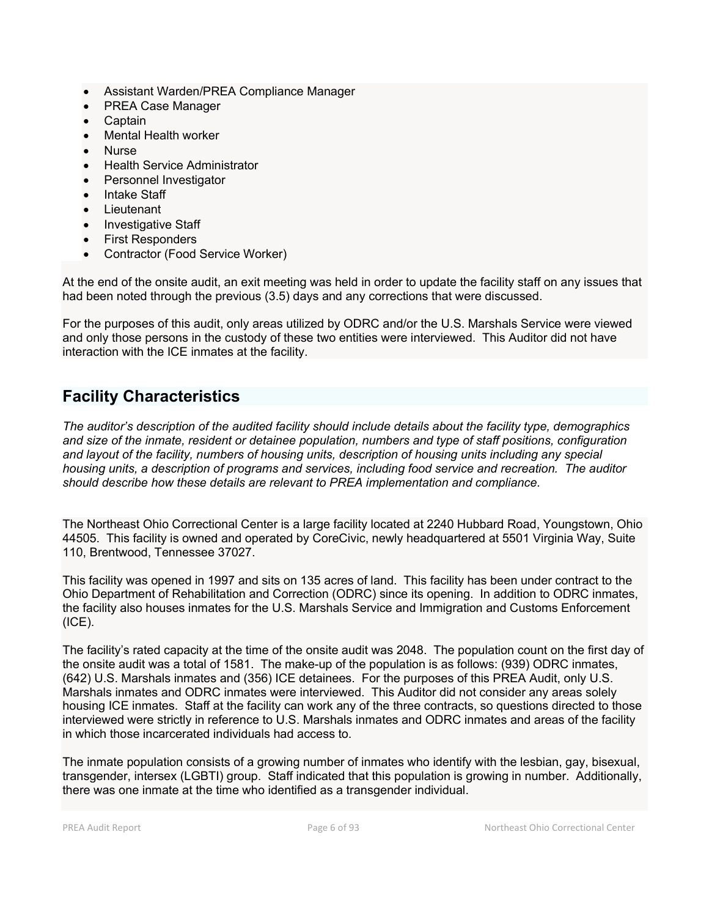- Assistant Warden/PREA Compliance Manager
- PREA Case Manager
- Captain
- Mental Health worker
- Nurse
- Health Service Administrator
- Personnel Investigator
- Intake Staff
- Lieutenant
- Investigative Staff
- First Responders
- Contractor (Food Service Worker)

At the end of the onsite audit, an exit meeting was held in order to update the facility staff on any issues that had been noted through the previous (3.5) days and any corrections that were discussed.

For the purposes of this audit, only areas utilized by ODRC and/or the U.S. Marshals Service were viewed and only those persons in the custody of these two entities were interviewed. This Auditor did not have interaction with the ICE inmates at the facility.

## Facility Characteristics

*The auditor's description of the audited facility should include details about the facility type, demographics and size of the inmate, resident or detainee population, numbers and type of staff positions, configuration and layout of the facility, numbers of housing units, description of housing units including any special housing units, a description of programs and services, including food service and recreation. The auditor should describe how these details are relevant to PREA implementation and compliance.*

The Northeast Ohio Correctional Center is a large facility located at 2240 Hubbard Road, Youngstown, Ohio 44505. This facility is owned and operated by CoreCivic, newly headquartered at 5501 Virginia Way, Suite 110, Brentwood, Tennessee 37027.

This facility was opened in 1997 and sits on 135 acres of land. This facility has been under contract to the Ohio Department of Rehabilitation and Correction (ODRC) since its opening. In addition to ODRC inmates, the facility also houses inmates for the U.S. Marshals Service and Immigration and Customs Enforcement (ICE).

The facility's rated capacity at the time of the onsite audit was 2048. The population count on the first day of the onsite audit was a total of 1581. The make-up of the population is as follows: (939) ODRC inmates, (642) U.S. Marshals inmates and (356) ICE detainees. For the purposes of this PREA Audit, only U.S. Marshals inmates and ODRC inmates were interviewed. This Auditor did not consider any areas solely housing ICE inmates. Staff at the facility can work any of the three contracts, so questions directed to those interviewed were strictly in reference to U.S. Marshals inmates and ODRC inmates and areas of the facility in which those incarcerated individuals had access to.

The inmate population consists of a growing number of inmates who identify with the lesbian, gay, bisexual, transgender, intersex (LGBTI) group. Staff indicated that this population is growing in number. Additionally, there was one inmate at the time who identified as a transgender individual.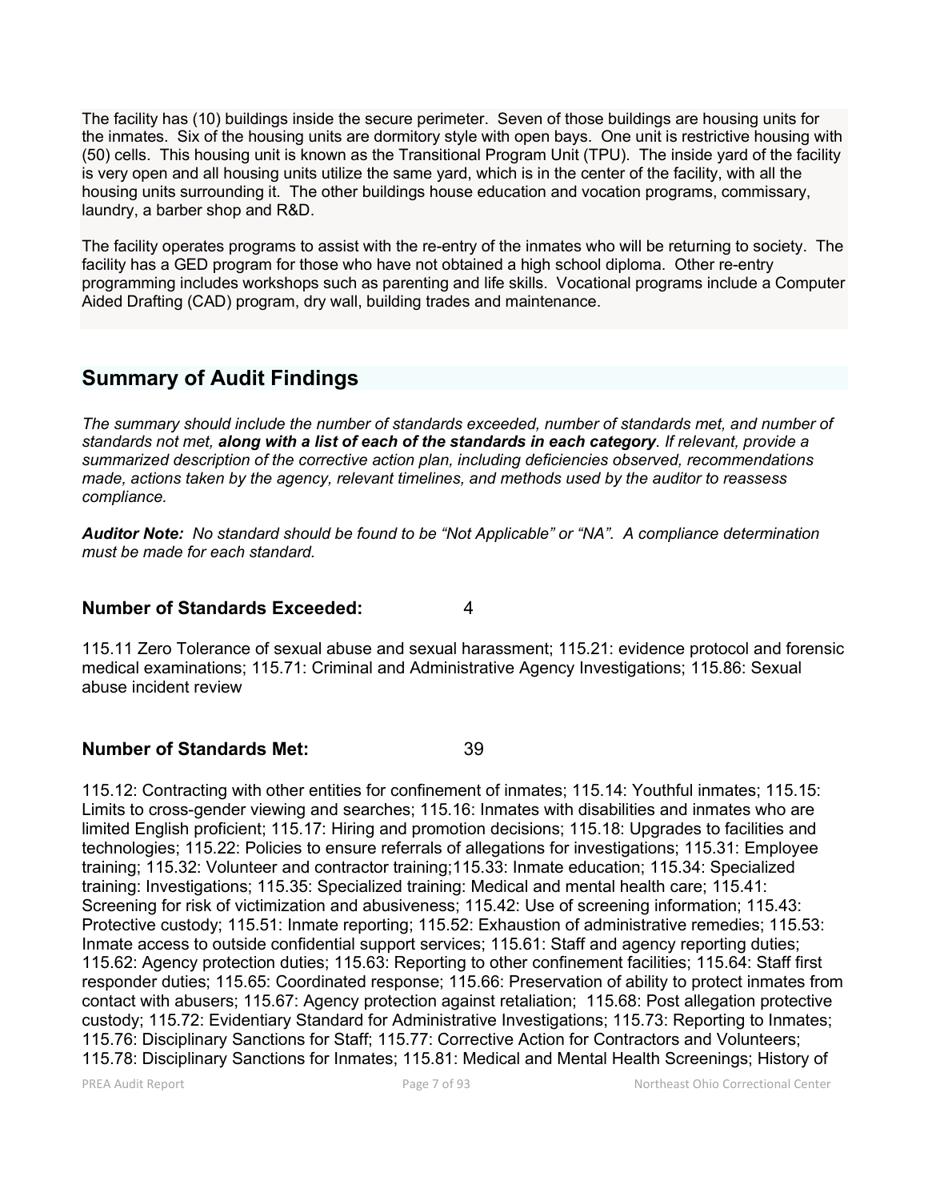The facility has (10) buildings inside the secure perimeter. Seven of those buildings are housing units for the inmates. Six of the housing units are dormitory style with open bays. One unit is restrictive housing with (50) cells. This housing unit is known as the Transitional Program Unit (TPU). The inside yard of the facility is very open and all housing units utilize the same yard, which is in the center of the facility, with all the housing units surrounding it. The other buildings house education and vocation programs, commissary, laundry, a barber shop and R&D.

The facility operates programs to assist with the re-entry of the inmates who will be returning to society. The facility has a GED program for those who have not obtained a high school diploma. Other re-entry programming includes workshops such as parenting and life skills. Vocational programs include a Computer Aided Drafting (CAD) program, dry wall, building trades and maintenance.

## Summary of Audit Findings

*The summary should include the number of standards exceeded, number of standards met, and number of standards not met, **along with a list of each of the standards in each category**. If relevant, provide a summarized description of the corrective action plan, including deficiencies observed, recommendations made, actions taken by the agency, relevant timelines, and methods used by the auditor to reassess compliance.*

***Auditor Note:*** *No standard should be found to be "Not Applicable" or "NA". A compliance determination must be made for each standard.*

### Number of Standards Exceeded: 4

115.11 Zero Tolerance of sexual abuse and sexual harassment; 115.21: evidence protocol and forensic medical examinations; 115.71: Criminal and Administrative Agency Investigations; 115.86: Sexual abuse incident review

### Number of Standards Met: 39

115.12: Contracting with other entities for confinement of inmates; 115.14: Youthful inmates; 115.15: Limits to cross-gender viewing and searches; 115.16: Inmates with disabilities and inmates who are limited English proficient; 115.17: Hiring and promotion decisions; 115.18: Upgrades to facilities and technologies; 115.22: Policies to ensure referrals of allegations for investigations; 115.31: Employee training; 115.32: Volunteer and contractor training;115.33: Inmate education; 115.34: Specialized training: Investigations; 115.35: Specialized training: Medical and mental health care; 115.41: Screening for risk of victimization and abusiveness; 115.42: Use of screening information; 115.43: Protective custody; 115.51: Inmate reporting; 115.52: Exhaustion of administrative remedies; 115.53: Inmate access to outside confidential support services; 115.61: Staff and agency reporting duties; 115.62: Agency protection duties; 115.63: Reporting to other confinement facilities; 115.64: Staff first responder duties; 115.65: Coordinated response; 115.66: Preservation of ability to protect inmates from contact with abusers; 115.67: Agency protection against retaliation; 115.68: Post allegation protective custody; 115.72: Evidentiary Standard for Administrative Investigations; 115.73: Reporting to Inmates; 115.76: Disciplinary Sanctions for Staff; 115.77: Corrective Action for Contractors and Volunteers; 115.78: Disciplinary Sanctions for Inmates; 115.81: Medical and Mental Health Screenings; History of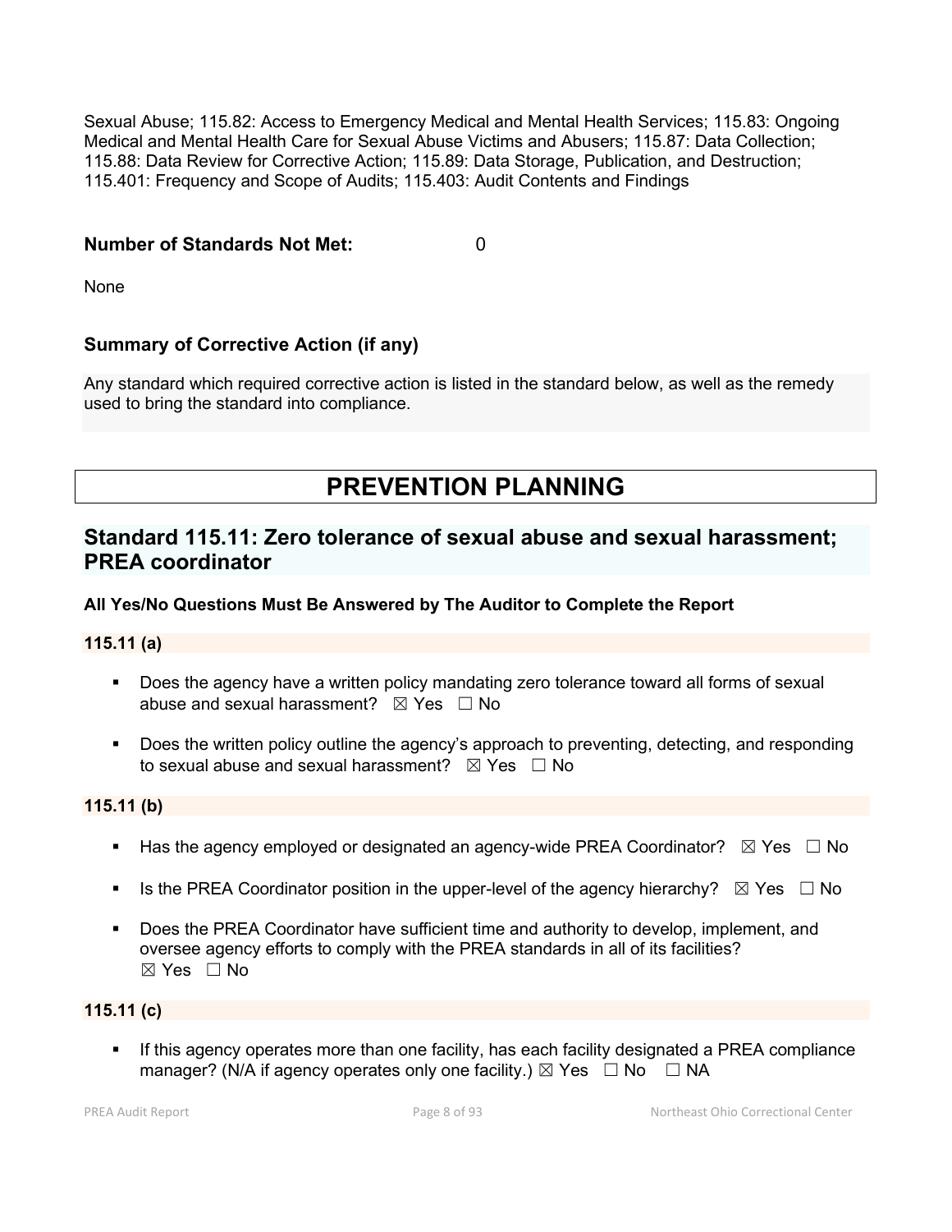Sexual Abuse; 115.82: Access to Emergency Medical and Mental Health Services; 115.83: Ongoing Medical and Mental Health Care for Sexual Abuse Victims and Abusers; 115.87: Data Collection; 115.88: Data Review for Corrective Action; 115.89: Data Storage, Publication, and Destruction; 115.401: Frequency and Scope of Audits; 115.403: Audit Contents and Findings

**Number of Standards Not Met:** 0

None

### Summary of Corrective Action (if any)

Any standard which required corrective action is listed in the standard below, as well as the remedy used to bring the standard into compliance.

# PREVENTION PLANNING

## Standard 115.11: Zero tolerance of sexual abuse and sexual harassment; PREA coordinator

**All Yes/No Questions Must Be Answered by The Auditor to Complete the Report**

**115.11 (a)**

- Does the agency have a written policy mandating zero tolerance toward all forms of sexual abuse and sexual harassment? ☒ Yes ☐ No
- Does the written policy outline the agency's approach to preventing, detecting, and responding to sexual abuse and sexual harassment? ☒ Yes ☐ No

**115.11 (b)**

- Has the agency employed or designated an agency-wide PREA Coordinator? ☒ Yes ☐ No
- Is the PREA Coordinator position in the upper-level of the agency hierarchy? ☒ Yes ☐ No
- Does the PREA Coordinator have sufficient time and authority to develop, implement, and oversee agency efforts to comply with the PREA standards in all of its facilities? ☒ Yes ☐ No

**115.11 (c)**

- If this agency operates more than one facility, has each facility designated a PREA compliance manager? (N/A if agency operates only one facility.) ☒ Yes ☐ No ☐ NA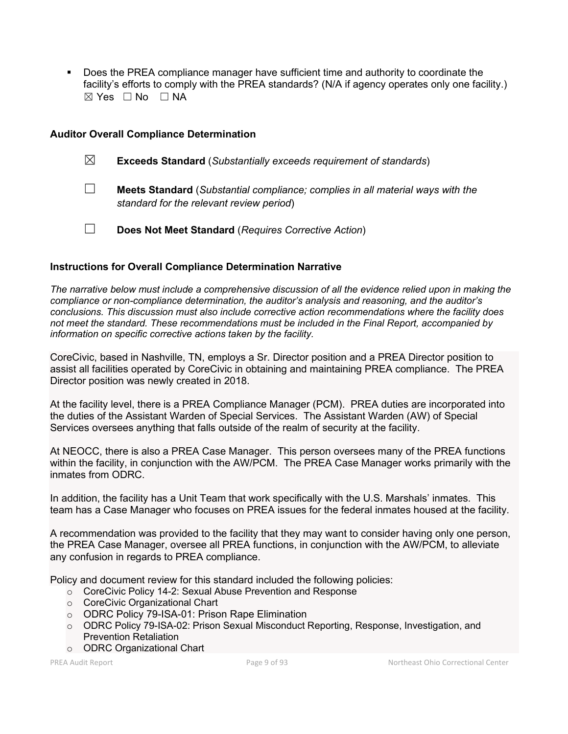- Does the PREA compliance manager have sufficient time and authority to coordinate the facility's efforts to comply with the PREA standards? (N/A if agency operates only one facility.)
  ☒ Yes ☐ No ☐ NA

### Auditor Overall Compliance Determination

☒ **Exceeds Standard** (*Substantially exceeds requirement of standards*)

☐ **Meets Standard** (*Substantial compliance; complies in all material ways with the standard for the relevant review period*)

☐ **Does Not Meet Standard** (*Requires Corrective Action*)

### Instructions for Overall Compliance Determination Narrative

*The narrative below must include a comprehensive discussion of all the evidence relied upon in making the compliance or non-compliance determination, the auditor's analysis and reasoning, and the auditor's conclusions. This discussion must also include corrective action recommendations where the facility does not meet the standard. These recommendations must be included in the Final Report, accompanied by information on specific corrective actions taken by the facility.*

CoreCivic, based in Nashville, TN, employs a Sr. Director position and a PREA Director position to assist all facilities operated by CoreCivic in obtaining and maintaining PREA compliance. The PREA Director position was newly created in 2018.

At the facility level, there is a PREA Compliance Manager (PCM). PREA duties are incorporated into the duties of the Assistant Warden of Special Services. The Assistant Warden (AW) of Special Services oversees anything that falls outside of the realm of security at the facility.

At NEOCC, there is also a PREA Case Manager. This person oversees many of the PREA functions within the facility, in conjunction with the AW/PCM. The PREA Case Manager works primarily with the inmates from ODRC.

In addition, the facility has a Unit Team that work specifically with the U.S. Marshals' inmates. This team has a Case Manager who focuses on PREA issues for the federal inmates housed at the facility.

A recommendation was provided to the facility that they may want to consider having only one person, the PREA Case Manager, oversee all PREA functions, in conjunction with the AW/PCM, to alleviate any confusion in regards to PREA compliance.

Policy and document review for this standard included the following policies:

- CoreCivic Policy 14-2: Sexual Abuse Prevention and Response
- CoreCivic Organizational Chart
- ODRC Policy 79-ISA-01: Prison Rape Elimination
- ODRC Policy 79-ISA-02: Prison Sexual Misconduct Reporting, Response, Investigation, and Prevention Retaliation
- ODRC Organizational Chart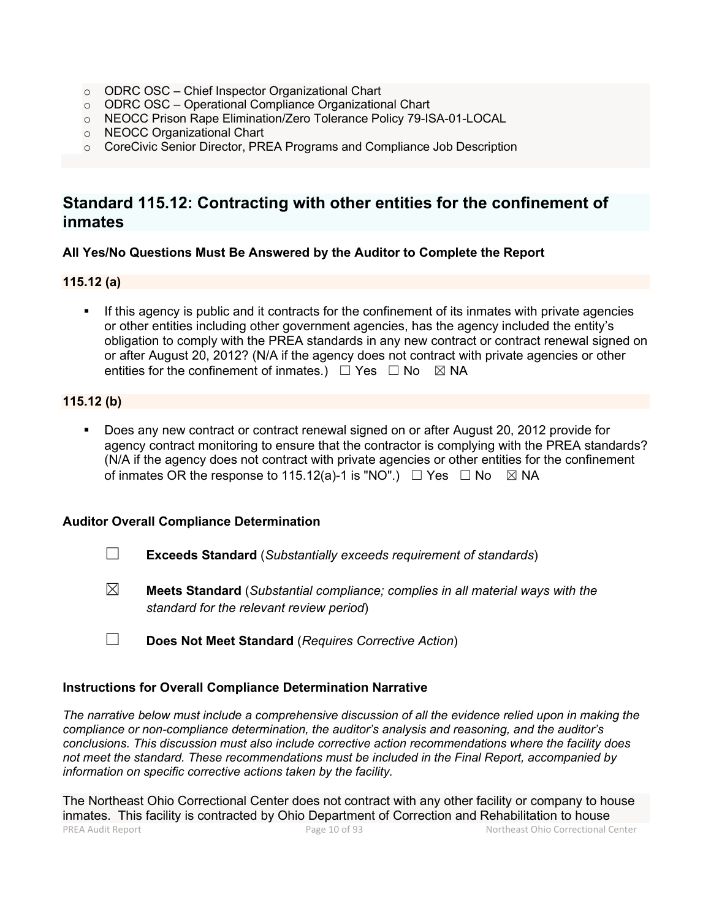- ODRC OSC – Chief Inspector Organizational Chart
- ODRC OSC – Operational Compliance Organizational Chart
- NEOCC Prison Rape Elimination/Zero Tolerance Policy 79-ISA-01-LOCAL
- NEOCC Organizational Chart
- CoreCivic Senior Director, PREA Programs and Compliance Job Description

## Standard 115.12: Contracting with other entities for the confinement of inmates

**All Yes/No Questions Must Be Answered by the Auditor to Complete the Report**

**115.12 (a)**

- If this agency is public and it contracts for the confinement of its inmates with private agencies or other entities including other government agencies, has the agency included the entity's obligation to comply with the PREA standards in any new contract or contract renewal signed on or after August 20, 2012? (N/A if the agency does not contract with private agencies or other entities for the confinement of inmates.) ☐ Yes ☐ No ☒ NA

**115.12 (b)**

- Does any new contract or contract renewal signed on or after August 20, 2012 provide for agency contract monitoring to ensure that the contractor is complying with the PREA standards? (N/A if the agency does not contract with private agencies or other entities for the confinement of inmates OR the response to 115.12(a)-1 is "NO".) ☐ Yes ☐ No ☒ NA

**Auditor Overall Compliance Determination**

☐ **Exceeds Standard** (*Substantially exceeds requirement of standards*)

☒ **Meets Standard** (*Substantial compliance; complies in all material ways with the standard for the relevant review period*)

☐ **Does Not Meet Standard** (*Requires Corrective Action*)

**Instructions for Overall Compliance Determination Narrative**

*The narrative below must include a comprehensive discussion of all the evidence relied upon in making the compliance or non-compliance determination, the auditor's analysis and reasoning, and the auditor's conclusions. This discussion must also include corrective action recommendations where the facility does not meet the standard. These recommendations must be included in the Final Report, accompanied by information on specific corrective actions taken by the facility.*

The Northeast Ohio Correctional Center does not contract with any other facility or company to house inmates. This facility is contracted by Ohio Department of Correction and Rehabilitation to house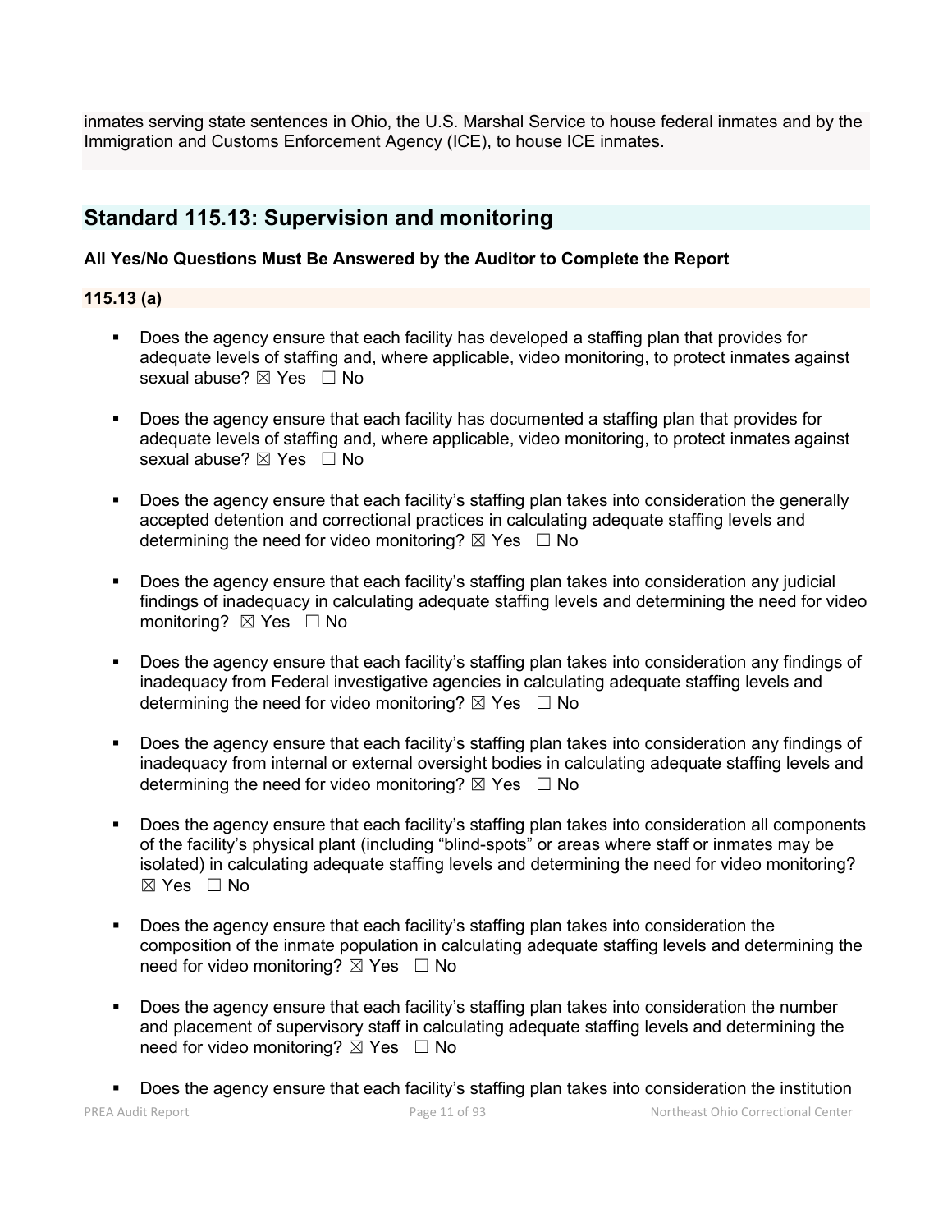inmates serving state sentences in Ohio, the U.S. Marshal Service to house federal inmates and by the Immigration and Customs Enforcement Agency (ICE), to house ICE inmates.

## Standard 115.13: Supervision and monitoring

**All Yes/No Questions Must Be Answered by the Auditor to Complete the Report**

### 115.13 (a)

- Does the agency ensure that each facility has developed a staffing plan that provides for adequate levels of staffing and, where applicable, video monitoring, to protect inmates against sexual abuse? ☒ Yes ☐ No
- Does the agency ensure that each facility has documented a staffing plan that provides for adequate levels of staffing and, where applicable, video monitoring, to protect inmates against sexual abuse? ☒ Yes ☐ No
- Does the agency ensure that each facility's staffing plan takes into consideration the generally accepted detention and correctional practices in calculating adequate staffing levels and determining the need for video monitoring? ☒ Yes ☐ No
- Does the agency ensure that each facility's staffing plan takes into consideration any judicial findings of inadequacy in calculating adequate staffing levels and determining the need for video monitoring? ☒ Yes ☐ No
- Does the agency ensure that each facility's staffing plan takes into consideration any findings of inadequacy from Federal investigative agencies in calculating adequate staffing levels and determining the need for video monitoring? ☒ Yes ☐ No
- Does the agency ensure that each facility's staffing plan takes into consideration any findings of inadequacy from internal or external oversight bodies in calculating adequate staffing levels and determining the need for video monitoring? ☒ Yes ☐ No
- Does the agency ensure that each facility's staffing plan takes into consideration all components of the facility's physical plant (including "blind-spots" or areas where staff or inmates may be isolated) in calculating adequate staffing levels and determining the need for video monitoring? ☒ Yes ☐ No
- Does the agency ensure that each facility's staffing plan takes into consideration the composition of the inmate population in calculating adequate staffing levels and determining the need for video monitoring? ☒ Yes ☐ No
- Does the agency ensure that each facility's staffing plan takes into consideration the number and placement of supervisory staff in calculating adequate staffing levels and determining the need for video monitoring? ☒ Yes ☐ No
- Does the agency ensure that each facility's staffing plan takes into consideration the institution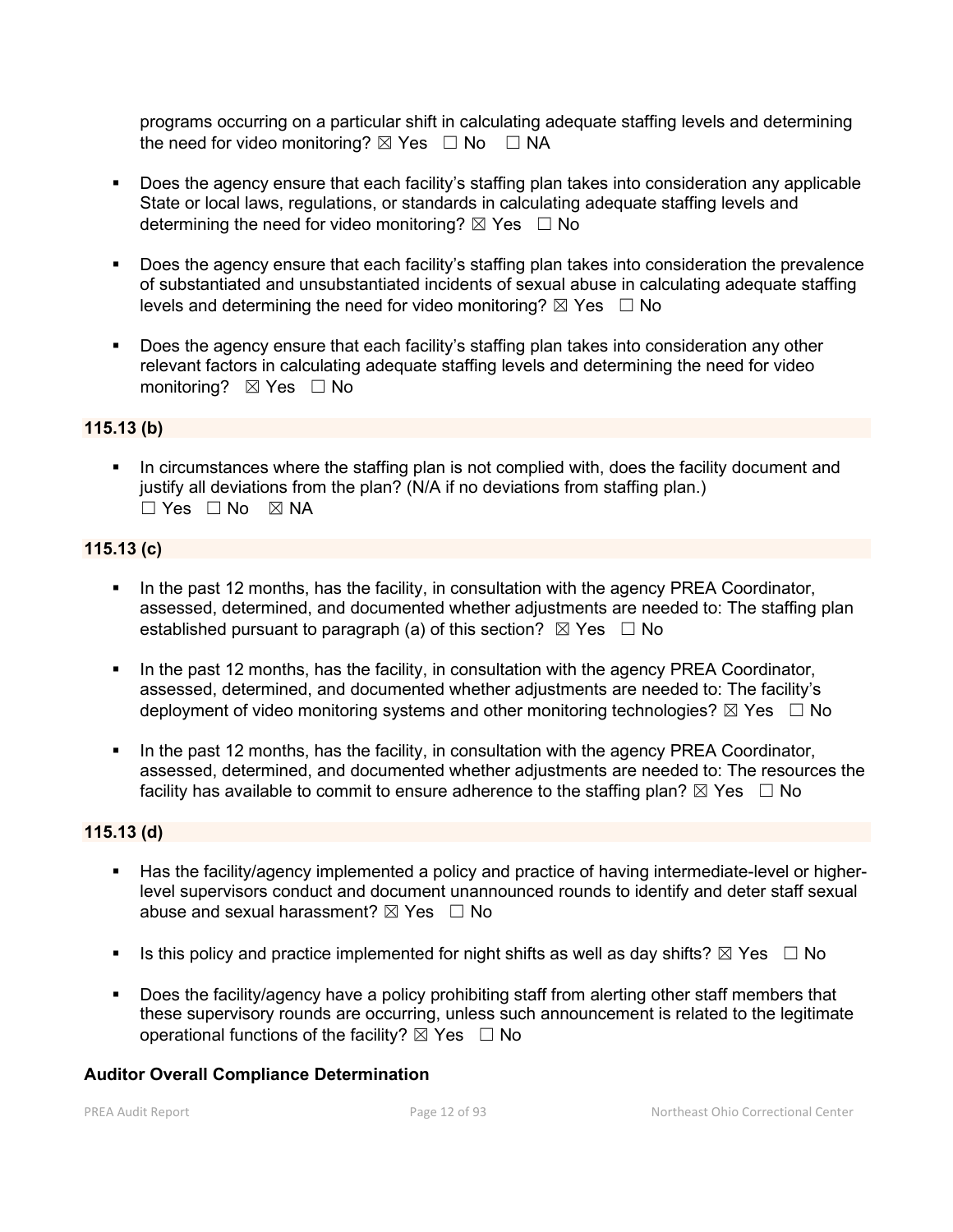programs occurring on a particular shift in calculating adequate staffing levels and determining the need for video monitoring? ☒ Yes ☐ No ☐ NA

- Does the agency ensure that each facility's staffing plan takes into consideration any applicable State or local laws, regulations, or standards in calculating adequate staffing levels and determining the need for video monitoring? ☒ Yes ☐ No

- Does the agency ensure that each facility's staffing plan takes into consideration the prevalence of substantiated and unsubstantiated incidents of sexual abuse in calculating adequate staffing levels and determining the need for video monitoring? ☒ Yes ☐ No

- Does the agency ensure that each facility's staffing plan takes into consideration any other relevant factors in calculating adequate staffing levels and determining the need for video monitoring? ☒ Yes ☐ No

**115.13 (b)**

- In circumstances where the staffing plan is not complied with, does the facility document and justify all deviations from the plan? (N/A if no deviations from staffing plan.) ☐ Yes ☐ No ☒ NA

**115.13 (c)**

- In the past 12 months, has the facility, in consultation with the agency PREA Coordinator, assessed, determined, and documented whether adjustments are needed to: The staffing plan established pursuant to paragraph (a) of this section? ☒ Yes ☐ No

- In the past 12 months, has the facility, in consultation with the agency PREA Coordinator, assessed, determined, and documented whether adjustments are needed to: The facility's deployment of video monitoring systems and other monitoring technologies? ☒ Yes ☐ No

- In the past 12 months, has the facility, in consultation with the agency PREA Coordinator, assessed, determined, and documented whether adjustments are needed to: The resources the facility has available to commit to ensure adherence to the staffing plan? ☒ Yes ☐ No

**115.13 (d)**

- Has the facility/agency implemented a policy and practice of having intermediate-level or higher-level supervisors conduct and document unannounced rounds to identify and deter staff sexual abuse and sexual harassment? ☒ Yes ☐ No

- Is this policy and practice implemented for night shifts as well as day shifts? ☒ Yes ☐ No

- Does the facility/agency have a policy prohibiting staff from alerting other staff members that these supervisory rounds are occurring, unless such announcement is related to the legitimate operational functions of the facility? ☒ Yes ☐ No

**Auditor Overall Compliance Determination**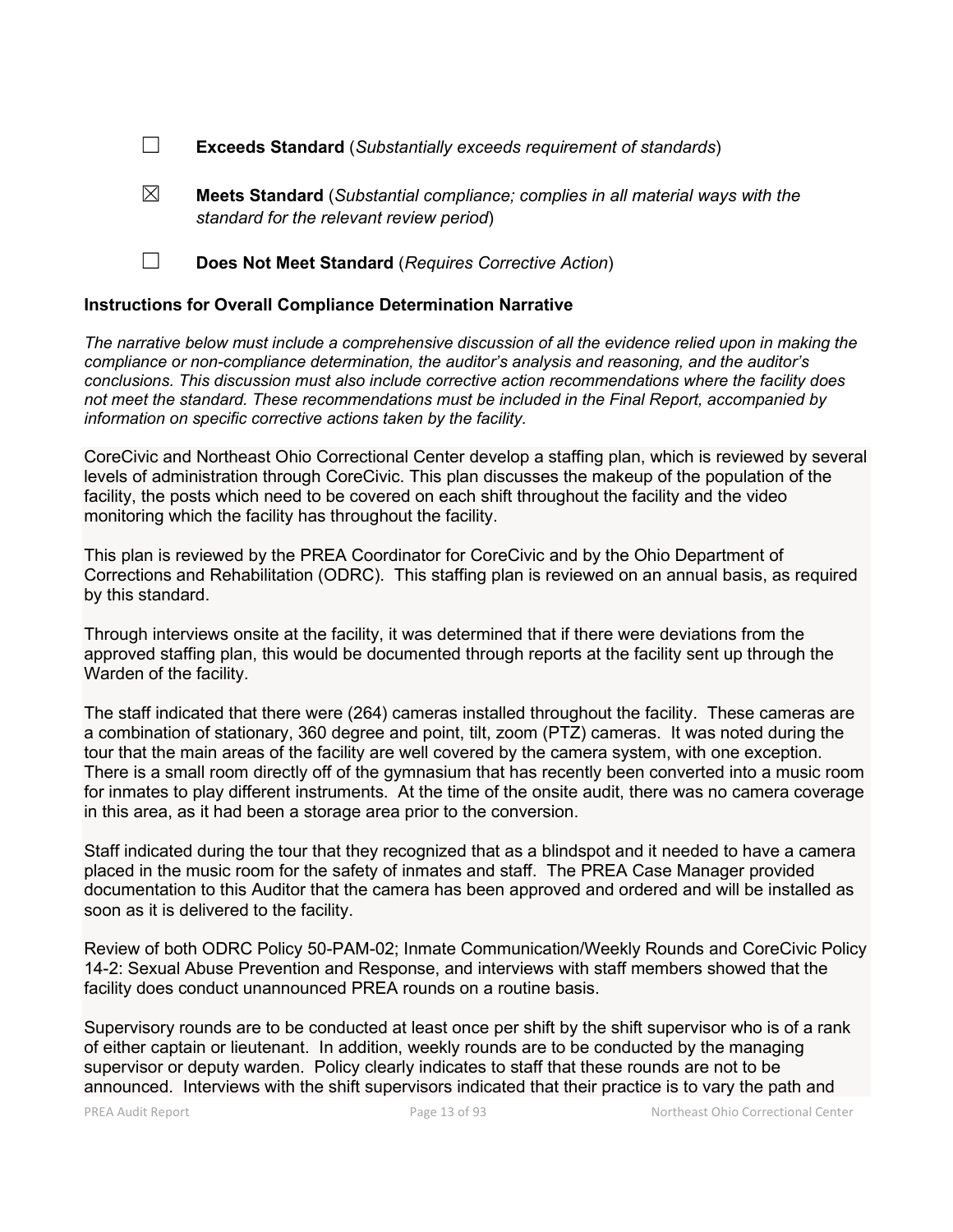☐ **Exceeds Standard** (*Substantially exceeds requirement of standards*)

☒ **Meets Standard** (*Substantial compliance; complies in all material ways with the standard for the relevant review period*)

☐ **Does Not Meet Standard** (*Requires Corrective Action*)

**Instructions for Overall Compliance Determination Narrative**

*The narrative below must include a comprehensive discussion of all the evidence relied upon in making the compliance or non-compliance determination, the auditor's analysis and reasoning, and the auditor's conclusions. This discussion must also include corrective action recommendations where the facility does not meet the standard. These recommendations must be included in the Final Report, accompanied by information on specific corrective actions taken by the facility.*

CoreCivic and Northeast Ohio Correctional Center develop a staffing plan, which is reviewed by several levels of administration through CoreCivic. This plan discusses the makeup of the population of the facility, the posts which need to be covered on each shift throughout the facility and the video monitoring which the facility has throughout the facility.

This plan is reviewed by the PREA Coordinator for CoreCivic and by the Ohio Department of Corrections and Rehabilitation (ODRC). This staffing plan is reviewed on an annual basis, as required by this standard.

Through interviews onsite at the facility, it was determined that if there were deviations from the approved staffing plan, this would be documented through reports at the facility sent up through the Warden of the facility.

The staff indicated that there were (264) cameras installed throughout the facility. These cameras are a combination of stationary, 360 degree and point, tilt, zoom (PTZ) cameras. It was noted during the tour that the main areas of the facility are well covered by the camera system, with one exception. There is a small room directly off of the gymnasium that has recently been converted into a music room for inmates to play different instruments. At the time of the onsite audit, there was no camera coverage in this area, as it had been a storage area prior to the conversion.

Staff indicated during the tour that they recognized that as a blindspot and it needed to have a camera placed in the music room for the safety of inmates and staff. The PREA Case Manager provided documentation to this Auditor that the camera has been approved and ordered and will be installed as soon as it is delivered to the facility.

Review of both ODRC Policy 50-PAM-02; Inmate Communication/Weekly Rounds and CoreCivic Policy 14-2: Sexual Abuse Prevention and Response, and interviews with staff members showed that the facility does conduct unannounced PREA rounds on a routine basis.

Supervisory rounds are to be conducted at least once per shift by the shift supervisor who is of a rank of either captain or lieutenant. In addition, weekly rounds are to be conducted by the managing supervisor or deputy warden. Policy clearly indicates to staff that these rounds are not to be announced. Interviews with the shift supervisors indicated that their practice is to vary the path and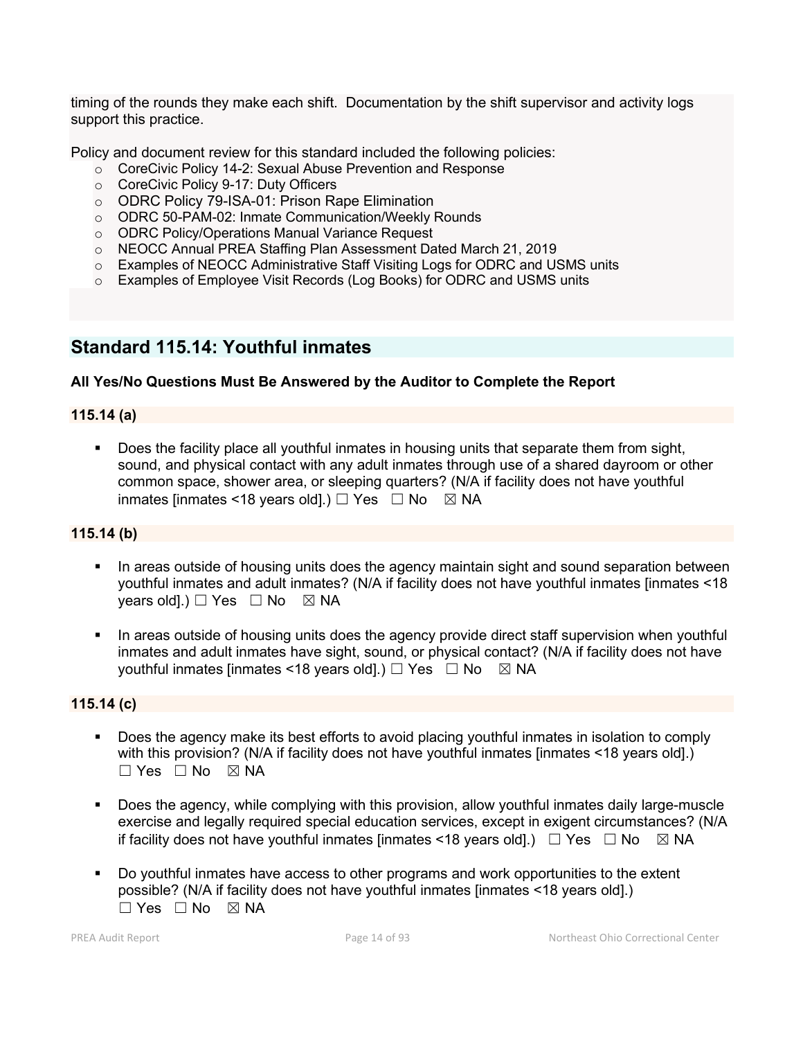timing of the rounds they make each shift. Documentation by the shift supervisor and activity logs support this practice.

Policy and document review for this standard included the following policies:

- CoreCivic Policy 14-2: Sexual Abuse Prevention and Response
- CoreCivic Policy 9-17: Duty Officers
- ODRC Policy 79-ISA-01: Prison Rape Elimination
- ODRC 50-PAM-02: Inmate Communication/Weekly Rounds
- ODRC Policy/Operations Manual Variance Request
- NEOCC Annual PREA Staffing Plan Assessment Dated March 21, 2019
- Examples of NEOCC Administrative Staff Visiting Logs for ODRC and USMS units
- Examples of Employee Visit Records (Log Books) for ODRC and USMS units

## Standard 115.14: Youthful inmates

**All Yes/No Questions Must Be Answered by the Auditor to Complete the Report**

### 115.14 (a)

- Does the facility place all youthful inmates in housing units that separate them from sight, sound, and physical contact with any adult inmates through use of a shared dayroom or other common space, shower area, or sleeping quarters? (N/A if facility does not have youthful inmates [inmates <18 years old].) ☐ Yes ☐ No ☒ NA

### 115.14 (b)

- In areas outside of housing units does the agency maintain sight and sound separation between youthful inmates and adult inmates? (N/A if facility does not have youthful inmates [inmates <18 years old].) ☐ Yes ☐ No ☒ NA

- In areas outside of housing units does the agency provide direct staff supervision when youthful inmates and adult inmates have sight, sound, or physical contact? (N/A if facility does not have youthful inmates [inmates <18 years old].) ☐ Yes ☐ No ☒ NA

### 115.14 (c)

- Does the agency make its best efforts to avoid placing youthful inmates in isolation to comply with this provision? (N/A if facility does not have youthful inmates [inmates <18 years old].) ☐ Yes ☐ No ☒ NA

- Does the agency, while complying with this provision, allow youthful inmates daily large-muscle exercise and legally required special education services, except in exigent circumstances? (N/A if facility does not have youthful inmates [inmates <18 years old].) ☐ Yes ☐ No ☒ NA

- Do youthful inmates have access to other programs and work opportunities to the extent possible? (N/A if facility does not have youthful inmates [inmates <18 years old].) ☐ Yes ☐ No ☒ NA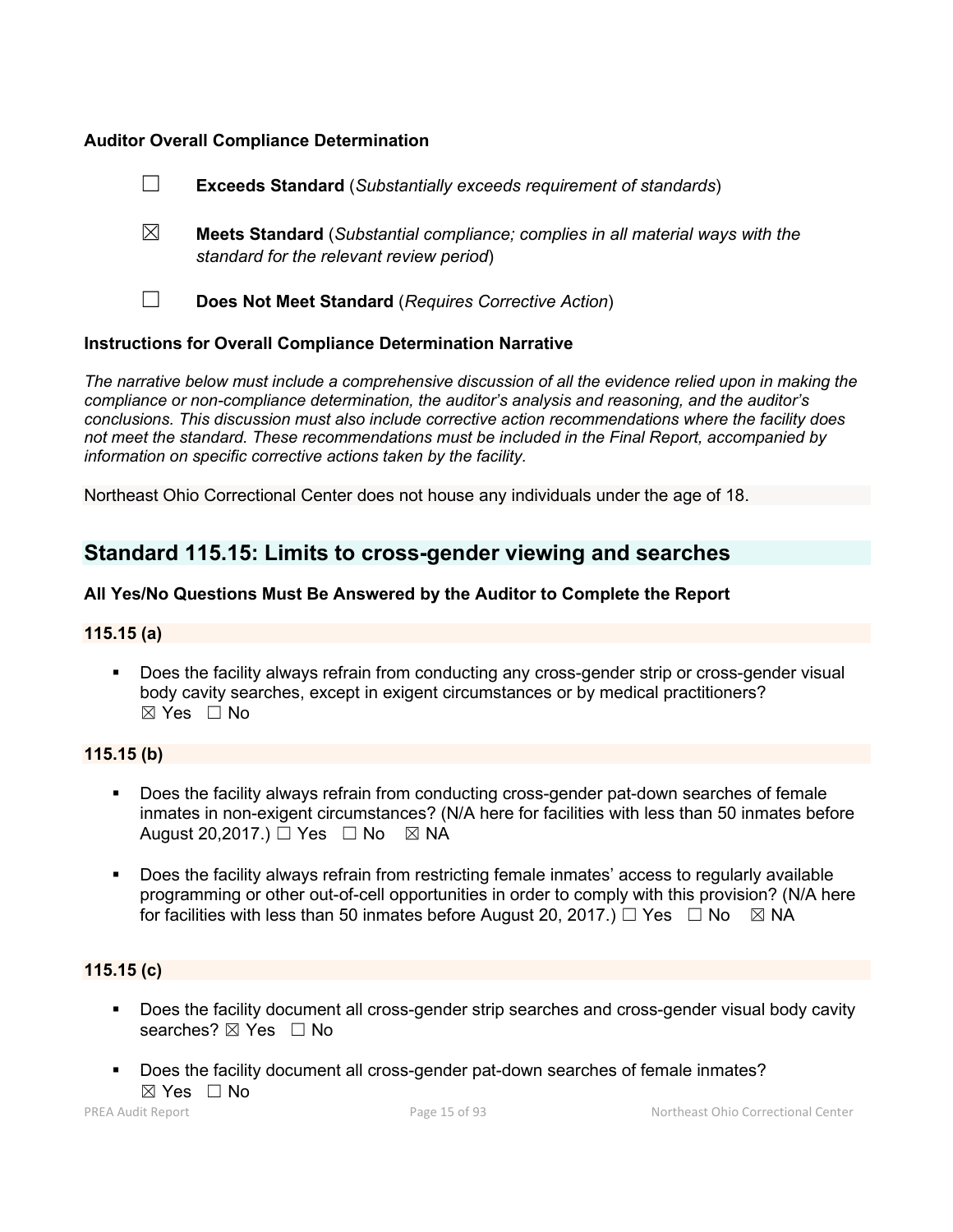**Auditor Overall Compliance Determination**

☐ **Exceeds Standard** (*Substantially exceeds requirement of standards*)

☒ **Meets Standard** (*Substantial compliance; complies in all material ways with the standard for the relevant review period*)

☐ **Does Not Meet Standard** (*Requires Corrective Action*)

**Instructions for Overall Compliance Determination Narrative**

*The narrative below must include a comprehensive discussion of all the evidence relied upon in making the compliance or non-compliance determination, the auditor's analysis and reasoning, and the auditor's conclusions. This discussion must also include corrective action recommendations where the facility does not meet the standard. These recommendations must be included in the Final Report, accompanied by information on specific corrective actions taken by the facility.*

Northeast Ohio Correctional Center does not house any individuals under the age of 18.

## Standard 115.15: Limits to cross-gender viewing and searches

**All Yes/No Questions Must Be Answered by the Auditor to Complete the Report**

**115.15 (a)**

- Does the facility always refrain from conducting any cross-gender strip or cross-gender visual body cavity searches, except in exigent circumstances or by medical practitioners? ☒ Yes ☐ No

**115.15 (b)**

- Does the facility always refrain from conducting cross-gender pat-down searches of female inmates in non-exigent circumstances? (N/A here for facilities with less than 50 inmates before August 20,2017.) ☐ Yes ☐ No ☒ NA
- Does the facility always refrain from restricting female inmates' access to regularly available programming or other out-of-cell opportunities in order to comply with this provision? (N/A here for facilities with less than 50 inmates before August 20, 2017.) ☐ Yes ☐ No ☒ NA

**115.15 (c)**

- Does the facility document all cross-gender strip searches and cross-gender visual body cavity searches? ☒ Yes ☐ No
- Does the facility document all cross-gender pat-down searches of female inmates? ☒ Yes ☐ No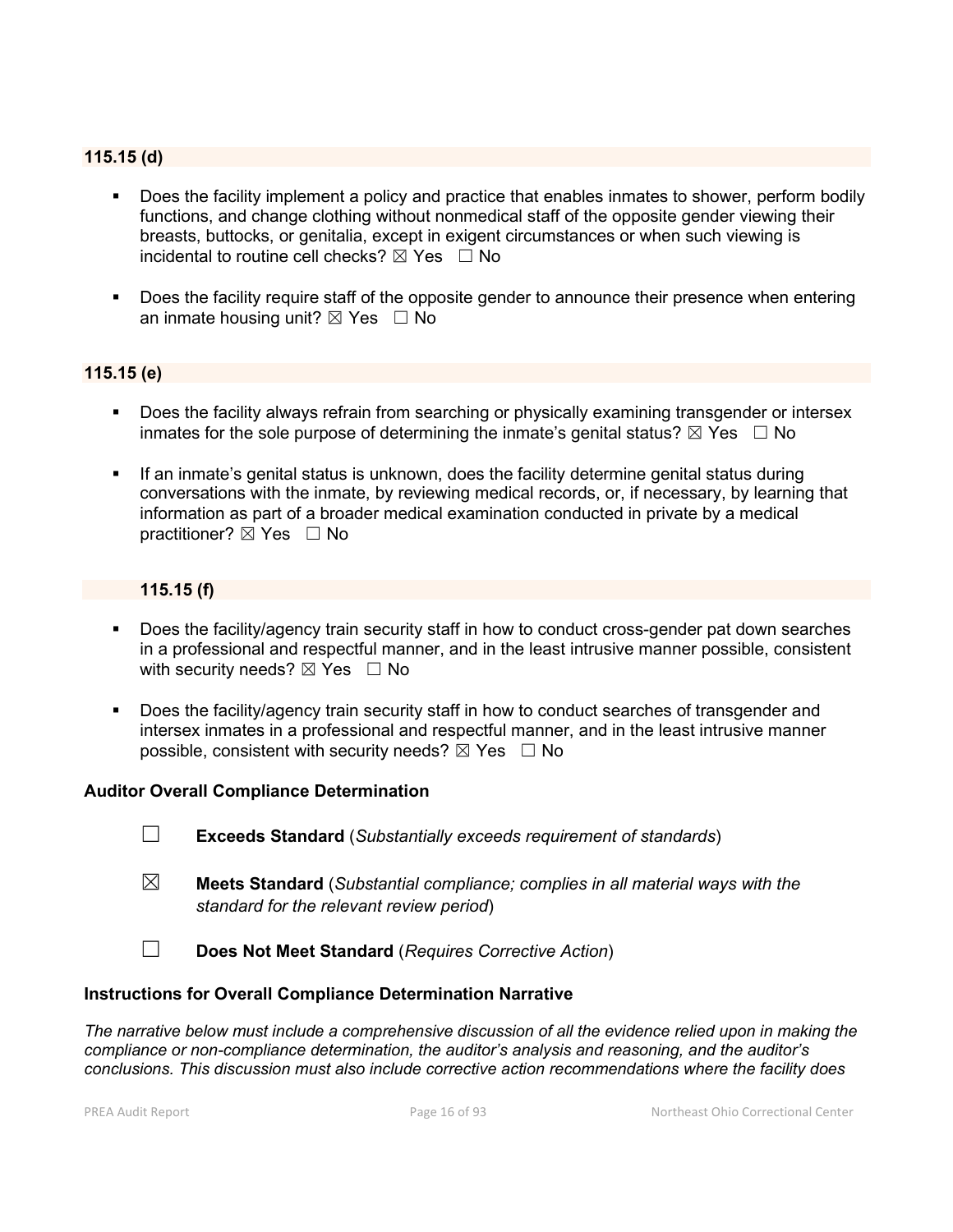### 115.15 (d)

- Does the facility implement a policy and practice that enables inmates to shower, perform bodily functions, and change clothing without nonmedical staff of the opposite gender viewing their breasts, buttocks, or genitalia, except in exigent circumstances or when such viewing is incidental to routine cell checks? ☒ Yes ☐ No

- Does the facility require staff of the opposite gender to announce their presence when entering an inmate housing unit? ☒ Yes ☐ No

### 115.15 (e)

- Does the facility always refrain from searching or physically examining transgender or intersex inmates for the sole purpose of determining the inmate's genital status? ☒ Yes ☐ No

- If an inmate's genital status is unknown, does the facility determine genital status during conversations with the inmate, by reviewing medical records, or, if necessary, by learning that information as part of a broader medical examination conducted in private by a medical practitioner? ☒ Yes ☐ No

### 115.15 (f)

- Does the facility/agency train security staff in how to conduct cross-gender pat down searches in a professional and respectful manner, and in the least intrusive manner possible, consistent with security needs? ☒ Yes ☐ No

- Does the facility/agency train security staff in how to conduct searches of transgender and intersex inmates in a professional and respectful manner, and in the least intrusive manner possible, consistent with security needs? ☒ Yes ☐ No

**Auditor Overall Compliance Determination**

☐ **Exceeds Standard** (*Substantially exceeds requirement of standards*)

☒ **Meets Standard** (*Substantial compliance; complies in all material ways with the standard for the relevant review period*)

☐ **Does Not Meet Standard** (*Requires Corrective Action*)

**Instructions for Overall Compliance Determination Narrative**

*The narrative below must include a comprehensive discussion of all the evidence relied upon in making the compliance or non-compliance determination, the auditor's analysis and reasoning, and the auditor's conclusions. This discussion must also include corrective action recommendations where the facility does*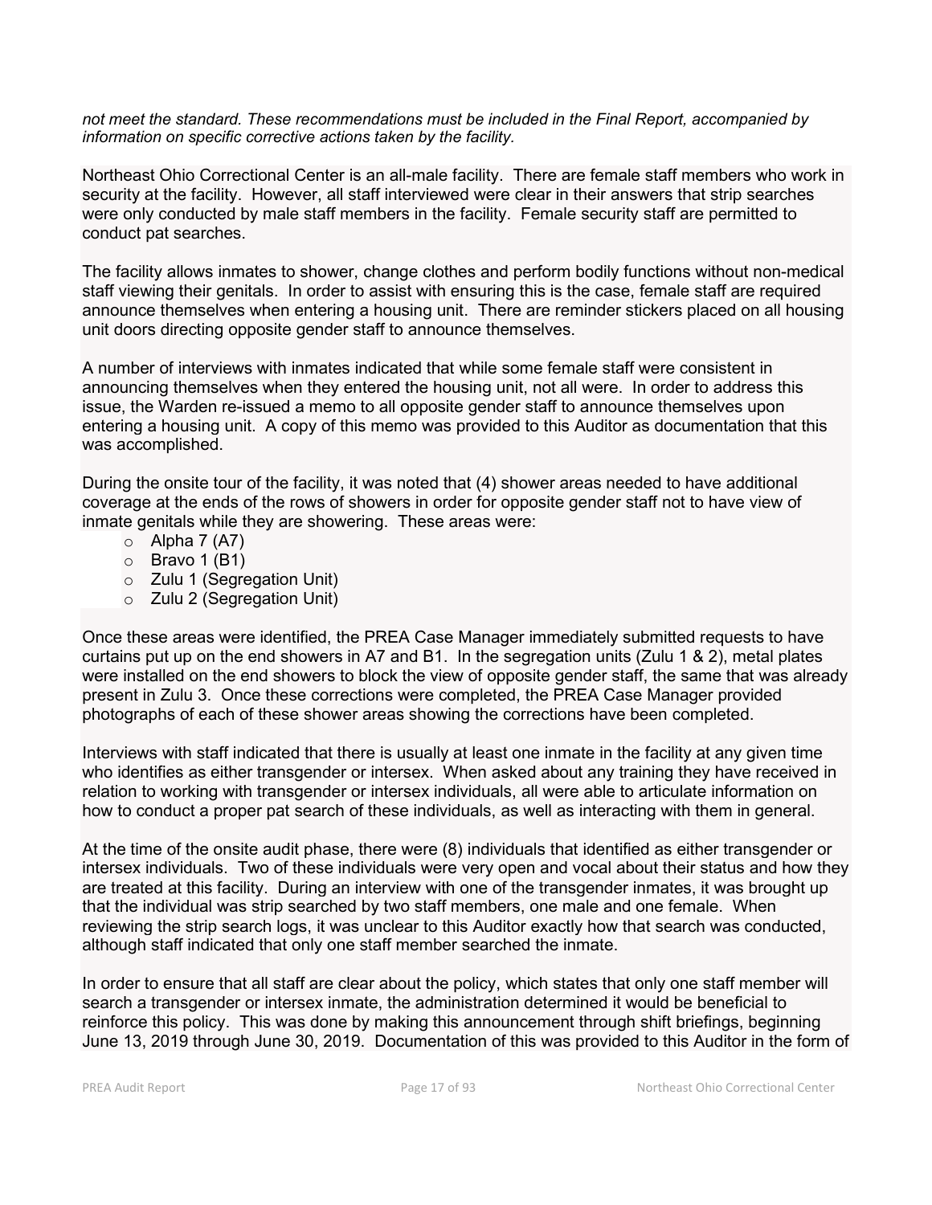*not meet the standard. These recommendations must be included in the Final Report, accompanied by information on specific corrective actions taken by the facility.*

Northeast Ohio Correctional Center is an all-male facility. There are female staff members who work in security at the facility. However, all staff interviewed were clear in their answers that strip searches were only conducted by male staff members in the facility. Female security staff are permitted to conduct pat searches.

The facility allows inmates to shower, change clothes and perform bodily functions without non-medical staff viewing their genitals. In order to assist with ensuring this is the case, female staff are required announce themselves when entering a housing unit. There are reminder stickers placed on all housing unit doors directing opposite gender staff to announce themselves.

A number of interviews with inmates indicated that while some female staff were consistent in announcing themselves when they entered the housing unit, not all were. In order to address this issue, the Warden re-issued a memo to all opposite gender staff to announce themselves upon entering a housing unit. A copy of this memo was provided to this Auditor as documentation that this was accomplished.

During the onsite tour of the facility, it was noted that (4) shower areas needed to have additional coverage at the ends of the rows of showers in order for opposite gender staff not to have view of inmate genitals while they are showering. These areas were:

- Alpha 7 (A7)
- Bravo 1 (B1)
- Zulu 1 (Segregation Unit)
- Zulu 2 (Segregation Unit)

Once these areas were identified, the PREA Case Manager immediately submitted requests to have curtains put up on the end showers in A7 and B1. In the segregation units (Zulu 1 & 2), metal plates were installed on the end showers to block the view of opposite gender staff, the same that was already present in Zulu 3. Once these corrections were completed, the PREA Case Manager provided photographs of each of these shower areas showing the corrections have been completed.

Interviews with staff indicated that there is usually at least one inmate in the facility at any given time who identifies as either transgender or intersex. When asked about any training they have received in relation to working with transgender or intersex individuals, all were able to articulate information on how to conduct a proper pat search of these individuals, as well as interacting with them in general.

At the time of the onsite audit phase, there were (8) individuals that identified as either transgender or intersex individuals. Two of these individuals were very open and vocal about their status and how they are treated at this facility. During an interview with one of the transgender inmates, it was brought up that the individual was strip searched by two staff members, one male and one female. When reviewing the strip search logs, it was unclear to this Auditor exactly how that search was conducted, although staff indicated that only one staff member searched the inmate.

In order to ensure that all staff are clear about the policy, which states that only one staff member will search a transgender or intersex inmate, the administration determined it would be beneficial to reinforce this policy. This was done by making this announcement through shift briefings, beginning June 13, 2019 through June 30, 2019. Documentation of this was provided to this Auditor in the form of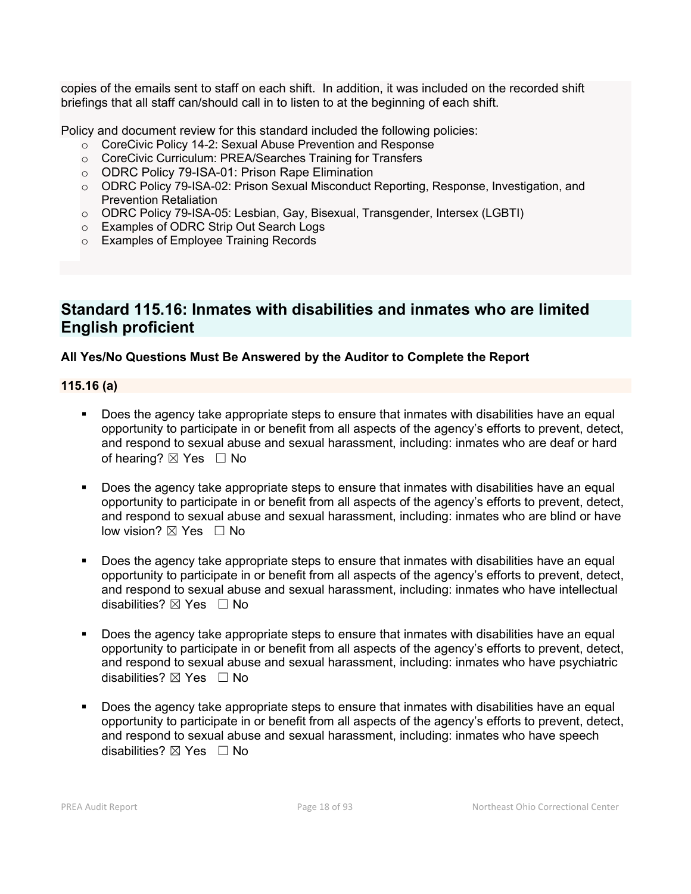copies of the emails sent to staff on each shift. In addition, it was included on the recorded shift briefings that all staff can/should call in to listen to at the beginning of each shift.

Policy and document review for this standard included the following policies:

- CoreCivic Policy 14-2: Sexual Abuse Prevention and Response
- CoreCivic Curriculum: PREA/Searches Training for Transfers
- ODRC Policy 79-ISA-01: Prison Rape Elimination
- ODRC Policy 79-ISA-02: Prison Sexual Misconduct Reporting, Response, Investigation, and Prevention Retaliation
- ODRC Policy 79-ISA-05: Lesbian, Gay, Bisexual, Transgender, Intersex (LGBTI)
- Examples of ODRC Strip Out Search Logs
- Examples of Employee Training Records

## Standard 115.16: Inmates with disabilities and inmates who are limited English proficient

**All Yes/No Questions Must Be Answered by the Auditor to Complete the Report**

### 115.16 (a)

- Does the agency take appropriate steps to ensure that inmates with disabilities have an equal opportunity to participate in or benefit from all aspects of the agency's efforts to prevent, detect, and respond to sexual abuse and sexual harassment, including: inmates who are deaf or hard of hearing? ☒ Yes ☐ No
- Does the agency take appropriate steps to ensure that inmates with disabilities have an equal opportunity to participate in or benefit from all aspects of the agency's efforts to prevent, detect, and respond to sexual abuse and sexual harassment, including: inmates who are blind or have low vision? ☒ Yes ☐ No
- Does the agency take appropriate steps to ensure that inmates with disabilities have an equal opportunity to participate in or benefit from all aspects of the agency's efforts to prevent, detect, and respond to sexual abuse and sexual harassment, including: inmates who have intellectual disabilities? ☒ Yes ☐ No
- Does the agency take appropriate steps to ensure that inmates with disabilities have an equal opportunity to participate in or benefit from all aspects of the agency's efforts to prevent, detect, and respond to sexual abuse and sexual harassment, including: inmates who have psychiatric disabilities? ☒ Yes ☐ No
- Does the agency take appropriate steps to ensure that inmates with disabilities have an equal opportunity to participate in or benefit from all aspects of the agency's efforts to prevent, detect, and respond to sexual abuse and sexual harassment, including: inmates who have speech disabilities? ☒ Yes ☐ No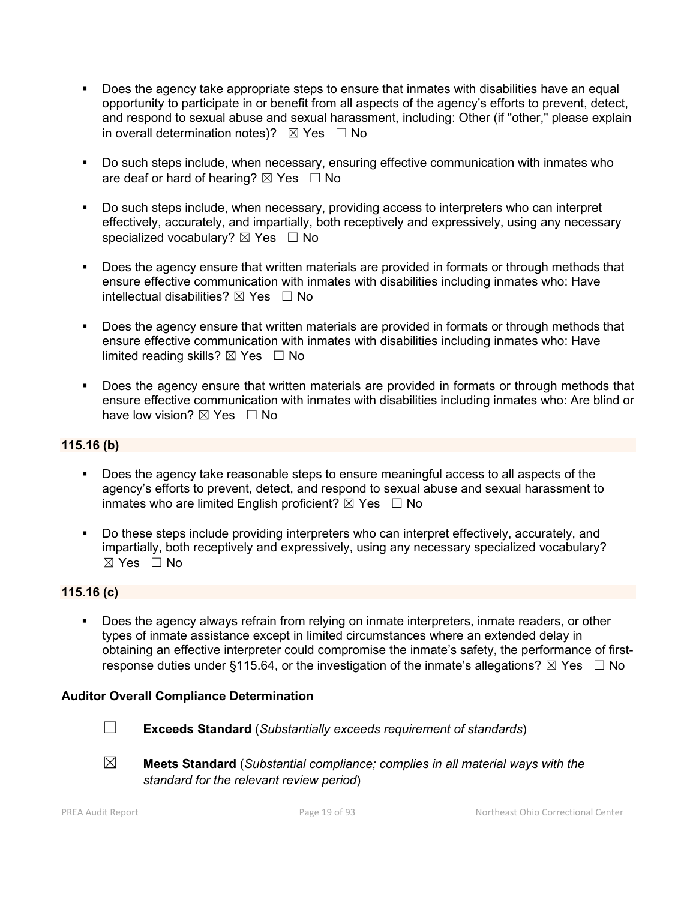- Does the agency take appropriate steps to ensure that inmates with disabilities have an equal opportunity to participate in or benefit from all aspects of the agency's efforts to prevent, detect, and respond to sexual abuse and sexual harassment, including: Other (if "other," please explain in overall determination notes)? ☒ Yes ☐ No

- Do such steps include, when necessary, ensuring effective communication with inmates who are deaf or hard of hearing? ☒ Yes ☐ No

- Do such steps include, when necessary, providing access to interpreters who can interpret effectively, accurately, and impartially, both receptively and expressively, using any necessary specialized vocabulary? ☒ Yes ☐ No

- Does the agency ensure that written materials are provided in formats or through methods that ensure effective communication with inmates with disabilities including inmates who: Have intellectual disabilities? ☒ Yes ☐ No

- Does the agency ensure that written materials are provided in formats or through methods that ensure effective communication with inmates with disabilities including inmates who: Have limited reading skills? ☒ Yes ☐ No

- Does the agency ensure that written materials are provided in formats or through methods that ensure effective communication with inmates with disabilities including inmates who: Are blind or have low vision? ☒ Yes ☐ No

**115.16 (b)**

- Does the agency take reasonable steps to ensure meaningful access to all aspects of the agency's efforts to prevent, detect, and respond to sexual abuse and sexual harassment to inmates who are limited English proficient? ☒ Yes ☐ No

- Do these steps include providing interpreters who can interpret effectively, accurately, and impartially, both receptively and expressively, using any necessary specialized vocabulary? ☒ Yes ☐ No

**115.16 (c)**

- Does the agency always refrain from relying on inmate interpreters, inmate readers, or other types of inmate assistance except in limited circumstances where an extended delay in obtaining an effective interpreter could compromise the inmate's safety, the performance of first-response duties under §115.64, or the investigation of the inmate's allegations? ☒ Yes ☐ No

**Auditor Overall Compliance Determination**

☐ **Exceeds Standard** (*Substantially exceeds requirement of standards*)

☒ **Meets Standard** (*Substantial compliance; complies in all material ways with the standard for the relevant review period*)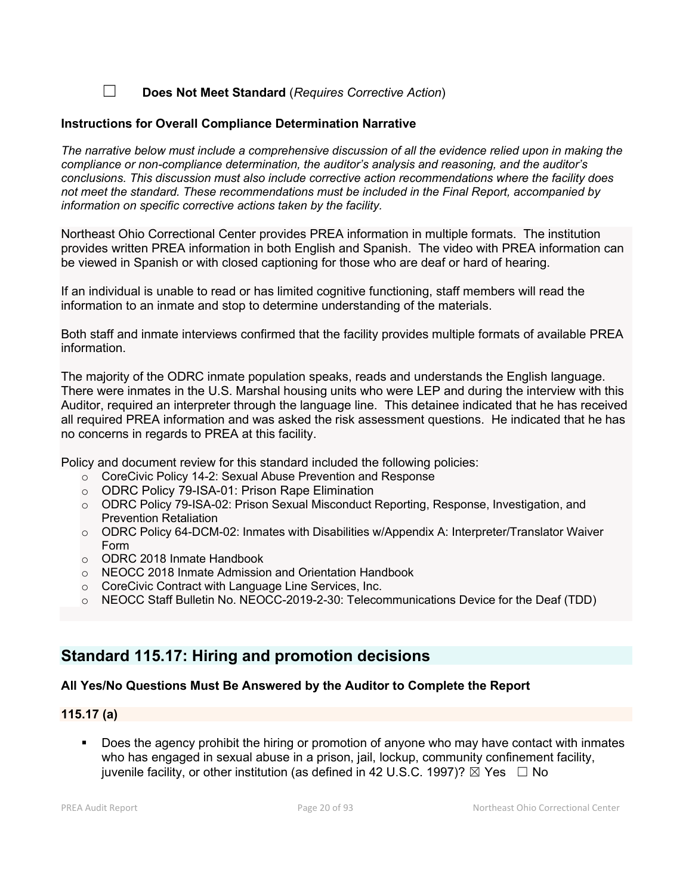☐ **Does Not Meet Standard** (*Requires Corrective Action*)

**Instructions for Overall Compliance Determination Narrative**

*The narrative below must include a comprehensive discussion of all the evidence relied upon in making the compliance or non-compliance determination, the auditor's analysis and reasoning, and the auditor's conclusions. This discussion must also include corrective action recommendations where the facility does not meet the standard. These recommendations must be included in the Final Report, accompanied by information on specific corrective actions taken by the facility.*

Northeast Ohio Correctional Center provides PREA information in multiple formats. The institution provides written PREA information in both English and Spanish. The video with PREA information can be viewed in Spanish or with closed captioning for those who are deaf or hard of hearing.

If an individual is unable to read or has limited cognitive functioning, staff members will read the information to an inmate and stop to determine understanding of the materials.

Both staff and inmate interviews confirmed that the facility provides multiple formats of available PREA information.

The majority of the ODRC inmate population speaks, reads and understands the English language. There were inmates in the U.S. Marshal housing units who were LEP and during the interview with this Auditor, required an interpreter through the language line. This detainee indicated that he has received all required PREA information and was asked the risk assessment questions. He indicated that he has no concerns in regards to PREA at this facility.

Policy and document review for this standard included the following policies:

- CoreCivic Policy 14-2: Sexual Abuse Prevention and Response
- ODRC Policy 79-ISA-01: Prison Rape Elimination
- ODRC Policy 79-ISA-02: Prison Sexual Misconduct Reporting, Response, Investigation, and Prevention Retaliation
- ODRC Policy 64-DCM-02: Inmates with Disabilities w/Appendix A: Interpreter/Translator Waiver Form
- ODRC 2018 Inmate Handbook
- NEOCC 2018 Inmate Admission and Orientation Handbook
- CoreCivic Contract with Language Line Services, Inc.
- NEOCC Staff Bulletin No. NEOCC-2019-2-30: Telecommunications Device for the Deaf (TDD)

## Standard 115.17: Hiring and promotion decisions

**All Yes/No Questions Must Be Answered by the Auditor to Complete the Report**

**115.17 (a)**

- Does the agency prohibit the hiring or promotion of anyone who may have contact with inmates who has engaged in sexual abuse in a prison, jail, lockup, community confinement facility, juvenile facility, or other institution (as defined in 42 U.S.C. 1997)? ☒ Yes ☐ No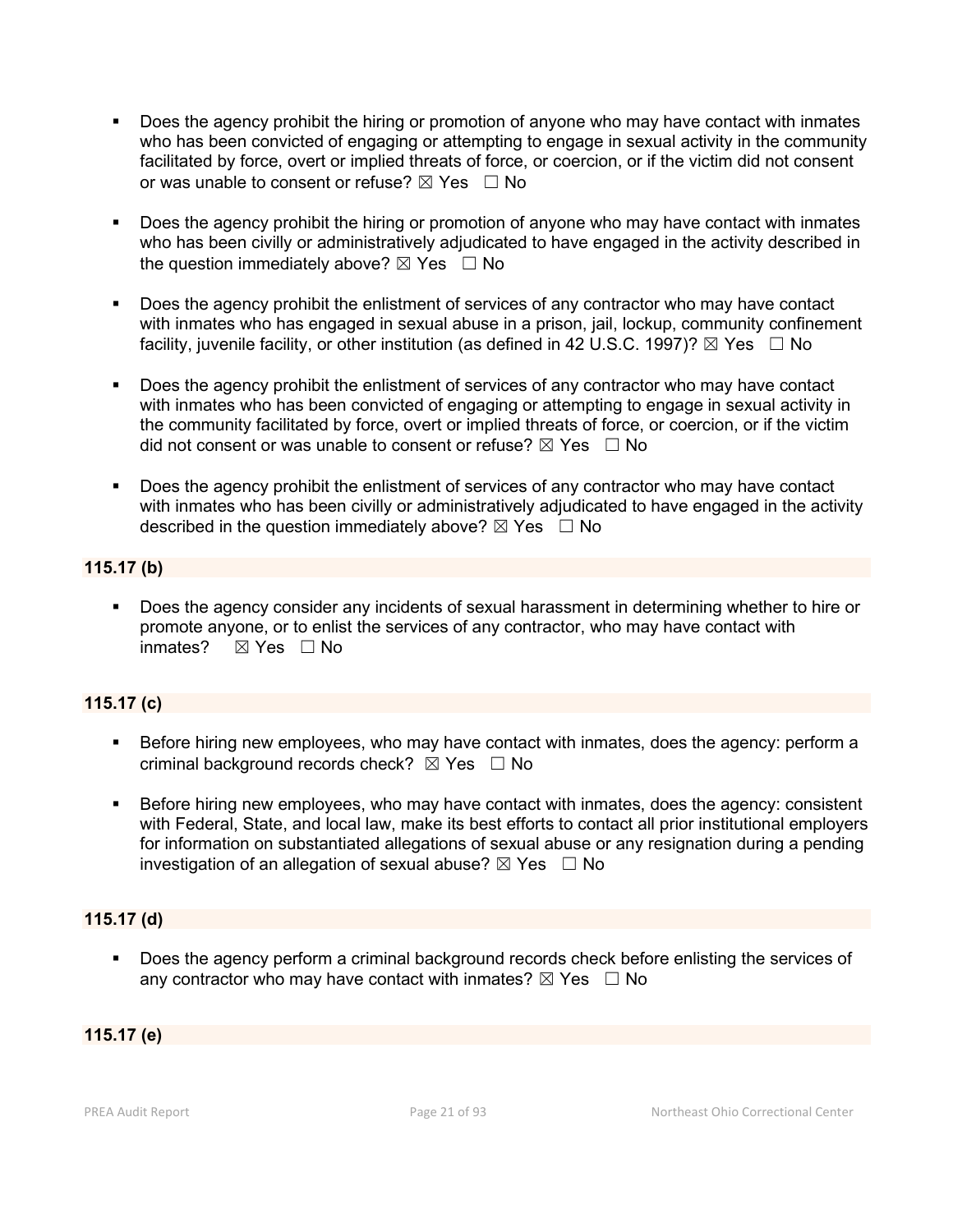- Does the agency prohibit the hiring or promotion of anyone who may have contact with inmates who has been convicted of engaging or attempting to engage in sexual activity in the community facilitated by force, overt or implied threats of force, or coercion, or if the victim did not consent or was unable to consent or refuse? ☒ Yes ☐ No

- Does the agency prohibit the hiring or promotion of anyone who may have contact with inmates who has been civilly or administratively adjudicated to have engaged in the activity described in the question immediately above? ☒ Yes ☐ No

- Does the agency prohibit the enlistment of services of any contractor who may have contact with inmates who has engaged in sexual abuse in a prison, jail, lockup, community confinement facility, juvenile facility, or other institution (as defined in 42 U.S.C. 1997)? ☒ Yes ☐ No

- Does the agency prohibit the enlistment of services of any contractor who may have contact with inmates who has been convicted of engaging or attempting to engage in sexual activity in the community facilitated by force, overt or implied threats of force, or coercion, or if the victim did not consent or was unable to consent or refuse? ☒ Yes ☐ No

- Does the agency prohibit the enlistment of services of any contractor who may have contact with inmates who has been civilly or administratively adjudicated to have engaged in the activity described in the question immediately above? ☒ Yes ☐ No

**115.17 (b)**

- Does the agency consider any incidents of sexual harassment in determining whether to hire or promote anyone, or to enlist the services of any contractor, who may have contact with inmates? ☒ Yes ☐ No

**115.17 (c)**

- Before hiring new employees, who may have contact with inmates, does the agency: perform a criminal background records check? ☒ Yes ☐ No

- Before hiring new employees, who may have contact with inmates, does the agency: consistent with Federal, State, and local law, make its best efforts to contact all prior institutional employers for information on substantiated allegations of sexual abuse or any resignation during a pending investigation of an allegation of sexual abuse? ☒ Yes ☐ No

**115.17 (d)**

- Does the agency perform a criminal background records check before enlisting the services of any contractor who may have contact with inmates? ☒ Yes ☐ No

**115.17 (e)**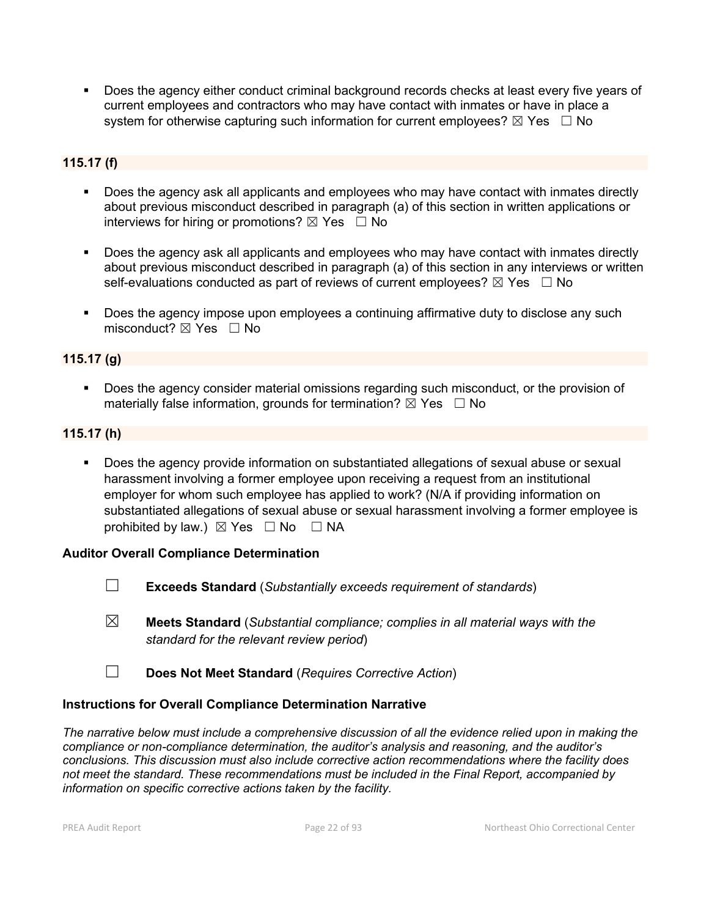- Does the agency either conduct criminal background records checks at least every five years of current employees and contractors who may have contact with inmates or have in place a system for otherwise capturing such information for current employees? ☒ Yes ☐ No

**115.17 (f)**

- Does the agency ask all applicants and employees who may have contact with inmates directly about previous misconduct described in paragraph (a) of this section in written applications or interviews for hiring or promotions? ☒ Yes ☐ No

- Does the agency ask all applicants and employees who may have contact with inmates directly about previous misconduct described in paragraph (a) of this section in any interviews or written self-evaluations conducted as part of reviews of current employees? ☒ Yes ☐ No

- Does the agency impose upon employees a continuing affirmative duty to disclose any such misconduct? ☒ Yes ☐ No

**115.17 (g)**

- Does the agency consider material omissions regarding such misconduct, or the provision of materially false information, grounds for termination? ☒ Yes ☐ No

**115.17 (h)**

- Does the agency provide information on substantiated allegations of sexual abuse or sexual harassment involving a former employee upon receiving a request from an institutional employer for whom such employee has applied to work? (N/A if providing information on substantiated allegations of sexual abuse or sexual harassment involving a former employee is prohibited by law.) ☒ Yes ☐ No ☐ NA

**Auditor Overall Compliance Determination**

☐ **Exceeds Standard** (*Substantially exceeds requirement of standards*)

☒ **Meets Standard** (*Substantial compliance; complies in all material ways with the standard for the relevant review period*)

☐ **Does Not Meet Standard** (*Requires Corrective Action*)

**Instructions for Overall Compliance Determination Narrative**

*The narrative below must include a comprehensive discussion of all the evidence relied upon in making the compliance or non-compliance determination, the auditor's analysis and reasoning, and the auditor's conclusions. This discussion must also include corrective action recommendations where the facility does not meet the standard. These recommendations must be included in the Final Report, accompanied by information on specific corrective actions taken by the facility.*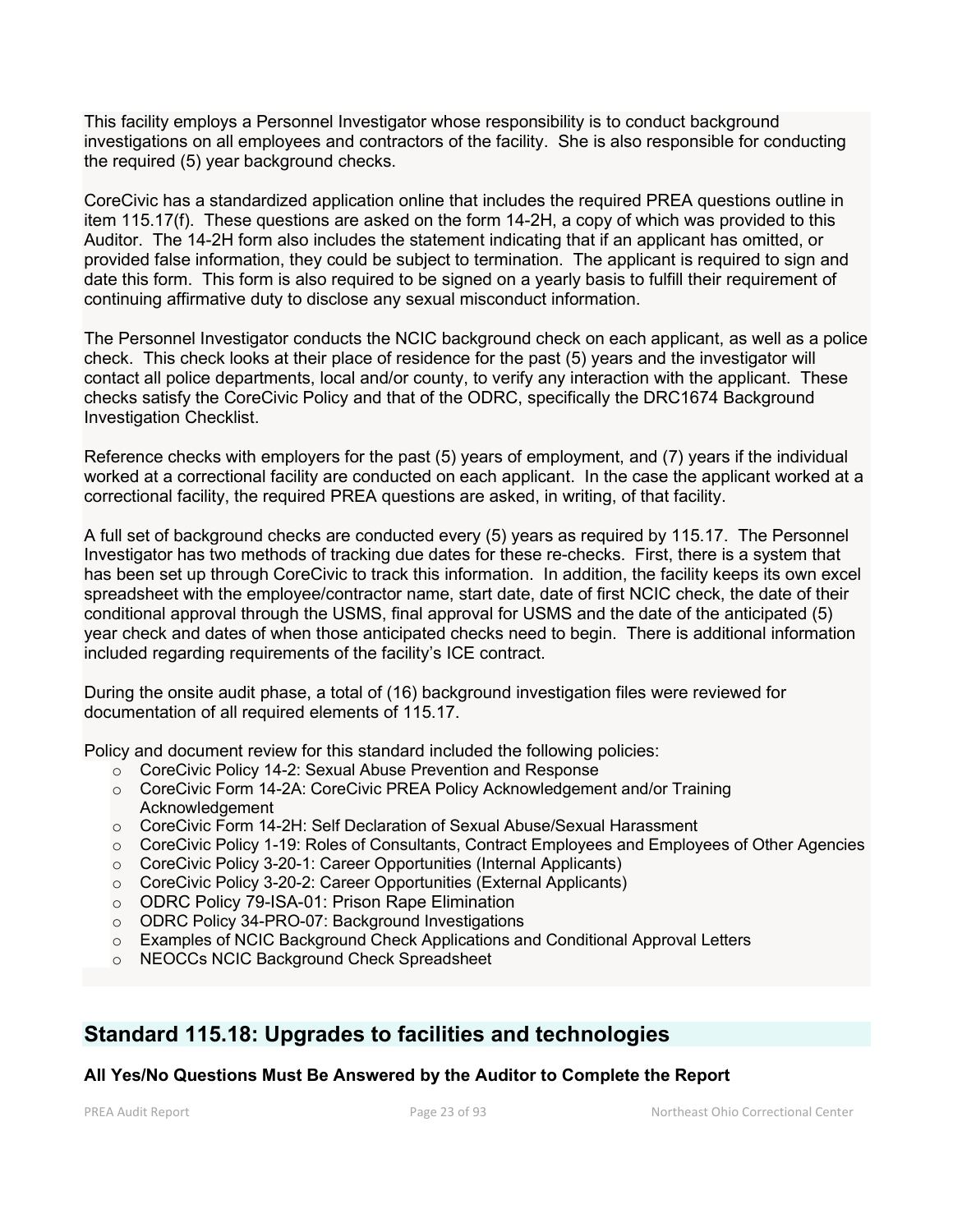This facility employs a Personnel Investigator whose responsibility is to conduct background investigations on all employees and contractors of the facility. She is also responsible for conducting the required (5) year background checks.

CoreCivic has a standardized application online that includes the required PREA questions outline in item 115.17(f). These questions are asked on the form 14-2H, a copy of which was provided to this Auditor. The 14-2H form also includes the statement indicating that if an applicant has omitted, or provided false information, they could be subject to termination. The applicant is required to sign and date this form. This form is also required to be signed on a yearly basis to fulfill their requirement of continuing affirmative duty to disclose any sexual misconduct information.

The Personnel Investigator conducts the NCIC background check on each applicant, as well as a police check. This check looks at their place of residence for the past (5) years and the investigator will contact all police departments, local and/or county, to verify any interaction with the applicant. These checks satisfy the CoreCivic Policy and that of the ODRC, specifically the DRC1674 Background Investigation Checklist.

Reference checks with employers for the past (5) years of employment, and (7) years if the individual worked at a correctional facility are conducted on each applicant. In the case the applicant worked at a correctional facility, the required PREA questions are asked, in writing, of that facility.

A full set of background checks are conducted every (5) years as required by 115.17. The Personnel Investigator has two methods of tracking due dates for these re-checks. First, there is a system that has been set up through CoreCivic to track this information. In addition, the facility keeps its own excel spreadsheet with the employee/contractor name, start date, date of first NCIC check, the date of their conditional approval through the USMS, final approval for USMS and the date of the anticipated (5) year check and dates of when those anticipated checks need to begin. There is additional information included regarding requirements of the facility's ICE contract.

During the onsite audit phase, a total of (16) background investigation files were reviewed for documentation of all required elements of 115.17.

Policy and document review for this standard included the following policies:

- CoreCivic Policy 14-2: Sexual Abuse Prevention and Response
- CoreCivic Form 14-2A: CoreCivic PREA Policy Acknowledgement and/or Training Acknowledgement
- CoreCivic Form 14-2H: Self Declaration of Sexual Abuse/Sexual Harassment
- CoreCivic Policy 1-19: Roles of Consultants, Contract Employees and Employees of Other Agencies
- CoreCivic Policy 3-20-1: Career Opportunities (Internal Applicants)
- CoreCivic Policy 3-20-2: Career Opportunities (External Applicants)
- ODRC Policy 79-ISA-01: Prison Rape Elimination
- ODRC Policy 34-PRO-07: Background Investigations
- Examples of NCIC Background Check Applications and Conditional Approval Letters
- NEOCCs NCIC Background Check Spreadsheet

## Standard 115.18: Upgrades to facilities and technologies

**All Yes/No Questions Must Be Answered by the Auditor to Complete the Report**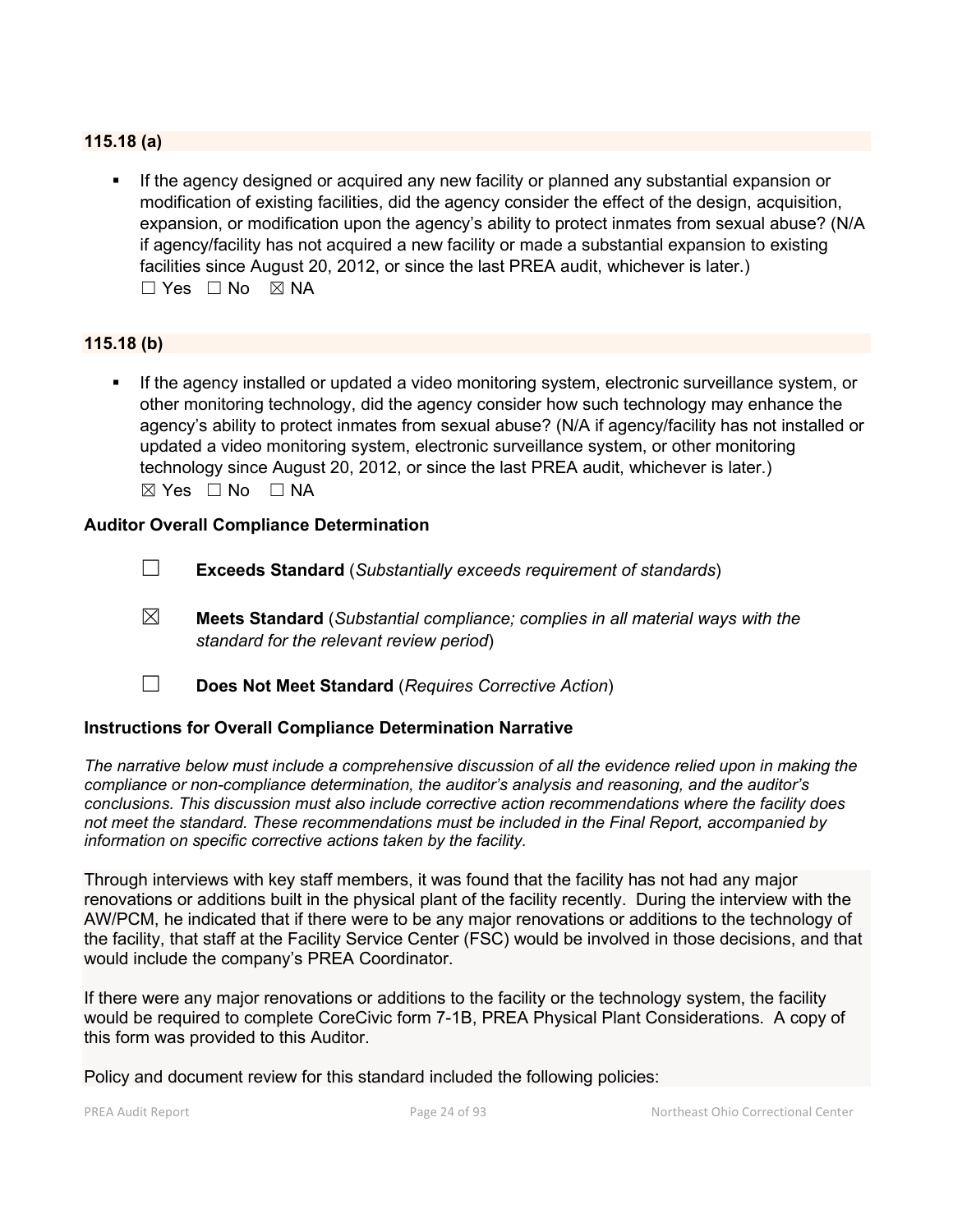### 115.18 (a)

- If the agency designed or acquired any new facility or planned any substantial expansion or modification of existing facilities, did the agency consider the effect of the design, acquisition, expansion, or modification upon the agency's ability to protect inmates from sexual abuse? (N/A if agency/facility has not acquired a new facility or made a substantial expansion to existing facilities since August 20, 2012, or since the last PREA audit, whichever is later.)
  ☐ Yes ☐ No ☒ NA

### 115.18 (b)

- If the agency installed or updated a video monitoring system, electronic surveillance system, or other monitoring technology, did the agency consider how such technology may enhance the agency's ability to protect inmates from sexual abuse? (N/A if agency/facility has not installed or updated a video monitoring system, electronic surveillance system, or other monitoring technology since August 20, 2012, or since the last PREA audit, whichever is later.)
  ☒ Yes ☐ No ☐ NA

**Auditor Overall Compliance Determination**

☐ **Exceeds Standard** (*Substantially exceeds requirement of standards*)

☒ **Meets Standard** (*Substantial compliance; complies in all material ways with the standard for the relevant review period*)

☐ **Does Not Meet Standard** (*Requires Corrective Action*)

**Instructions for Overall Compliance Determination Narrative**

*The narrative below must include a comprehensive discussion of all the evidence relied upon in making the compliance or non-compliance determination, the auditor's analysis and reasoning, and the auditor's conclusions. This discussion must also include corrective action recommendations where the facility does not meet the standard. These recommendations must be included in the Final Report, accompanied by information on specific corrective actions taken by the facility.*

Through interviews with key staff members, it was found that the facility has not had any major renovations or additions built in the physical plant of the facility recently. During the interview with the AW/PCM, he indicated that if there were to be any major renovations or additions to the technology of the facility, that staff at the Facility Service Center (FSC) would be involved in those decisions, and that would include the company's PREA Coordinator.

If there were any major renovations or additions to the facility or the technology system, the facility would be required to complete CoreCivic form 7-1B, PREA Physical Plant Considerations. A copy of this form was provided to this Auditor.

Policy and document review for this standard included the following policies: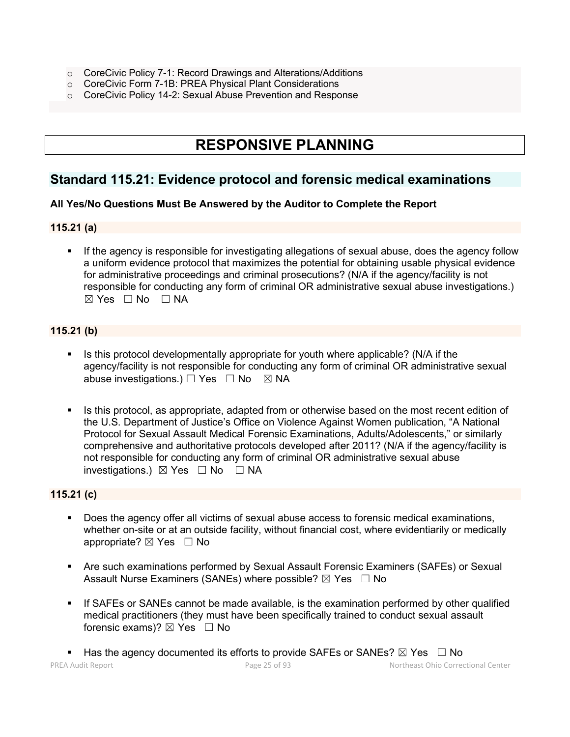- CoreCivic Policy 7-1: Record Drawings and Alterations/Additions
- CoreCivic Form 7-1B: PREA Physical Plant Considerations
- CoreCivic Policy 14-2: Sexual Abuse Prevention and Response

# RESPONSIVE PLANNING

## Standard 115.21: Evidence protocol and forensic medical examinations

**All Yes/No Questions Must Be Answered by the Auditor to Complete the Report**

### 115.21 (a)

- If the agency is responsible for investigating allegations of sexual abuse, does the agency follow a uniform evidence protocol that maximizes the potential for obtaining usable physical evidence for administrative proceedings and criminal prosecutions? (N/A if the agency/facility is not responsible for conducting any form of criminal OR administrative sexual abuse investigations.) ☒ Yes ☐ No ☐ NA

### 115.21 (b)

- Is this protocol developmentally appropriate for youth where applicable? (N/A if the agency/facility is not responsible for conducting any form of criminal OR administrative sexual abuse investigations.) ☐ Yes ☐ No ☒ NA

- Is this protocol, as appropriate, adapted from or otherwise based on the most recent edition of the U.S. Department of Justice's Office on Violence Against Women publication, "A National Protocol for Sexual Assault Medical Forensic Examinations, Adults/Adolescents," or similarly comprehensive and authoritative protocols developed after 2011? (N/A if the agency/facility is not responsible for conducting any form of criminal OR administrative sexual abuse investigations.) ☒ Yes ☐ No ☐ NA

### 115.21 (c)

- Does the agency offer all victims of sexual abuse access to forensic medical examinations, whether on-site or at an outside facility, without financial cost, where evidentiarily or medically appropriate? ☒ Yes ☐ No

- Are such examinations performed by Sexual Assault Forensic Examiners (SAFEs) or Sexual Assault Nurse Examiners (SANEs) where possible? ☒ Yes ☐ No

- If SAFEs or SANEs cannot be made available, is the examination performed by other qualified medical practitioners (they must have been specifically trained to conduct sexual assault forensic exams)? ☒ Yes ☐ No

- Has the agency documented its efforts to provide SAFEs or SANEs? ☒ Yes ☐ No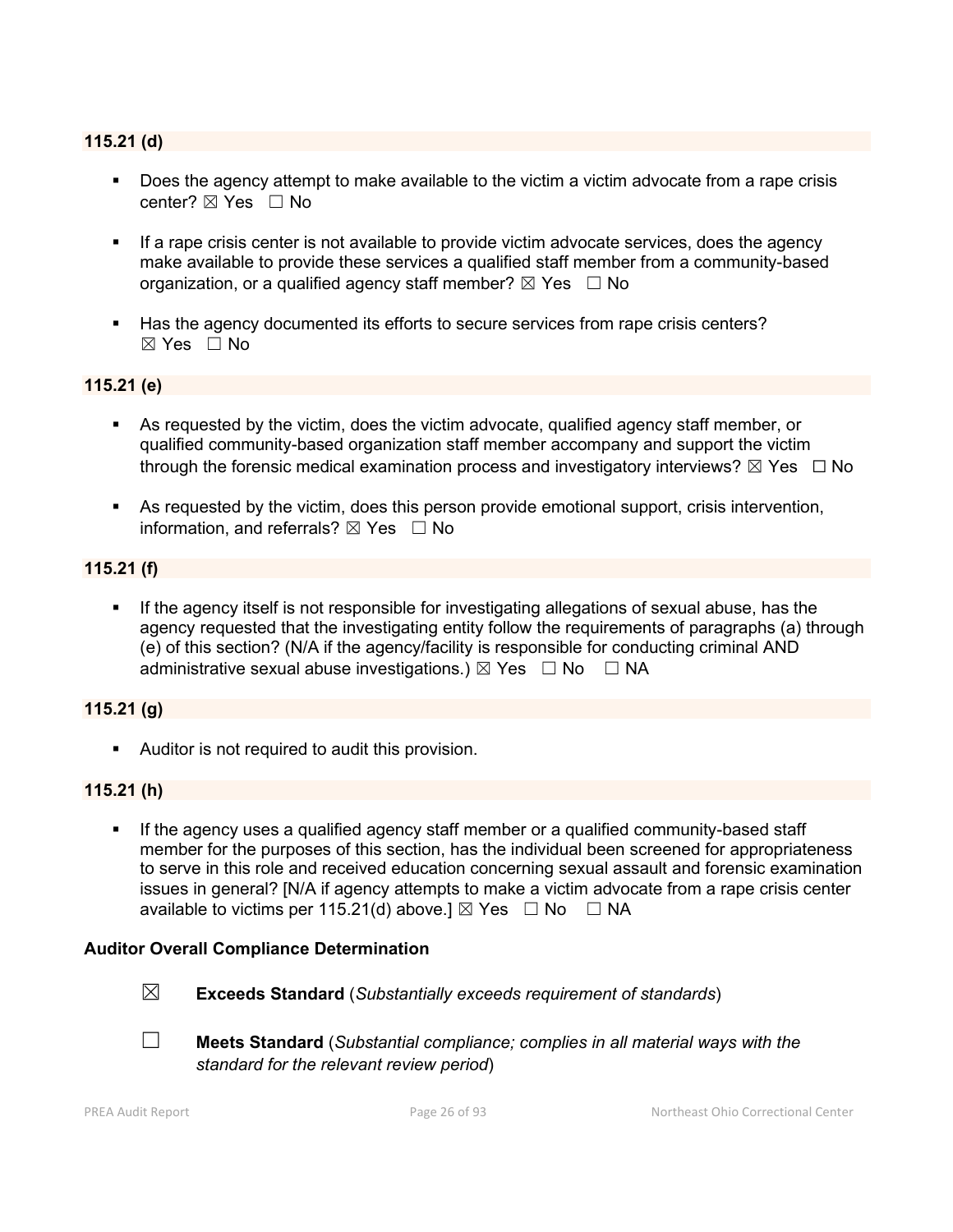**115.21 (d)**

- Does the agency attempt to make available to the victim a victim advocate from a rape crisis center? ☒ Yes ☐ No

- If a rape crisis center is not available to provide victim advocate services, does the agency make available to provide these services a qualified staff member from a community-based organization, or a qualified agency staff member? ☒ Yes ☐ No

- Has the agency documented its efforts to secure services from rape crisis centers? ☒ Yes ☐ No

**115.21 (e)**

- As requested by the victim, does the victim advocate, qualified agency staff member, or qualified community-based organization staff member accompany and support the victim through the forensic medical examination process and investigatory interviews? ☒ Yes ☐ No

- As requested by the victim, does this person provide emotional support, crisis intervention, information, and referrals? ☒ Yes ☐ No

**115.21 (f)**

- If the agency itself is not responsible for investigating allegations of sexual abuse, has the agency requested that the investigating entity follow the requirements of paragraphs (a) through (e) of this section? (N/A if the agency/facility is responsible for conducting criminal AND administrative sexual abuse investigations.) ☒ Yes ☐ No ☐ NA

**115.21 (g)**

- Auditor is not required to audit this provision.

**115.21 (h)**

- If the agency uses a qualified agency staff member or a qualified community-based staff member for the purposes of this section, has the individual been screened for appropriateness to serve in this role and received education concerning sexual assault and forensic examination issues in general? [N/A if agency attempts to make a victim advocate from a rape crisis center available to victims per 115.21(d) above.] ☒ Yes ☐ No ☐ NA

**Auditor Overall Compliance Determination**

☒ **Exceeds Standard** (*Substantially exceeds requirement of standards*)

☐ **Meets Standard** (*Substantial compliance; complies in all material ways with the standard for the relevant review period*)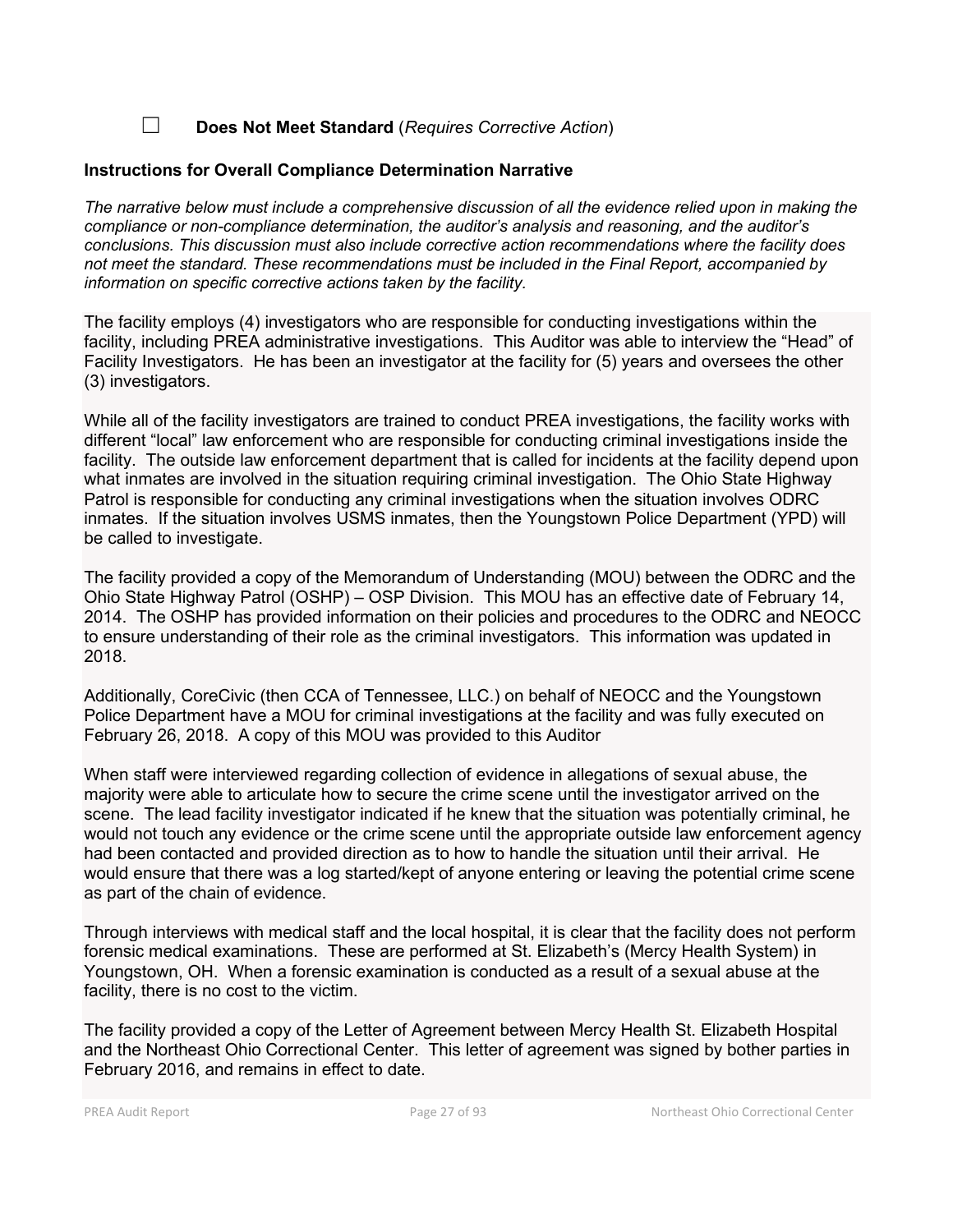☐ **Does Not Meet Standard** (*Requires Corrective Action*)

**Instructions for Overall Compliance Determination Narrative**

*The narrative below must include a comprehensive discussion of all the evidence relied upon in making the compliance or non-compliance determination, the auditor's analysis and reasoning, and the auditor's conclusions. This discussion must also include corrective action recommendations where the facility does not meet the standard. These recommendations must be included in the Final Report, accompanied by information on specific corrective actions taken by the facility.*

The facility employs (4) investigators who are responsible for conducting investigations within the facility, including PREA administrative investigations. This Auditor was able to interview the "Head" of Facility Investigators. He has been an investigator at the facility for (5) years and oversees the other (3) investigators.

While all of the facility investigators are trained to conduct PREA investigations, the facility works with different "local" law enforcement who are responsible for conducting criminal investigations inside the facility. The outside law enforcement department that is called for incidents at the facility depend upon what inmates are involved in the situation requiring criminal investigation. The Ohio State Highway Patrol is responsible for conducting any criminal investigations when the situation involves ODRC inmates. If the situation involves USMS inmates, then the Youngstown Police Department (YPD) will be called to investigate.

The facility provided a copy of the Memorandum of Understanding (MOU) between the ODRC and the Ohio State Highway Patrol (OSHP) – OSP Division. This MOU has an effective date of February 14, 2014. The OSHP has provided information on their policies and procedures to the ODRC and NEOCC to ensure understanding of their role as the criminal investigators. This information was updated in 2018.

Additionally, CoreCivic (then CCA of Tennessee, LLC.) on behalf of NEOCC and the Youngstown Police Department have a MOU for criminal investigations at the facility and was fully executed on February 26, 2018. A copy of this MOU was provided to this Auditor

When staff were interviewed regarding collection of evidence in allegations of sexual abuse, the majority were able to articulate how to secure the crime scene until the investigator arrived on the scene. The lead facility investigator indicated if he knew that the situation was potentially criminal, he would not touch any evidence or the crime scene until the appropriate outside law enforcement agency had been contacted and provided direction as to how to handle the situation until their arrival. He would ensure that there was a log started/kept of anyone entering or leaving the potential crime scene as part of the chain of evidence.

Through interviews with medical staff and the local hospital, it is clear that the facility does not perform forensic medical examinations. These are performed at St. Elizabeth's (Mercy Health System) in Youngstown, OH. When a forensic examination is conducted as a result of a sexual abuse at the facility, there is no cost to the victim.

The facility provided a copy of the Letter of Agreement between Mercy Health St. Elizabeth Hospital and the Northeast Ohio Correctional Center. This letter of agreement was signed by bother parties in February 2016, and remains in effect to date.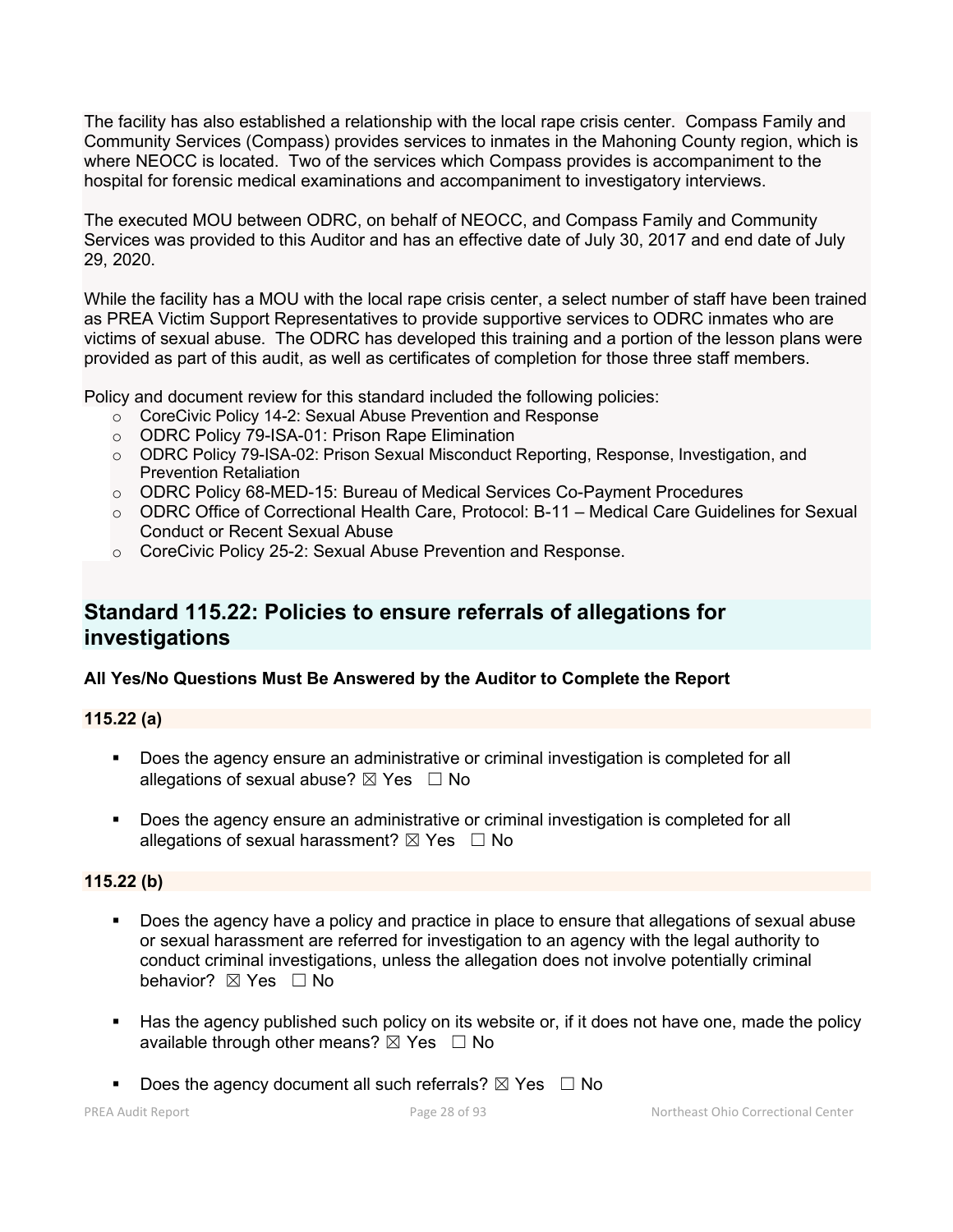The facility has also established a relationship with the local rape crisis center. Compass Family and Community Services (Compass) provides services to inmates in the Mahoning County region, which is where NEOCC is located. Two of the services which Compass provides is accompaniment to the hospital for forensic medical examinations and accompaniment to investigatory interviews.

The executed MOU between ODRC, on behalf of NEOCC, and Compass Family and Community Services was provided to this Auditor and has an effective date of July 30, 2017 and end date of July 29, 2020.

While the facility has a MOU with the local rape crisis center, a select number of staff have been trained as PREA Victim Support Representatives to provide supportive services to ODRC inmates who are victims of sexual abuse. The ODRC has developed this training and a portion of the lesson plans were provided as part of this audit, as well as certificates of completion for those three staff members.

Policy and document review for this standard included the following policies:

- CoreCivic Policy 14-2: Sexual Abuse Prevention and Response
- ODRC Policy 79-ISA-01: Prison Rape Elimination
- ODRC Policy 79-ISA-02: Prison Sexual Misconduct Reporting, Response, Investigation, and Prevention Retaliation
- ODRC Policy 68-MED-15: Bureau of Medical Services Co-Payment Procedures
- ODRC Office of Correctional Health Care, Protocol: B-11 – Medical Care Guidelines for Sexual Conduct or Recent Sexual Abuse
- CoreCivic Policy 25-2: Sexual Abuse Prevention and Response.

## Standard 115.22: Policies to ensure referrals of allegations for investigations

**All Yes/No Questions Must Be Answered by the Auditor to Complete the Report**

**115.22 (a)**

- Does the agency ensure an administrative or criminal investigation is completed for all allegations of sexual abuse? ☒ Yes ☐ No

- Does the agency ensure an administrative or criminal investigation is completed for all allegations of sexual harassment? ☒ Yes ☐ No

**115.22 (b)**

- Does the agency have a policy and practice in place to ensure that allegations of sexual abuse or sexual harassment are referred for investigation to an agency with the legal authority to conduct criminal investigations, unless the allegation does not involve potentially criminal behavior? ☒ Yes ☐ No

- Has the agency published such policy on its website or, if it does not have one, made the policy available through other means? ☒ Yes ☐ No

- Does the agency document all such referrals? ☒ Yes ☐ No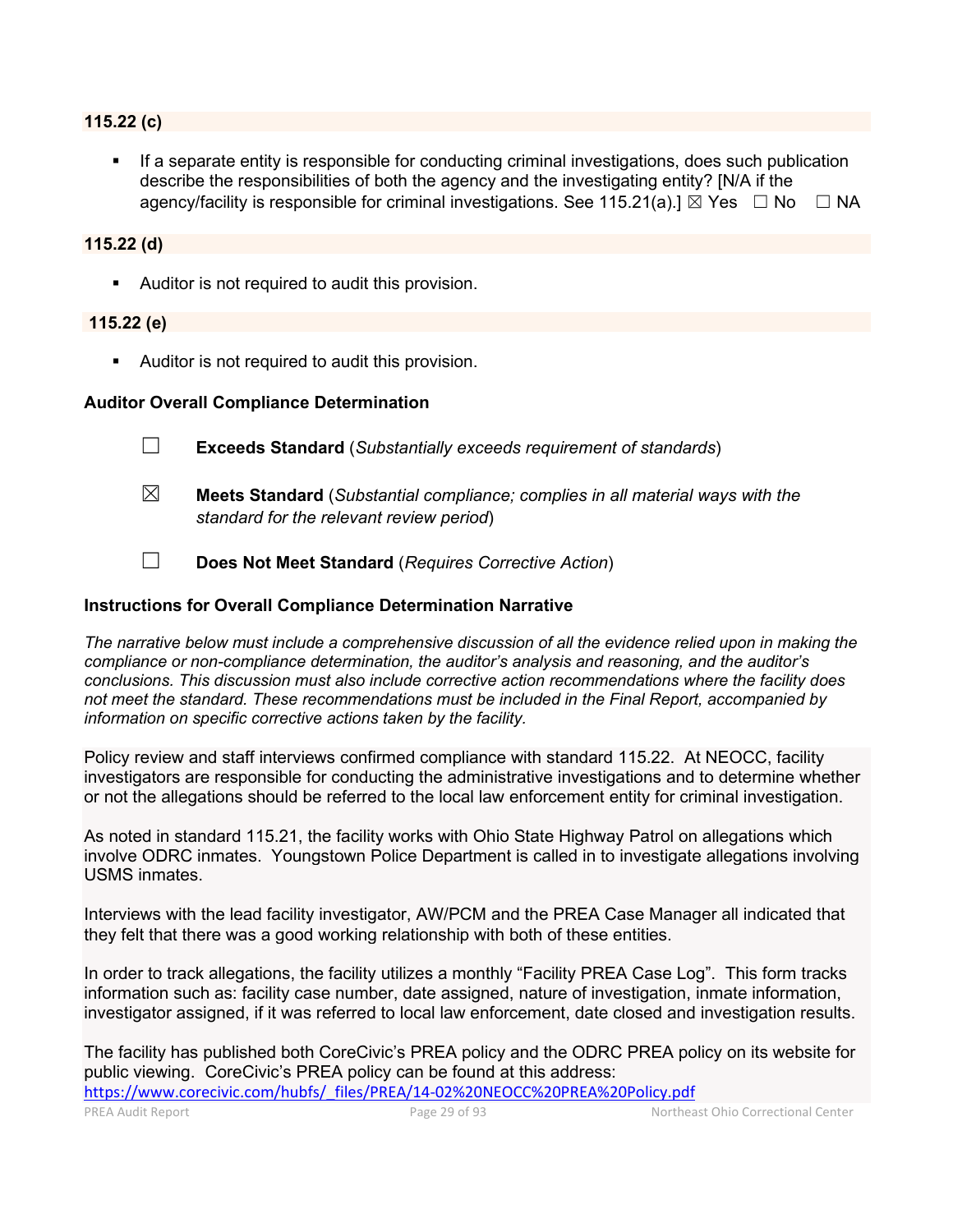**115.22 (c)**

- If a separate entity is responsible for conducting criminal investigations, does such publication describe the responsibilities of both the agency and the investigating entity? [N/A if the agency/facility is responsible for criminal investigations. See 115.21(a).] ☒ Yes ☐ No ☐ NA

**115.22 (d)**

- Auditor is not required to audit this provision.

**115.22 (e)**

- Auditor is not required to audit this provision.

**Auditor Overall Compliance Determination**

☐ **Exceeds Standard** (*Substantially exceeds requirement of standards*)

☒ **Meets Standard** (*Substantial compliance; complies in all material ways with the standard for the relevant review period*)

☐ **Does Not Meet Standard** (*Requires Corrective Action*)

**Instructions for Overall Compliance Determination Narrative**

*The narrative below must include a comprehensive discussion of all the evidence relied upon in making the compliance or non-compliance determination, the auditor's analysis and reasoning, and the auditor's conclusions. This discussion must also include corrective action recommendations where the facility does not meet the standard. These recommendations must be included in the Final Report, accompanied by information on specific corrective actions taken by the facility.*

Policy review and staff interviews confirmed compliance with standard 115.22. At NEOCC, facility investigators are responsible for conducting the administrative investigations and to determine whether or not the allegations should be referred to the local law enforcement entity for criminal investigation.

As noted in standard 115.21, the facility works with Ohio State Highway Patrol on allegations which involve ODRC inmates. Youngstown Police Department is called in to investigate allegations involving USMS inmates.

Interviews with the lead facility investigator, AW/PCM and the PREA Case Manager all indicated that they felt that there was a good working relationship with both of these entities.

In order to track allegations, the facility utilizes a monthly "Facility PREA Case Log". This form tracks information such as: facility case number, date assigned, nature of investigation, inmate information, investigator assigned, if it was referred to local law enforcement, date closed and investigation results.

The facility has published both CoreCivic's PREA policy and the ODRC PREA policy on its website for public viewing. CoreCivic's PREA policy can be found at this address: https://www.corecivic.com/hubfs/_files/PREA/14-02%20NEOCC%20PREA%20Policy.pdf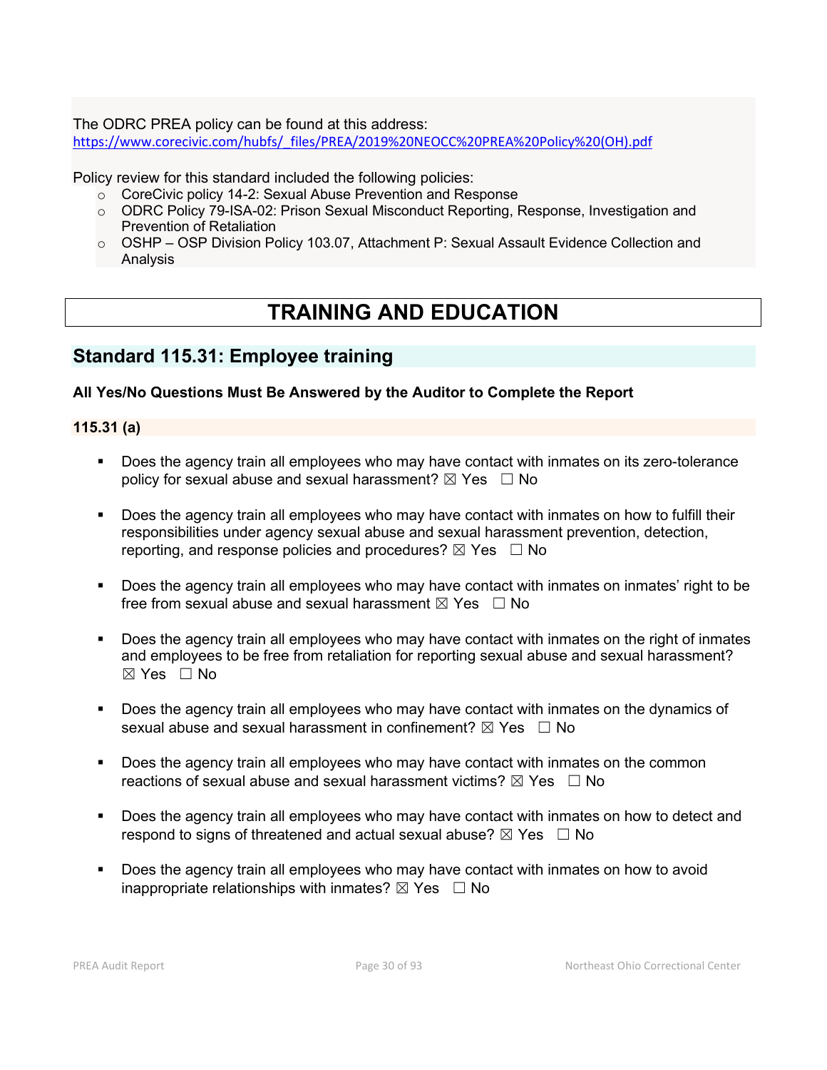The ODRC PREA policy can be found at this address: https://www.corecivic.com/hubfs/_files/PREA/2019%20NEOCC%20PREA%20Policy%20(OH).pdf

Policy review for this standard included the following policies:

- CoreCivic policy 14-2: Sexual Abuse Prevention and Response
- ODRC Policy 79-ISA-02: Prison Sexual Misconduct Reporting, Response, Investigation and Prevention of Retaliation
- OSHP – OSP Division Policy 103.07, Attachment P: Sexual Assault Evidence Collection and Analysis

# TRAINING AND EDUCATION

## Standard 115.31: Employee training

**All Yes/No Questions Must Be Answered by the Auditor to Complete the Report**

### 115.31 (a)

- Does the agency train all employees who may have contact with inmates on its zero-tolerance policy for sexual abuse and sexual harassment? ☒ Yes ☐ No
- Does the agency train all employees who may have contact with inmates on how to fulfill their responsibilities under agency sexual abuse and sexual harassment prevention, detection, reporting, and response policies and procedures? ☒ Yes ☐ No
- Does the agency train all employees who may have contact with inmates on inmates' right to be free from sexual abuse and sexual harassment ☒ Yes ☐ No
- Does the agency train all employees who may have contact with inmates on the right of inmates and employees to be free from retaliation for reporting sexual abuse and sexual harassment? ☒ Yes ☐ No
- Does the agency train all employees who may have contact with inmates on the dynamics of sexual abuse and sexual harassment in confinement? ☒ Yes ☐ No
- Does the agency train all employees who may have contact with inmates on the common reactions of sexual abuse and sexual harassment victims? ☒ Yes ☐ No
- Does the agency train all employees who may have contact with inmates on how to detect and respond to signs of threatened and actual sexual abuse? ☒ Yes ☐ No
- Does the agency train all employees who may have contact with inmates on how to avoid inappropriate relationships with inmates? ☒ Yes ☐ No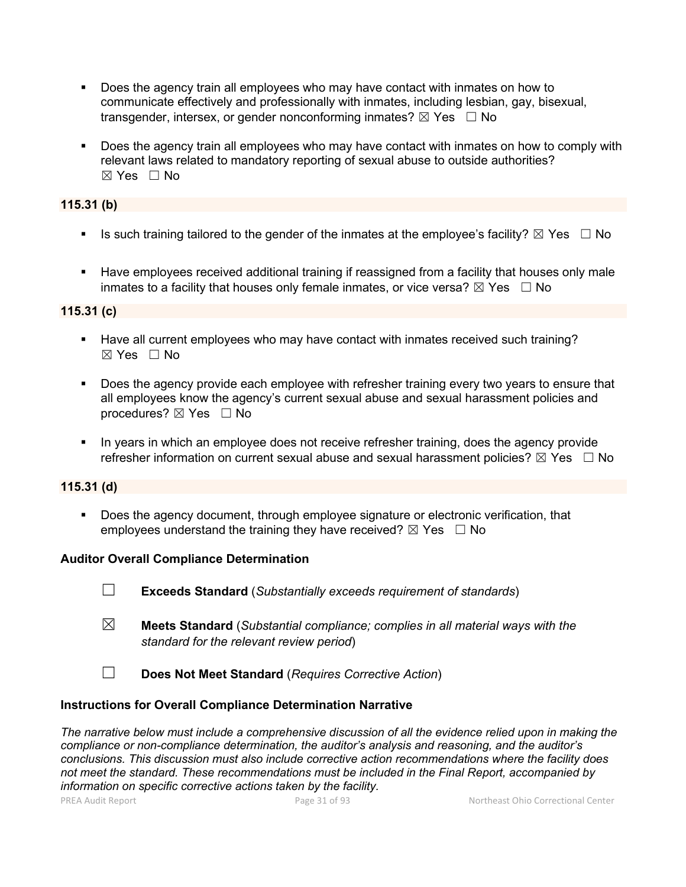- Does the agency train all employees who may have contact with inmates on how to communicate effectively and professionally with inmates, including lesbian, gay, bisexual, transgender, intersex, or gender nonconforming inmates? ☒ Yes ☐ No
- Does the agency train all employees who may have contact with inmates on how to comply with relevant laws related to mandatory reporting of sexual abuse to outside authorities? ☒ Yes ☐ No

**115.31 (b)**

- Is such training tailored to the gender of the inmates at the employee's facility? ☒ Yes ☐ No
- Have employees received additional training if reassigned from a facility that houses only male inmates to a facility that houses only female inmates, or vice versa? ☒ Yes ☐ No

**115.31 (c)**

- Have all current employees who may have contact with inmates received such training? ☒ Yes ☐ No
- Does the agency provide each employee with refresher training every two years to ensure that all employees know the agency's current sexual abuse and sexual harassment policies and procedures? ☒ Yes ☐ No
- In years in which an employee does not receive refresher training, does the agency provide refresher information on current sexual abuse and sexual harassment policies? ☒ Yes ☐ No

**115.31 (d)**

- Does the agency document, through employee signature or electronic verification, that employees understand the training they have received? ☒ Yes ☐ No

**Auditor Overall Compliance Determination**

☐ **Exceeds Standard** (*Substantially exceeds requirement of standards*)

☒ **Meets Standard** (*Substantial compliance; complies in all material ways with the standard for the relevant review period*)

☐ **Does Not Meet Standard** (*Requires Corrective Action*)

**Instructions for Overall Compliance Determination Narrative**

*The narrative below must include a comprehensive discussion of all the evidence relied upon in making the compliance or non-compliance determination, the auditor's analysis and reasoning, and the auditor's conclusions. This discussion must also include corrective action recommendations where the facility does not meet the standard. These recommendations must be included in the Final Report, accompanied by information on specific corrective actions taken by the facility.*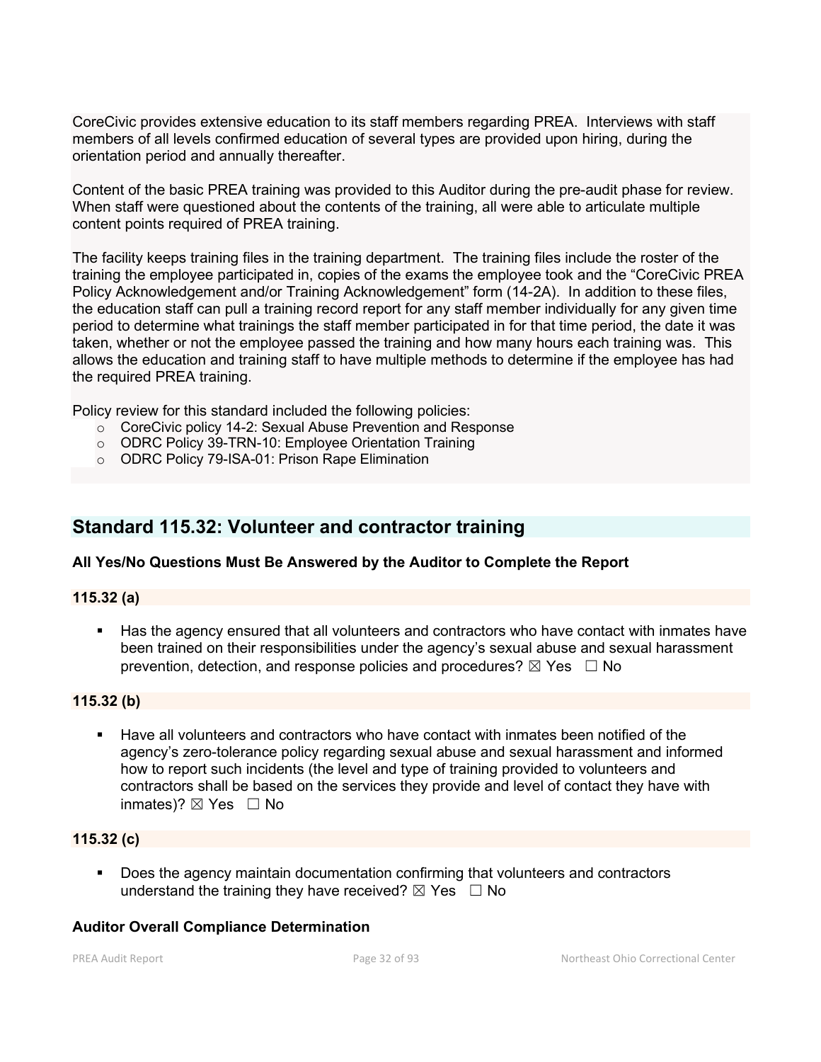CoreCivic provides extensive education to its staff members regarding PREA. Interviews with staff members of all levels confirmed education of several types are provided upon hiring, during the orientation period and annually thereafter.

Content of the basic PREA training was provided to this Auditor during the pre-audit phase for review. When staff were questioned about the contents of the training, all were able to articulate multiple content points required of PREA training.

The facility keeps training files in the training department. The training files include the roster of the training the employee participated in, copies of the exams the employee took and the "CoreCivic PREA Policy Acknowledgement and/or Training Acknowledgement" form (14-2A). In addition to these files, the education staff can pull a training record report for any staff member individually for any given time period to determine what trainings the staff member participated in for that time period, the date it was taken, whether or not the employee passed the training and how many hours each training was. This allows the education and training staff to have multiple methods to determine if the employee has had the required PREA training.

Policy review for this standard included the following policies:

- CoreCivic policy 14-2: Sexual Abuse Prevention and Response
- ODRC Policy 39-TRN-10: Employee Orientation Training
- ODRC Policy 79-ISA-01: Prison Rape Elimination

## Standard 115.32: Volunteer and contractor training

**All Yes/No Questions Must Be Answered by the Auditor to Complete the Report**

**115.32 (a)**

- Has the agency ensured that all volunteers and contractors who have contact with inmates have been trained on their responsibilities under the agency's sexual abuse and sexual harassment prevention, detection, and response policies and procedures? ☒ Yes ☐ No

**115.32 (b)**

- Have all volunteers and contractors who have contact with inmates been notified of the agency's zero-tolerance policy regarding sexual abuse and sexual harassment and informed how to report such incidents (the level and type of training provided to volunteers and contractors shall be based on the services they provide and level of contact they have with inmates)? ☒ Yes ☐ No

**115.32 (c)**

- Does the agency maintain documentation confirming that volunteers and contractors understand the training they have received? ☒ Yes ☐ No

**Auditor Overall Compliance Determination**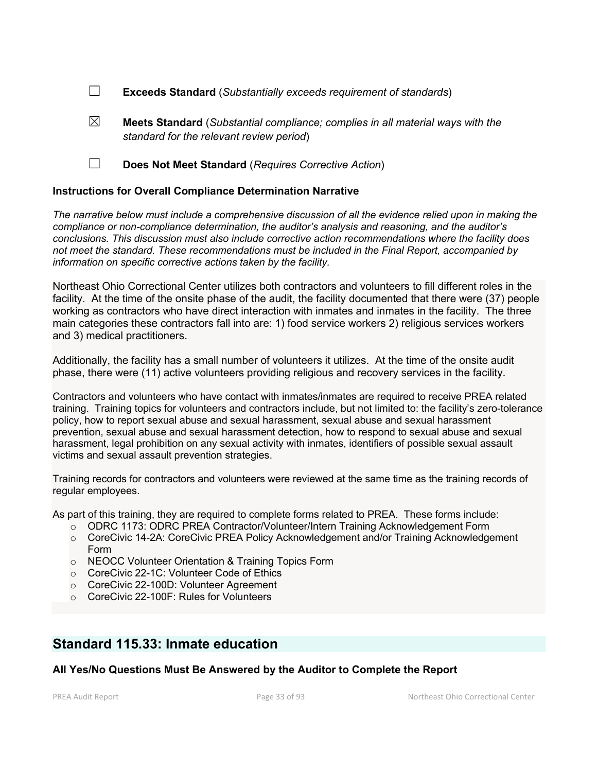☐ **Exceeds Standard** (*Substantially exceeds requirement of standards*)

☒ **Meets Standard** (*Substantial compliance; complies in all material ways with the standard for the relevant review period*)

☐ **Does Not Meet Standard** (*Requires Corrective Action*)

**Instructions for Overall Compliance Determination Narrative**

*The narrative below must include a comprehensive discussion of all the evidence relied upon in making the compliance or non-compliance determination, the auditor's analysis and reasoning, and the auditor's conclusions. This discussion must also include corrective action recommendations where the facility does not meet the standard. These recommendations must be included in the Final Report, accompanied by information on specific corrective actions taken by the facility.*

Northeast Ohio Correctional Center utilizes both contractors and volunteers to fill different roles in the facility. At the time of the onsite phase of the audit, the facility documented that there were (37) people working as contractors who have direct interaction with inmates and inmates in the facility. The three main categories these contractors fall into are: 1) food service workers 2) religious services workers and 3) medical practitioners.

Additionally, the facility has a small number of volunteers it utilizes. At the time of the onsite audit phase, there were (11) active volunteers providing religious and recovery services in the facility.

Contractors and volunteers who have contact with inmates/inmates are required to receive PREA related training. Training topics for volunteers and contractors include, but not limited to: the facility's zero-tolerance policy, how to report sexual abuse and sexual harassment, sexual abuse and sexual harassment prevention, sexual abuse and sexual harassment detection, how to respond to sexual abuse and sexual harassment, legal prohibition on any sexual activity with inmates, identifiers of possible sexual assault victims and sexual assault prevention strategies.

Training records for contractors and volunteers were reviewed at the same time as the training records of regular employees.

As part of this training, they are required to complete forms related to PREA. These forms include:

- ODRC 1173: ODRC PREA Contractor/Volunteer/Intern Training Acknowledgement Form
- CoreCivic 14-2A: CoreCivic PREA Policy Acknowledgement and/or Training Acknowledgement Form
- NEOCC Volunteer Orientation & Training Topics Form
- CoreCivic 22-1C: Volunteer Code of Ethics
- CoreCivic 22-100D: Volunteer Agreement
- CoreCivic 22-100F: Rules for Volunteers

## Standard 115.33: Inmate education

**All Yes/No Questions Must Be Answered by the Auditor to Complete the Report**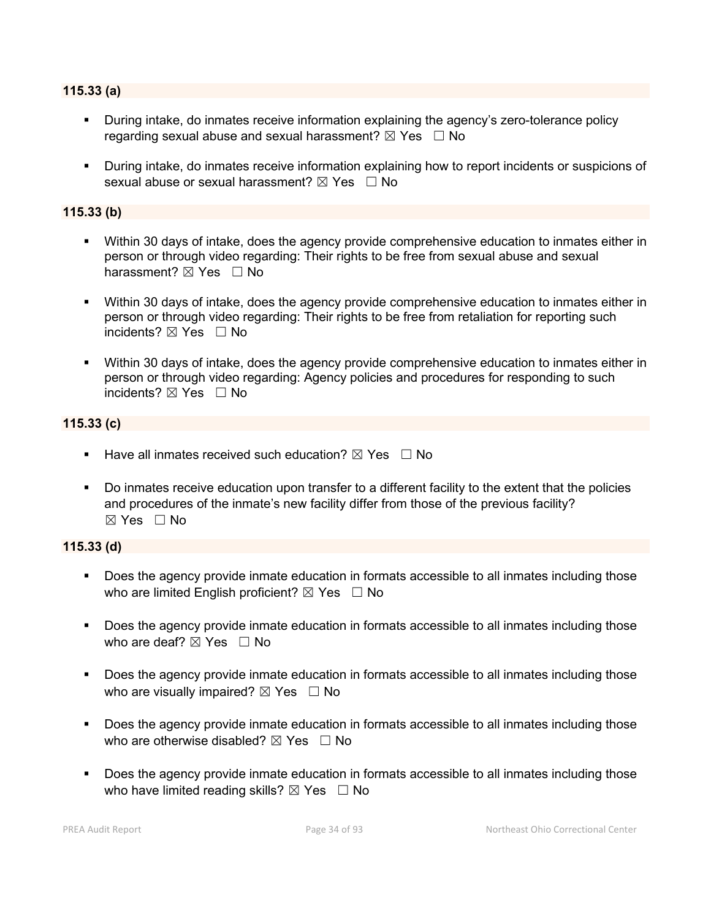**115.33 (a)**

- During intake, do inmates receive information explaining the agency's zero-tolerance policy regarding sexual abuse and sexual harassment? ☒ Yes ☐ No
- During intake, do inmates receive information explaining how to report incidents or suspicions of sexual abuse or sexual harassment? ☒ Yes ☐ No

**115.33 (b)**

- Within 30 days of intake, does the agency provide comprehensive education to inmates either in person or through video regarding: Their rights to be free from sexual abuse and sexual harassment? ☒ Yes ☐ No
- Within 30 days of intake, does the agency provide comprehensive education to inmates either in person or through video regarding: Their rights to be free from retaliation for reporting such incidents? ☒ Yes ☐ No
- Within 30 days of intake, does the agency provide comprehensive education to inmates either in person or through video regarding: Agency policies and procedures for responding to such incidents? ☒ Yes ☐ No

**115.33 (c)**

- Have all inmates received such education? ☒ Yes ☐ No
- Do inmates receive education upon transfer to a different facility to the extent that the policies and procedures of the inmate's new facility differ from those of the previous facility? ☒ Yes ☐ No

**115.33 (d)**

- Does the agency provide inmate education in formats accessible to all inmates including those who are limited English proficient? ☒ Yes ☐ No
- Does the agency provide inmate education in formats accessible to all inmates including those who are deaf? ☒ Yes ☐ No
- Does the agency provide inmate education in formats accessible to all inmates including those who are visually impaired? ☒ Yes ☐ No
- Does the agency provide inmate education in formats accessible to all inmates including those who are otherwise disabled? ☒ Yes ☐ No
- Does the agency provide inmate education in formats accessible to all inmates including those who have limited reading skills? ☒ Yes ☐ No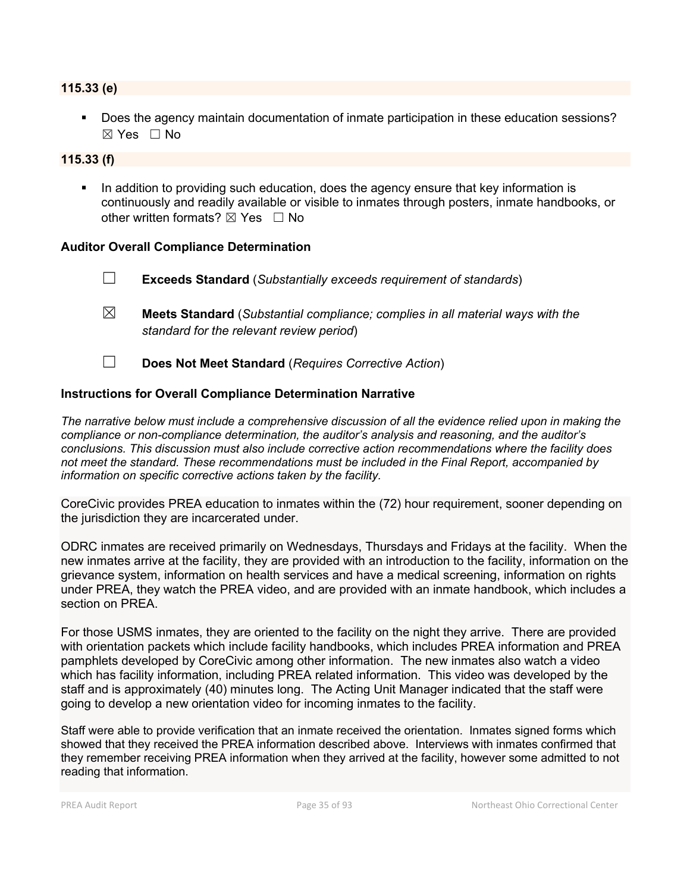**115.33 (e)**

- Does the agency maintain documentation of inmate participation in these education sessions? ☒ Yes ☐ No

**115.33 (f)**

- In addition to providing such education, does the agency ensure that key information is continuously and readily available or visible to inmates through posters, inmate handbooks, or other written formats? ☒ Yes ☐ No

**Auditor Overall Compliance Determination**

☐ **Exceeds Standard** (*Substantially exceeds requirement of standards*)

☒ **Meets Standard** (*Substantial compliance; complies in all material ways with the standard for the relevant review period*)

☐ **Does Not Meet Standard** (*Requires Corrective Action*)

**Instructions for Overall Compliance Determination Narrative**

*The narrative below must include a comprehensive discussion of all the evidence relied upon in making the compliance or non-compliance determination, the auditor's analysis and reasoning, and the auditor's conclusions. This discussion must also include corrective action recommendations where the facility does not meet the standard. These recommendations must be included in the Final Report, accompanied by information on specific corrective actions taken by the facility.*

CoreCivic provides PREA education to inmates within the (72) hour requirement, sooner depending on the jurisdiction they are incarcerated under.

ODRC inmates are received primarily on Wednesdays, Thursdays and Fridays at the facility. When the new inmates arrive at the facility, they are provided with an introduction to the facility, information on the grievance system, information on health services and have a medical screening, information on rights under PREA, they watch the PREA video, and are provided with an inmate handbook, which includes a section on PREA.

For those USMS inmates, they are oriented to the facility on the night they arrive. There are provided with orientation packets which include facility handbooks, which includes PREA information and PREA pamphlets developed by CoreCivic among other information. The new inmates also watch a video which has facility information, including PREA related information. This video was developed by the staff and is approximately (40) minutes long. The Acting Unit Manager indicated that the staff were going to develop a new orientation video for incoming inmates to the facility.

Staff were able to provide verification that an inmate received the orientation. Inmates signed forms which showed that they received the PREA information described above. Interviews with inmates confirmed that they remember receiving PREA information when they arrived at the facility, however some admitted to not reading that information.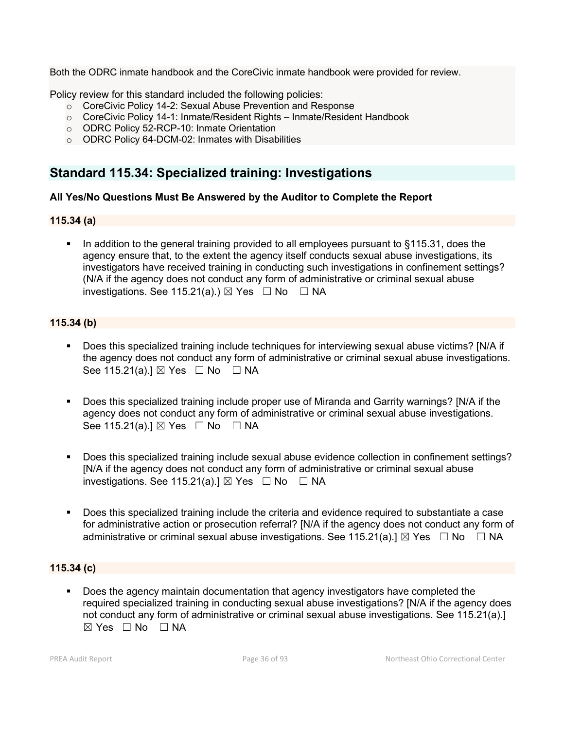Both the ODRC inmate handbook and the CoreCivic inmate handbook were provided for review.

Policy review for this standard included the following policies:

- CoreCivic Policy 14-2: Sexual Abuse Prevention and Response
- CoreCivic Policy 14-1: Inmate/Resident Rights – Inmate/Resident Handbook
- ODRC Policy 52-RCP-10: Inmate Orientation
- ODRC Policy 64-DCM-02: Inmates with Disabilities

## Standard 115.34: Specialized training: Investigations

**All Yes/No Questions Must Be Answered by the Auditor to Complete the Report**

**115.34 (a)**

- In addition to the general training provided to all employees pursuant to §115.31, does the agency ensure that, to the extent the agency itself conducts sexual abuse investigations, its investigators have received training in conducting such investigations in confinement settings? (N/A if the agency does not conduct any form of administrative or criminal sexual abuse investigations. See 115.21(a).) ☒ Yes ☐ No ☐ NA

**115.34 (b)**

- Does this specialized training include techniques for interviewing sexual abuse victims? [N/A if the agency does not conduct any form of administrative or criminal sexual abuse investigations. See 115.21(a).] ☒ Yes ☐ No ☐ NA

- Does this specialized training include proper use of Miranda and Garrity warnings? [N/A if the agency does not conduct any form of administrative or criminal sexual abuse investigations. See 115.21(a).] ☒ Yes ☐ No ☐ NA

- Does this specialized training include sexual abuse evidence collection in confinement settings? [N/A if the agency does not conduct any form of administrative or criminal sexual abuse investigations. See 115.21(a).] ☒ Yes ☐ No ☐ NA

- Does this specialized training include the criteria and evidence required to substantiate a case for administrative action or prosecution referral? [N/A if the agency does not conduct any form of administrative or criminal sexual abuse investigations. See 115.21(a).] ☒ Yes ☐ No ☐ NA

**115.34 (c)**

- Does the agency maintain documentation that agency investigators have completed the required specialized training in conducting sexual abuse investigations? [N/A if the agency does not conduct any form of administrative or criminal sexual abuse investigations. See 115.21(a).] ☒ Yes ☐ No ☐ NA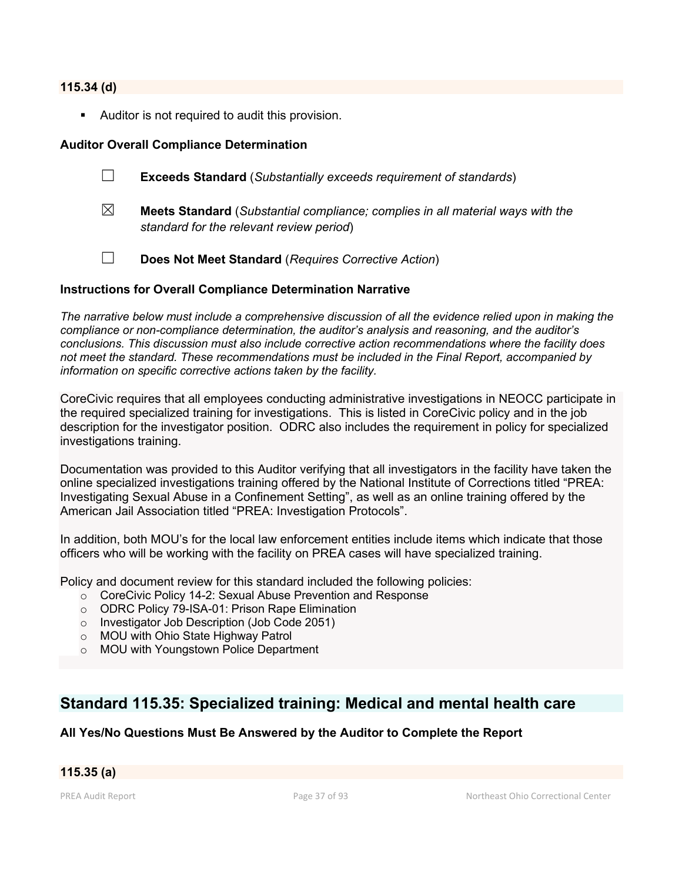**115.34 (d)**

- Auditor is not required to audit this provision.

**Auditor Overall Compliance Determination**

☐ **Exceeds Standard** (*Substantially exceeds requirement of standards*)

☒ **Meets Standard** (*Substantial compliance; complies in all material ways with the standard for the relevant review period*)

☐ **Does Not Meet Standard** (*Requires Corrective Action*)

**Instructions for Overall Compliance Determination Narrative**

*The narrative below must include a comprehensive discussion of all the evidence relied upon in making the compliance or non-compliance determination, the auditor's analysis and reasoning, and the auditor's conclusions. This discussion must also include corrective action recommendations where the facility does not meet the standard. These recommendations must be included in the Final Report, accompanied by information on specific corrective actions taken by the facility.*

CoreCivic requires that all employees conducting administrative investigations in NEOCC participate in the required specialized training for investigations. This is listed in CoreCivic policy and in the job description for the investigator position. ODRC also includes the requirement in policy for specialized investigations training.

Documentation was provided to this Auditor verifying that all investigators in the facility have taken the online specialized investigations training offered by the National Institute of Corrections titled "PREA: Investigating Sexual Abuse in a Confinement Setting", as well as an online training offered by the American Jail Association titled "PREA: Investigation Protocols".

In addition, both MOU's for the local law enforcement entities include items which indicate that those officers who will be working with the facility on PREA cases will have specialized training.

Policy and document review for this standard included the following policies:

- CoreCivic Policy 14-2: Sexual Abuse Prevention and Response
- ODRC Policy 79-ISA-01: Prison Rape Elimination
- Investigator Job Description (Job Code 2051)
- MOU with Ohio State Highway Patrol
- MOU with Youngstown Police Department

## Standard 115.35: Specialized training: Medical and mental health care

**All Yes/No Questions Must Be Answered by the Auditor to Complete the Report**

**115.35 (a)**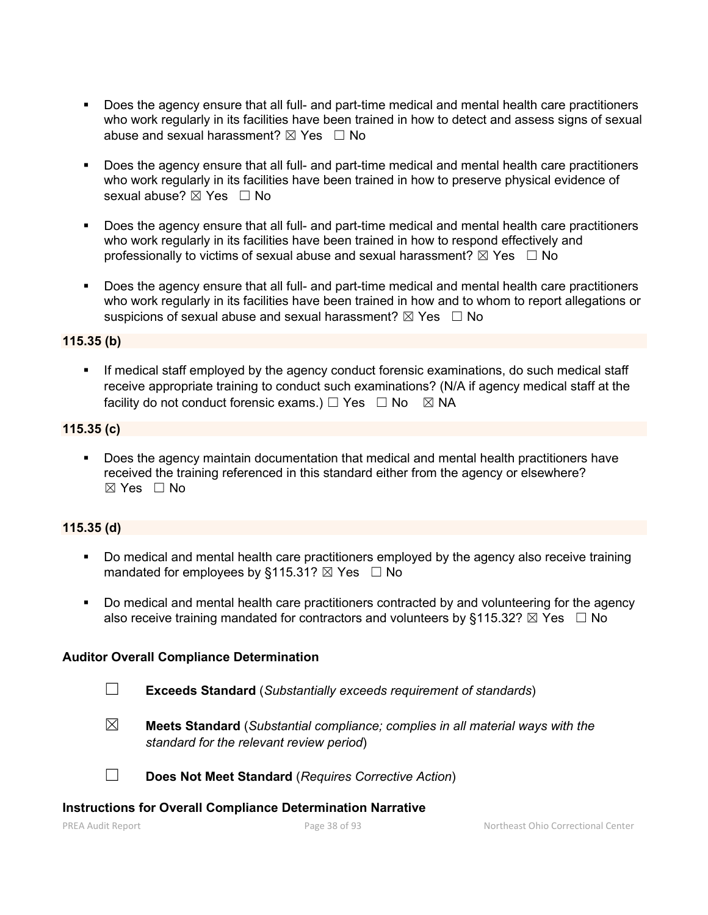- Does the agency ensure that all full- and part-time medical and mental health care practitioners who work regularly in its facilities have been trained in how to detect and assess signs of sexual abuse and sexual harassment? ☒ Yes ☐ No

- Does the agency ensure that all full- and part-time medical and mental health care practitioners who work regularly in its facilities have been trained in how to preserve physical evidence of sexual abuse? ☒ Yes ☐ No

- Does the agency ensure that all full- and part-time medical and mental health care practitioners who work regularly in its facilities have been trained in how to respond effectively and professionally to victims of sexual abuse and sexual harassment? ☒ Yes ☐ No

- Does the agency ensure that all full- and part-time medical and mental health care practitioners who work regularly in its facilities have been trained in how and to whom to report allegations or suspicions of sexual abuse and sexual harassment? ☒ Yes ☐ No

**115.35 (b)**

- If medical staff employed by the agency conduct forensic examinations, do such medical staff receive appropriate training to conduct such examinations? (N/A if agency medical staff at the facility do not conduct forensic exams.) ☐ Yes ☐ No ☒ NA

**115.35 (c)**

- Does the agency maintain documentation that medical and mental health practitioners have received the training referenced in this standard either from the agency or elsewhere? ☒ Yes ☐ No

**115.35 (d)**

- Do medical and mental health care practitioners employed by the agency also receive training mandated for employees by §115.31? ☒ Yes ☐ No

- Do medical and mental health care practitioners contracted by and volunteering for the agency also receive training mandated for contractors and volunteers by §115.32? ☒ Yes ☐ No

**Auditor Overall Compliance Determination**

☐ **Exceeds Standard** (*Substantially exceeds requirement of standards*)

☒ **Meets Standard** (*Substantial compliance; complies in all material ways with the standard for the relevant review period*)

☐ **Does Not Meet Standard** (*Requires Corrective Action*)

**Instructions for Overall Compliance Determination Narrative**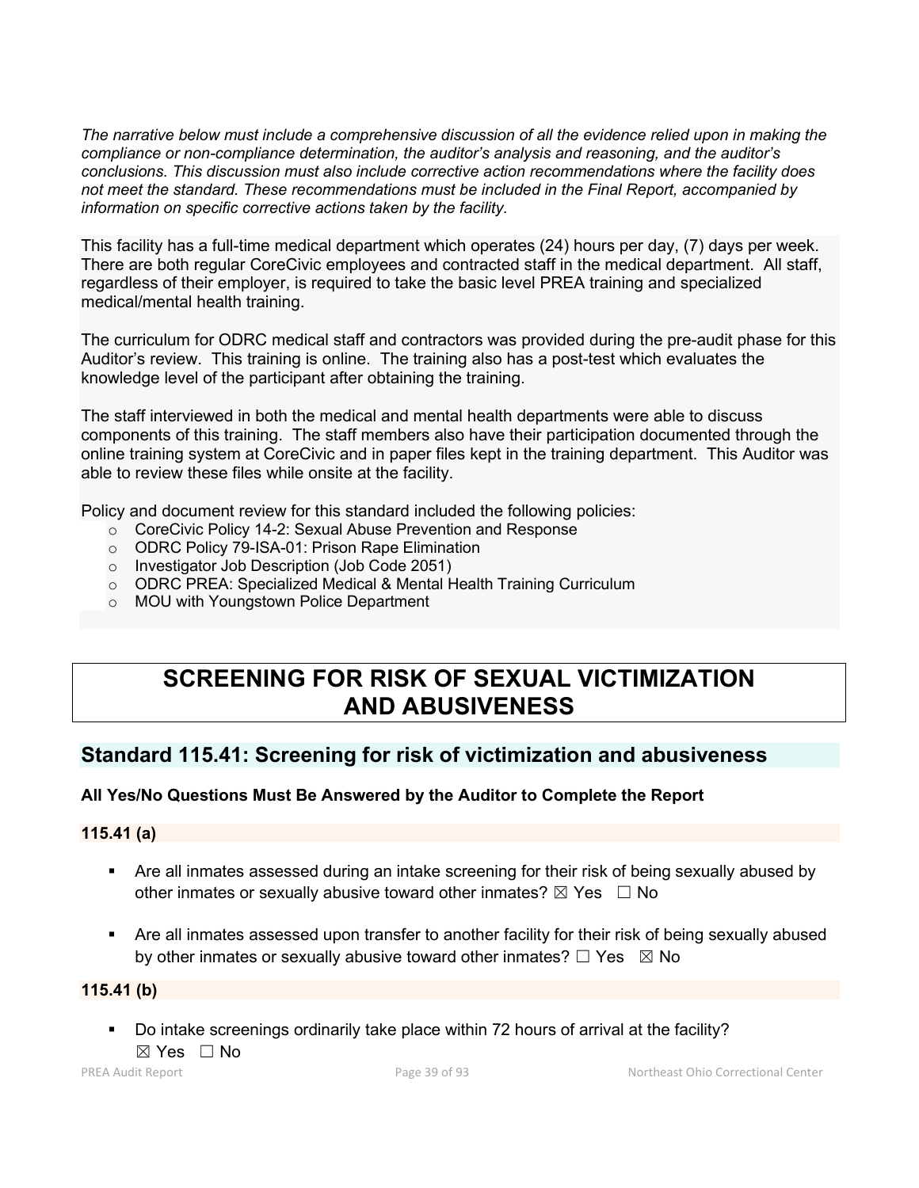*The narrative below must include a comprehensive discussion of all the evidence relied upon in making the compliance or non-compliance determination, the auditor's analysis and reasoning, and the auditor's conclusions. This discussion must also include corrective action recommendations where the facility does not meet the standard. These recommendations must be included in the Final Report, accompanied by information on specific corrective actions taken by the facility.*

This facility has a full-time medical department which operates (24) hours per day, (7) days per week. There are both regular CoreCivic employees and contracted staff in the medical department. All staff, regardless of their employer, is required to take the basic level PREA training and specialized medical/mental health training.

The curriculum for ODRC medical staff and contractors was provided during the pre-audit phase for this Auditor's review. This training is online. The training also has a post-test which evaluates the knowledge level of the participant after obtaining the training.

The staff interviewed in both the medical and mental health departments were able to discuss components of this training. The staff members also have their participation documented through the online training system at CoreCivic and in paper files kept in the training department. This Auditor was able to review these files while onsite at the facility.

Policy and document review for this standard included the following policies:

- CoreCivic Policy 14-2: Sexual Abuse Prevention and Response
- ODRC Policy 79-ISA-01: Prison Rape Elimination
- Investigator Job Description (Job Code 2051)
- ODRC PREA: Specialized Medical & Mental Health Training Curriculum
- MOU with Youngstown Police Department

# SCREENING FOR RISK OF SEXUAL VICTIMIZATION AND ABUSIVENESS

## Standard 115.41: Screening for risk of victimization and abusiveness

**All Yes/No Questions Must Be Answered by the Auditor to Complete the Report**

### 115.41 (a)

- Are all inmates assessed during an intake screening for their risk of being sexually abused by other inmates or sexually abusive toward other inmates? ☒ Yes ☐ No
- Are all inmates assessed upon transfer to another facility for their risk of being sexually abused by other inmates or sexually abusive toward other inmates? ☐ Yes ☒ No

### 115.41 (b)

- Do intake screenings ordinarily take place within 72 hours of arrival at the facility? ☒ Yes ☐ No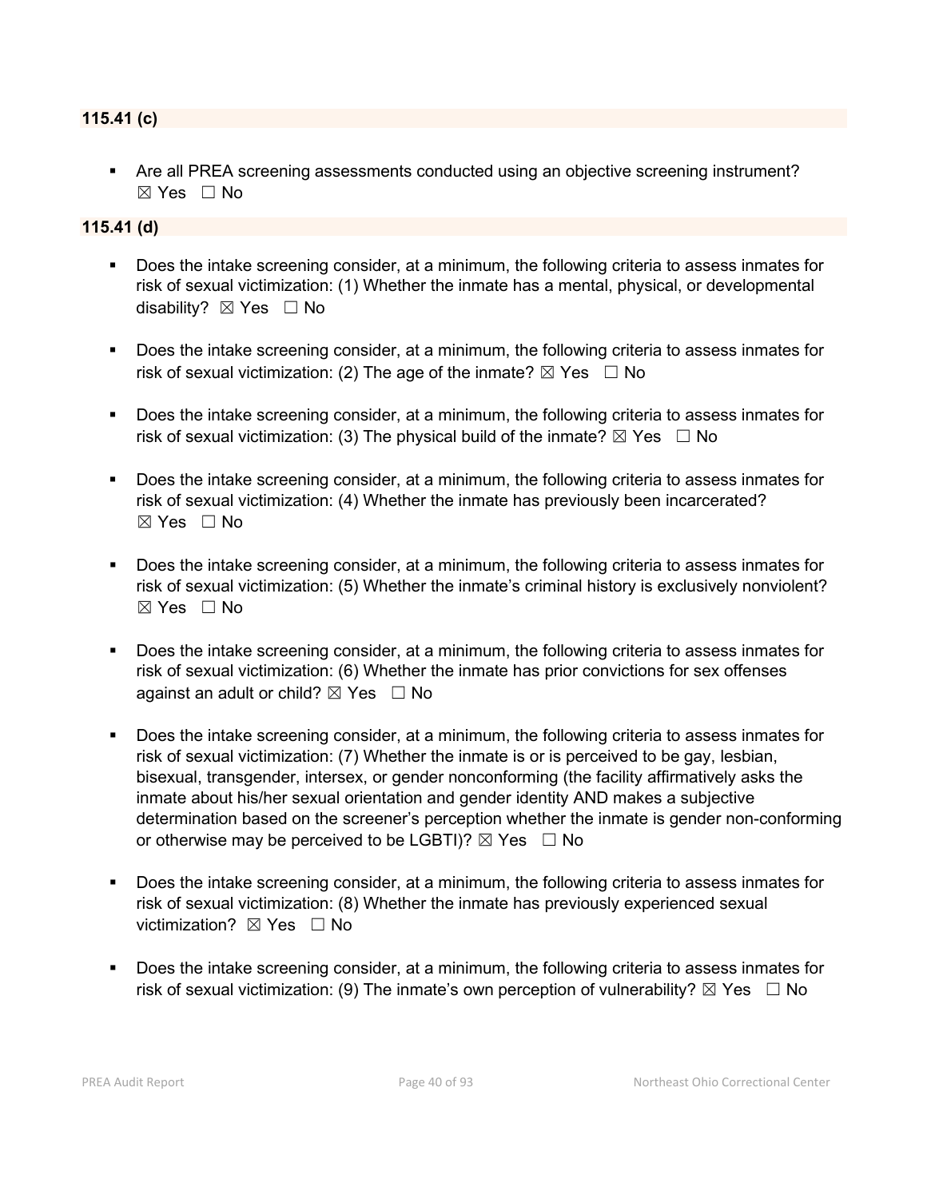**115.41 (c)**

- Are all PREA screening assessments conducted using an objective screening instrument? ☒ Yes ☐ No

**115.41 (d)**

- Does the intake screening consider, at a minimum, the following criteria to assess inmates for risk of sexual victimization: (1) Whether the inmate has a mental, physical, or developmental disability? ☒ Yes ☐ No

- Does the intake screening consider, at a minimum, the following criteria to assess inmates for risk of sexual victimization: (2) The age of the inmate? ☒ Yes ☐ No

- Does the intake screening consider, at a minimum, the following criteria to assess inmates for risk of sexual victimization: (3) The physical build of the inmate? ☒ Yes ☐ No

- Does the intake screening consider, at a minimum, the following criteria to assess inmates for risk of sexual victimization: (4) Whether the inmate has previously been incarcerated? ☒ Yes ☐ No

- Does the intake screening consider, at a minimum, the following criteria to assess inmates for risk of sexual victimization: (5) Whether the inmate's criminal history is exclusively nonviolent? ☒ Yes ☐ No

- Does the intake screening consider, at a minimum, the following criteria to assess inmates for risk of sexual victimization: (6) Whether the inmate has prior convictions for sex offenses against an adult or child? ☒ Yes ☐ No

- Does the intake screening consider, at a minimum, the following criteria to assess inmates for risk of sexual victimization: (7) Whether the inmate is or is perceived to be gay, lesbian, bisexual, transgender, intersex, or gender nonconforming (the facility affirmatively asks the inmate about his/her sexual orientation and gender identity AND makes a subjective determination based on the screener's perception whether the inmate is gender non-conforming or otherwise may be perceived to be LGBTI)? ☒ Yes ☐ No

- Does the intake screening consider, at a minimum, the following criteria to assess inmates for risk of sexual victimization: (8) Whether the inmate has previously experienced sexual victimization? ☒ Yes ☐ No

- Does the intake screening consider, at a minimum, the following criteria to assess inmates for risk of sexual victimization: (9) The inmate's own perception of vulnerability? ☒ Yes ☐ No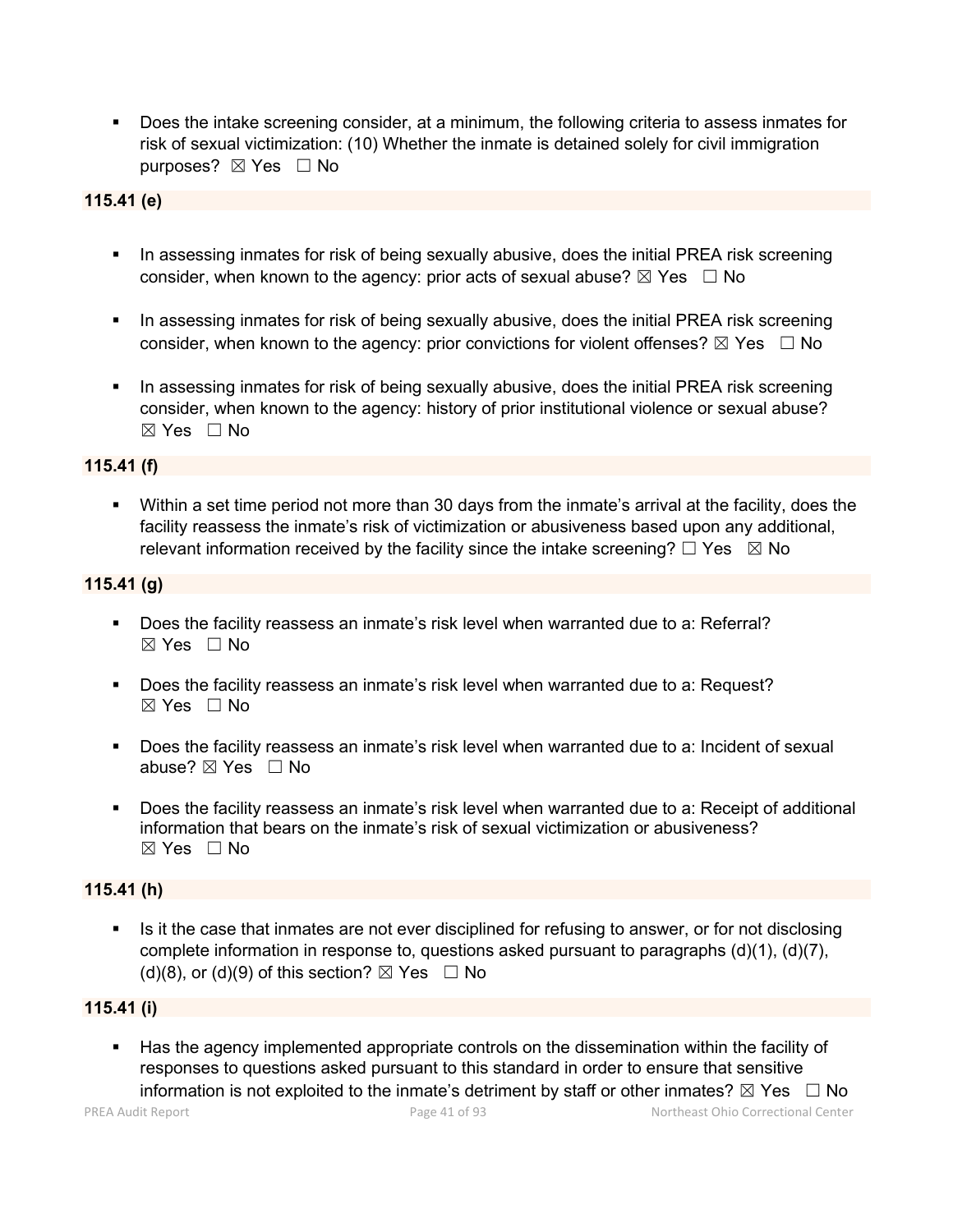- Does the intake screening consider, at a minimum, the following criteria to assess inmates for risk of sexual victimization: (10) Whether the inmate is detained solely for civil immigration purposes? ☒ Yes ☐ No

**115.41 (e)**

- In assessing inmates for risk of being sexually abusive, does the initial PREA risk screening consider, when known to the agency: prior acts of sexual abuse? ☒ Yes ☐ No
- In assessing inmates for risk of being sexually abusive, does the initial PREA risk screening consider, when known to the agency: prior convictions for violent offenses? ☒ Yes ☐ No
- In assessing inmates for risk of being sexually abusive, does the initial PREA risk screening consider, when known to the agency: history of prior institutional violence or sexual abuse? ☒ Yes ☐ No

**115.41 (f)**

- Within a set time period not more than 30 days from the inmate's arrival at the facility, does the facility reassess the inmate's risk of victimization or abusiveness based upon any additional, relevant information received by the facility since the intake screening? ☐ Yes ☒ No

**115.41 (g)**

- Does the facility reassess an inmate's risk level when warranted due to a: Referral? ☒ Yes ☐ No
- Does the facility reassess an inmate's risk level when warranted due to a: Request? ☒ Yes ☐ No
- Does the facility reassess an inmate's risk level when warranted due to a: Incident of sexual abuse? ☒ Yes ☐ No
- Does the facility reassess an inmate's risk level when warranted due to a: Receipt of additional information that bears on the inmate's risk of sexual victimization or abusiveness? ☒ Yes ☐ No

**115.41 (h)**

- Is it the case that inmates are not ever disciplined for refusing to answer, or for not disclosing complete information in response to, questions asked pursuant to paragraphs (d)(1), (d)(7), (d)(8), or (d)(9) of this section? ☒ Yes ☐ No

**115.41 (i)**

- Has the agency implemented appropriate controls on the dissemination within the facility of responses to questions asked pursuant to this standard in order to ensure that sensitive information is not exploited to the inmate's detriment by staff or other inmates? ☒ Yes ☐ No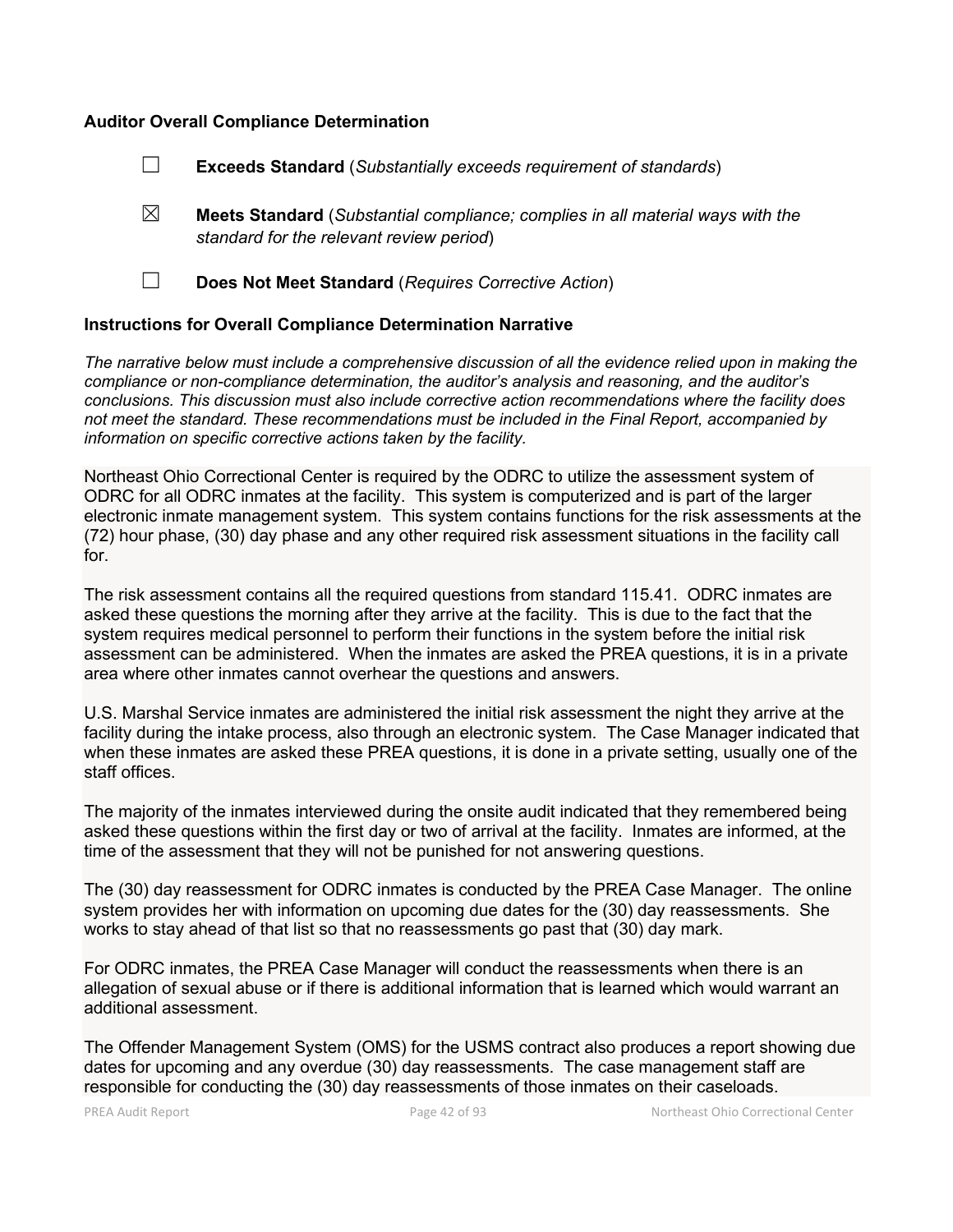**Auditor Overall Compliance Determination**

☐ **Exceeds Standard** (*Substantially exceeds requirement of standards*)

☒ **Meets Standard** (*Substantial compliance; complies in all material ways with the standard for the relevant review period*)

☐ **Does Not Meet Standard** (*Requires Corrective Action*)

**Instructions for Overall Compliance Determination Narrative**

*The narrative below must include a comprehensive discussion of all the evidence relied upon in making the compliance or non-compliance determination, the auditor's analysis and reasoning, and the auditor's conclusions. This discussion must also include corrective action recommendations where the facility does not meet the standard. These recommendations must be included in the Final Report, accompanied by information on specific corrective actions taken by the facility.*

Northeast Ohio Correctional Center is required by the ODRC to utilize the assessment system of ODRC for all ODRC inmates at the facility. This system is computerized and is part of the larger electronic inmate management system. This system contains functions for the risk assessments at the (72) hour phase, (30) day phase and any other required risk assessment situations in the facility call for.

The risk assessment contains all the required questions from standard 115.41. ODRC inmates are asked these questions the morning after they arrive at the facility. This is due to the fact that the system requires medical personnel to perform their functions in the system before the initial risk assessment can be administered. When the inmates are asked the PREA questions, it is in a private area where other inmates cannot overhear the questions and answers.

U.S. Marshal Service inmates are administered the initial risk assessment the night they arrive at the facility during the intake process, also through an electronic system. The Case Manager indicated that when these inmates are asked these PREA questions, it is done in a private setting, usually one of the staff offices.

The majority of the inmates interviewed during the onsite audit indicated that they remembered being asked these questions within the first day or two of arrival at the facility. Inmates are informed, at the time of the assessment that they will not be punished for not answering questions.

The (30) day reassessment for ODRC inmates is conducted by the PREA Case Manager. The online system provides her with information on upcoming due dates for the (30) day reassessments. She works to stay ahead of that list so that no reassessments go past that (30) day mark.

For ODRC inmates, the PREA Case Manager will conduct the reassessments when there is an allegation of sexual abuse or if there is additional information that is learned which would warrant an additional assessment.

The Offender Management System (OMS) for the USMS contract also produces a report showing due dates for upcoming and any overdue (30) day reassessments. The case management staff are responsible for conducting the (30) day reassessments of those inmates on their caseloads.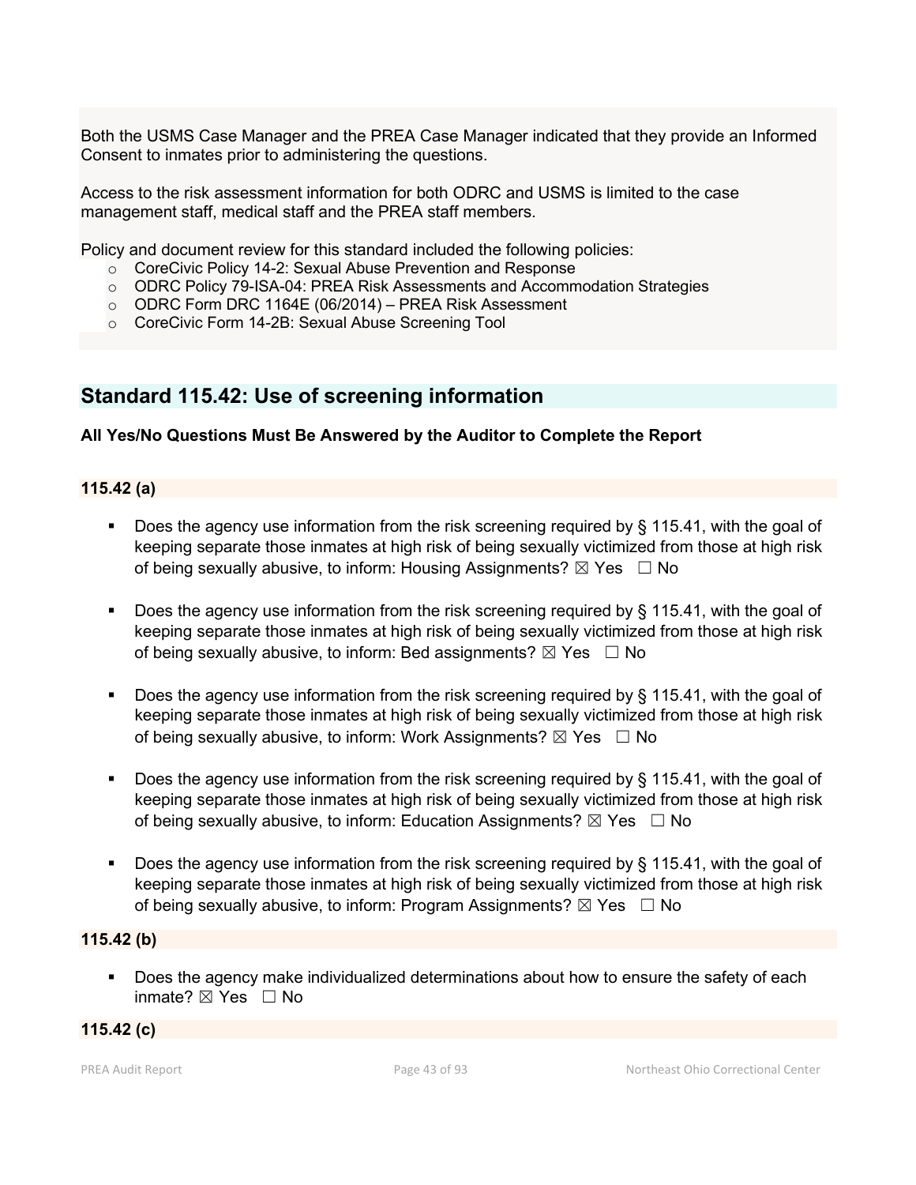Both the USMS Case Manager and the PREA Case Manager indicated that they provide an Informed Consent to inmates prior to administering the questions.

Access to the risk assessment information for both ODRC and USMS is limited to the case management staff, medical staff and the PREA staff members.

Policy and document review for this standard included the following policies:

- CoreCivic Policy 14-2: Sexual Abuse Prevention and Response
- ODRC Policy 79-ISA-04: PREA Risk Assessments and Accommodation Strategies
- ODRC Form DRC 1164E (06/2014) – PREA Risk Assessment
- CoreCivic Form 14-2B: Sexual Abuse Screening Tool

## Standard 115.42: Use of screening information

**All Yes/No Questions Must Be Answered by the Auditor to Complete the Report**

### 115.42 (a)

- Does the agency use information from the risk screening required by § 115.41, with the goal of keeping separate those inmates at high risk of being sexually victimized from those at high risk of being sexually abusive, to inform: Housing Assignments? ☒ Yes ☐ No
- Does the agency use information from the risk screening required by § 115.41, with the goal of keeping separate those inmates at high risk of being sexually victimized from those at high risk of being sexually abusive, to inform: Bed assignments? ☒ Yes ☐ No
- Does the agency use information from the risk screening required by § 115.41, with the goal of keeping separate those inmates at high risk of being sexually victimized from those at high risk of being sexually abusive, to inform: Work Assignments? ☒ Yes ☐ No
- Does the agency use information from the risk screening required by § 115.41, with the goal of keeping separate those inmates at high risk of being sexually victimized from those at high risk of being sexually abusive, to inform: Education Assignments? ☒ Yes ☐ No
- Does the agency use information from the risk screening required by § 115.41, with the goal of keeping separate those inmates at high risk of being sexually victimized from those at high risk of being sexually abusive, to inform: Program Assignments? ☒ Yes ☐ No

### 115.42 (b)

- Does the agency make individualized determinations about how to ensure the safety of each inmate? ☒ Yes ☐ No

### 115.42 (c)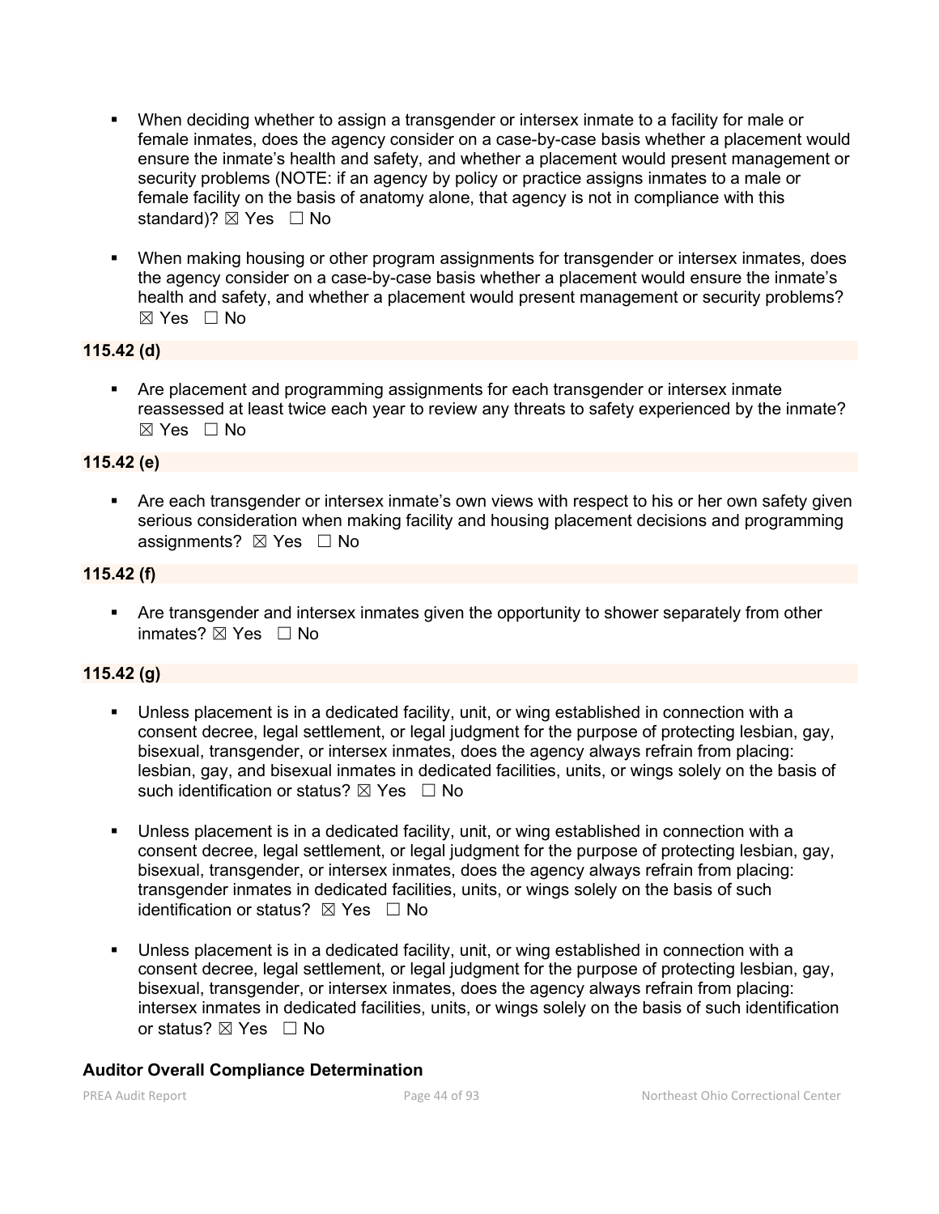- When deciding whether to assign a transgender or intersex inmate to a facility for male or female inmates, does the agency consider on a case-by-case basis whether a placement would ensure the inmate's health and safety, and whether a placement would present management or security problems (NOTE: if an agency by policy or practice assigns inmates to a male or female facility on the basis of anatomy alone, that agency is not in compliance with this standard)? ☒ Yes ☐ No

- When making housing or other program assignments for transgender or intersex inmates, does the agency consider on a case-by-case basis whether a placement would ensure the inmate's health and safety, and whether a placement would present management or security problems? ☒ Yes ☐ No

**115.42 (d)**

- Are placement and programming assignments for each transgender or intersex inmate reassessed at least twice each year to review any threats to safety experienced by the inmate? ☒ Yes ☐ No

**115.42 (e)**

- Are each transgender or intersex inmate's own views with respect to his or her own safety given serious consideration when making facility and housing placement decisions and programming assignments? ☒ Yes ☐ No

**115.42 (f)**

- Are transgender and intersex inmates given the opportunity to shower separately from other inmates? ☒ Yes ☐ No

**115.42 (g)**

- Unless placement is in a dedicated facility, unit, or wing established in connection with a consent decree, legal settlement, or legal judgment for the purpose of protecting lesbian, gay, bisexual, transgender, or intersex inmates, does the agency always refrain from placing: lesbian, gay, and bisexual inmates in dedicated facilities, units, or wings solely on the basis of such identification or status? ☒ Yes ☐ No

- Unless placement is in a dedicated facility, unit, or wing established in connection with a consent decree, legal settlement, or legal judgment for the purpose of protecting lesbian, gay, bisexual, transgender, or intersex inmates, does the agency always refrain from placing: transgender inmates in dedicated facilities, units, or wings solely on the basis of such identification or status? ☒ Yes ☐ No

- Unless placement is in a dedicated facility, unit, or wing established in connection with a consent decree, legal settlement, or legal judgment for the purpose of protecting lesbian, gay, bisexual, transgender, or intersex inmates, does the agency always refrain from placing: intersex inmates in dedicated facilities, units, or wings solely on the basis of such identification or status? ☒ Yes ☐ No

**Auditor Overall Compliance Determination**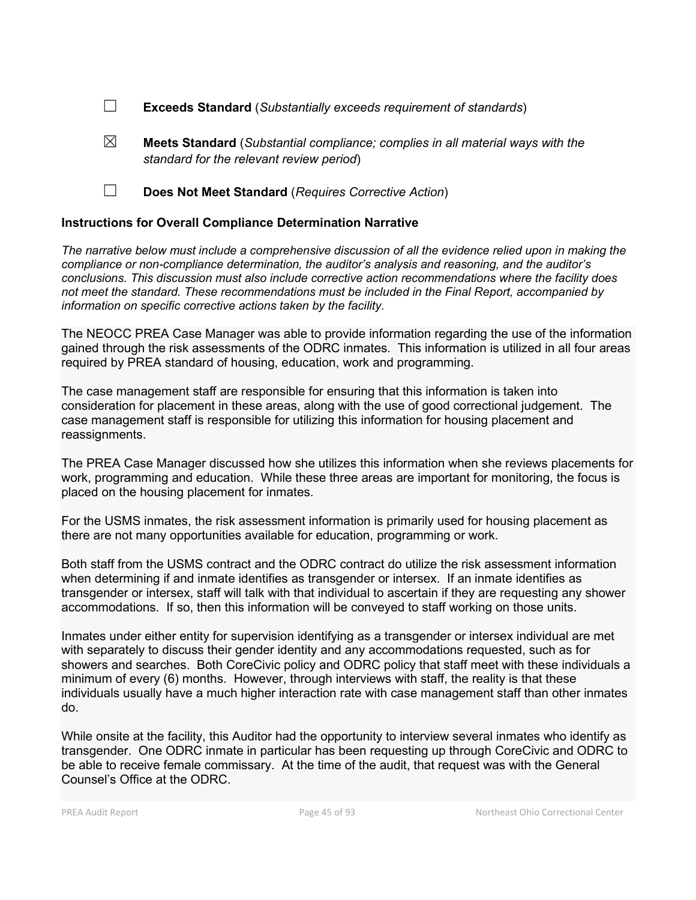☐ **Exceeds Standard** (*Substantially exceeds requirement of standards*)

☒ **Meets Standard** (*Substantial compliance; complies in all material ways with the standard for the relevant review period*)

☐ **Does Not Meet Standard** (*Requires Corrective Action*)

**Instructions for Overall Compliance Determination Narrative**

*The narrative below must include a comprehensive discussion of all the evidence relied upon in making the compliance or non-compliance determination, the auditor's analysis and reasoning, and the auditor's conclusions. This discussion must also include corrective action recommendations where the facility does not meet the standard. These recommendations must be included in the Final Report, accompanied by information on specific corrective actions taken by the facility.*

The NEOCC PREA Case Manager was able to provide information regarding the use of the information gained through the risk assessments of the ODRC inmates. This information is utilized in all four areas required by PREA standard of housing, education, work and programming.

The case management staff are responsible for ensuring that this information is taken into consideration for placement in these areas, along with the use of good correctional judgement. The case management staff is responsible for utilizing this information for housing placement and reassignments.

The PREA Case Manager discussed how she utilizes this information when she reviews placements for work, programming and education. While these three areas are important for monitoring, the focus is placed on the housing placement for inmates.

For the USMS inmates, the risk assessment information is primarily used for housing placement as there are not many opportunities available for education, programming or work.

Both staff from the USMS contract and the ODRC contract do utilize the risk assessment information when determining if and inmate identifies as transgender or intersex. If an inmate identifies as transgender or intersex, staff will talk with that individual to ascertain if they are requesting any shower accommodations. If so, then this information will be conveyed to staff working on those units.

Inmates under either entity for supervision identifying as a transgender or intersex individual are met with separately to discuss their gender identity and any accommodations requested, such as for showers and searches. Both CoreCivic policy and ODRC policy that staff meet with these individuals a minimum of every (6) months. However, through interviews with staff, the reality is that these individuals usually have a much higher interaction rate with case management staff than other inmates do.

While onsite at the facility, this Auditor had the opportunity to interview several inmates who identify as transgender. One ODRC inmate in particular has been requesting up through CoreCivic and ODRC to be able to receive female commissary. At the time of the audit, that request was with the General Counsel's Office at the ODRC.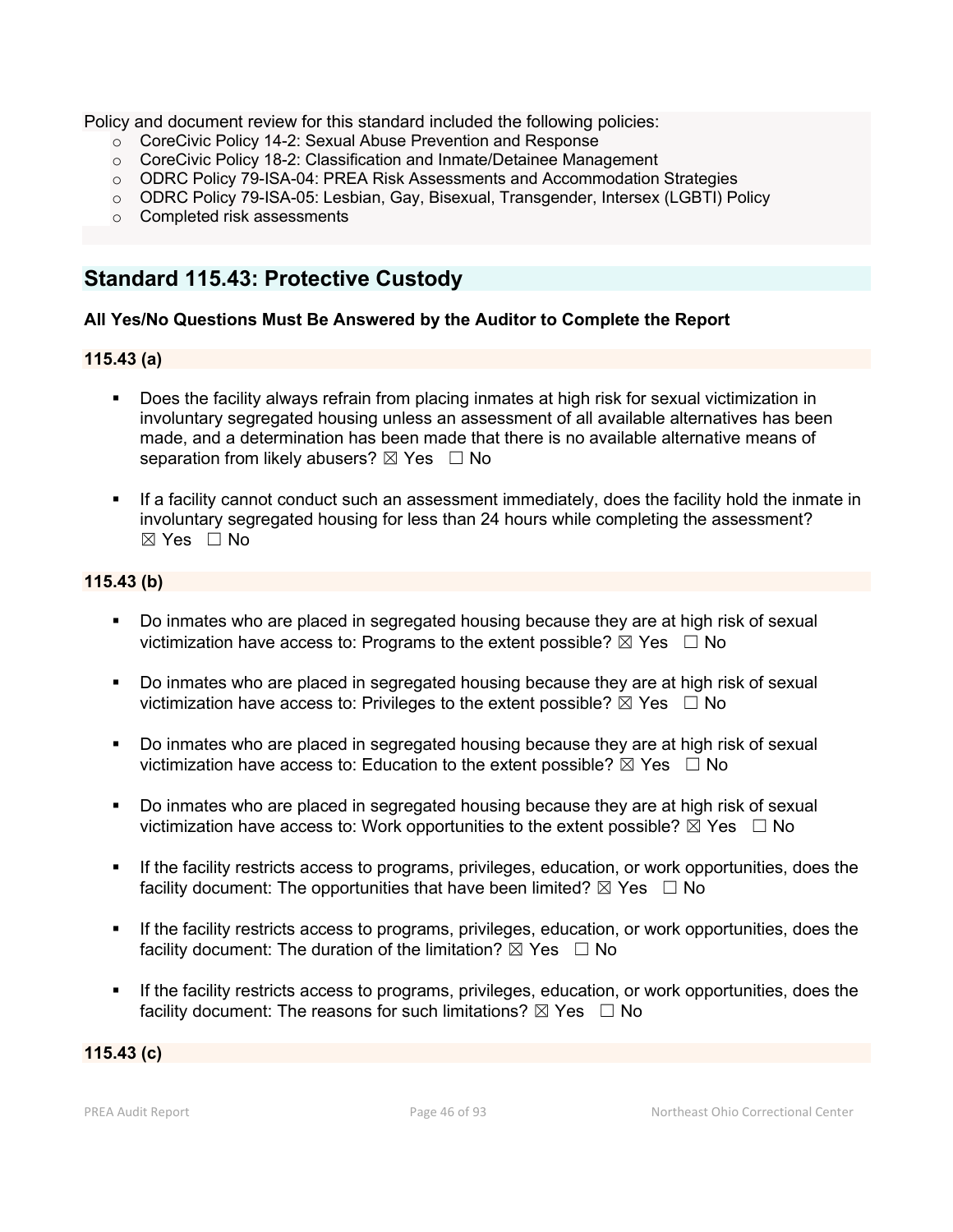Policy and document review for this standard included the following policies:

- CoreCivic Policy 14-2: Sexual Abuse Prevention and Response
- CoreCivic Policy 18-2: Classification and Inmate/Detainee Management
- ODRC Policy 79-ISA-04: PREA Risk Assessments and Accommodation Strategies
- ODRC Policy 79-ISA-05: Lesbian, Gay, Bisexual, Transgender, Intersex (LGBTI) Policy
- Completed risk assessments

## Standard 115.43: Protective Custody

**All Yes/No Questions Must Be Answered by the Auditor to Complete the Report**

**115.43 (a)**

- Does the facility always refrain from placing inmates at high risk for sexual victimization in involuntary segregated housing unless an assessment of all available alternatives has been made, and a determination has been made that there is no available alternative means of separation from likely abusers? ☒ Yes ☐ No

- If a facility cannot conduct such an assessment immediately, does the facility hold the inmate in involuntary segregated housing for less than 24 hours while completing the assessment? ☒ Yes ☐ No

**115.43 (b)**

- Do inmates who are placed in segregated housing because they are at high risk of sexual victimization have access to: Programs to the extent possible? ☒ Yes ☐ No

- Do inmates who are placed in segregated housing because they are at high risk of sexual victimization have access to: Privileges to the extent possible? ☒ Yes ☐ No

- Do inmates who are placed in segregated housing because they are at high risk of sexual victimization have access to: Education to the extent possible? ☒ Yes ☐ No

- Do inmates who are placed in segregated housing because they are at high risk of sexual victimization have access to: Work opportunities to the extent possible? ☒ Yes ☐ No

- If the facility restricts access to programs, privileges, education, or work opportunities, does the facility document: The opportunities that have been limited? ☒ Yes ☐ No

- If the facility restricts access to programs, privileges, education, or work opportunities, does the facility document: The duration of the limitation? ☒ Yes ☐ No

- If the facility restricts access to programs, privileges, education, or work opportunities, does the facility document: The reasons for such limitations? ☒ Yes ☐ No

**115.43 (c)**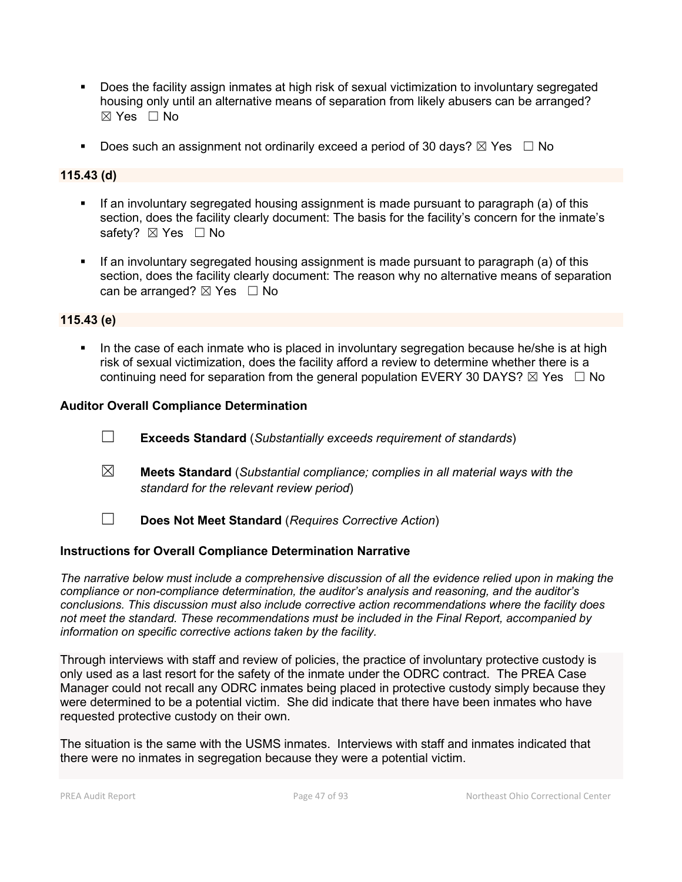- Does the facility assign inmates at high risk of sexual victimization to involuntary segregated housing only until an alternative means of separation from likely abusers can be arranged? ☒ Yes ☐ No

- Does such an assignment not ordinarily exceed a period of 30 days? ☒ Yes ☐ No

**115.43 (d)**

- If an involuntary segregated housing assignment is made pursuant to paragraph (a) of this section, does the facility clearly document: The basis for the facility's concern for the inmate's safety? ☒ Yes ☐ No

- If an involuntary segregated housing assignment is made pursuant to paragraph (a) of this section, does the facility clearly document: The reason why no alternative means of separation can be arranged? ☒ Yes ☐ No

**115.43 (e)**

- In the case of each inmate who is placed in involuntary segregation because he/she is at high risk of sexual victimization, does the facility afford a review to determine whether there is a continuing need for separation from the general population EVERY 30 DAYS? ☒ Yes ☐ No

**Auditor Overall Compliance Determination**

☐ **Exceeds Standard** (*Substantially exceeds requirement of standards*)

☒ **Meets Standard** (*Substantial compliance; complies in all material ways with the standard for the relevant review period*)

☐ **Does Not Meet Standard** (*Requires Corrective Action*)

**Instructions for Overall Compliance Determination Narrative**

*The narrative below must include a comprehensive discussion of all the evidence relied upon in making the compliance or non-compliance determination, the auditor's analysis and reasoning, and the auditor's conclusions. This discussion must also include corrective action recommendations where the facility does not meet the standard. These recommendations must be included in the Final Report, accompanied by information on specific corrective actions taken by the facility.*

Through interviews with staff and review of policies, the practice of involuntary protective custody is only used as a last resort for the safety of the inmate under the ODRC contract. The PREA Case Manager could not recall any ODRC inmates being placed in protective custody simply because they were determined to be a potential victim. She did indicate that there have been inmates who have requested protective custody on their own.

The situation is the same with the USMS inmates. Interviews with staff and inmates indicated that there were no inmates in segregation because they were a potential victim.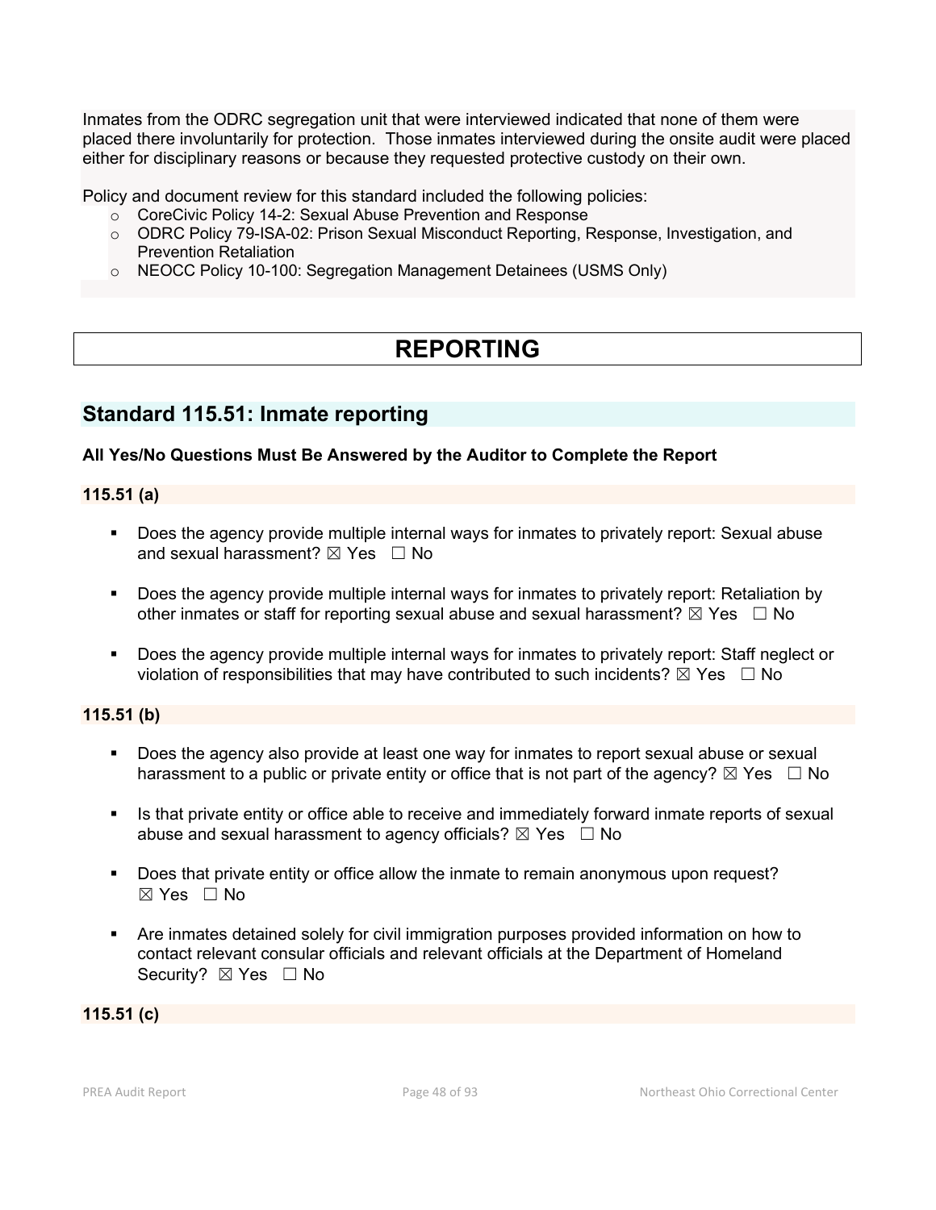Inmates from the ODRC segregation unit that were interviewed indicated that none of them were placed there involuntarily for protection. Those inmates interviewed during the onsite audit were placed either for disciplinary reasons or because they requested protective custody on their own.

Policy and document review for this standard included the following policies:

- CoreCivic Policy 14-2: Sexual Abuse Prevention and Response
- ODRC Policy 79-ISA-02: Prison Sexual Misconduct Reporting, Response, Investigation, and Prevention Retaliation
- NEOCC Policy 10-100: Segregation Management Detainees (USMS Only)

# REPORTING

## Standard 115.51: Inmate reporting

**All Yes/No Questions Must Be Answered by the Auditor to Complete the Report**

**115.51 (a)**

- Does the agency provide multiple internal ways for inmates to privately report: Sexual abuse and sexual harassment? ☒ Yes ☐ No
- Does the agency provide multiple internal ways for inmates to privately report: Retaliation by other inmates or staff for reporting sexual abuse and sexual harassment? ☒ Yes ☐ No
- Does the agency provide multiple internal ways for inmates to privately report: Staff neglect or violation of responsibilities that may have contributed to such incidents? ☒ Yes ☐ No

**115.51 (b)**

- Does the agency also provide at least one way for inmates to report sexual abuse or sexual harassment to a public or private entity or office that is not part of the agency? ☒ Yes ☐ No
- Is that private entity or office able to receive and immediately forward inmate reports of sexual abuse and sexual harassment to agency officials? ☒ Yes ☐ No
- Does that private entity or office allow the inmate to remain anonymous upon request? ☒ Yes ☐ No
- Are inmates detained solely for civil immigration purposes provided information on how to contact relevant consular officials and relevant officials at the Department of Homeland Security? ☒ Yes ☐ No

**115.51 (c)**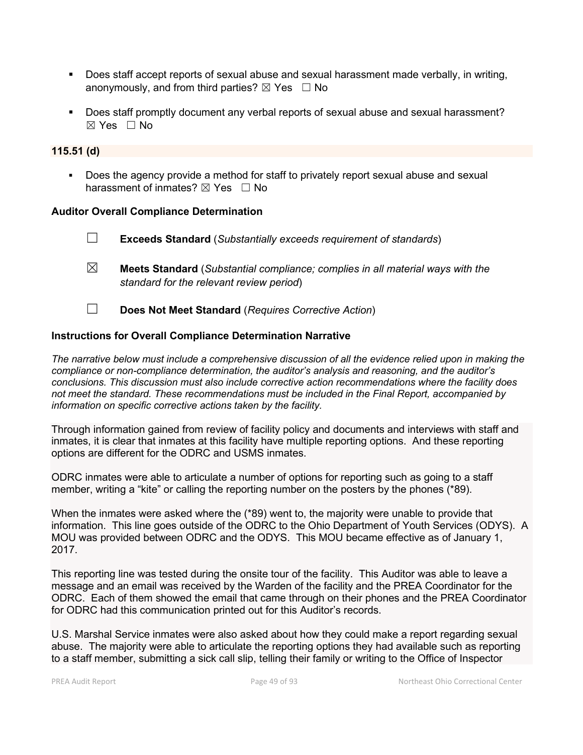- Does staff accept reports of sexual abuse and sexual harassment made verbally, in writing, anonymously, and from third parties? ☒ Yes ☐ No
- Does staff promptly document any verbal reports of sexual abuse and sexual harassment? ☒ Yes ☐ No

**115.51 (d)**

- Does the agency provide a method for staff to privately report sexual abuse and sexual harassment of inmates? ☒ Yes ☐ No

**Auditor Overall Compliance Determination**

☐ **Exceeds Standard** (*Substantially exceeds requirement of standards*)

☒ **Meets Standard** (*Substantial compliance; complies in all material ways with the standard for the relevant review period*)

☐ **Does Not Meet Standard** (*Requires Corrective Action*)

**Instructions for Overall Compliance Determination Narrative**

*The narrative below must include a comprehensive discussion of all the evidence relied upon in making the compliance or non-compliance determination, the auditor's analysis and reasoning, and the auditor's conclusions. This discussion must also include corrective action recommendations where the facility does not meet the standard. These recommendations must be included in the Final Report, accompanied by information on specific corrective actions taken by the facility.*

Through information gained from review of facility policy and documents and interviews with staff and inmates, it is clear that inmates at this facility have multiple reporting options. And these reporting options are different for the ODRC and USMS inmates.

ODRC inmates were able to articulate a number of options for reporting such as going to a staff member, writing a "kite" or calling the reporting number on the posters by the phones (*89).

When the inmates were asked where the (*89) went to, the majority were unable to provide that information. This line goes outside of the ODRC to the Ohio Department of Youth Services (ODYS). A MOU was provided between ODRC and the ODYS. This MOU became effective as of January 1, 2017.

This reporting line was tested during the onsite tour of the facility. This Auditor was able to leave a message and an email was received by the Warden of the facility and the PREA Coordinator for the ODRC. Each of them showed the email that came through on their phones and the PREA Coordinator for ODRC had this communication printed out for this Auditor's records.

U.S. Marshal Service inmates were also asked about how they could make a report regarding sexual abuse. The majority were able to articulate the reporting options they had available such as reporting to a staff member, submitting a sick call slip, telling their family or writing to the Office of Inspector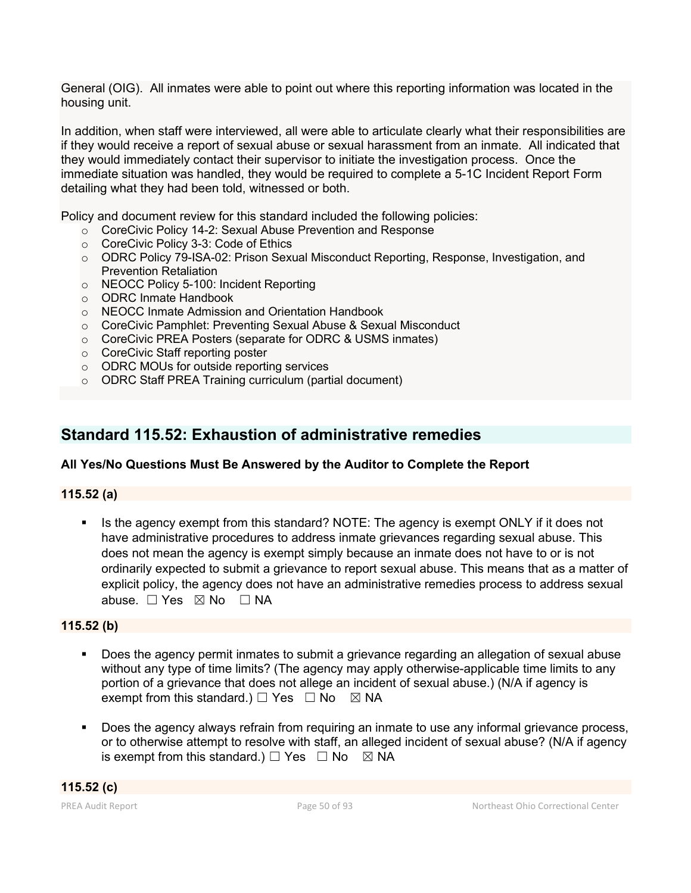General (OIG). All inmates were able to point out where this reporting information was located in the housing unit.

In addition, when staff were interviewed, all were able to articulate clearly what their responsibilities are if they would receive a report of sexual abuse or sexual harassment from an inmate. All indicated that they would immediately contact their supervisor to initiate the investigation process. Once the immediate situation was handled, they would be required to complete a 5-1C Incident Report Form detailing what they had been told, witnessed or both.

Policy and document review for this standard included the following policies:

- CoreCivic Policy 14-2: Sexual Abuse Prevention and Response
- CoreCivic Policy 3-3: Code of Ethics
- ODRC Policy 79-ISA-02: Prison Sexual Misconduct Reporting, Response, Investigation, and Prevention Retaliation
- NEOCC Policy 5-100: Incident Reporting
- ODRC Inmate Handbook
- NEOCC Inmate Admission and Orientation Handbook
- CoreCivic Pamphlet: Preventing Sexual Abuse & Sexual Misconduct
- CoreCivic PREA Posters (separate for ODRC & USMS inmates)
- CoreCivic Staff reporting poster
- ODRC MOUs for outside reporting services
- ODRC Staff PREA Training curriculum (partial document)

## Standard 115.52: Exhaustion of administrative remedies

**All Yes/No Questions Must Be Answered by the Auditor to Complete the Report**

**115.52 (a)**

- Is the agency exempt from this standard? NOTE: The agency is exempt ONLY if it does not have administrative procedures to address inmate grievances regarding sexual abuse. This does not mean the agency is exempt simply because an inmate does not have to or is not ordinarily expected to submit a grievance to report sexual abuse. This means that as a matter of explicit policy, the agency does not have an administrative remedies process to address sexual abuse. ☐ Yes ☒ No ☐ NA

**115.52 (b)**

- Does the agency permit inmates to submit a grievance regarding an allegation of sexual abuse without any type of time limits? (The agency may apply otherwise-applicable time limits to any portion of a grievance that does not allege an incident of sexual abuse.) (N/A if agency is exempt from this standard.) ☐ Yes ☐ No ☒ NA

- Does the agency always refrain from requiring an inmate to use any informal grievance process, or to otherwise attempt to resolve with staff, an alleged incident of sexual abuse? (N/A if agency is exempt from this standard.) ☐ Yes ☐ No ☒ NA

**115.52 (c)**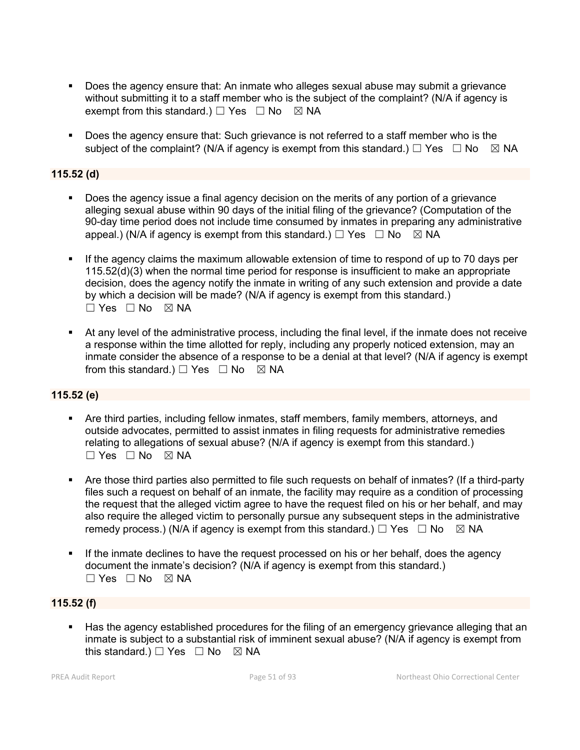- Does the agency ensure that: An inmate who alleges sexual abuse may submit a grievance without submitting it to a staff member who is the subject of the complaint? (N/A if agency is exempt from this standard.) ☐ Yes ☐ No ☒ NA

- Does the agency ensure that: Such grievance is not referred to a staff member who is the subject of the complaint? (N/A if agency is exempt from this standard.) ☐ Yes ☐ No ☒ NA

**115.52 (d)**

- Does the agency issue a final agency decision on the merits of any portion of a grievance alleging sexual abuse within 90 days of the initial filing of the grievance? (Computation of the 90-day time period does not include time consumed by inmates in preparing any administrative appeal.) (N/A if agency is exempt from this standard.) ☐ Yes ☐ No ☒ NA

- If the agency claims the maximum allowable extension of time to respond of up to 70 days per 115.52(d)(3) when the normal time period for response is insufficient to make an appropriate decision, does the agency notify the inmate in writing of any such extension and provide a date by which a decision will be made? (N/A if agency is exempt from this standard.) ☐ Yes ☐ No ☒ NA

- At any level of the administrative process, including the final level, if the inmate does not receive a response within the time allotted for reply, including any properly noticed extension, may an inmate consider the absence of a response to be a denial at that level? (N/A if agency is exempt from this standard.) ☐ Yes ☐ No ☒ NA

**115.52 (e)**

- Are third parties, including fellow inmates, staff members, family members, attorneys, and outside advocates, permitted to assist inmates in filing requests for administrative remedies relating to allegations of sexual abuse? (N/A if agency is exempt from this standard.) ☐ Yes ☐ No ☒ NA

- Are those third parties also permitted to file such requests on behalf of inmates? (If a third-party files such a request on behalf of an inmate, the facility may require as a condition of processing the request that the alleged victim agree to have the request filed on his or her behalf, and may also require the alleged victim to personally pursue any subsequent steps in the administrative remedy process.) (N/A if agency is exempt from this standard.) ☐ Yes ☐ No ☒ NA

- If the inmate declines to have the request processed on his or her behalf, does the agency document the inmate's decision? (N/A if agency is exempt from this standard.) ☐ Yes ☐ No ☒ NA

**115.52 (f)**

- Has the agency established procedures for the filing of an emergency grievance alleging that an inmate is subject to a substantial risk of imminent sexual abuse? (N/A if agency is exempt from this standard.) ☐ Yes ☐ No ☒ NA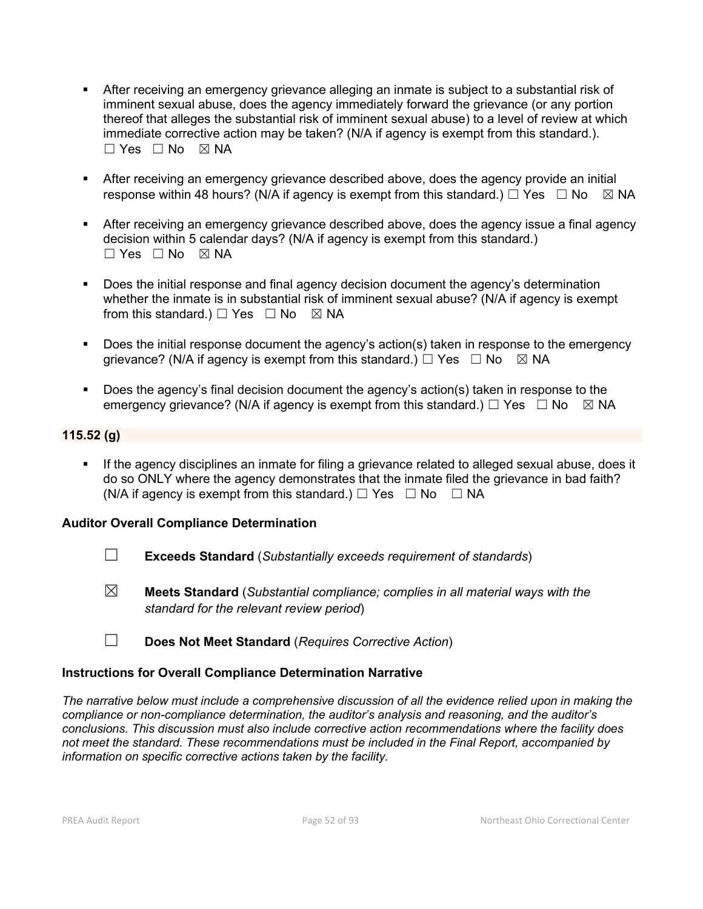- After receiving an emergency grievance alleging an inmate is subject to a substantial risk of imminent sexual abuse, does the agency immediately forward the grievance (or any portion thereof that alleges the substantial risk of imminent sexual abuse) to a level of review at which immediate corrective action may be taken? (N/A if agency is exempt from this standard.). ☐ Yes ☐ No ☒ NA

- After receiving an emergency grievance described above, does the agency provide an initial response within 48 hours? (N/A if agency is exempt from this standard.) ☐ Yes ☐ No ☒ NA

- After receiving an emergency grievance described above, does the agency issue a final agency decision within 5 calendar days? (N/A if agency is exempt from this standard.) ☐ Yes ☐ No ☒ NA

- Does the initial response and final agency decision document the agency's determination whether the inmate is in substantial risk of imminent sexual abuse? (N/A if agency is exempt from this standard.) ☐ Yes ☐ No ☒ NA

- Does the initial response document the agency's action(s) taken in response to the emergency grievance? (N/A if agency is exempt from this standard.) ☐ Yes ☐ No ☒ NA

- Does the agency's final decision document the agency's action(s) taken in response to the emergency grievance? (N/A if agency is exempt from this standard.) ☐ Yes ☐ No ☒ NA

**115.52 (g)**

- If the agency disciplines an inmate for filing a grievance related to alleged sexual abuse, does it do so ONLY where the agency demonstrates that the inmate filed the grievance in bad faith? (N/A if agency is exempt from this standard.) ☐ Yes ☐ No ☐ NA

**Auditor Overall Compliance Determination**

☐ **Exceeds Standard** (*Substantially exceeds requirement of standards*)

☒ **Meets Standard** (*Substantial compliance; complies in all material ways with the standard for the relevant review period*)

☐ **Does Not Meet Standard** (*Requires Corrective Action*)

**Instructions for Overall Compliance Determination Narrative**

*The narrative below must include a comprehensive discussion of all the evidence relied upon in making the compliance or non-compliance determination, the auditor's analysis and reasoning, and the auditor's conclusions. This discussion must also include corrective action recommendations where the facility does not meet the standard. These recommendations must be included in the Final Report, accompanied by information on specific corrective actions taken by the facility.*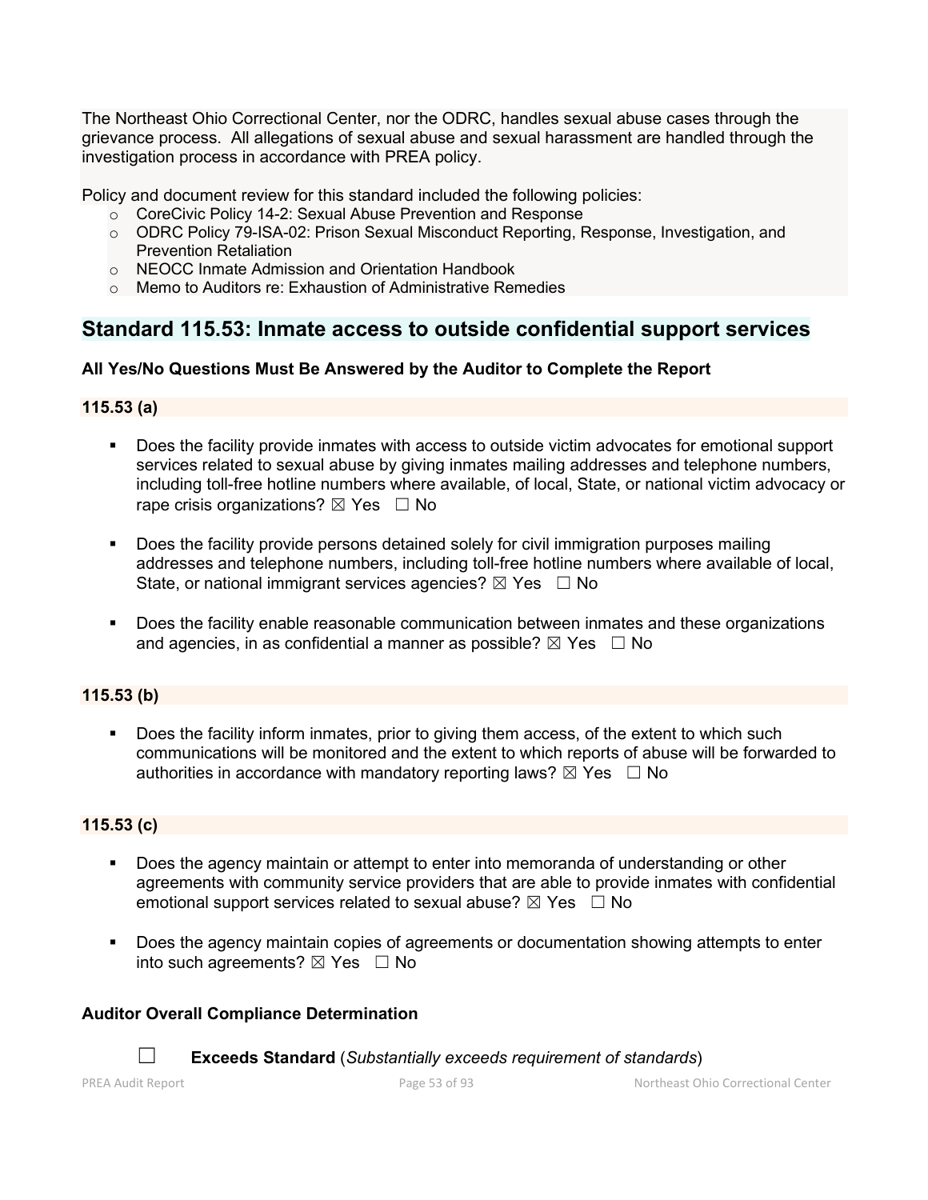The Northeast Ohio Correctional Center, nor the ODRC, handles sexual abuse cases through the grievance process. All allegations of sexual abuse and sexual harassment are handled through the investigation process in accordance with PREA policy.

Policy and document review for this standard included the following policies:

- CoreCivic Policy 14-2: Sexual Abuse Prevention and Response
- ODRC Policy 79-ISA-02: Prison Sexual Misconduct Reporting, Response, Investigation, and Prevention Retaliation
- NEOCC Inmate Admission and Orientation Handbook
- Memo to Auditors re: Exhaustion of Administrative Remedies

## Standard 115.53: Inmate access to outside confidential support services

**All Yes/No Questions Must Be Answered by the Auditor to Complete the Report**

**115.53 (a)**

- Does the facility provide inmates with access to outside victim advocates for emotional support services related to sexual abuse by giving inmates mailing addresses and telephone numbers, including toll-free hotline numbers where available, of local, State, or national victim advocacy or rape crisis organizations? ☒ Yes ☐ No
- Does the facility provide persons detained solely for civil immigration purposes mailing addresses and telephone numbers, including toll-free hotline numbers where available of local, State, or national immigrant services agencies? ☒ Yes ☐ No
- Does the facility enable reasonable communication between inmates and these organizations and agencies, in as confidential a manner as possible? ☒ Yes ☐ No

**115.53 (b)**

- Does the facility inform inmates, prior to giving them access, of the extent to which such communications will be monitored and the extent to which reports of abuse will be forwarded to authorities in accordance with mandatory reporting laws? ☒ Yes ☐ No

**115.53 (c)**

- Does the agency maintain or attempt to enter into memoranda of understanding or other agreements with community service providers that are able to provide inmates with confidential emotional support services related to sexual abuse? ☒ Yes ☐ No
- Does the agency maintain copies of agreements or documentation showing attempts to enter into such agreements? ☒ Yes ☐ No

**Auditor Overall Compliance Determination**

☐ **Exceeds Standard** (*Substantially exceeds requirement of standards*)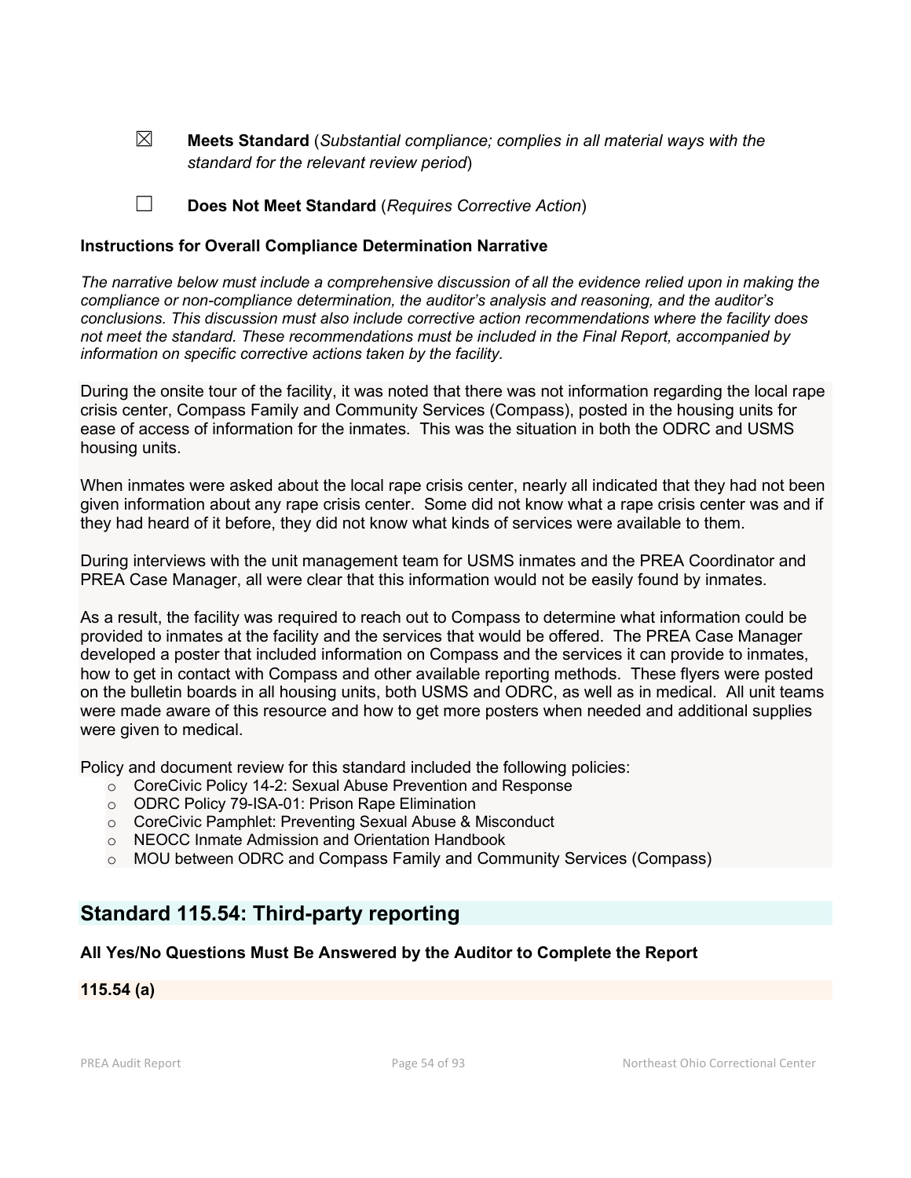☒ **Meets Standard** (*Substantial compliance; complies in all material ways with the standard for the relevant review period*)

☐ **Does Not Meet Standard** (*Requires Corrective Action*)

**Instructions for Overall Compliance Determination Narrative**

*The narrative below must include a comprehensive discussion of all the evidence relied upon in making the compliance or non-compliance determination, the auditor's analysis and reasoning, and the auditor's conclusions. This discussion must also include corrective action recommendations where the facility does not meet the standard. These recommendations must be included in the Final Report, accompanied by information on specific corrective actions taken by the facility.*

During the onsite tour of the facility, it was noted that there was not information regarding the local rape crisis center, Compass Family and Community Services (Compass), posted in the housing units for ease of access of information for the inmates. This was the situation in both the ODRC and USMS housing units.

When inmates were asked about the local rape crisis center, nearly all indicated that they had not been given information about any rape crisis center. Some did not know what a rape crisis center was and if they had heard of it before, they did not know what kinds of services were available to them.

During interviews with the unit management team for USMS inmates and the PREA Coordinator and PREA Case Manager, all were clear that this information would not be easily found by inmates.

As a result, the facility was required to reach out to Compass to determine what information could be provided to inmates at the facility and the services that would be offered. The PREA Case Manager developed a poster that included information on Compass and the services it can provide to inmates, how to get in contact with Compass and other available reporting methods. These flyers were posted on the bulletin boards in all housing units, both USMS and ODRC, as well as in medical. All unit teams were made aware of this resource and how to get more posters when needed and additional supplies were given to medical.

Policy and document review for this standard included the following policies:

- CoreCivic Policy 14-2: Sexual Abuse Prevention and Response
- ODRC Policy 79-ISA-01: Prison Rape Elimination
- CoreCivic Pamphlet: Preventing Sexual Abuse & Misconduct
- NEOCC Inmate Admission and Orientation Handbook
- MOU between ODRC and Compass Family and Community Services (Compass)

## Standard 115.54: Third-party reporting

**All Yes/No Questions Must Be Answered by the Auditor to Complete the Report**

**115.54 (a)**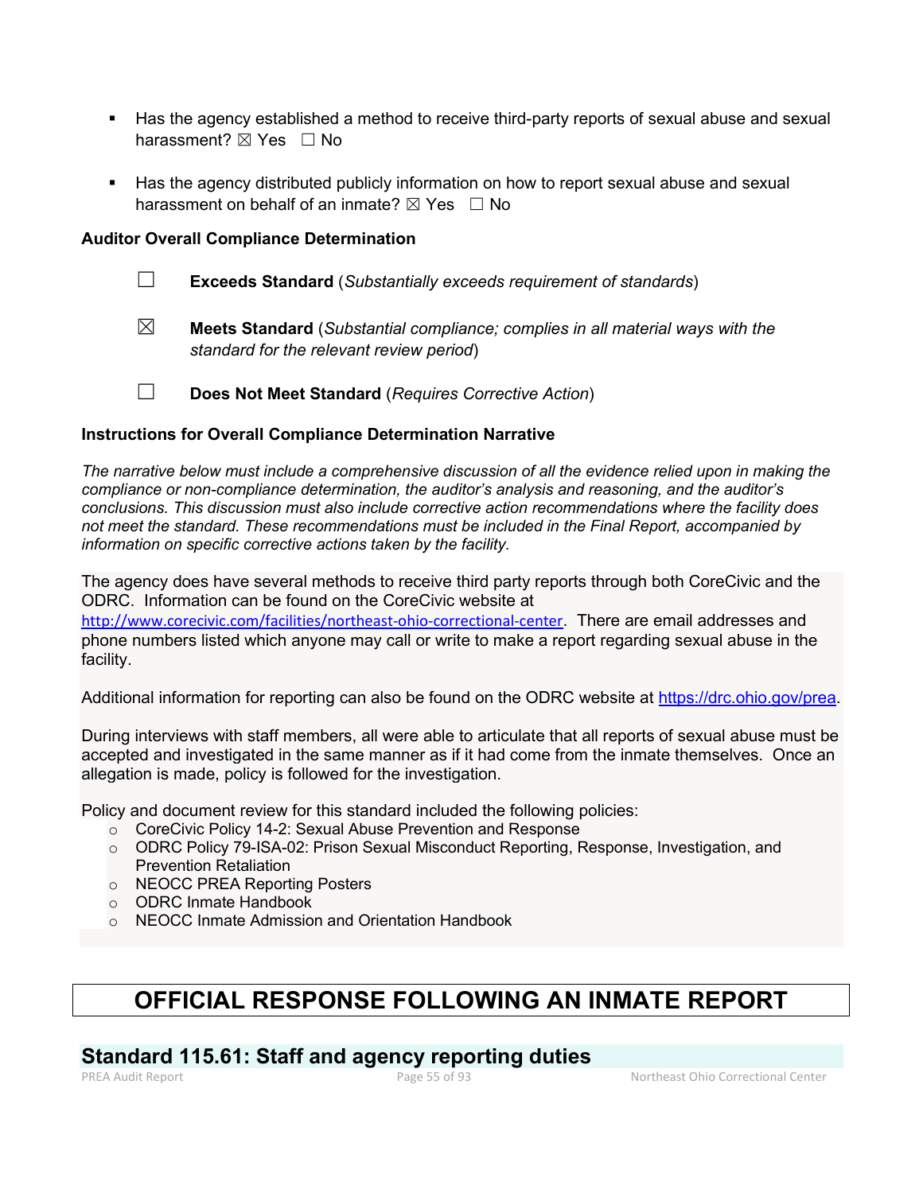- Has the agency established a method to receive third-party reports of sexual abuse and sexual harassment? ☒ Yes ☐ No

- Has the agency distributed publicly information on how to report sexual abuse and sexual harassment on behalf of an inmate? ☒ Yes ☐ No

**Auditor Overall Compliance Determination**

☐ **Exceeds Standard** (*Substantially exceeds requirement of standards*)

☒ **Meets Standard** (*Substantial compliance; complies in all material ways with the standard for the relevant review period*)

☐ **Does Not Meet Standard** (*Requires Corrective Action*)

**Instructions for Overall Compliance Determination Narrative**

*The narrative below must include a comprehensive discussion of all the evidence relied upon in making the compliance or non-compliance determination, the auditor's analysis and reasoning, and the auditor's conclusions. This discussion must also include corrective action recommendations where the facility does not meet the standard. These recommendations must be included in the Final Report, accompanied by information on specific corrective actions taken by the facility.*

The agency does have several methods to receive third party reports through both CoreCivic and the ODRC. Information can be found on the CoreCivic website at http://www.corecivic.com/facilities/northeast-ohio-correctional-center. There are email addresses and phone numbers listed which anyone may call or write to make a report regarding sexual abuse in the facility.

Additional information for reporting can also be found on the ODRC website at https://drc.ohio.gov/prea.

During interviews with staff members, all were able to articulate that all reports of sexual abuse must be accepted and investigated in the same manner as if it had come from the inmate themselves. Once an allegation is made, policy is followed for the investigation.

Policy and document review for this standard included the following policies:

- CoreCivic Policy 14-2: Sexual Abuse Prevention and Response
- ODRC Policy 79-ISA-02: Prison Sexual Misconduct Reporting, Response, Investigation, and Prevention Retaliation
- NEOCC PREA Reporting Posters
- ODRC Inmate Handbook
- NEOCC Inmate Admission and Orientation Handbook

# OFFICIAL RESPONSE FOLLOWING AN INMATE REPORT

## Standard 115.61: Staff and agency reporting duties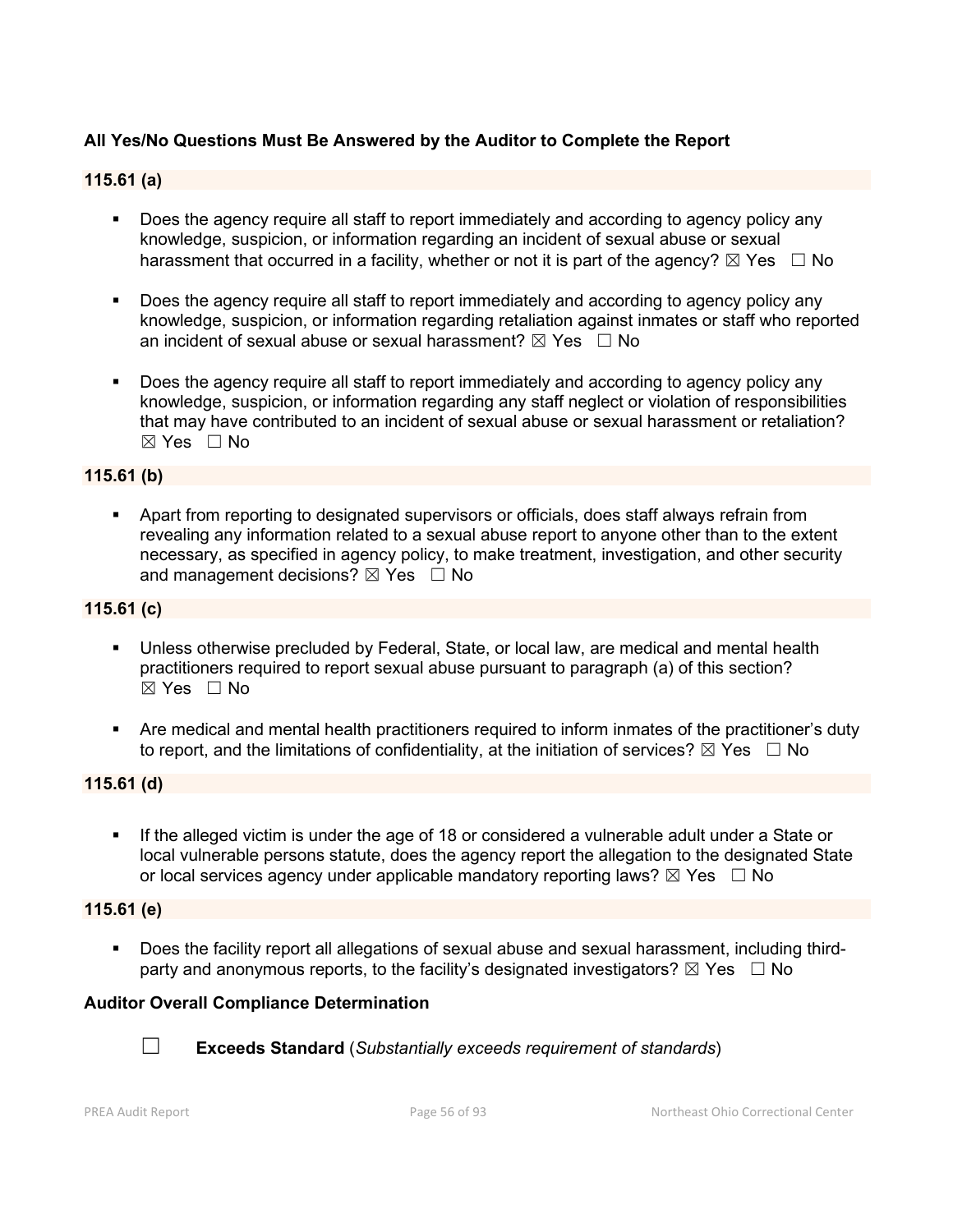**All Yes/No Questions Must Be Answered by the Auditor to Complete the Report**

**115.61 (a)**

- Does the agency require all staff to report immediately and according to agency policy any knowledge, suspicion, or information regarding an incident of sexual abuse or sexual harassment that occurred in a facility, whether or not it is part of the agency? ☒ Yes ☐ No

- Does the agency require all staff to report immediately and according to agency policy any knowledge, suspicion, or information regarding retaliation against inmates or staff who reported an incident of sexual abuse or sexual harassment? ☒ Yes ☐ No

- Does the agency require all staff to report immediately and according to agency policy any knowledge, suspicion, or information regarding any staff neglect or violation of responsibilities that may have contributed to an incident of sexual abuse or sexual harassment or retaliation? ☒ Yes ☐ No

**115.61 (b)**

- Apart from reporting to designated supervisors or officials, does staff always refrain from revealing any information related to a sexual abuse report to anyone other than to the extent necessary, as specified in agency policy, to make treatment, investigation, and other security and management decisions? ☒ Yes ☐ No

**115.61 (c)**

- Unless otherwise precluded by Federal, State, or local law, are medical and mental health practitioners required to report sexual abuse pursuant to paragraph (a) of this section? ☒ Yes ☐ No

- Are medical and mental health practitioners required to inform inmates of the practitioner's duty to report, and the limitations of confidentiality, at the initiation of services? ☒ Yes ☐ No

**115.61 (d)**

- If the alleged victim is under the age of 18 or considered a vulnerable adult under a State or local vulnerable persons statute, does the agency report the allegation to the designated State or local services agency under applicable mandatory reporting laws? ☒ Yes ☐ No

**115.61 (e)**

- Does the facility report all allegations of sexual abuse and sexual harassment, including third-party and anonymous reports, to the facility's designated investigators? ☒ Yes ☐ No

**Auditor Overall Compliance Determination**

☐ **Exceeds Standard** (*Substantially exceeds requirement of standards*)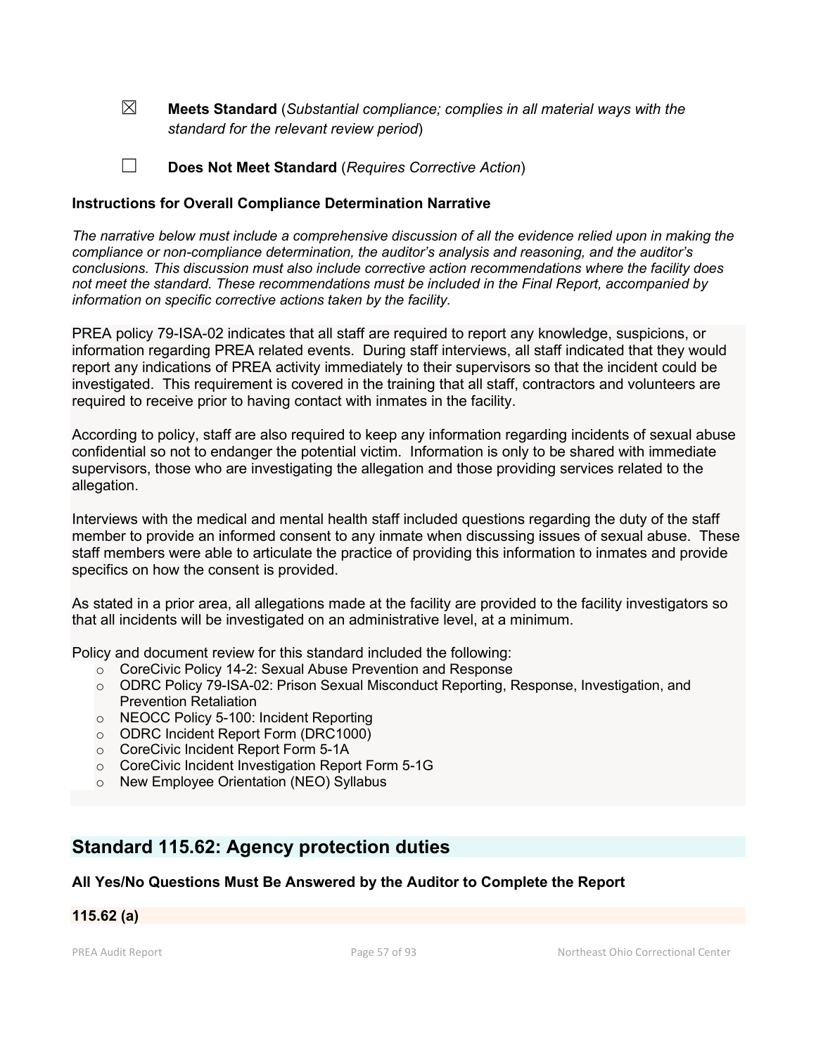☒ **Meets Standard** (*Substantial compliance; complies in all material ways with the standard for the relevant review period*)

☐ **Does Not Meet Standard** (*Requires Corrective Action*)

**Instructions for Overall Compliance Determination Narrative**

*The narrative below must include a comprehensive discussion of all the evidence relied upon in making the compliance or non-compliance determination, the auditor's analysis and reasoning, and the auditor's conclusions. This discussion must also include corrective action recommendations where the facility does not meet the standard. These recommendations must be included in the Final Report, accompanied by information on specific corrective actions taken by the facility.*

PREA policy 79-ISA-02 indicates that all staff are required to report any knowledge, suspicions, or information regarding PREA related events. During staff interviews, all staff indicated that they would report any indications of PREA activity immediately to their supervisors so that the incident could be investigated. This requirement is covered in the training that all staff, contractors and volunteers are required to receive prior to having contact with inmates in the facility.

According to policy, staff are also required to keep any information regarding incidents of sexual abuse confidential so not to endanger the potential victim. Information is only to be shared with immediate supervisors, those who are investigating the allegation and those providing services related to the allegation.

Interviews with the medical and mental health staff included questions regarding the duty of the staff member to provide an informed consent to any inmate when discussing issues of sexual abuse. These staff members were able to articulate the practice of providing this information to inmates and provide specifics on how the consent is provided.

As stated in a prior area, all allegations made at the facility are provided to the facility investigators so that all incidents will be investigated on an administrative level, at a minimum.

Policy and document review for this standard included the following:

- CoreCivic Policy 14-2: Sexual Abuse Prevention and Response
- ODRC Policy 79-ISA-02: Prison Sexual Misconduct Reporting, Response, Investigation, and Prevention Retaliation
- NEOCC Policy 5-100: Incident Reporting
- ODRC Incident Report Form (DRC1000)
- CoreCivic Incident Report Form 5-1A
- CoreCivic Incident Investigation Report Form 5-1G
- New Employee Orientation (NEO) Syllabus

## Standard 115.62: Agency protection duties

**All Yes/No Questions Must Be Answered by the Auditor to Complete the Report**

**115.62 (a)**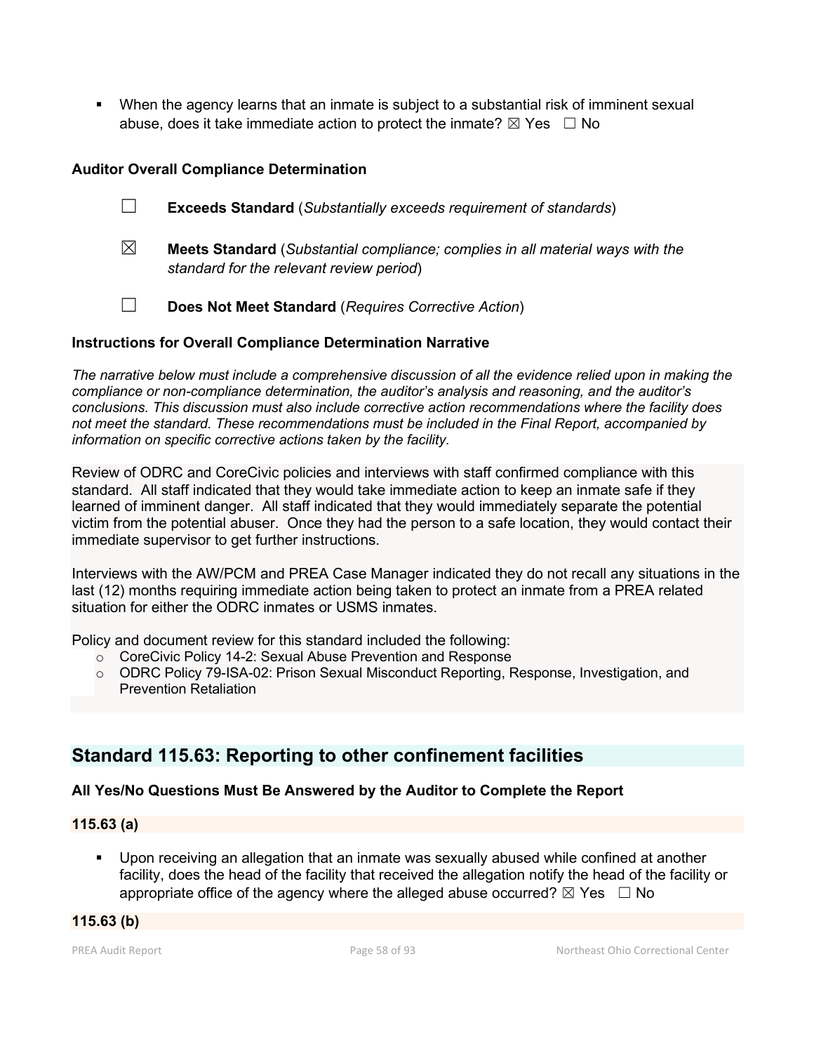- When the agency learns that an inmate is subject to a substantial risk of imminent sexual abuse, does it take immediate action to protect the inmate? ☒ Yes ☐ No

**Auditor Overall Compliance Determination**

☐ **Exceeds Standard** (*Substantially exceeds requirement of standards*)

☒ **Meets Standard** (*Substantial compliance; complies in all material ways with the standard for the relevant review period*)

☐ **Does Not Meet Standard** (*Requires Corrective Action*)

**Instructions for Overall Compliance Determination Narrative**

*The narrative below must include a comprehensive discussion of all the evidence relied upon in making the compliance or non-compliance determination, the auditor's analysis and reasoning, and the auditor's conclusions. This discussion must also include corrective action recommendations where the facility does not meet the standard. These recommendations must be included in the Final Report, accompanied by information on specific corrective actions taken by the facility.*

Review of ODRC and CoreCivic policies and interviews with staff confirmed compliance with this standard. All staff indicated that they would take immediate action to keep an inmate safe if they learned of imminent danger. All staff indicated that they would immediately separate the potential victim from the potential abuser. Once they had the person to a safe location, they would contact their immediate supervisor to get further instructions.

Interviews with the AW/PCM and PREA Case Manager indicated they do not recall any situations in the last (12) months requiring immediate action being taken to protect an inmate from a PREA related situation for either the ODRC inmates or USMS inmates.

Policy and document review for this standard included the following:

- CoreCivic Policy 14-2: Sexual Abuse Prevention and Response
- ODRC Policy 79-ISA-02: Prison Sexual Misconduct Reporting, Response, Investigation, and Prevention Retaliation

## Standard 115.63: Reporting to other confinement facilities

**All Yes/No Questions Must Be Answered by the Auditor to Complete the Report**

**115.63 (a)**

- Upon receiving an allegation that an inmate was sexually abused while confined at another facility, does the head of the facility that received the allegation notify the head of the facility or appropriate office of the agency where the alleged abuse occurred? ☒ Yes ☐ No

**115.63 (b)**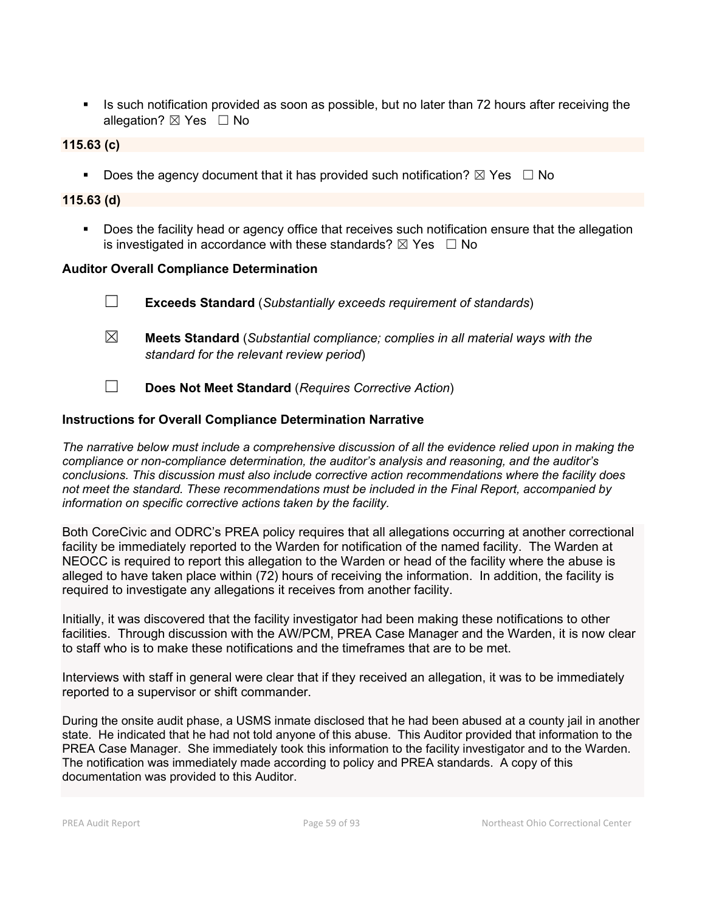- Is such notification provided as soon as possible, but no later than 72 hours after receiving the allegation? ☒ Yes ☐ No

**115.63 (c)**

- Does the agency document that it has provided such notification? ☒ Yes ☐ No

**115.63 (d)**

- Does the facility head or agency office that receives such notification ensure that the allegation is investigated in accordance with these standards? ☒ Yes ☐ No

**Auditor Overall Compliance Determination**

☐ **Exceeds Standard** (*Substantially exceeds requirement of standards*)

☒ **Meets Standard** (*Substantial compliance; complies in all material ways with the standard for the relevant review period*)

☐ **Does Not Meet Standard** (*Requires Corrective Action*)

**Instructions for Overall Compliance Determination Narrative**

*The narrative below must include a comprehensive discussion of all the evidence relied upon in making the compliance or non-compliance determination, the auditor's analysis and reasoning, and the auditor's conclusions. This discussion must also include corrective action recommendations where the facility does not meet the standard. These recommendations must be included in the Final Report, accompanied by information on specific corrective actions taken by the facility.*

Both CoreCivic and ODRC's PREA policy requires that all allegations occurring at another correctional facility be immediately reported to the Warden for notification of the named facility. The Warden at NEOCC is required to report this allegation to the Warden or head of the facility where the abuse is alleged to have taken place within (72) hours of receiving the information. In addition, the facility is required to investigate any allegations it receives from another facility.

Initially, it was discovered that the facility investigator had been making these notifications to other facilities. Through discussion with the AW/PCM, PREA Case Manager and the Warden, it is now clear to staff who is to make these notifications and the timeframes that are to be met.

Interviews with staff in general were clear that if they received an allegation, it was to be immediately reported to a supervisor or shift commander.

During the onsite audit phase, a USMS inmate disclosed that he had been abused at a county jail in another state. He indicated that he had not told anyone of this abuse. This Auditor provided that information to the PREA Case Manager. She immediately took this information to the facility investigator and to the Warden. The notification was immediately made according to policy and PREA standards. A copy of this documentation was provided to this Auditor.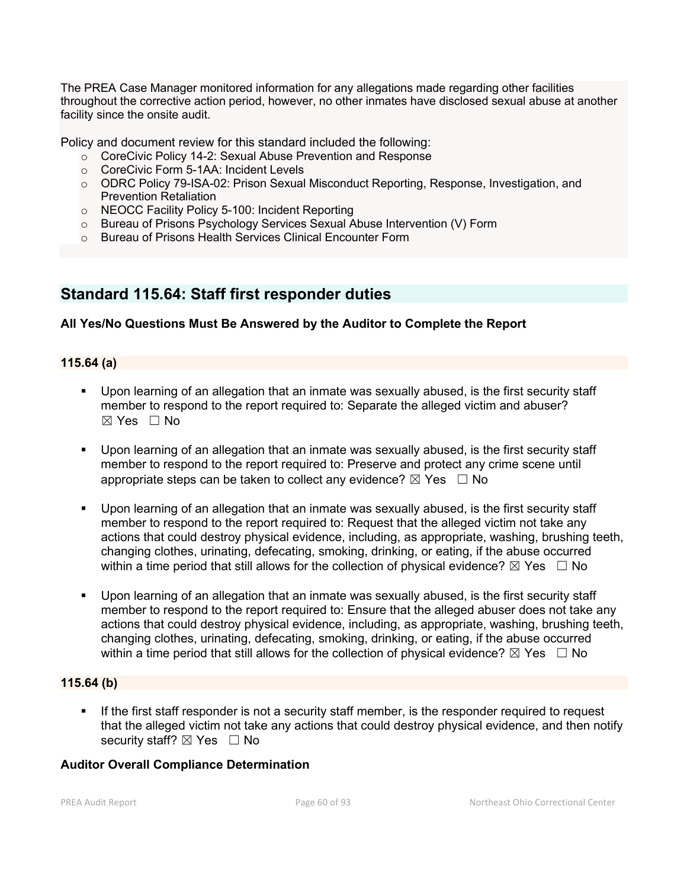The PREA Case Manager monitored information for any allegations made regarding other facilities throughout the corrective action period, however, no other inmates have disclosed sexual abuse at another facility since the onsite audit.

Policy and document review for this standard included the following:

- CoreCivic Policy 14-2: Sexual Abuse Prevention and Response
- CoreCivic Form 5-1AA: Incident Levels
- ODRC Policy 79-ISA-02: Prison Sexual Misconduct Reporting, Response, Investigation, and Prevention Retaliation
- NEOCC Facility Policy 5-100: Incident Reporting
- Bureau of Prisons Psychology Services Sexual Abuse Intervention (V) Form
- Bureau of Prisons Health Services Clinical Encounter Form

## Standard 115.64: Staff first responder duties

**All Yes/No Questions Must Be Answered by the Auditor to Complete the Report**

### 115.64 (a)

- Upon learning of an allegation that an inmate was sexually abused, is the first security staff member to respond to the report required to: Separate the alleged victim and abuser? ☒ Yes ☐ No
- Upon learning of an allegation that an inmate was sexually abused, is the first security staff member to respond to the report required to: Preserve and protect any crime scene until appropriate steps can be taken to collect any evidence? ☒ Yes ☐ No
- Upon learning of an allegation that an inmate was sexually abused, is the first security staff member to respond to the report required to: Request that the alleged victim not take any actions that could destroy physical evidence, including, as appropriate, washing, brushing teeth, changing clothes, urinating, defecating, smoking, drinking, or eating, if the abuse occurred within a time period that still allows for the collection of physical evidence? ☒ Yes ☐ No
- Upon learning of an allegation that an inmate was sexually abused, is the first security staff member to respond to the report required to: Ensure that the alleged abuser does not take any actions that could destroy physical evidence, including, as appropriate, washing, brushing teeth, changing clothes, urinating, defecating, smoking, drinking, or eating, if the abuse occurred within a time period that still allows for the collection of physical evidence? ☒ Yes ☐ No

### 115.64 (b)

- If the first staff responder is not a security staff member, is the responder required to request that the alleged victim not take any actions that could destroy physical evidence, and then notify security staff? ☒ Yes ☐ No

**Auditor Overall Compliance Determination**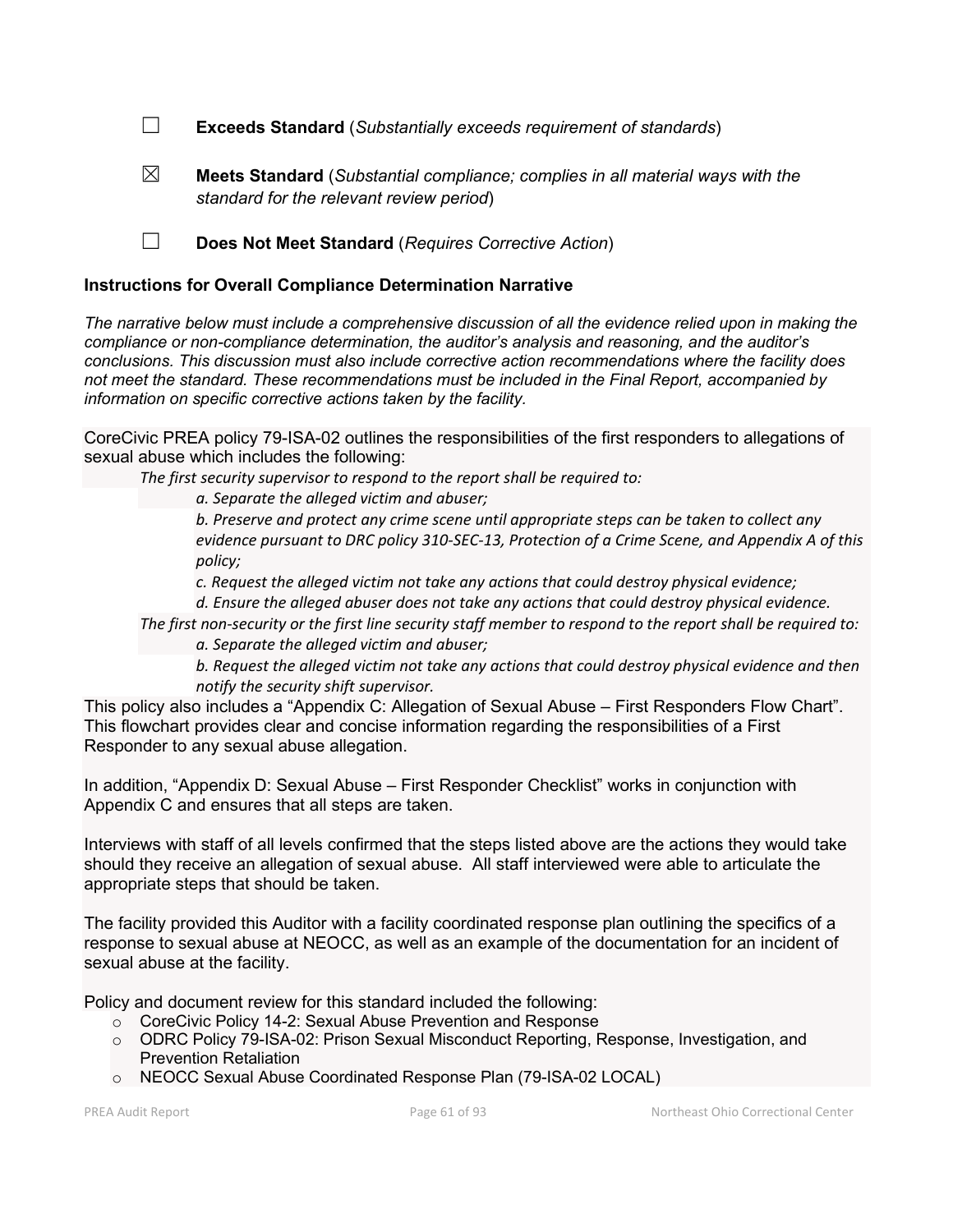☐ **Exceeds Standard** (*Substantially exceeds requirement of standards*)

☒ **Meets Standard** (*Substantial compliance; complies in all material ways with the standard for the relevant review period*)

☐ **Does Not Meet Standard** (*Requires Corrective Action*)

**Instructions for Overall Compliance Determination Narrative**

*The narrative below must include a comprehensive discussion of all the evidence relied upon in making the compliance or non-compliance determination, the auditor's analysis and reasoning, and the auditor's conclusions. This discussion must also include corrective action recommendations where the facility does not meet the standard. These recommendations must be included in the Final Report, accompanied by information on specific corrective actions taken by the facility.*

CoreCivic PREA policy 79-ISA-02 outlines the responsibilities of the first responders to allegations of sexual abuse which includes the following:

> *The first security supervisor to respond to the report shall be required to:*
>
> > *a. Separate the alleged victim and abuser;*
> >
> > *b. Preserve and protect any crime scene until appropriate steps can be taken to collect any evidence pursuant to DRC policy 310-SEC-13, Protection of a Crime Scene, and Appendix A of this policy;*
> >
> > *c. Request the alleged victim not take any actions that could destroy physical evidence;*
> >
> > *d. Ensure the alleged abuser does not take any actions that could destroy physical evidence.*
>
> *The first non-security or the first line security staff member to respond to the report shall be required to:*
>
> > *a. Separate the alleged victim and abuser;*
> >
> > *b. Request the alleged victim not take any actions that could destroy physical evidence and then notify the security shift supervisor.*

This policy also includes a "Appendix C: Allegation of Sexual Abuse – First Responders Flow Chart". This flowchart provides clear and concise information regarding the responsibilities of a First Responder to any sexual abuse allegation.

In addition, "Appendix D: Sexual Abuse – First Responder Checklist" works in conjunction with Appendix C and ensures that all steps are taken.

Interviews with staff of all levels confirmed that the steps listed above are the actions they would take should they receive an allegation of sexual abuse. All staff interviewed were able to articulate the appropriate steps that should be taken.

The facility provided this Auditor with a facility coordinated response plan outlining the specifics of a response to sexual abuse at NEOCC, as well as an example of the documentation for an incident of sexual abuse at the facility.

Policy and document review for this standard included the following:

- CoreCivic Policy 14-2: Sexual Abuse Prevention and Response
- ODRC Policy 79-ISA-02: Prison Sexual Misconduct Reporting, Response, Investigation, and Prevention Retaliation
- NEOCC Sexual Abuse Coordinated Response Plan (79-ISA-02 LOCAL)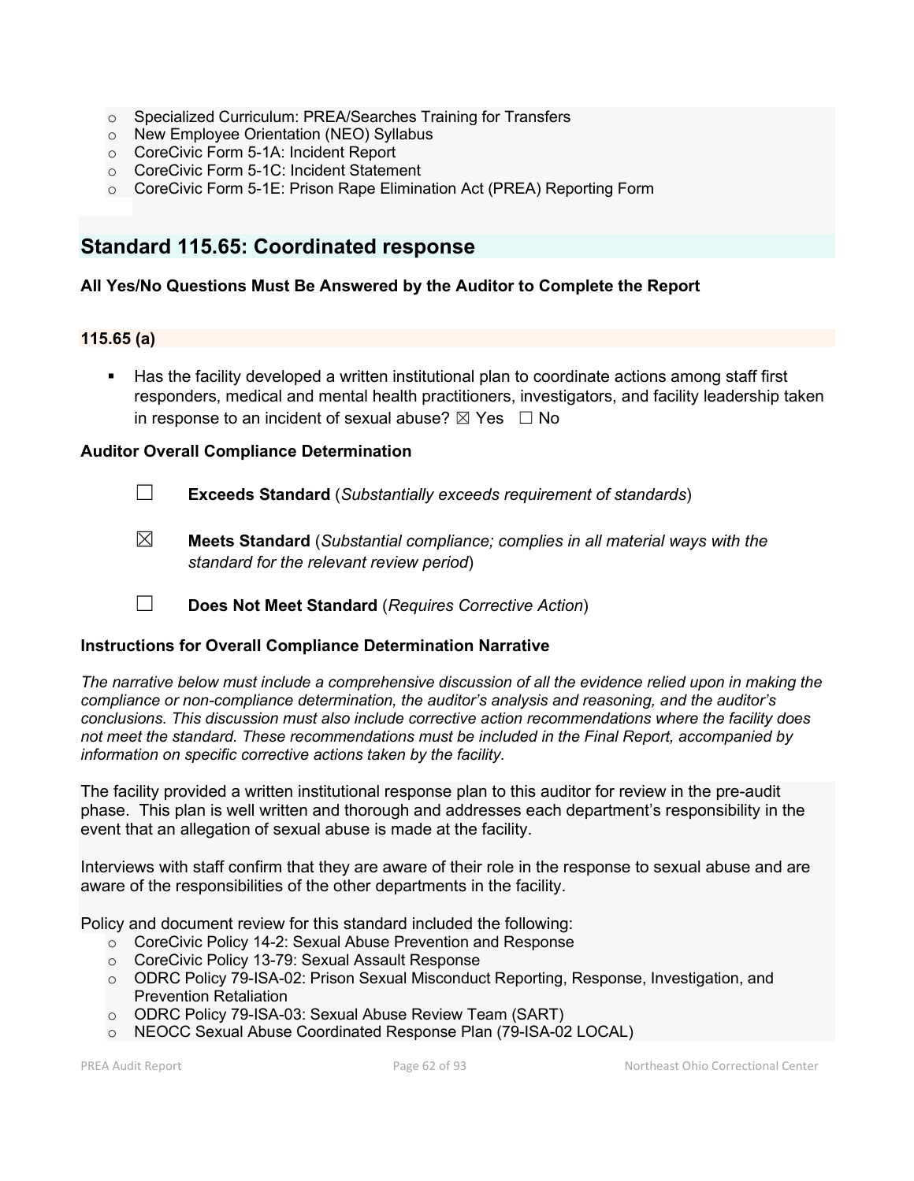- Specialized Curriculum: PREA/Searches Training for Transfers
- New Employee Orientation (NEO) Syllabus
- CoreCivic Form 5-1A: Incident Report
- CoreCivic Form 5-1C: Incident Statement
- CoreCivic Form 5-1E: Prison Rape Elimination Act (PREA) Reporting Form

## Standard 115.65: Coordinated response

**All Yes/No Questions Must Be Answered by the Auditor to Complete the Report**

### 115.65 (a)

- Has the facility developed a written institutional plan to coordinate actions among staff first responders, medical and mental health practitioners, investigators, and facility leadership taken in response to an incident of sexual abuse? ☒ Yes ☐ No

**Auditor Overall Compliance Determination**

☐ **Exceeds Standard** (*Substantially exceeds requirement of standards*)

☒ **Meets Standard** (*Substantial compliance; complies in all material ways with the standard for the relevant review period*)

☐ **Does Not Meet Standard** (*Requires Corrective Action*)

**Instructions for Overall Compliance Determination Narrative**

*The narrative below must include a comprehensive discussion of all the evidence relied upon in making the compliance or non-compliance determination, the auditor's analysis and reasoning, and the auditor's conclusions. This discussion must also include corrective action recommendations where the facility does not meet the standard. These recommendations must be included in the Final Report, accompanied by information on specific corrective actions taken by the facility.*

The facility provided a written institutional response plan to this auditor for review in the pre-audit phase. This plan is well written and thorough and addresses each department's responsibility in the event that an allegation of sexual abuse is made at the facility.

Interviews with staff confirm that they are aware of their role in the response to sexual abuse and are aware of the responsibilities of the other departments in the facility.

Policy and document review for this standard included the following:

- CoreCivic Policy 14-2: Sexual Abuse Prevention and Response
- CoreCivic Policy 13-79: Sexual Assault Response
- ODRC Policy 79-ISA-02: Prison Sexual Misconduct Reporting, Response, Investigation, and Prevention Retaliation
- ODRC Policy 79-ISA-03: Sexual Abuse Review Team (SART)
- NEOCC Sexual Abuse Coordinated Response Plan (79-ISA-02 LOCAL)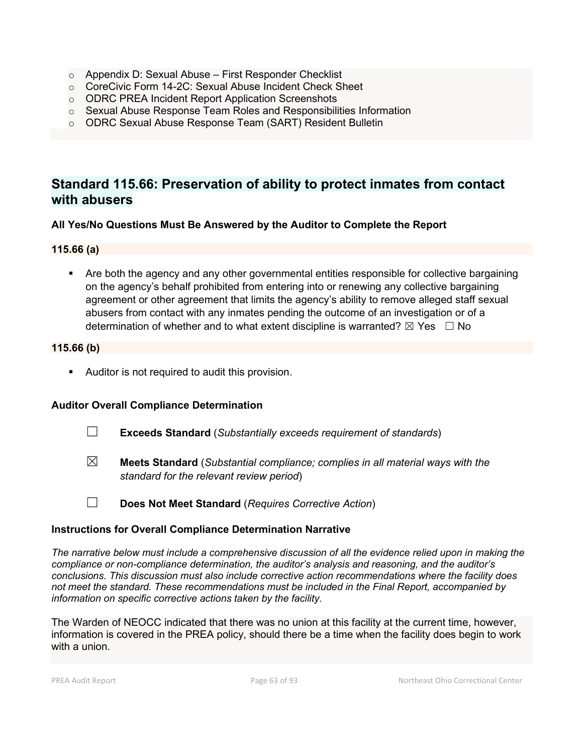- Appendix D: Sexual Abuse – First Responder Checklist
- CoreCivic Form 14-2C: Sexual Abuse Incident Check Sheet
- ODRC PREA Incident Report Application Screenshots
- Sexual Abuse Response Team Roles and Responsibilities Information
- ODRC Sexual Abuse Response Team (SART) Resident Bulletin

## Standard 115.66: Preservation of ability to protect inmates from contact with abusers

**All Yes/No Questions Must Be Answered by the Auditor to Complete the Report**

**115.66 (a)**

- Are both the agency and any other governmental entities responsible for collective bargaining on the agency's behalf prohibited from entering into or renewing any collective bargaining agreement or other agreement that limits the agency's ability to remove alleged staff sexual abusers from contact with any inmates pending the outcome of an investigation or of a determination of whether and to what extent discipline is warranted? ☒ Yes ☐ No

**115.66 (b)**

- Auditor is not required to audit this provision.

**Auditor Overall Compliance Determination**

☐ **Exceeds Standard** (*Substantially exceeds requirement of standards*)

☒ **Meets Standard** (*Substantial compliance; complies in all material ways with the standard for the relevant review period*)

☐ **Does Not Meet Standard** (*Requires Corrective Action*)

**Instructions for Overall Compliance Determination Narrative**

*The narrative below must include a comprehensive discussion of all the evidence relied upon in making the compliance or non-compliance determination, the auditor's analysis and reasoning, and the auditor's conclusions. This discussion must also include corrective action recommendations where the facility does not meet the standard. These recommendations must be included in the Final Report, accompanied by information on specific corrective actions taken by the facility.*

The Warden of NEOCC indicated that there was no union at this facility at the current time, however, information is covered in the PREA policy, should there be a time when the facility does begin to work with a union.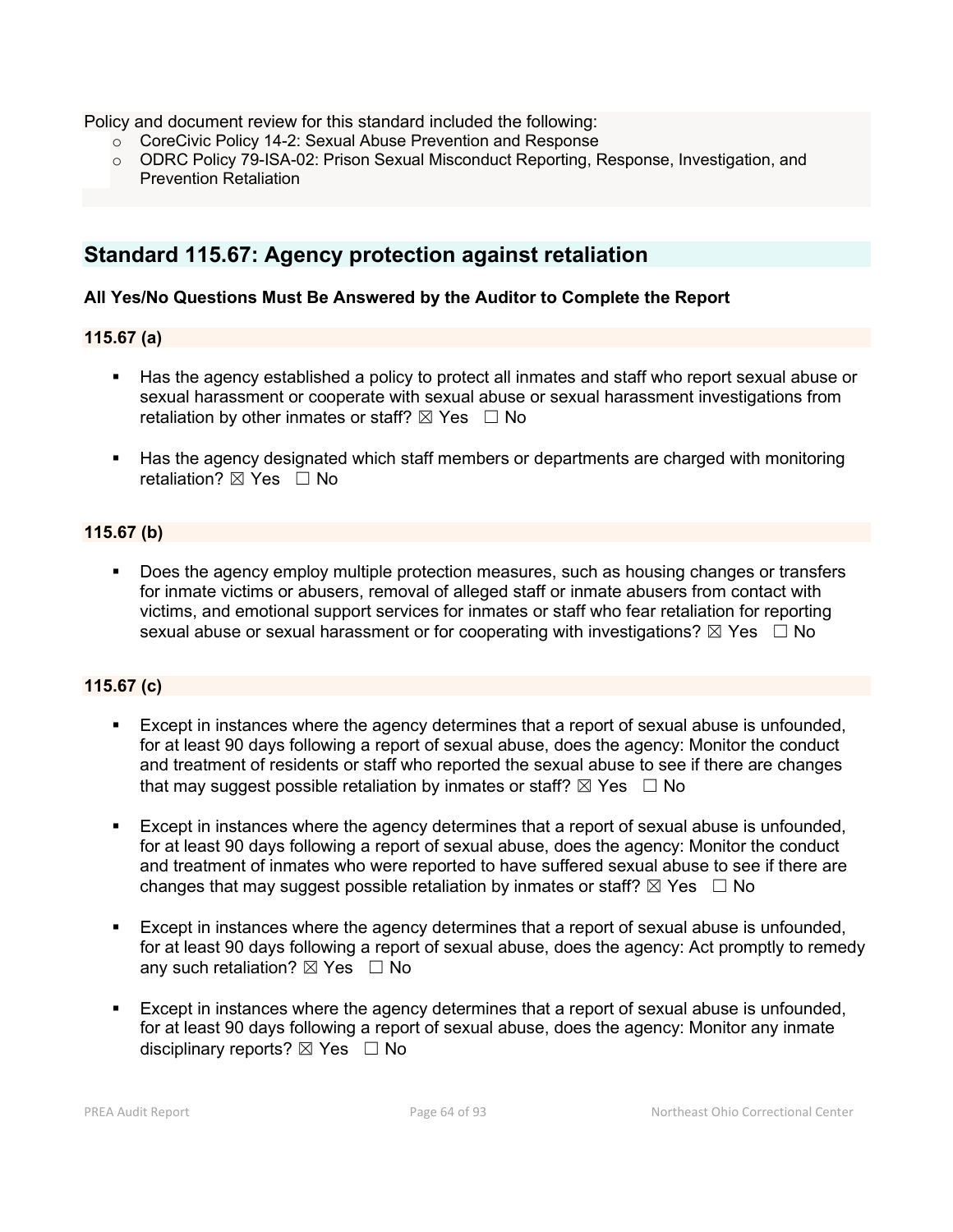Policy and document review for this standard included the following:

- CoreCivic Policy 14-2: Sexual Abuse Prevention and Response
- ODRC Policy 79-ISA-02: Prison Sexual Misconduct Reporting, Response, Investigation, and Prevention Retaliation

## Standard 115.67: Agency protection against retaliation

**All Yes/No Questions Must Be Answered by the Auditor to Complete the Report**

### 115.67 (a)

- Has the agency established a policy to protect all inmates and staff who report sexual abuse or sexual harassment or cooperate with sexual abuse or sexual harassment investigations from retaliation by other inmates or staff? ☒ Yes ☐ No
- Has the agency designated which staff members or departments are charged with monitoring retaliation? ☒ Yes ☐ No

### 115.67 (b)

- Does the agency employ multiple protection measures, such as housing changes or transfers for inmate victims or abusers, removal of alleged staff or inmate abusers from contact with victims, and emotional support services for inmates or staff who fear retaliation for reporting sexual abuse or sexual harassment or for cooperating with investigations? ☒ Yes ☐ No

### 115.67 (c)

- Except in instances where the agency determines that a report of sexual abuse is unfounded, for at least 90 days following a report of sexual abuse, does the agency: Monitor the conduct and treatment of residents or staff who reported the sexual abuse to see if there are changes that may suggest possible retaliation by inmates or staff? ☒ Yes ☐ No
- Except in instances where the agency determines that a report of sexual abuse is unfounded, for at least 90 days following a report of sexual abuse, does the agency: Monitor the conduct and treatment of inmates who were reported to have suffered sexual abuse to see if there are changes that may suggest possible retaliation by inmates or staff? ☒ Yes ☐ No
- Except in instances where the agency determines that a report of sexual abuse is unfounded, for at least 90 days following a report of sexual abuse, does the agency: Act promptly to remedy any such retaliation? ☒ Yes ☐ No
- Except in instances where the agency determines that a report of sexual abuse is unfounded, for at least 90 days following a report of sexual abuse, does the agency: Monitor any inmate disciplinary reports? ☒ Yes ☐ No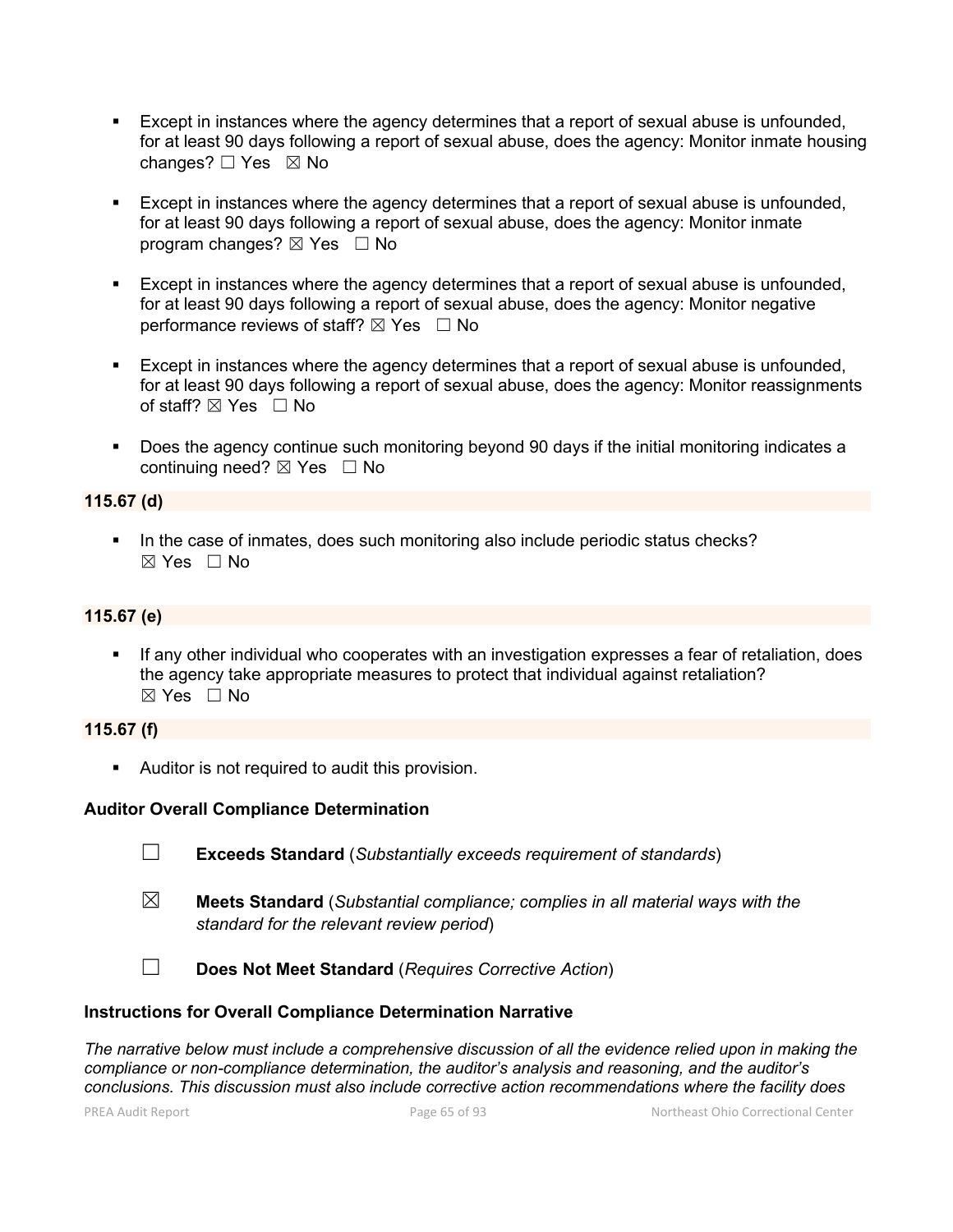- Except in instances where the agency determines that a report of sexual abuse is unfounded, for at least 90 days following a report of sexual abuse, does the agency: Monitor inmate housing changes? ☐ Yes ☒ No

- Except in instances where the agency determines that a report of sexual abuse is unfounded, for at least 90 days following a report of sexual abuse, does the agency: Monitor inmate program changes? ☒ Yes ☐ No

- Except in instances where the agency determines that a report of sexual abuse is unfounded, for at least 90 days following a report of sexual abuse, does the agency: Monitor negative performance reviews of staff? ☒ Yes ☐ No

- Except in instances where the agency determines that a report of sexual abuse is unfounded, for at least 90 days following a report of sexual abuse, does the agency: Monitor reassignments of staff? ☒ Yes ☐ No

- Does the agency continue such monitoring beyond 90 days if the initial monitoring indicates a continuing need? ☒ Yes ☐ No

**115.67 (d)**

- In the case of inmates, does such monitoring also include periodic status checks? ☒ Yes ☐ No

**115.67 (e)**

- If any other individual who cooperates with an investigation expresses a fear of retaliation, does the agency take appropriate measures to protect that individual against retaliation? ☒ Yes ☐ No

**115.67 (f)**

- Auditor is not required to audit this provision.

**Auditor Overall Compliance Determination**

☐ **Exceeds Standard** (*Substantially exceeds requirement of standards*)

☒ **Meets Standard** (*Substantial compliance; complies in all material ways with the standard for the relevant review period*)

☐ **Does Not Meet Standard** (*Requires Corrective Action*)

**Instructions for Overall Compliance Determination Narrative**

*The narrative below must include a comprehensive discussion of all the evidence relied upon in making the compliance or non-compliance determination, the auditor's analysis and reasoning, and the auditor's conclusions. This discussion must also include corrective action recommendations where the facility does*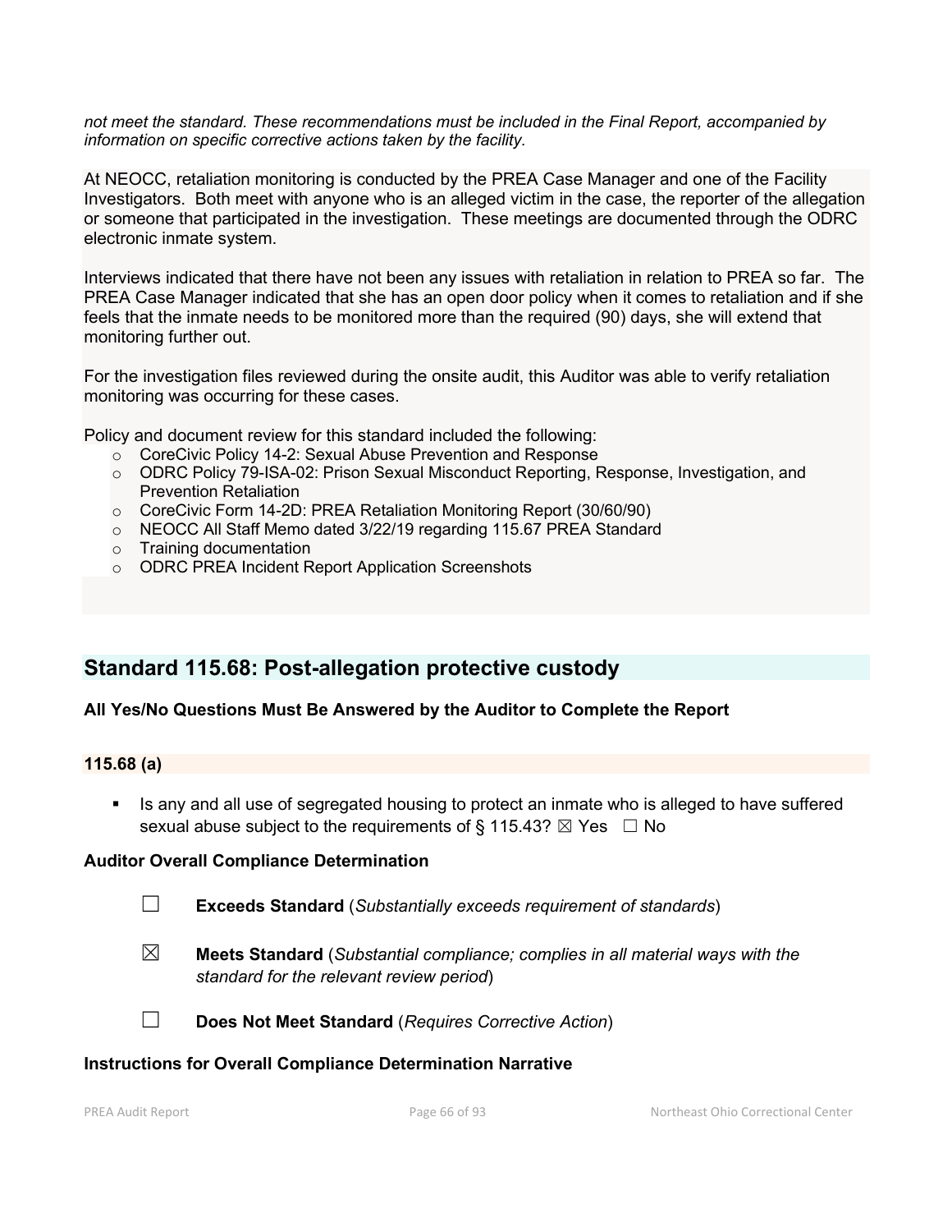*not meet the standard. These recommendations must be included in the Final Report, accompanied by information on specific corrective actions taken by the facility.*

At NEOCC, retaliation monitoring is conducted by the PREA Case Manager and one of the Facility Investigators. Both meet with anyone who is an alleged victim in the case, the reporter of the allegation or someone that participated in the investigation. These meetings are documented through the ODRC electronic inmate system.

Interviews indicated that there have not been any issues with retaliation in relation to PREA so far. The PREA Case Manager indicated that she has an open door policy when it comes to retaliation and if she feels that the inmate needs to be monitored more than the required (90) days, she will extend that monitoring further out.

For the investigation files reviewed during the onsite audit, this Auditor was able to verify retaliation monitoring was occurring for these cases.

Policy and document review for this standard included the following:

- CoreCivic Policy 14-2: Sexual Abuse Prevention and Response
- ODRC Policy 79-ISA-02: Prison Sexual Misconduct Reporting, Response, Investigation, and Prevention Retaliation
- CoreCivic Form 14-2D: PREA Retaliation Monitoring Report (30/60/90)
- NEOCC All Staff Memo dated 3/22/19 regarding 115.67 PREA Standard
- Training documentation
- ODRC PREA Incident Report Application Screenshots

## Standard 115.68: Post-allegation protective custody

**All Yes/No Questions Must Be Answered by the Auditor to Complete the Report**

### 115.68 (a)

- Is any and all use of segregated housing to protect an inmate who is alleged to have suffered sexual abuse subject to the requirements of § 115.43? ☒ Yes ☐ No

**Auditor Overall Compliance Determination**

☐ **Exceeds Standard** (*Substantially exceeds requirement of standards*)

☒ **Meets Standard** (*Substantial compliance; complies in all material ways with the standard for the relevant review period*)

☐ **Does Not Meet Standard** (*Requires Corrective Action*)

**Instructions for Overall Compliance Determination Narrative**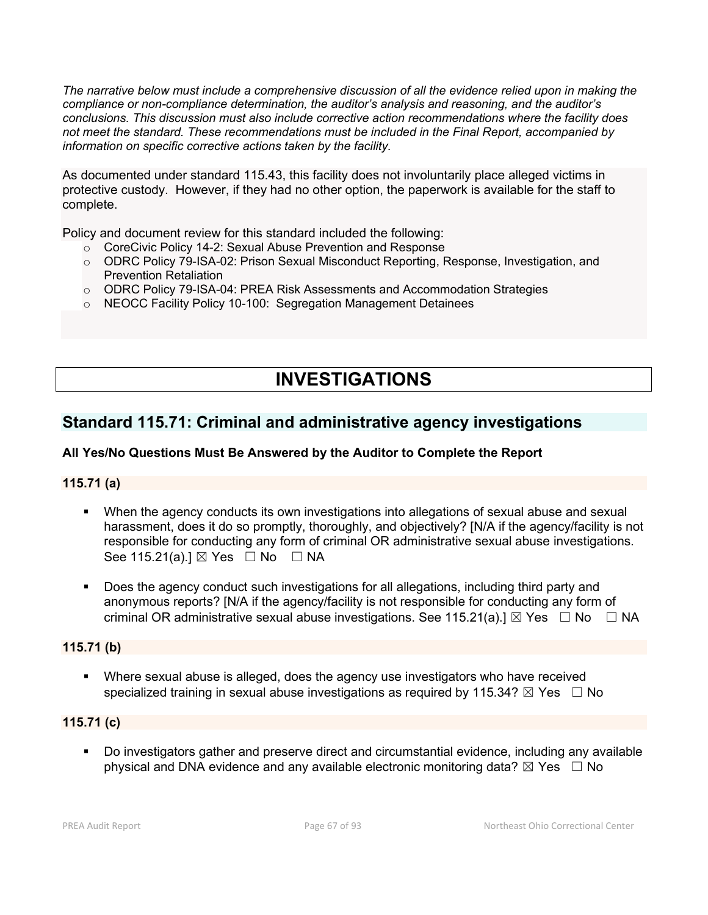*The narrative below must include a comprehensive discussion of all the evidence relied upon in making the compliance or non-compliance determination, the auditor's analysis and reasoning, and the auditor's conclusions. This discussion must also include corrective action recommendations where the facility does not meet the standard. These recommendations must be included in the Final Report, accompanied by information on specific corrective actions taken by the facility.*

As documented under standard 115.43, this facility does not involuntarily place alleged victims in protective custody. However, if they had no other option, the paperwork is available for the staff to complete.

Policy and document review for this standard included the following:

- CoreCivic Policy 14-2: Sexual Abuse Prevention and Response
- ODRC Policy 79-ISA-02: Prison Sexual Misconduct Reporting, Response, Investigation, and Prevention Retaliation
- ODRC Policy 79-ISA-04: PREA Risk Assessments and Accommodation Strategies
- NEOCC Facility Policy 10-100: Segregation Management Detainees

# INVESTIGATIONS

## Standard 115.71: Criminal and administrative agency investigations

**All Yes/No Questions Must Be Answered by the Auditor to Complete the Report**

### 115.71 (a)

- When the agency conducts its own investigations into allegations of sexual abuse and sexual harassment, does it do so promptly, thoroughly, and objectively? [N/A if the agency/facility is not responsible for conducting any form of criminal OR administrative sexual abuse investigations. See 115.21(a).] ☒ Yes ☐ No ☐ NA

- Does the agency conduct such investigations for all allegations, including third party and anonymous reports? [N/A if the agency/facility is not responsible for conducting any form of criminal OR administrative sexual abuse investigations. See 115.21(a).] ☒ Yes ☐ No ☐ NA

### 115.71 (b)

- Where sexual abuse is alleged, does the agency use investigators who have received specialized training in sexual abuse investigations as required by 115.34? ☒ Yes ☐ No

### 115.71 (c)

- Do investigators gather and preserve direct and circumstantial evidence, including any available physical and DNA evidence and any available electronic monitoring data? ☒ Yes ☐ No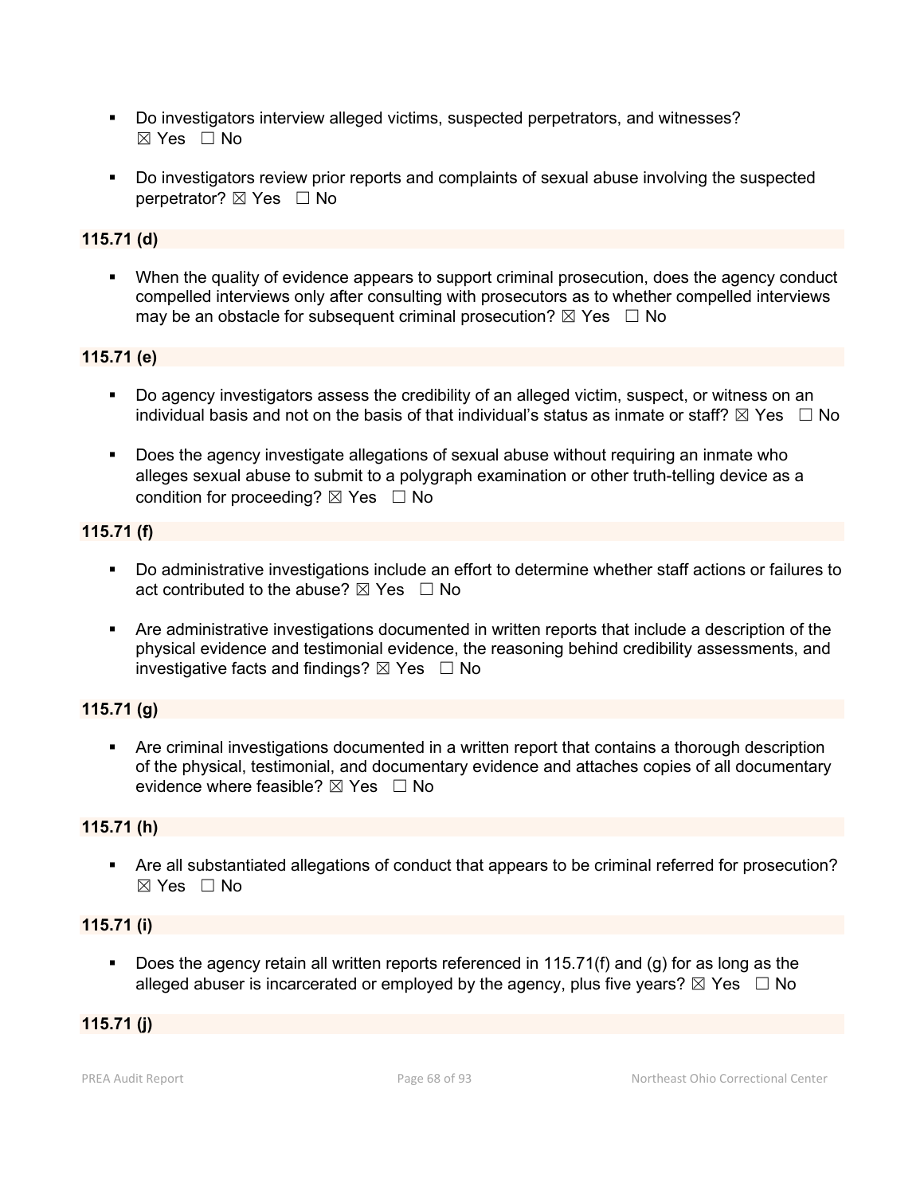- Do investigators interview alleged victims, suspected perpetrators, and witnesses? ☒ Yes ☐ No

- Do investigators review prior reports and complaints of sexual abuse involving the suspected perpetrator? ☒ Yes ☐ No

**115.71 (d)**

- When the quality of evidence appears to support criminal prosecution, does the agency conduct compelled interviews only after consulting with prosecutors as to whether compelled interviews may be an obstacle for subsequent criminal prosecution? ☒ Yes ☐ No

**115.71 (e)**

- Do agency investigators assess the credibility of an alleged victim, suspect, or witness on an individual basis and not on the basis of that individual's status as inmate or staff? ☒ Yes ☐ No

- Does the agency investigate allegations of sexual abuse without requiring an inmate who alleges sexual abuse to submit to a polygraph examination or other truth-telling device as a condition for proceeding? ☒ Yes ☐ No

**115.71 (f)**

- Do administrative investigations include an effort to determine whether staff actions or failures to act contributed to the abuse? ☒ Yes ☐ No

- Are administrative investigations documented in written reports that include a description of the physical evidence and testimonial evidence, the reasoning behind credibility assessments, and investigative facts and findings? ☒ Yes ☐ No

**115.71 (g)**

- Are criminal investigations documented in a written report that contains a thorough description of the physical, testimonial, and documentary evidence and attaches copies of all documentary evidence where feasible? ☒ Yes ☐ No

**115.71 (h)**

- Are all substantiated allegations of conduct that appears to be criminal referred for prosecution? ☒ Yes ☐ No

**115.71 (i)**

- Does the agency retain all written reports referenced in 115.71(f) and (g) for as long as the alleged abuser is incarcerated or employed by the agency, plus five years? ☒ Yes ☐ No

**115.71 (j)**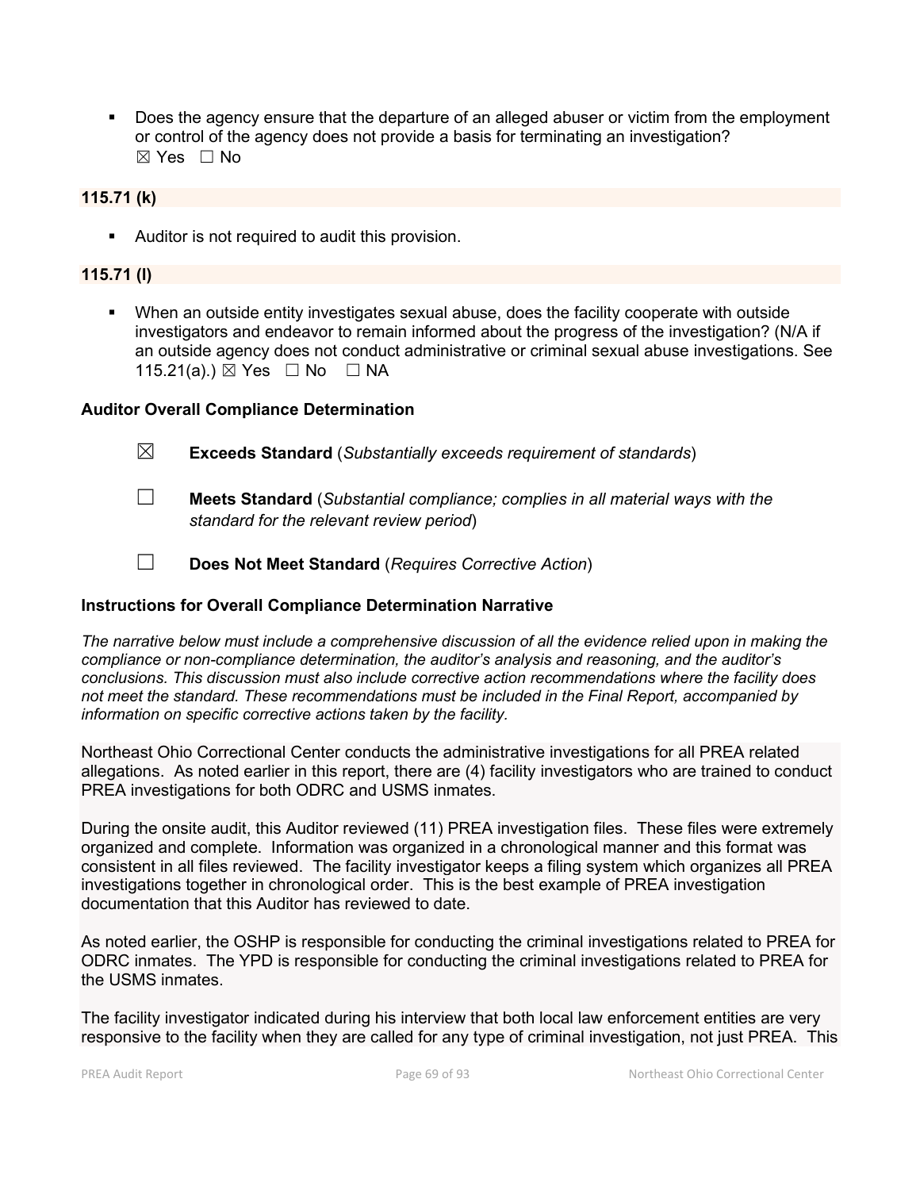- Does the agency ensure that the departure of an alleged abuser or victim from the employment or control of the agency does not provide a basis for terminating an investigation?
  ☒ Yes ☐ No

**115.71 (k)**

- Auditor is not required to audit this provision.

**115.71 (l)**

- When an outside entity investigates sexual abuse, does the facility cooperate with outside investigators and endeavor to remain informed about the progress of the investigation? (N/A if an outside agency does not conduct administrative or criminal sexual abuse investigations. See 115.21(a).) ☒ Yes ☐ No ☐ NA

**Auditor Overall Compliance Determination**

☒ **Exceeds Standard** (*Substantially exceeds requirement of standards*)

☐ **Meets Standard** (*Substantial compliance; complies in all material ways with the standard for the relevant review period*)

☐ **Does Not Meet Standard** (*Requires Corrective Action*)

**Instructions for Overall Compliance Determination Narrative**

*The narrative below must include a comprehensive discussion of all the evidence relied upon in making the compliance or non-compliance determination, the auditor's analysis and reasoning, and the auditor's conclusions. This discussion must also include corrective action recommendations where the facility does not meet the standard. These recommendations must be included in the Final Report, accompanied by information on specific corrective actions taken by the facility.*

Northeast Ohio Correctional Center conducts the administrative investigations for all PREA related allegations. As noted earlier in this report, there are (4) facility investigators who are trained to conduct PREA investigations for both ODRC and USMS inmates.

During the onsite audit, this Auditor reviewed (11) PREA investigation files. These files were extremely organized and complete. Information was organized in a chronological manner and this format was consistent in all files reviewed. The facility investigator keeps a filing system which organizes all PREA investigations together in chronological order. This is the best example of PREA investigation documentation that this Auditor has reviewed to date.

As noted earlier, the OSHP is responsible for conducting the criminal investigations related to PREA for ODRC inmates. The YPD is responsible for conducting the criminal investigations related to PREA for the USMS inmates.

The facility investigator indicated during his interview that both local law enforcement entities are very responsive to the facility when they are called for any type of criminal investigation, not just PREA. This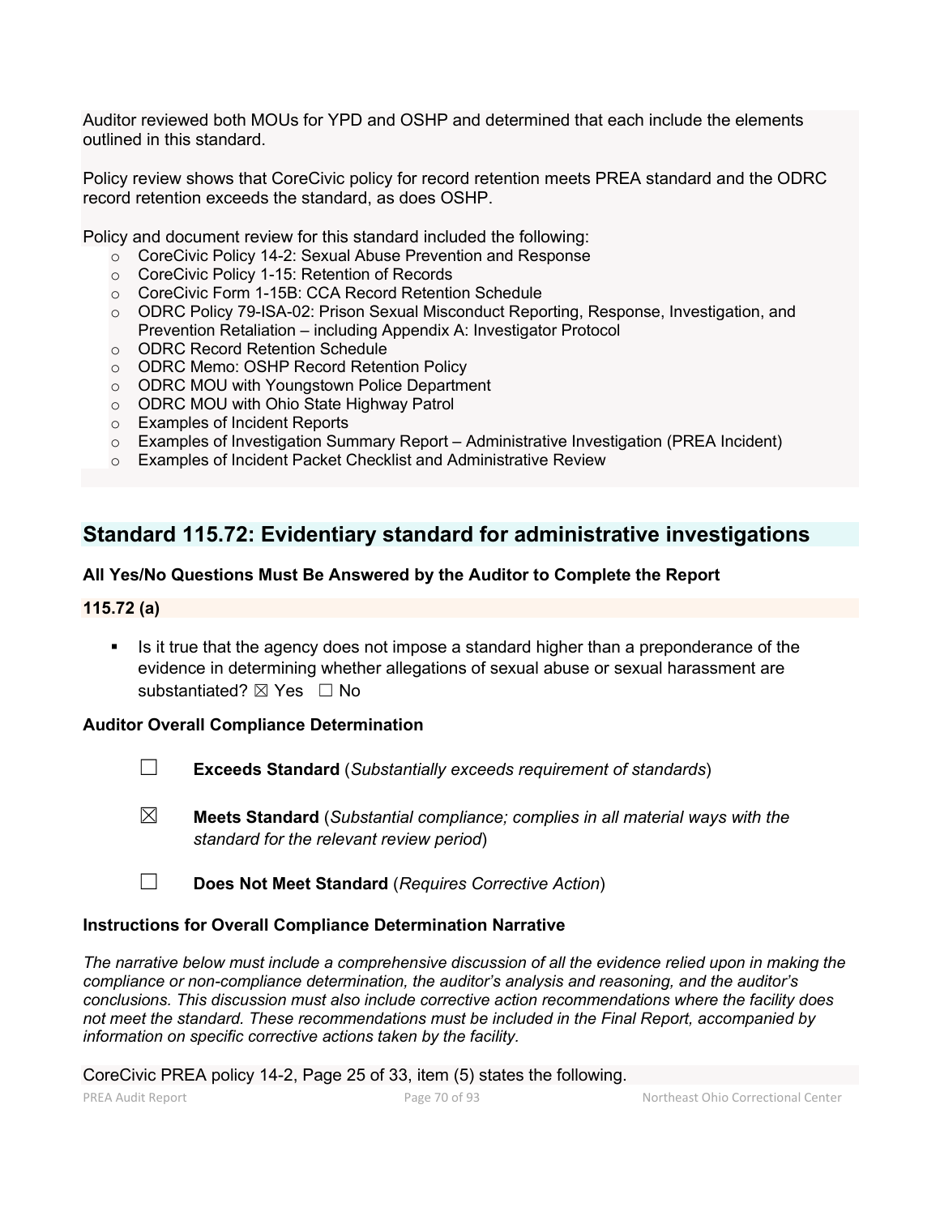Auditor reviewed both MOUs for YPD and OSHP and determined that each include the elements outlined in this standard.

Policy review shows that CoreCivic policy for record retention meets PREA standard and the ODRC record retention exceeds the standard, as does OSHP.

Policy and document review for this standard included the following:

- CoreCivic Policy 14-2: Sexual Abuse Prevention and Response
- CoreCivic Policy 1-15: Retention of Records
- CoreCivic Form 1-15B: CCA Record Retention Schedule
- ODRC Policy 79-ISA-02: Prison Sexual Misconduct Reporting, Response, Investigation, and Prevention Retaliation – including Appendix A: Investigator Protocol
- ODRC Record Retention Schedule
- ODRC Memo: OSHP Record Retention Policy
- ODRC MOU with Youngstown Police Department
- ODRC MOU with Ohio State Highway Patrol
- Examples of Incident Reports
- Examples of Investigation Summary Report – Administrative Investigation (PREA Incident)
- Examples of Incident Packet Checklist and Administrative Review

## Standard 115.72: Evidentiary standard for administrative investigations

### All Yes/No Questions Must Be Answered by the Auditor to Complete the Report

**115.72 (a)**

- Is it true that the agency does not impose a standard higher than a preponderance of the evidence in determining whether allegations of sexual abuse or sexual harassment are substantiated? ☒ Yes ☐ No

### Auditor Overall Compliance Determination

☐ **Exceeds Standard** (*Substantially exceeds requirement of standards*)

☒ **Meets Standard** (*Substantial compliance; complies in all material ways with the standard for the relevant review period*)

☐ **Does Not Meet Standard** (*Requires Corrective Action*)

### Instructions for Overall Compliance Determination Narrative

*The narrative below must include a comprehensive discussion of all the evidence relied upon in making the compliance or non-compliance determination, the auditor's analysis and reasoning, and the auditor's conclusions. This discussion must also include corrective action recommendations where the facility does not meet the standard. These recommendations must be included in the Final Report, accompanied by information on specific corrective actions taken by the facility.*

CoreCivic PREA policy 14-2, Page 25 of 33, item (5) states the following.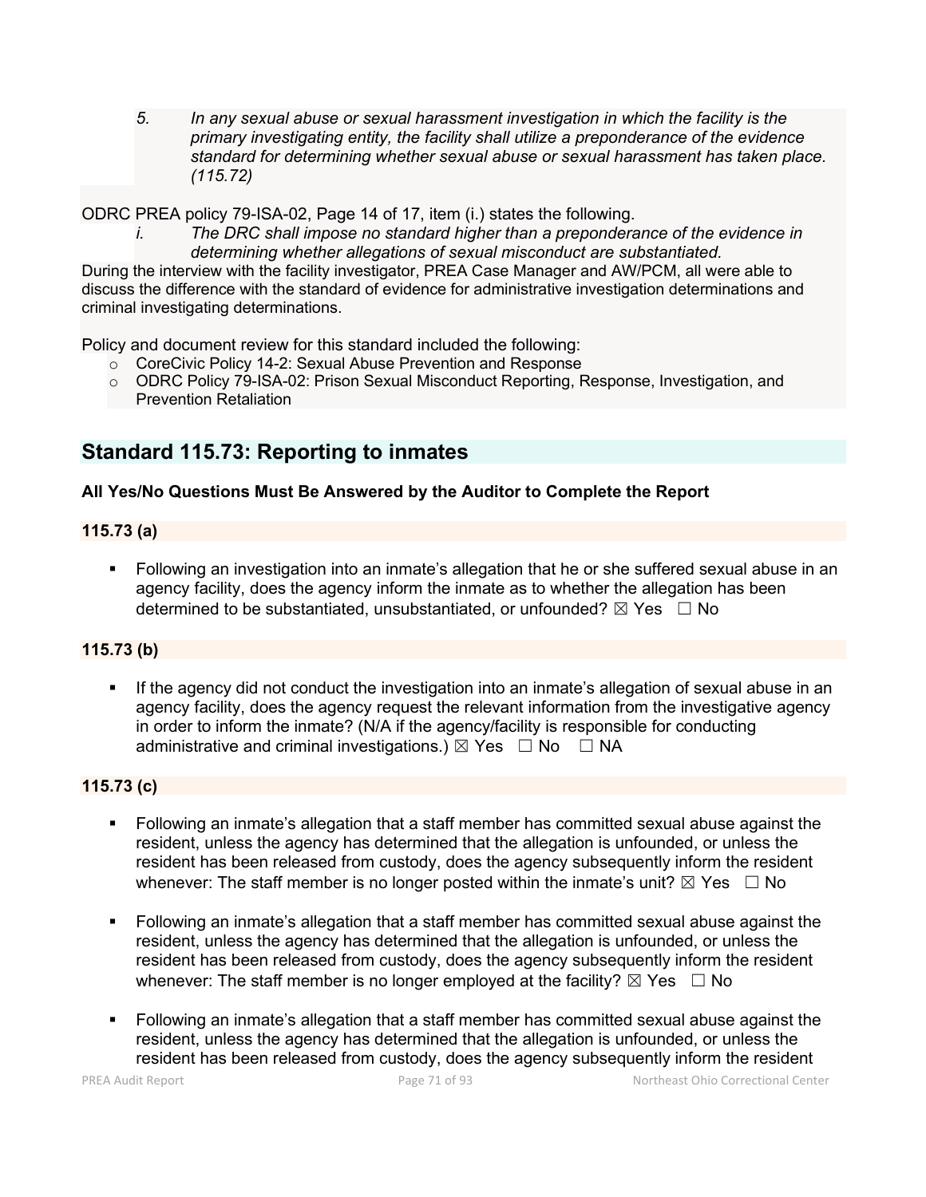> 5. *In any sexual abuse or sexual harassment investigation in which the facility is the primary investigating entity, the facility shall utilize a preponderance of the evidence standard for determining whether sexual abuse or sexual harassment has taken place. (115.72)*

ODRC PREA policy 79-ISA-02, Page 14 of 17, item (i.) states the following.

> *i. The DRC shall impose no standard higher than a preponderance of the evidence in determining whether allegations of sexual misconduct are substantiated.*

During the interview with the facility investigator, PREA Case Manager and AW/PCM, all were able to discuss the difference with the standard of evidence for administrative investigation determinations and criminal investigating determinations.

Policy and document review for this standard included the following:

- CoreCivic Policy 14-2: Sexual Abuse Prevention and Response
- ODRC Policy 79-ISA-02: Prison Sexual Misconduct Reporting, Response, Investigation, and Prevention Retaliation

## Standard 115.73: Reporting to inmates

**All Yes/No Questions Must Be Answered by the Auditor to Complete the Report**

### 115.73 (a)

- Following an investigation into an inmate's allegation that he or she suffered sexual abuse in an agency facility, does the agency inform the inmate as to whether the allegation has been determined to be substantiated, unsubstantiated, or unfounded? ☒ Yes ☐ No

### 115.73 (b)

- If the agency did not conduct the investigation into an inmate's allegation of sexual abuse in an agency facility, does the agency request the relevant information from the investigative agency in order to inform the inmate? (N/A if the agency/facility is responsible for conducting administrative and criminal investigations.) ☒ Yes ☐ No ☐ NA

### 115.73 (c)

- Following an inmate's allegation that a staff member has committed sexual abuse against the resident, unless the agency has determined that the allegation is unfounded, or unless the resident has been released from custody, does the agency subsequently inform the resident whenever: The staff member is no longer posted within the inmate's unit? ☒ Yes ☐ No
- Following an inmate's allegation that a staff member has committed sexual abuse against the resident, unless the agency has determined that the allegation is unfounded, or unless the resident has been released from custody, does the agency subsequently inform the resident whenever: The staff member is no longer employed at the facility? ☒ Yes ☐ No
- Following an inmate's allegation that a staff member has committed sexual abuse against the resident, unless the agency has determined that the allegation is unfounded, or unless the resident has been released from custody, does the agency subsequently inform the resident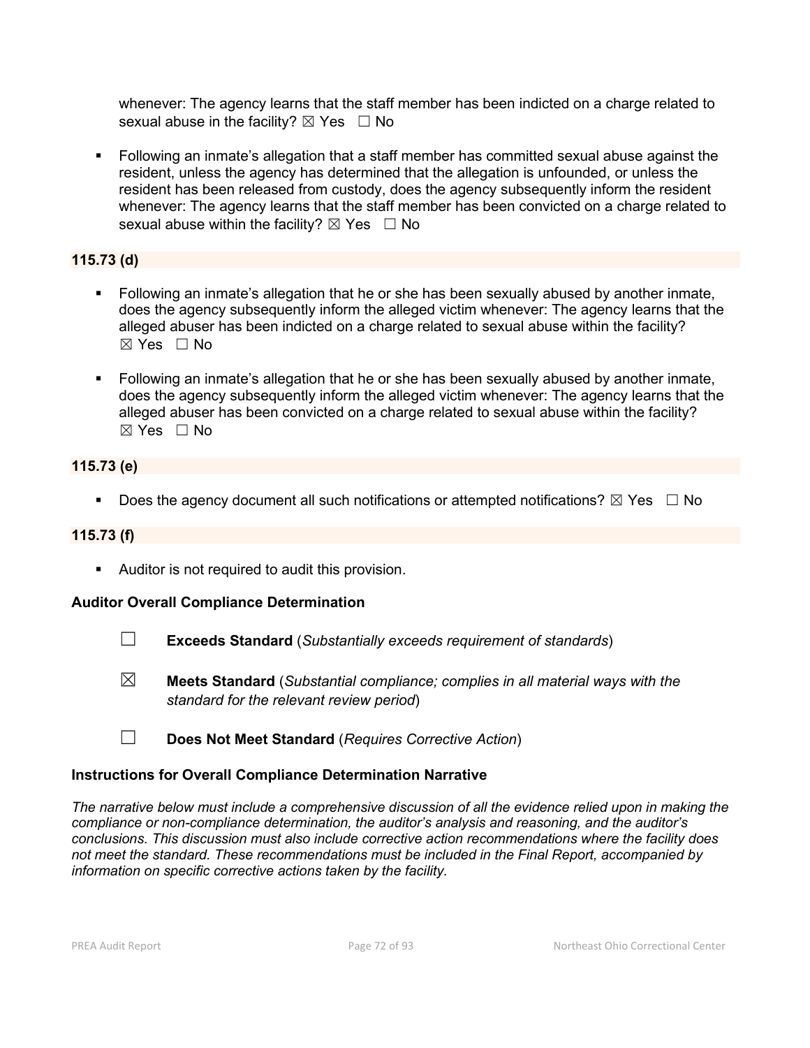whenever: The agency learns that the staff member has been indicted on a charge related to sexual abuse in the facility? ☒ Yes ☐ No

- Following an inmate's allegation that a staff member has committed sexual abuse against the resident, unless the agency has determined that the allegation is unfounded, or unless the resident has been released from custody, does the agency subsequently inform the resident whenever: The agency learns that the staff member has been convicted on a charge related to sexual abuse within the facility? ☒ Yes ☐ No

**115.73 (d)**

- Following an inmate's allegation that he or she has been sexually abused by another inmate, does the agency subsequently inform the alleged victim whenever: The agency learns that the alleged abuser has been indicted on a charge related to sexual abuse within the facility? ☒ Yes ☐ No
- Following an inmate's allegation that he or she has been sexually abused by another inmate, does the agency subsequently inform the alleged victim whenever: The agency learns that the alleged abuser has been convicted on a charge related to sexual abuse within the facility? ☒ Yes ☐ No

**115.73 (e)**

- Does the agency document all such notifications or attempted notifications? ☒ Yes ☐ No

**115.73 (f)**

- Auditor is not required to audit this provision.

**Auditor Overall Compliance Determination**

☐ **Exceeds Standard** (*Substantially exceeds requirement of standards*)

☒ **Meets Standard** (*Substantial compliance; complies in all material ways with the standard for the relevant review period*)

☐ **Does Not Meet Standard** (*Requires Corrective Action*)

**Instructions for Overall Compliance Determination Narrative**

*The narrative below must include a comprehensive discussion of all the evidence relied upon in making the compliance or non-compliance determination, the auditor's analysis and reasoning, and the auditor's conclusions. This discussion must also include corrective action recommendations where the facility does not meet the standard. These recommendations must be included in the Final Report, accompanied by information on specific corrective actions taken by the facility.*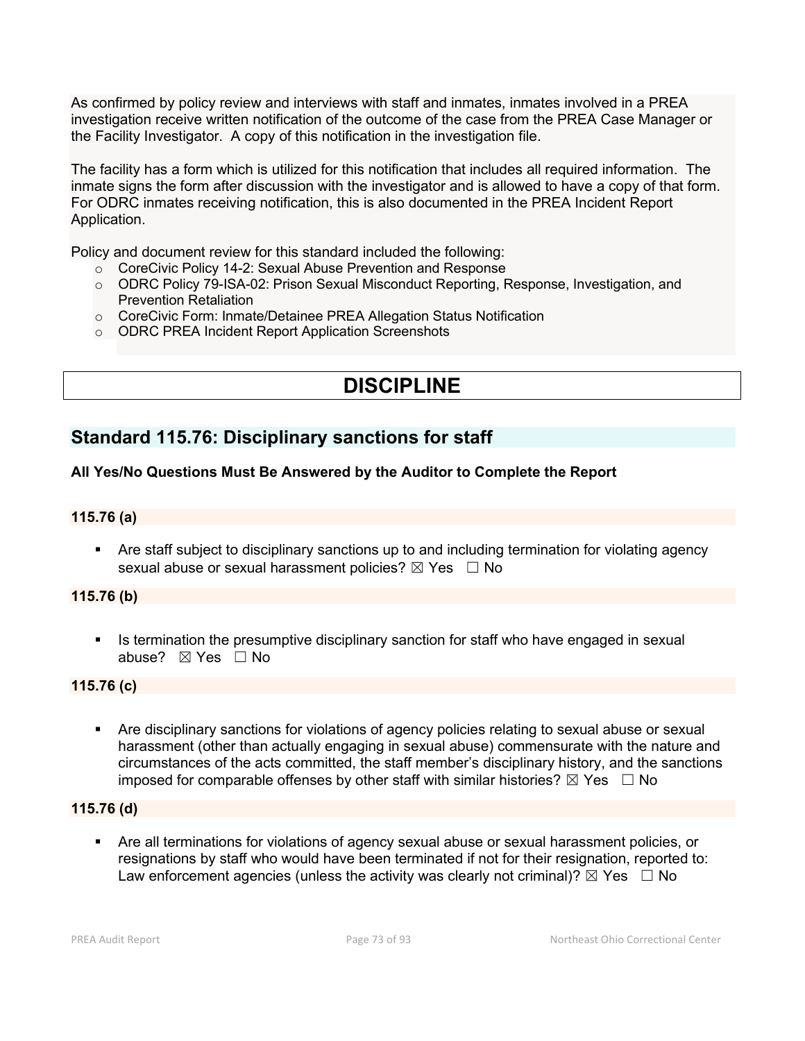As confirmed by policy review and interviews with staff and inmates, inmates involved in a PREA investigation receive written notification of the outcome of the case from the PREA Case Manager or the Facility Investigator. A copy of this notification in the investigation file.

The facility has a form which is utilized for this notification that includes all required information. The inmate signs the form after discussion with the investigator and is allowed to have a copy of that form. For ODRC inmates receiving notification, this is also documented in the PREA Incident Report Application.

Policy and document review for this standard included the following:

- CoreCivic Policy 14-2: Sexual Abuse Prevention and Response
- ODRC Policy 79-ISA-02: Prison Sexual Misconduct Reporting, Response, Investigation, and Prevention Retaliation
- CoreCivic Form: Inmate/Detainee PREA Allegation Status Notification
- ODRC PREA Incident Report Application Screenshots

# DISCIPLINE

## Standard 115.76: Disciplinary sanctions for staff

**All Yes/No Questions Must Be Answered by the Auditor to Complete the Report**

### 115.76 (a)

- Are staff subject to disciplinary sanctions up to and including termination for violating agency sexual abuse or sexual harassment policies? ☒ Yes ☐ No

### 115.76 (b)

- Is termination the presumptive disciplinary sanction for staff who have engaged in sexual abuse? ☒ Yes ☐ No

### 115.76 (c)

- Are disciplinary sanctions for violations of agency policies relating to sexual abuse or sexual harassment (other than actually engaging in sexual abuse) commensurate with the nature and circumstances of the acts committed, the staff member's disciplinary history, and the sanctions imposed for comparable offenses by other staff with similar histories? ☒ Yes ☐ No

### 115.76 (d)

- Are all terminations for violations of agency sexual abuse or sexual harassment policies, or resignations by staff who would have been terminated if not for their resignation, reported to: Law enforcement agencies (unless the activity was clearly not criminal)? ☒ Yes ☐ No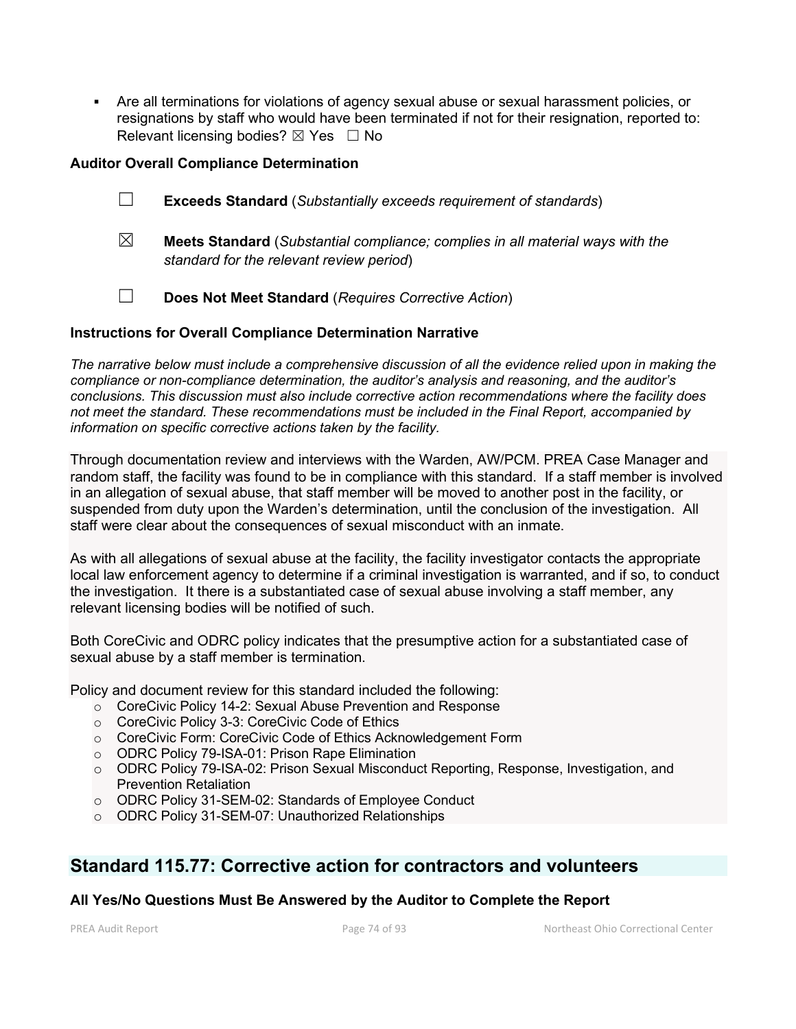- Are all terminations for violations of agency sexual abuse or sexual harassment policies, or resignations by staff who would have been terminated if not for their resignation, reported to: Relevant licensing bodies? ☒ Yes ☐ No

**Auditor Overall Compliance Determination**

☐ **Exceeds Standard** (*Substantially exceeds requirement of standards*)

☒ **Meets Standard** (*Substantial compliance; complies in all material ways with the standard for the relevant review period*)

☐ **Does Not Meet Standard** (*Requires Corrective Action*)

**Instructions for Overall Compliance Determination Narrative**

*The narrative below must include a comprehensive discussion of all the evidence relied upon in making the compliance or non-compliance determination, the auditor's analysis and reasoning, and the auditor's conclusions. This discussion must also include corrective action recommendations where the facility does not meet the standard. These recommendations must be included in the Final Report, accompanied by information on specific corrective actions taken by the facility.*

Through documentation review and interviews with the Warden, AW/PCM. PREA Case Manager and random staff, the facility was found to be in compliance with this standard. If a staff member is involved in an allegation of sexual abuse, that staff member will be moved to another post in the facility, or suspended from duty upon the Warden's determination, until the conclusion of the investigation. All staff were clear about the consequences of sexual misconduct with an inmate.

As with all allegations of sexual abuse at the facility, the facility investigator contacts the appropriate local law enforcement agency to determine if a criminal investigation is warranted, and if so, to conduct the investigation. It there is a substantiated case of sexual abuse involving a staff member, any relevant licensing bodies will be notified of such.

Both CoreCivic and ODRC policy indicates that the presumptive action for a substantiated case of sexual abuse by a staff member is termination.

Policy and document review for this standard included the following:

- CoreCivic Policy 14-2: Sexual Abuse Prevention and Response
- CoreCivic Policy 3-3: CoreCivic Code of Ethics
- CoreCivic Form: CoreCivic Code of Ethics Acknowledgement Form
- ODRC Policy 79-ISA-01: Prison Rape Elimination
- ODRC Policy 79-ISA-02: Prison Sexual Misconduct Reporting, Response, Investigation, and Prevention Retaliation
- ODRC Policy 31-SEM-02: Standards of Employee Conduct
- ODRC Policy 31-SEM-07: Unauthorized Relationships

## Standard 115.77: Corrective action for contractors and volunteers

**All Yes/No Questions Must Be Answered by the Auditor to Complete the Report**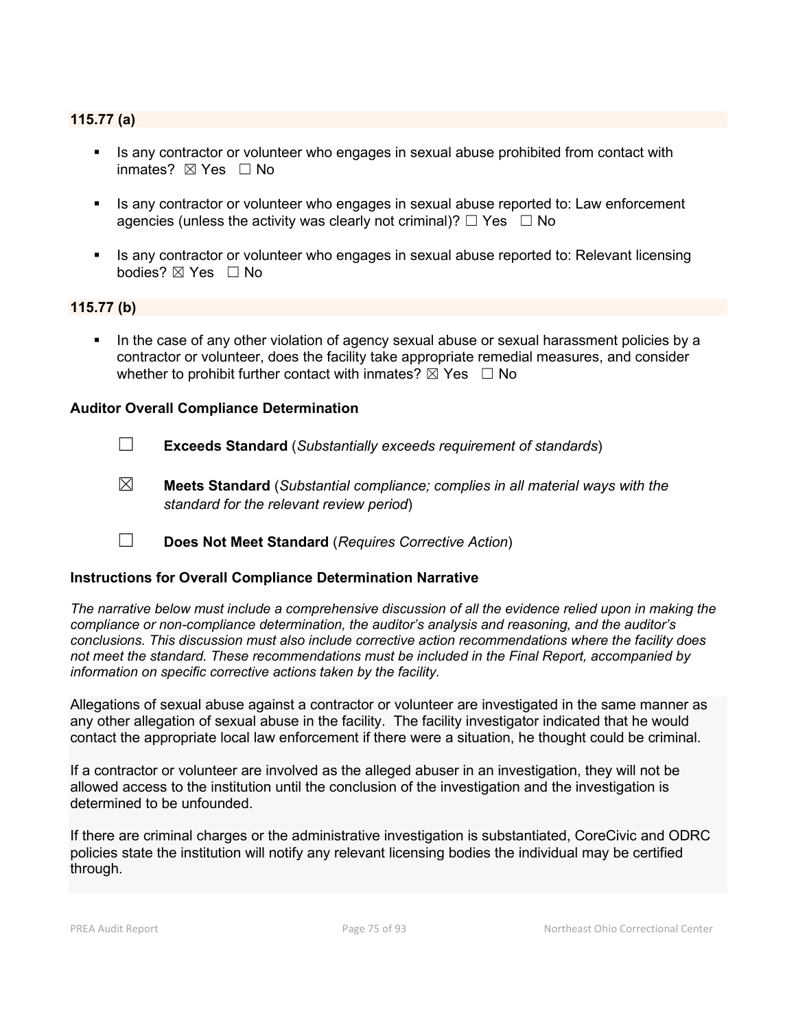### 115.77 (a)

- Is any contractor or volunteer who engages in sexual abuse prohibited from contact with inmates? ☒ Yes ☐ No

- Is any contractor or volunteer who engages in sexual abuse reported to: Law enforcement agencies (unless the activity was clearly not criminal)? ☐ Yes ☐ No

- Is any contractor or volunteer who engages in sexual abuse reported to: Relevant licensing bodies? ☒ Yes ☐ No

### 115.77 (b)

- In the case of any other violation of agency sexual abuse or sexual harassment policies by a contractor or volunteer, does the facility take appropriate remedial measures, and consider whether to prohibit further contact with inmates? ☒ Yes ☐ No

**Auditor Overall Compliance Determination**

☐ **Exceeds Standard** (*Substantially exceeds requirement of standards*)

☒ **Meets Standard** (*Substantial compliance; complies in all material ways with the standard for the relevant review period*)

☐ **Does Not Meet Standard** (*Requires Corrective Action*)

**Instructions for Overall Compliance Determination Narrative**

*The narrative below must include a comprehensive discussion of all the evidence relied upon in making the compliance or non-compliance determination, the auditor's analysis and reasoning, and the auditor's conclusions. This discussion must also include corrective action recommendations where the facility does not meet the standard. These recommendations must be included in the Final Report, accompanied by information on specific corrective actions taken by the facility.*

Allegations of sexual abuse against a contractor or volunteer are investigated in the same manner as any other allegation of sexual abuse in the facility. The facility investigator indicated that he would contact the appropriate local law enforcement if there were a situation, he thought could be criminal.

If a contractor or volunteer are involved as the alleged abuser in an investigation, they will not be allowed access to the institution until the conclusion of the investigation and the investigation is determined to be unfounded.

If there are criminal charges or the administrative investigation is substantiated, CoreCivic and ODRC policies state the institution will notify any relevant licensing bodies the individual may be certified through.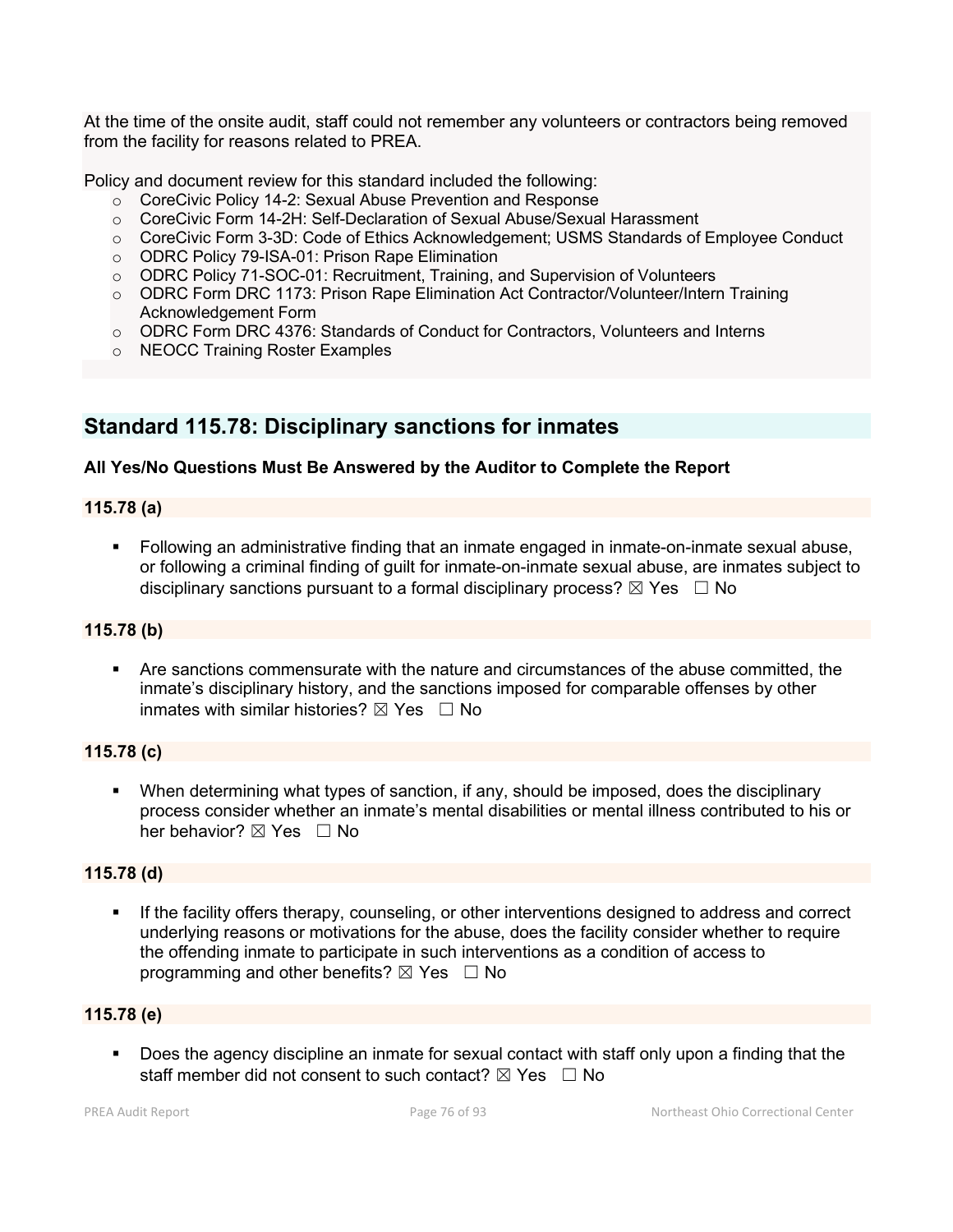At the time of the onsite audit, staff could not remember any volunteers or contractors being removed from the facility for reasons related to PREA.

Policy and document review for this standard included the following:

- CoreCivic Policy 14-2: Sexual Abuse Prevention and Response
- CoreCivic Form 14-2H: Self-Declaration of Sexual Abuse/Sexual Harassment
- CoreCivic Form 3-3D: Code of Ethics Acknowledgement; USMS Standards of Employee Conduct
- ODRC Policy 79-ISA-01: Prison Rape Elimination
- ODRC Policy 71-SOC-01: Recruitment, Training, and Supervision of Volunteers
- ODRC Form DRC 1173: Prison Rape Elimination Act Contractor/Volunteer/Intern Training Acknowledgement Form
- ODRC Form DRC 4376: Standards of Conduct for Contractors, Volunteers and Interns
- NEOCC Training Roster Examples

## Standard 115.78: Disciplinary sanctions for inmates

**All Yes/No Questions Must Be Answered by the Auditor to Complete the Report**

**115.78 (a)**

- Following an administrative finding that an inmate engaged in inmate-on-inmate sexual abuse, or following a criminal finding of guilt for inmate-on-inmate sexual abuse, are inmates subject to disciplinary sanctions pursuant to a formal disciplinary process? ☒ Yes ☐ No

**115.78 (b)**

- Are sanctions commensurate with the nature and circumstances of the abuse committed, the inmate's disciplinary history, and the sanctions imposed for comparable offenses by other inmates with similar histories? ☒ Yes ☐ No

**115.78 (c)**

- When determining what types of sanction, if any, should be imposed, does the disciplinary process consider whether an inmate's mental disabilities or mental illness contributed to his or her behavior? ☒ Yes ☐ No

**115.78 (d)**

- If the facility offers therapy, counseling, or other interventions designed to address and correct underlying reasons or motivations for the abuse, does the facility consider whether to require the offending inmate to participate in such interventions as a condition of access to programming and other benefits? ☒ Yes ☐ No

**115.78 (e)**

- Does the agency discipline an inmate for sexual contact with staff only upon a finding that the staff member did not consent to such contact? ☒ Yes ☐ No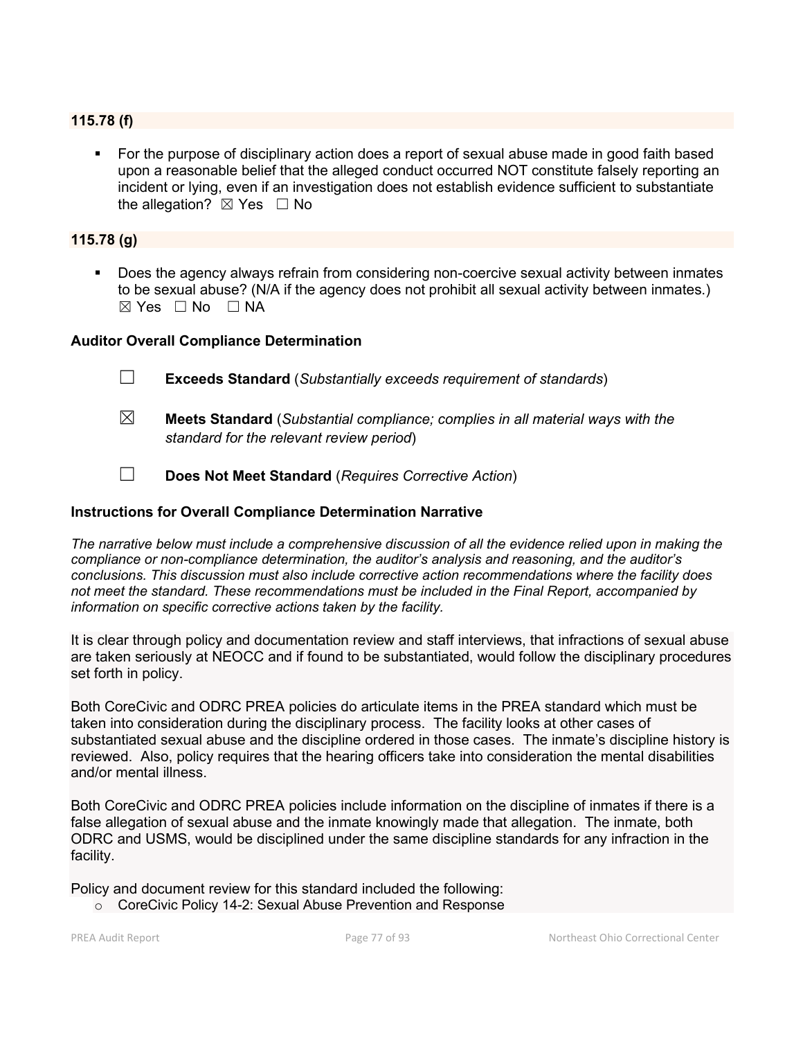**115.78 (f)**

- For the purpose of disciplinary action does a report of sexual abuse made in good faith based upon a reasonable belief that the alleged conduct occurred NOT constitute falsely reporting an incident or lying, even if an investigation does not establish evidence sufficient to substantiate the allegation? ☒ Yes ☐ No

**115.78 (g)**

- Does the agency always refrain from considering non-coercive sexual activity between inmates to be sexual abuse? (N/A if the agency does not prohibit all sexual activity between inmates.) ☒ Yes ☐ No ☐ NA

**Auditor Overall Compliance Determination**

☐ **Exceeds Standard** (*Substantially exceeds requirement of standards*)

☒ **Meets Standard** (*Substantial compliance; complies in all material ways with the standard for the relevant review period*)

☐ **Does Not Meet Standard** (*Requires Corrective Action*)

**Instructions for Overall Compliance Determination Narrative**

*The narrative below must include a comprehensive discussion of all the evidence relied upon in making the compliance or non-compliance determination, the auditor's analysis and reasoning, and the auditor's conclusions. This discussion must also include corrective action recommendations where the facility does not meet the standard. These recommendations must be included in the Final Report, accompanied by information on specific corrective actions taken by the facility.*

It is clear through policy and documentation review and staff interviews, that infractions of sexual abuse are taken seriously at NEOCC and if found to be substantiated, would follow the disciplinary procedures set forth in policy.

Both CoreCivic and ODRC PREA policies do articulate items in the PREA standard which must be taken into consideration during the disciplinary process. The facility looks at other cases of substantiated sexual abuse and the discipline ordered in those cases. The inmate's discipline history is reviewed. Also, policy requires that the hearing officers take into consideration the mental disabilities and/or mental illness.

Both CoreCivic and ODRC PREA policies include information on the discipline of inmates if there is a false allegation of sexual abuse and the inmate knowingly made that allegation. The inmate, both ODRC and USMS, would be disciplined under the same discipline standards for any infraction in the facility.

Policy and document review for this standard included the following:

- CoreCivic Policy 14-2: Sexual Abuse Prevention and Response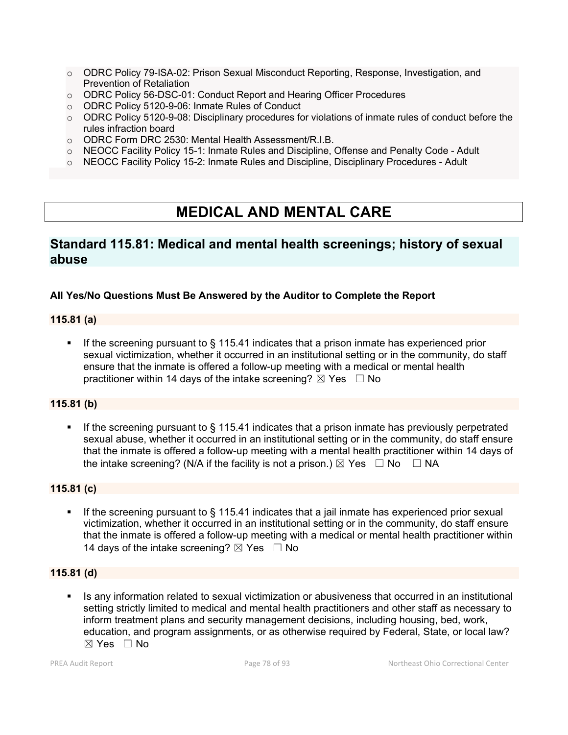- ODRC Policy 79-ISA-02: Prison Sexual Misconduct Reporting, Response, Investigation, and Prevention of Retaliation
- ODRC Policy 56-DSC-01: Conduct Report and Hearing Officer Procedures
- ODRC Policy 5120-9-06: Inmate Rules of Conduct
- ODRC Policy 5120-9-08: Disciplinary procedures for violations of inmate rules of conduct before the rules infraction board
- ODRC Form DRC 2530: Mental Health Assessment/R.I.B.
- NEOCC Facility Policy 15-1: Inmate Rules and Discipline, Offense and Penalty Code - Adult
- NEOCC Facility Policy 15-2: Inmate Rules and Discipline, Disciplinary Procedures - Adult

# MEDICAL AND MENTAL CARE

## Standard 115.81: Medical and mental health screenings; history of sexual abuse

**All Yes/No Questions Must Be Answered by the Auditor to Complete the Report**

### 115.81 (a)

- If the screening pursuant to § 115.41 indicates that a prison inmate has experienced prior sexual victimization, whether it occurred in an institutional setting or in the community, do staff ensure that the inmate is offered a follow-up meeting with a medical or mental health practitioner within 14 days of the intake screening? ☒ Yes ☐ No

### 115.81 (b)

- If the screening pursuant to § 115.41 indicates that a prison inmate has previously perpetrated sexual abuse, whether it occurred in an institutional setting or in the community, do staff ensure that the inmate is offered a follow-up meeting with a mental health practitioner within 14 days of the intake screening? (N/A if the facility is not a prison.) ☒ Yes ☐ No ☐ NA

### 115.81 (c)

- If the screening pursuant to § 115.41 indicates that a jail inmate has experienced prior sexual victimization, whether it occurred in an institutional setting or in the community, do staff ensure that the inmate is offered a follow-up meeting with a medical or mental health practitioner within 14 days of the intake screening? ☒ Yes ☐ No

### 115.81 (d)

- Is any information related to sexual victimization or abusiveness that occurred in an institutional setting strictly limited to medical and mental health practitioners and other staff as necessary to inform treatment plans and security management decisions, including housing, bed, work, education, and program assignments, or as otherwise required by Federal, State, or local law? ☒ Yes ☐ No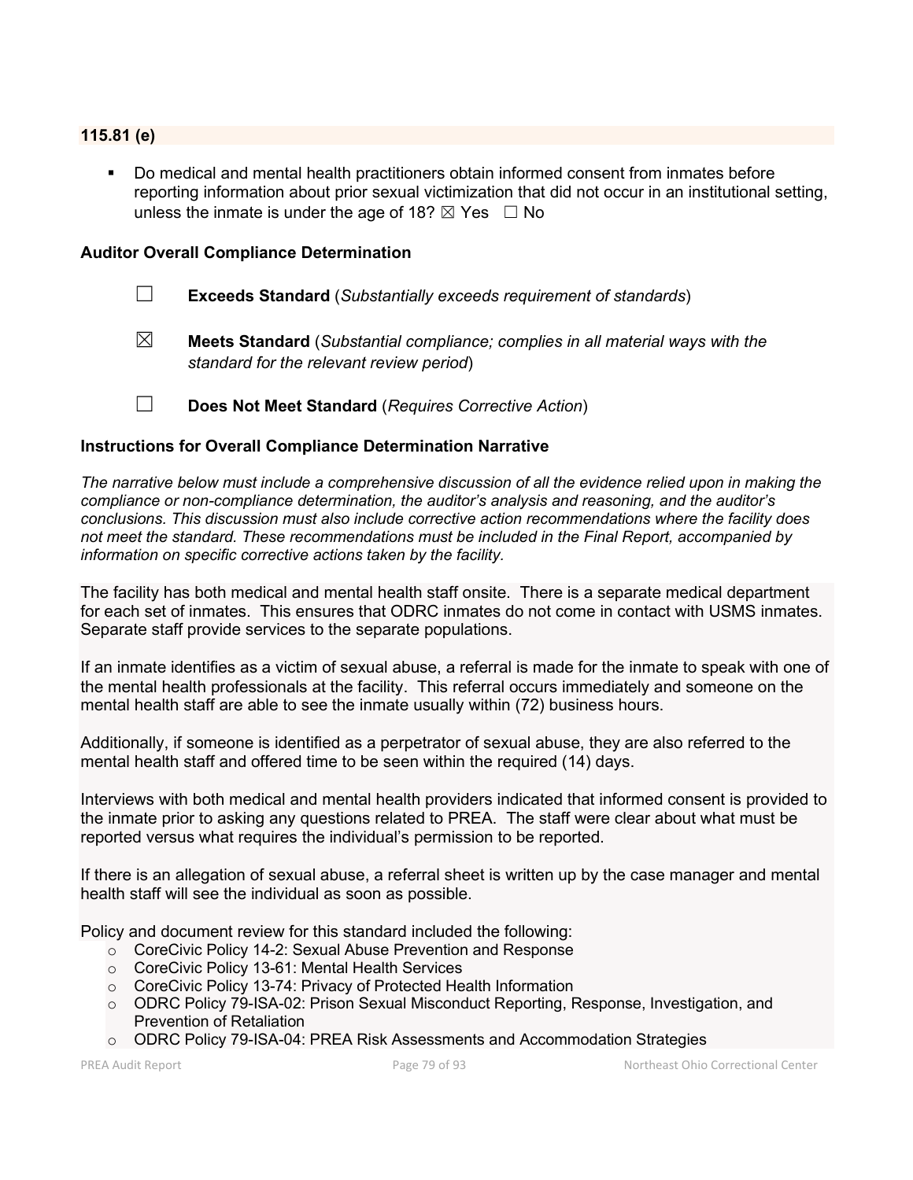**115.81 (e)**

- Do medical and mental health practitioners obtain informed consent from inmates before reporting information about prior sexual victimization that did not occur in an institutional setting, unless the inmate is under the age of 18? ☒ Yes ☐ No

**Auditor Overall Compliance Determination**

☐ **Exceeds Standard** (*Substantially exceeds requirement of standards*)

☒ **Meets Standard** (*Substantial compliance; complies in all material ways with the standard for the relevant review period*)

☐ **Does Not Meet Standard** (*Requires Corrective Action*)

**Instructions for Overall Compliance Determination Narrative**

*The narrative below must include a comprehensive discussion of all the evidence relied upon in making the compliance or non-compliance determination, the auditor's analysis and reasoning, and the auditor's conclusions. This discussion must also include corrective action recommendations where the facility does not meet the standard. These recommendations must be included in the Final Report, accompanied by information on specific corrective actions taken by the facility.*

The facility has both medical and mental health staff onsite. There is a separate medical department for each set of inmates. This ensures that ODRC inmates do not come in contact with USMS inmates. Separate staff provide services to the separate populations.

If an inmate identifies as a victim of sexual abuse, a referral is made for the inmate to speak with one of the mental health professionals at the facility. This referral occurs immediately and someone on the mental health staff are able to see the inmate usually within (72) business hours.

Additionally, if someone is identified as a perpetrator of sexual abuse, they are also referred to the mental health staff and offered time to be seen within the required (14) days.

Interviews with both medical and mental health providers indicated that informed consent is provided to the inmate prior to asking any questions related to PREA. The staff were clear about what must be reported versus what requires the individual's permission to be reported.

If there is an allegation of sexual abuse, a referral sheet is written up by the case manager and mental health staff will see the individual as soon as possible.

Policy and document review for this standard included the following:

- CoreCivic Policy 14-2: Sexual Abuse Prevention and Response
- CoreCivic Policy 13-61: Mental Health Services
- CoreCivic Policy 13-74: Privacy of Protected Health Information
- ODRC Policy 79-ISA-02: Prison Sexual Misconduct Reporting, Response, Investigation, and Prevention of Retaliation
- ODRC Policy 79-ISA-04: PREA Risk Assessments and Accommodation Strategies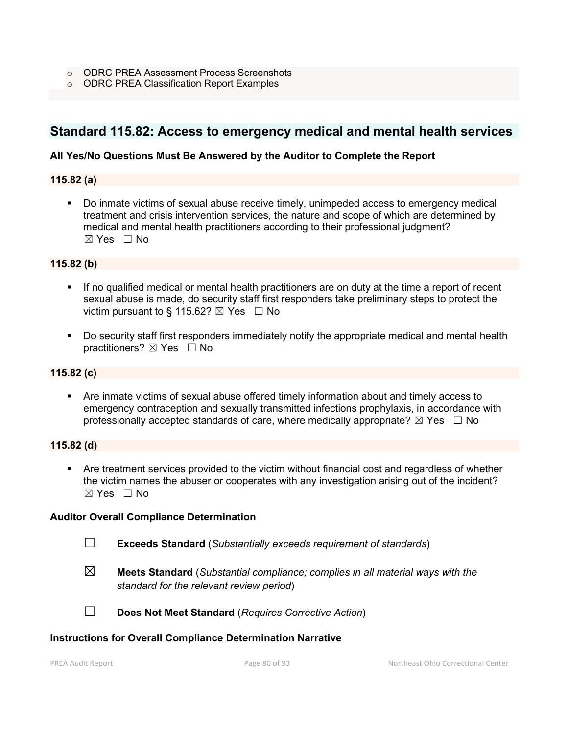- ODRC PREA Assessment Process Screenshots
- ODRC PREA Classification Report Examples

## Standard 115.82: Access to emergency medical and mental health services

**All Yes/No Questions Must Be Answered by the Auditor to Complete the Report**

**115.82 (a)**

- Do inmate victims of sexual abuse receive timely, unimpeded access to emergency medical treatment and crisis intervention services, the nature and scope of which are determined by medical and mental health practitioners according to their professional judgment? ☒ Yes ☐ No

**115.82 (b)**

- If no qualified medical or mental health practitioners are on duty at the time a report of recent sexual abuse is made, do security staff first responders take preliminary steps to protect the victim pursuant to § 115.62? ☒ Yes ☐ No
- Do security staff first responders immediately notify the appropriate medical and mental health practitioners? ☒ Yes ☐ No

**115.82 (c)**

- Are inmate victims of sexual abuse offered timely information about and timely access to emergency contraception and sexually transmitted infections prophylaxis, in accordance with professionally accepted standards of care, where medically appropriate? ☒ Yes ☐ No

**115.82 (d)**

- Are treatment services provided to the victim without financial cost and regardless of whether the victim names the abuser or cooperates with any investigation arising out of the incident? ☒ Yes ☐ No

**Auditor Overall Compliance Determination**

☐ **Exceeds Standard** (*Substantially exceeds requirement of standards*)

☒ **Meets Standard** (*Substantial compliance; complies in all material ways with the standard for the relevant review period*)

☐ **Does Not Meet Standard** (*Requires Corrective Action*)

**Instructions for Overall Compliance Determination Narrative**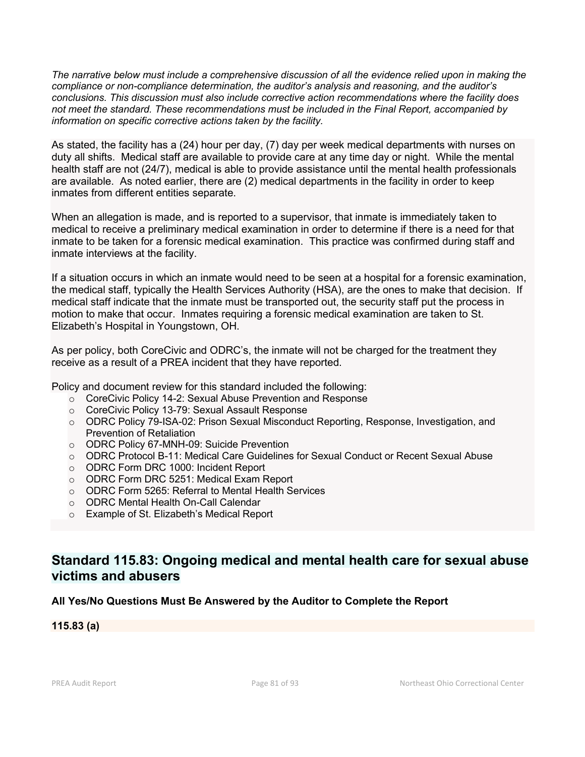*The narrative below must include a comprehensive discussion of all the evidence relied upon in making the compliance or non-compliance determination, the auditor's analysis and reasoning, and the auditor's conclusions. This discussion must also include corrective action recommendations where the facility does not meet the standard. These recommendations must be included in the Final Report, accompanied by information on specific corrective actions taken by the facility.*

As stated, the facility has a (24) hour per day, (7) day per week medical departments with nurses on duty all shifts. Medical staff are available to provide care at any time day or night. While the mental health staff are not (24/7), medical is able to provide assistance until the mental health professionals are available. As noted earlier, there are (2) medical departments in the facility in order to keep inmates from different entities separate.

When an allegation is made, and is reported to a supervisor, that inmate is immediately taken to medical to receive a preliminary medical examination in order to determine if there is a need for that inmate to be taken for a forensic medical examination. This practice was confirmed during staff and inmate interviews at the facility.

If a situation occurs in which an inmate would need to be seen at a hospital for a forensic examination, the medical staff, typically the Health Services Authority (HSA), are the ones to make that decision. If medical staff indicate that the inmate must be transported out, the security staff put the process in motion to make that occur. Inmates requiring a forensic medical examination are taken to St. Elizabeth's Hospital in Youngstown, OH.

As per policy, both CoreCivic and ODRC's, the inmate will not be charged for the treatment they receive as a result of a PREA incident that they have reported.

Policy and document review for this standard included the following:

- CoreCivic Policy 14-2: Sexual Abuse Prevention and Response
- CoreCivic Policy 13-79: Sexual Assault Response
- ODRC Policy 79-ISA-02: Prison Sexual Misconduct Reporting, Response, Investigation, and Prevention of Retaliation
- ODRC Policy 67-MNH-09: Suicide Prevention
- ODRC Protocol B-11: Medical Care Guidelines for Sexual Conduct or Recent Sexual Abuse
- ODRC Form DRC 1000: Incident Report
- ODRC Form DRC 5251: Medical Exam Report
- ODRC Form 5265: Referral to Mental Health Services
- ODRC Mental Health On-Call Calendar
- Example of St. Elizabeth's Medical Report

## Standard 115.83: Ongoing medical and mental health care for sexual abuse victims and abusers

**All Yes/No Questions Must Be Answered by the Auditor to Complete the Report**

**115.83 (a)**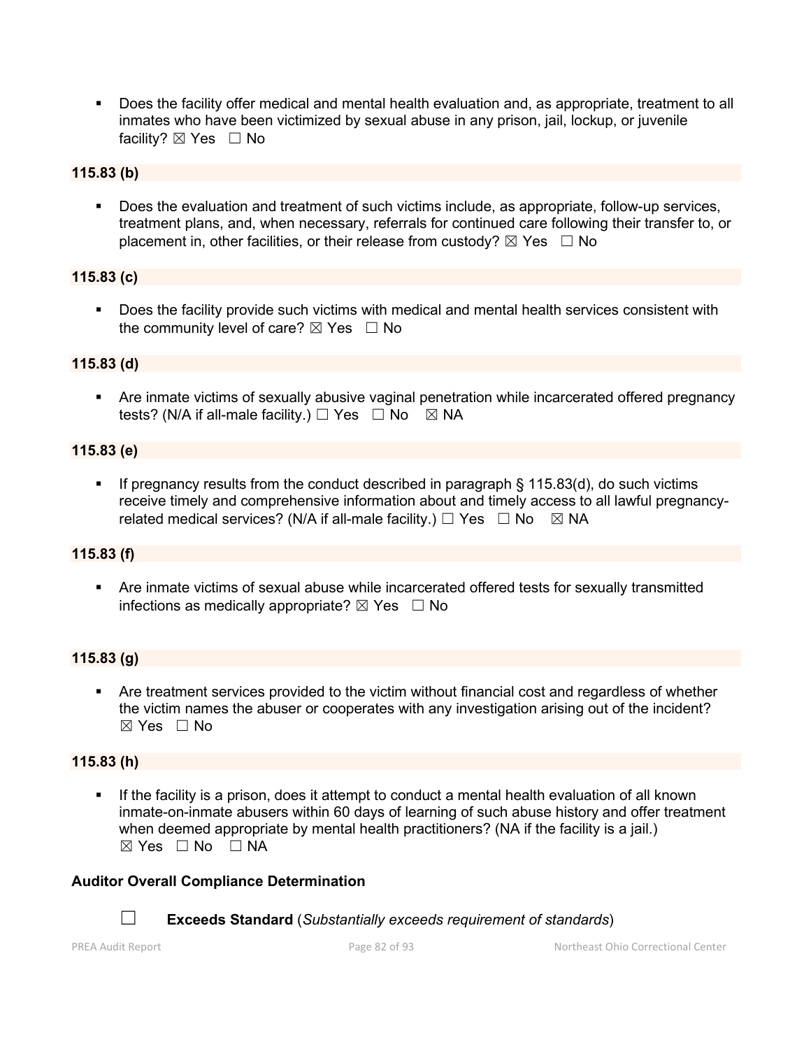- Does the facility offer medical and mental health evaluation and, as appropriate, treatment to all inmates who have been victimized by sexual abuse in any prison, jail, lockup, or juvenile facility? ☒ Yes ☐ No

**115.83 (b)**

- Does the evaluation and treatment of such victims include, as appropriate, follow-up services, treatment plans, and, when necessary, referrals for continued care following their transfer to, or placement in, other facilities, or their release from custody? ☒ Yes ☐ No

**115.83 (c)**

- Does the facility provide such victims with medical and mental health services consistent with the community level of care? ☒ Yes ☐ No

**115.83 (d)**

- Are inmate victims of sexually abusive vaginal penetration while incarcerated offered pregnancy tests? (N/A if all-male facility.) ☐ Yes ☐ No ☒ NA

**115.83 (e)**

- If pregnancy results from the conduct described in paragraph § 115.83(d), do such victims receive timely and comprehensive information about and timely access to all lawful pregnancy-related medical services? (N/A if all-male facility.) ☐ Yes ☐ No ☒ NA

**115.83 (f)**

- Are inmate victims of sexual abuse while incarcerated offered tests for sexually transmitted infections as medically appropriate? ☒ Yes ☐ No

**115.83 (g)**

- Are treatment services provided to the victim without financial cost and regardless of whether the victim names the abuser or cooperates with any investigation arising out of the incident? ☒ Yes ☐ No

**115.83 (h)**

- If the facility is a prison, does it attempt to conduct a mental health evaluation of all known inmate-on-inmate abusers within 60 days of learning of such abuse history and offer treatment when deemed appropriate by mental health practitioners? (NA if the facility is a jail.) ☒ Yes ☐ No ☐ NA

**Auditor Overall Compliance Determination**

☐ **Exceeds Standard** (*Substantially exceeds requirement of standards*)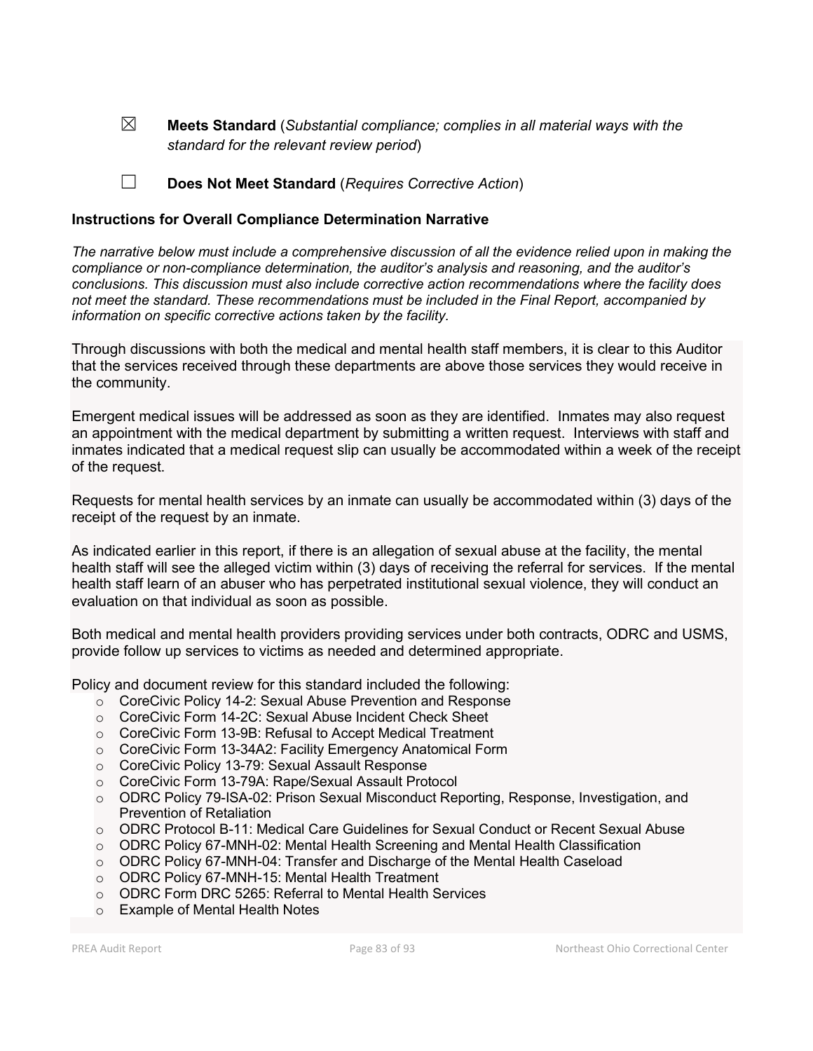☒ **Meets Standard** (*Substantial compliance; complies in all material ways with the standard for the relevant review period*)

☐ **Does Not Meet Standard** (*Requires Corrective Action*)

**Instructions for Overall Compliance Determination Narrative**

*The narrative below must include a comprehensive discussion of all the evidence relied upon in making the compliance or non-compliance determination, the auditor's analysis and reasoning, and the auditor's conclusions. This discussion must also include corrective action recommendations where the facility does not meet the standard. These recommendations must be included in the Final Report, accompanied by information on specific corrective actions taken by the facility.*

Through discussions with both the medical and mental health staff members, it is clear to this Auditor that the services received through these departments are above those services they would receive in the community.

Emergent medical issues will be addressed as soon as they are identified. Inmates may also request an appointment with the medical department by submitting a written request. Interviews with staff and inmates indicated that a medical request slip can usually be accommodated within a week of the receipt of the request.

Requests for mental health services by an inmate can usually be accommodated within (3) days of the receipt of the request by an inmate.

As indicated earlier in this report, if there is an allegation of sexual abuse at the facility, the mental health staff will see the alleged victim within (3) days of receiving the referral for services. If the mental health staff learn of an abuser who has perpetrated institutional sexual violence, they will conduct an evaluation on that individual as soon as possible.

Both medical and mental health providers providing services under both contracts, ODRC and USMS, provide follow up services to victims as needed and determined appropriate.

Policy and document review for this standard included the following:

- CoreCivic Policy 14-2: Sexual Abuse Prevention and Response
- CoreCivic Form 14-2C: Sexual Abuse Incident Check Sheet
- CoreCivic Form 13-9B: Refusal to Accept Medical Treatment
- CoreCivic Form 13-34A2: Facility Emergency Anatomical Form
- CoreCivic Policy 13-79: Sexual Assault Response
- CoreCivic Form 13-79A: Rape/Sexual Assault Protocol
- ODRC Policy 79-ISA-02: Prison Sexual Misconduct Reporting, Response, Investigation, and Prevention of Retaliation
- ODRC Protocol B-11: Medical Care Guidelines for Sexual Conduct or Recent Sexual Abuse
- ODRC Policy 67-MNH-02: Mental Health Screening and Mental Health Classification
- ODRC Policy 67-MNH-04: Transfer and Discharge of the Mental Health Caseload
- ODRC Policy 67-MNH-15: Mental Health Treatment
- ODRC Form DRC 5265: Referral to Mental Health Services
- Example of Mental Health Notes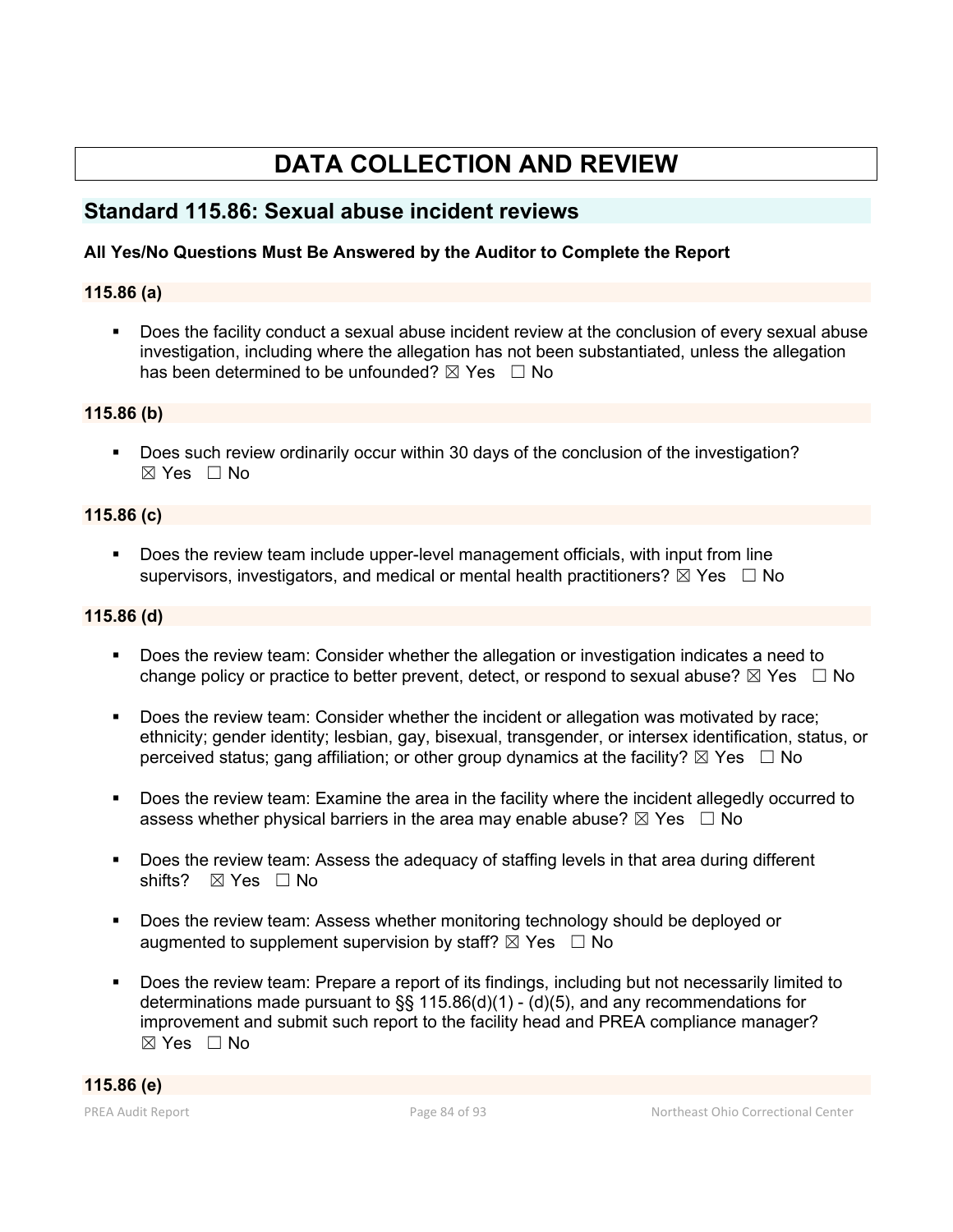# DATA COLLECTION AND REVIEW

## Standard 115.86: Sexual abuse incident reviews

**All Yes/No Questions Must Be Answered by the Auditor to Complete the Report**

### 115.86 (a)

- Does the facility conduct a sexual abuse incident review at the conclusion of every sexual abuse investigation, including where the allegation has not been substantiated, unless the allegation has been determined to be unfounded? ☒ Yes ☐ No

### 115.86 (b)

- Does such review ordinarily occur within 30 days of the conclusion of the investigation? ☒ Yes ☐ No

### 115.86 (c)

- Does the review team include upper-level management officials, with input from line supervisors, investigators, and medical or mental health practitioners? ☒ Yes ☐ No

### 115.86 (d)

- Does the review team: Consider whether the allegation or investigation indicates a need to change policy or practice to better prevent, detect, or respond to sexual abuse? ☒ Yes ☐ No
- Does the review team: Consider whether the incident or allegation was motivated by race; ethnicity; gender identity; lesbian, gay, bisexual, transgender, or intersex identification, status, or perceived status; gang affiliation; or other group dynamics at the facility? ☒ Yes ☐ No
- Does the review team: Examine the area in the facility where the incident allegedly occurred to assess whether physical barriers in the area may enable abuse? ☒ Yes ☐ No
- Does the review team: Assess the adequacy of staffing levels in that area during different shifts? ☒ Yes ☐ No
- Does the review team: Assess whether monitoring technology should be deployed or augmented to supplement supervision by staff? ☒ Yes ☐ No
- Does the review team: Prepare a report of its findings, including but not necessarily limited to determinations made pursuant to §§ 115.86(d)(1) - (d)(5), and any recommendations for improvement and submit such report to the facility head and PREA compliance manager? ☒ Yes ☐ No

### 115.86 (e)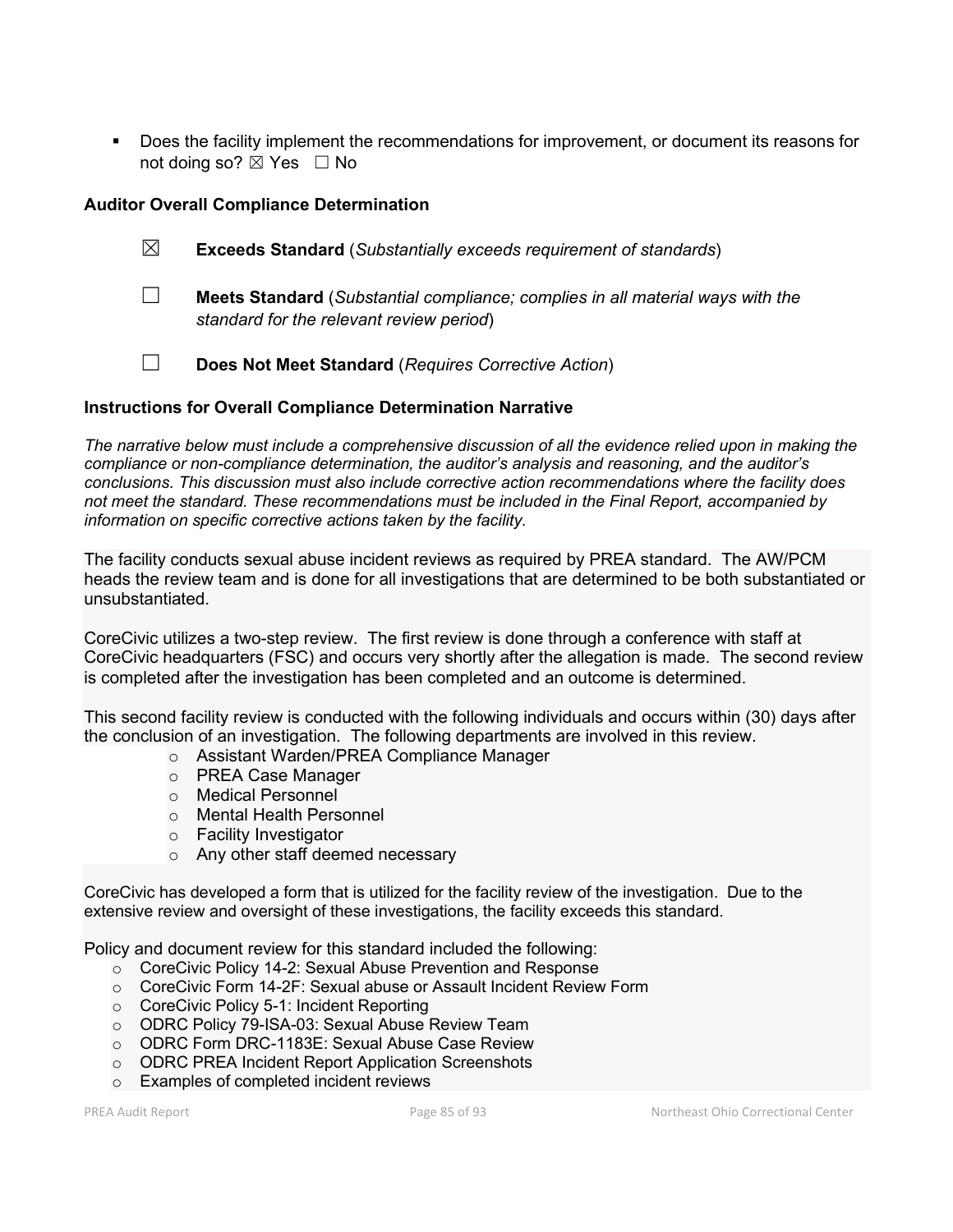- Does the facility implement the recommendations for improvement, or document its reasons for not doing so? ☒ Yes ☐ No

**Auditor Overall Compliance Determination**

☒ **Exceeds Standard** (*Substantially exceeds requirement of standards*)

☐ **Meets Standard** (*Substantial compliance; complies in all material ways with the standard for the relevant review period*)

☐ **Does Not Meet Standard** (*Requires Corrective Action*)

**Instructions for Overall Compliance Determination Narrative**

*The narrative below must include a comprehensive discussion of all the evidence relied upon in making the compliance or non-compliance determination, the auditor's analysis and reasoning, and the auditor's conclusions. This discussion must also include corrective action recommendations where the facility does not meet the standard. These recommendations must be included in the Final Report, accompanied by information on specific corrective actions taken by the facility.*

The facility conducts sexual abuse incident reviews as required by PREA standard. The AW/PCM heads the review team and is done for all investigations that are determined to be both substantiated or unsubstantiated.

CoreCivic utilizes a two-step review. The first review is done through a conference with staff at CoreCivic headquarters (FSC) and occurs very shortly after the allegation is made. The second review is completed after the investigation has been completed and an outcome is determined.

This second facility review is conducted with the following individuals and occurs within (30) days after the conclusion of an investigation. The following departments are involved in this review.

- Assistant Warden/PREA Compliance Manager
- PREA Case Manager
- Medical Personnel
- Mental Health Personnel
- Facility Investigator
- Any other staff deemed necessary

CoreCivic has developed a form that is utilized for the facility review of the investigation. Due to the extensive review and oversight of these investigations, the facility exceeds this standard.

Policy and document review for this standard included the following:

- CoreCivic Policy 14-2: Sexual Abuse Prevention and Response
- CoreCivic Form 14-2F: Sexual abuse or Assault Incident Review Form
- CoreCivic Policy 5-1: Incident Reporting
- ODRC Policy 79-ISA-03: Sexual Abuse Review Team
- ODRC Form DRC-1183E: Sexual Abuse Case Review
- ODRC PREA Incident Report Application Screenshots
- Examples of completed incident reviews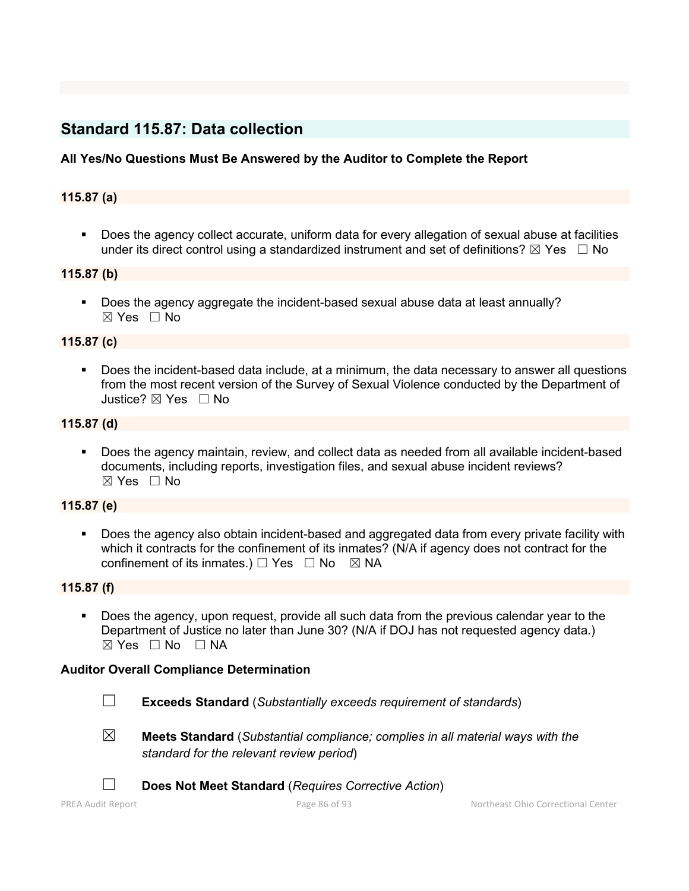## Standard 115.87: Data collection

**All Yes/No Questions Must Be Answered by the Auditor to Complete the Report**

**115.87 (a)**

- Does the agency collect accurate, uniform data for every allegation of sexual abuse at facilities under its direct control using a standardized instrument and set of definitions? ☒ Yes ☐ No

**115.87 (b)**

- Does the agency aggregate the incident-based sexual abuse data at least annually? ☒ Yes ☐ No

**115.87 (c)**

- Does the incident-based data include, at a minimum, the data necessary to answer all questions from the most recent version of the Survey of Sexual Violence conducted by the Department of Justice? ☒ Yes ☐ No

**115.87 (d)**

- Does the agency maintain, review, and collect data as needed from all available incident-based documents, including reports, investigation files, and sexual abuse incident reviews? ☒ Yes ☐ No

**115.87 (e)**

- Does the agency also obtain incident-based and aggregated data from every private facility with which it contracts for the confinement of its inmates? (N/A if agency does not contract for the confinement of its inmates.) ☐ Yes ☐ No ☒ NA

**115.87 (f)**

- Does the agency, upon request, provide all such data from the previous calendar year to the Department of Justice no later than June 30? (N/A if DOJ has not requested agency data.) ☒ Yes ☐ No ☐ NA

**Auditor Overall Compliance Determination**

☐ **Exceeds Standard** (*Substantially exceeds requirement of standards*)

☒ **Meets Standard** (*Substantial compliance; complies in all material ways with the standard for the relevant review period*)

☐ **Does Not Meet Standard** (*Requires Corrective Action*)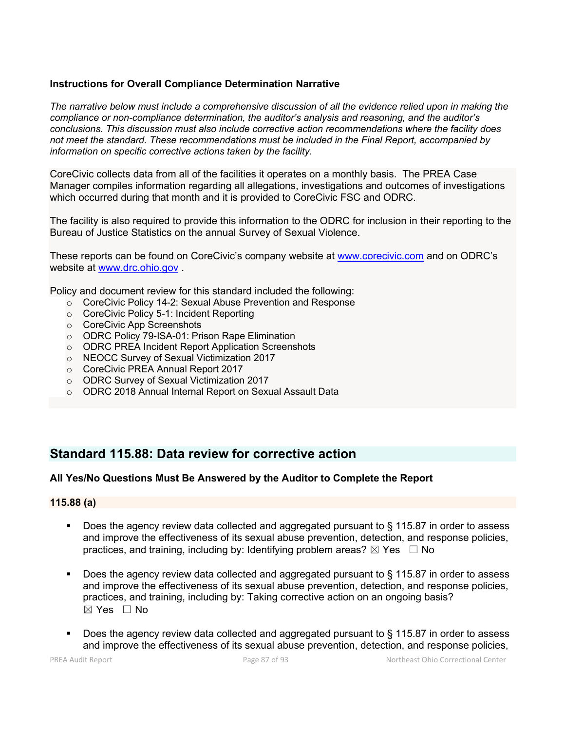**Instructions for Overall Compliance Determination Narrative**

*The narrative below must include a comprehensive discussion of all the evidence relied upon in making the compliance or non-compliance determination, the auditor's analysis and reasoning, and the auditor's conclusions. This discussion must also include corrective action recommendations where the facility does not meet the standard. These recommendations must be included in the Final Report, accompanied by information on specific corrective actions taken by the facility.*

CoreCivic collects data from all of the facilities it operates on a monthly basis. The PREA Case Manager compiles information regarding all allegations, investigations and outcomes of investigations which occurred during that month and it is provided to CoreCivic FSC and ODRC.

The facility is also required to provide this information to the ODRC for inclusion in their reporting to the Bureau of Justice Statistics on the annual Survey of Sexual Violence.

These reports can be found on CoreCivic's company website at www.corecivic.com and on ODRC's website at www.drc.ohio.gov .

Policy and document review for this standard included the following:

- CoreCivic Policy 14-2: Sexual Abuse Prevention and Response
- CoreCivic Policy 5-1: Incident Reporting
- CoreCivic App Screenshots
- ODRC Policy 79-ISA-01: Prison Rape Elimination
- ODRC PREA Incident Report Application Screenshots
- NEOCC Survey of Sexual Victimization 2017
- CoreCivic PREA Annual Report 2017
- ODRC Survey of Sexual Victimization 2017
- ODRC 2018 Annual Internal Report on Sexual Assault Data

## Standard 115.88: Data review for corrective action

**All Yes/No Questions Must Be Answered by the Auditor to Complete the Report**

### 115.88 (a)

- Does the agency review data collected and aggregated pursuant to § 115.87 in order to assess and improve the effectiveness of its sexual abuse prevention, detection, and response policies, practices, and training, including by: Identifying problem areas? ☒ Yes ☐ No

- Does the agency review data collected and aggregated pursuant to § 115.87 in order to assess and improve the effectiveness of its sexual abuse prevention, detection, and response policies, practices, and training, including by: Taking corrective action on an ongoing basis? ☒ Yes ☐ No

- Does the agency review data collected and aggregated pursuant to § 115.87 in order to assess and improve the effectiveness of its sexual abuse prevention, detection, and response policies,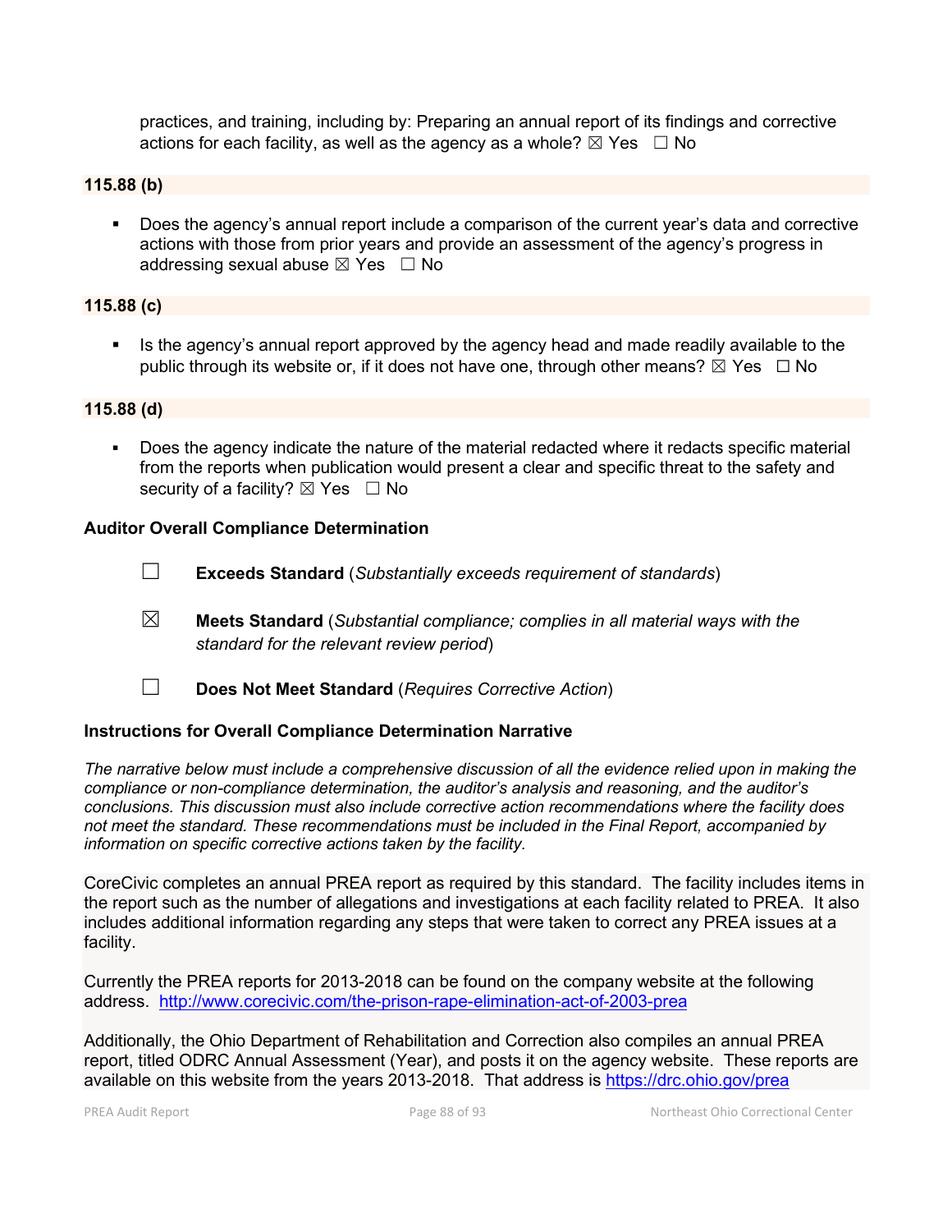practices, and training, including by: Preparing an annual report of its findings and corrective actions for each facility, as well as the agency as a whole? ☒ Yes ☐ No

**115.88 (b)**

- Does the agency's annual report include a comparison of the current year's data and corrective actions with those from prior years and provide an assessment of the agency's progress in addressing sexual abuse ☒ Yes ☐ No

**115.88 (c)**

- Is the agency's annual report approved by the agency head and made readily available to the public through its website or, if it does not have one, through other means? ☒ Yes ☐ No

**115.88 (d)**

- Does the agency indicate the nature of the material redacted where it redacts specific material from the reports when publication would present a clear and specific threat to the safety and security of a facility? ☒ Yes ☐ No

**Auditor Overall Compliance Determination**

☐ **Exceeds Standard** (*Substantially exceeds requirement of standards*)

☒ **Meets Standard** (*Substantial compliance; complies in all material ways with the standard for the relevant review period*)

☐ **Does Not Meet Standard** (*Requires Corrective Action*)

**Instructions for Overall Compliance Determination Narrative**

*The narrative below must include a comprehensive discussion of all the evidence relied upon in making the compliance or non-compliance determination, the auditor's analysis and reasoning, and the auditor's conclusions. This discussion must also include corrective action recommendations where the facility does not meet the standard. These recommendations must be included in the Final Report, accompanied by information on specific corrective actions taken by the facility.*

CoreCivic completes an annual PREA report as required by this standard. The facility includes items in the report such as the number of allegations and investigations at each facility related to PREA. It also includes additional information regarding any steps that were taken to correct any PREA issues at a facility.

Currently the PREA reports for 2013-2018 can be found on the company website at the following address. http://www.corecivic.com/the-prison-rape-elimination-act-of-2003-prea

Additionally, the Ohio Department of Rehabilitation and Correction also compiles an annual PREA report, titled ODRC Annual Assessment (Year), and posts it on the agency website. These reports are available on this website from the years 2013-2018. That address is https://drc.ohio.gov/prea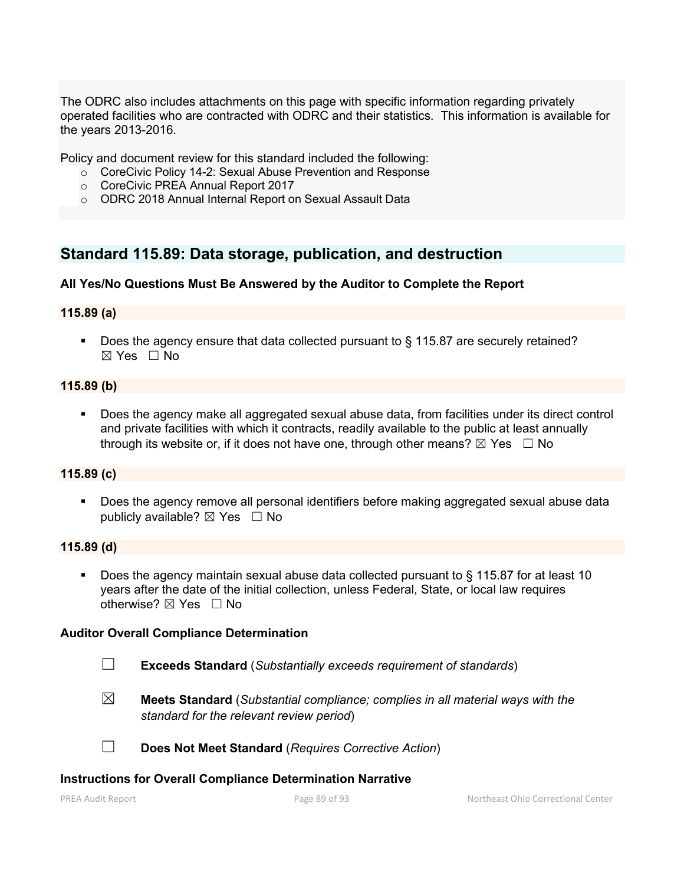The ODRC also includes attachments on this page with specific information regarding privately operated facilities who are contracted with ODRC and their statistics. This information is available for the years 2013-2016.

Policy and document review for this standard included the following:

- CoreCivic Policy 14-2: Sexual Abuse Prevention and Response
- CoreCivic PREA Annual Report 2017
- ODRC 2018 Annual Internal Report on Sexual Assault Data

## Standard 115.89: Data storage, publication, and destruction

**All Yes/No Questions Must Be Answered by the Auditor to Complete the Report**

**115.89 (a)**

- Does the agency ensure that data collected pursuant to § 115.87 are securely retained? ☒ Yes ☐ No

**115.89 (b)**

- Does the agency make all aggregated sexual abuse data, from facilities under its direct control and private facilities with which it contracts, readily available to the public at least annually through its website or, if it does not have one, through other means? ☒ Yes ☐ No

**115.89 (c)**

- Does the agency remove all personal identifiers before making aggregated sexual abuse data publicly available? ☒ Yes ☐ No

**115.89 (d)**

- Does the agency maintain sexual abuse data collected pursuant to § 115.87 for at least 10 years after the date of the initial collection, unless Federal, State, or local law requires otherwise? ☒ Yes ☐ No

**Auditor Overall Compliance Determination**

☐ **Exceeds Standard** (*Substantially exceeds requirement of standards*)

☒ **Meets Standard** (*Substantial compliance; complies in all material ways with the standard for the relevant review period*)

☐ **Does Not Meet Standard** (*Requires Corrective Action*)

**Instructions for Overall Compliance Determination Narrative**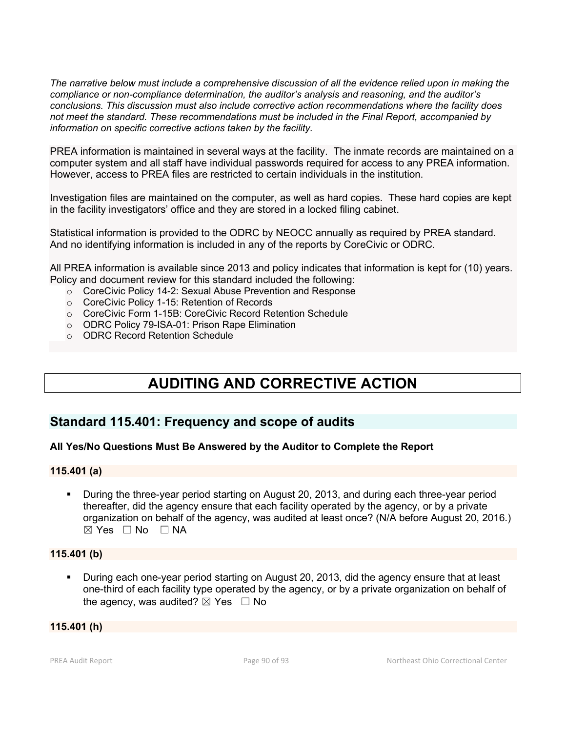*The narrative below must include a comprehensive discussion of all the evidence relied upon in making the compliance or non-compliance determination, the auditor's analysis and reasoning, and the auditor's conclusions. This discussion must also include corrective action recommendations where the facility does not meet the standard. These recommendations must be included in the Final Report, accompanied by information on specific corrective actions taken by the facility.*

PREA information is maintained in several ways at the facility. The inmate records are maintained on a computer system and all staff have individual passwords required for access to any PREA information. However, access to PREA files are restricted to certain individuals in the institution.

Investigation files are maintained on the computer, as well as hard copies. These hard copies are kept in the facility investigators' office and they are stored in a locked filing cabinet.

Statistical information is provided to the ODRC by NEOCC annually as required by PREA standard. And no identifying information is included in any of the reports by CoreCivic or ODRC.

All PREA information is available since 2013 and policy indicates that information is kept for (10) years. Policy and document review for this standard included the following:

- CoreCivic Policy 14-2: Sexual Abuse Prevention and Response
- CoreCivic Policy 1-15: Retention of Records
- CoreCivic Form 1-15B: CoreCivic Record Retention Schedule
- ODRC Policy 79-ISA-01: Prison Rape Elimination
- ODRC Record Retention Schedule

# AUDITING AND CORRECTIVE ACTION

## Standard 115.401: Frequency and scope of audits

**All Yes/No Questions Must Be Answered by the Auditor to Complete the Report**

**115.401 (a)**

- During the three-year period starting on August 20, 2013, and during each three-year period thereafter, did the agency ensure that each facility operated by the agency, or by a private organization on behalf of the agency, was audited at least once? (N/A before August 20, 2016.) ☒ Yes ☐ No ☐ NA

**115.401 (b)**

- During each one-year period starting on August 20, 2013, did the agency ensure that at least one-third of each facility type operated by the agency, or by a private organization on behalf of the agency, was audited? ☒ Yes ☐ No

**115.401 (h)**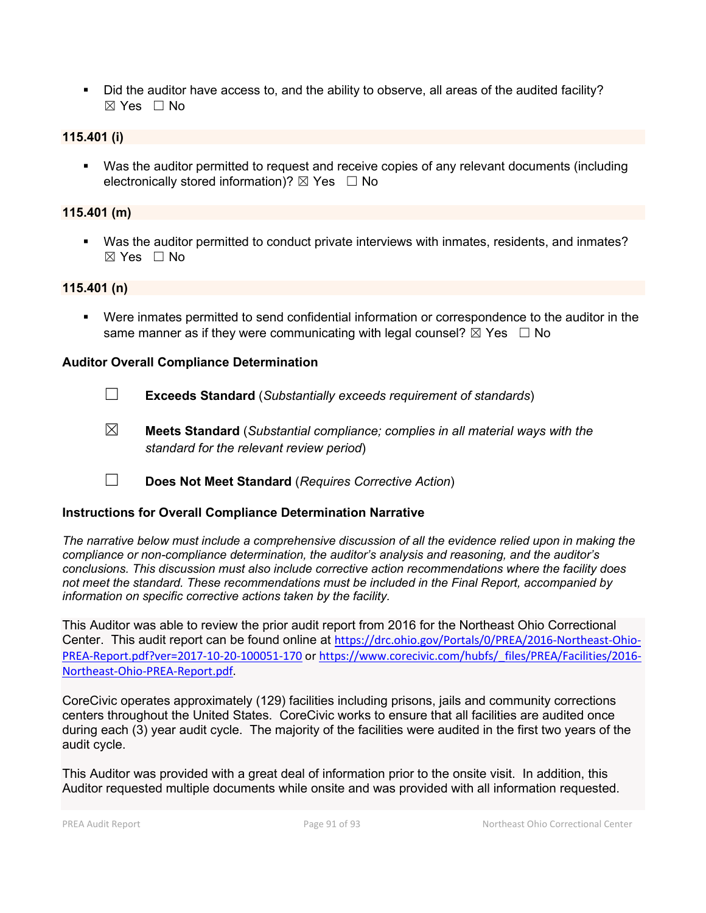- Did the auditor have access to, and the ability to observe, all areas of the audited facility? ☒ Yes ☐ No

**115.401 (i)**

- Was the auditor permitted to request and receive copies of any relevant documents (including electronically stored information)? ☒ Yes ☐ No

**115.401 (m)**

- Was the auditor permitted to conduct private interviews with inmates, residents, and inmates? ☒ Yes ☐ No

**115.401 (n)**

- Were inmates permitted to send confidential information or correspondence to the auditor in the same manner as if they were communicating with legal counsel? ☒ Yes ☐ No

**Auditor Overall Compliance Determination**

☐ **Exceeds Standard** (*Substantially exceeds requirement of standards*)

☒ **Meets Standard** (*Substantial compliance; complies in all material ways with the standard for the relevant review period*)

☐ **Does Not Meet Standard** (*Requires Corrective Action*)

**Instructions for Overall Compliance Determination Narrative**

*The narrative below must include a comprehensive discussion of all the evidence relied upon in making the compliance or non-compliance determination, the auditor's analysis and reasoning, and the auditor's conclusions. This discussion must also include corrective action recommendations where the facility does not meet the standard. These recommendations must be included in the Final Report, accompanied by information on specific corrective actions taken by the facility.*

This Auditor was able to review the prior audit report from 2016 for the Northeast Ohio Correctional Center. This audit report can be found online at https://drc.ohio.gov/Portals/0/PREA/2016-Northeast-Ohio-PREA-Report.pdf?ver=2017-10-20-100051-170 or https://www.corecivic.com/hubfs/_files/PREA/Facilities/2016-Northeast-Ohio-PREA-Report.pdf.

CoreCivic operates approximately (129) facilities including prisons, jails and community corrections centers throughout the United States. CoreCivic works to ensure that all facilities are audited once during each (3) year audit cycle. The majority of the facilities were audited in the first two years of the audit cycle.

This Auditor was provided with a great deal of information prior to the onsite visit. In addition, this Auditor requested multiple documents while onsite and was provided with all information requested.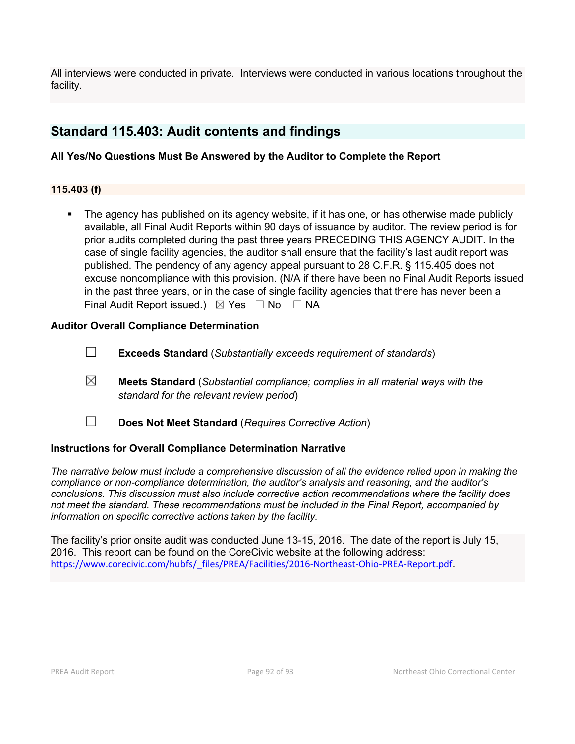All interviews were conducted in private. Interviews were conducted in various locations throughout the facility.

## Standard 115.403: Audit contents and findings

**All Yes/No Questions Must Be Answered by the Auditor to Complete the Report**

**115.403 (f)**

- The agency has published on its agency website, if it has one, or has otherwise made publicly available, all Final Audit Reports within 90 days of issuance by auditor. The review period is for prior audits completed during the past three years PRECEDING THIS AGENCY AUDIT. In the case of single facility agencies, the auditor shall ensure that the facility's last audit report was published. The pendency of any agency appeal pursuant to 28 C.F.R. § 115.405 does not excuse noncompliance with this provision. (N/A if there have been no Final Audit Reports issued in the past three years, or in the case of single facility agencies that there has never been a Final Audit Report issued.) ☒ Yes ☐ No ☐ NA

**Auditor Overall Compliance Determination**

☐ **Exceeds Standard** (*Substantially exceeds requirement of standards*)

☒ **Meets Standard** (*Substantial compliance; complies in all material ways with the standard for the relevant review period*)

☐ **Does Not Meet Standard** (*Requires Corrective Action*)

**Instructions for Overall Compliance Determination Narrative**

*The narrative below must include a comprehensive discussion of all the evidence relied upon in making the compliance or non-compliance determination, the auditor's analysis and reasoning, and the auditor's conclusions. This discussion must also include corrective action recommendations where the facility does not meet the standard. These recommendations must be included in the Final Report, accompanied by information on specific corrective actions taken by the facility.*

The facility's prior onsite audit was conducted June 13-15, 2016. The date of the report is July 15, 2016. This report can be found on the CoreCivic website at the following address: https://www.corecivic.com/hubfs/_files/PREA/Facilities/2016-Northeast-Ohio-PREA-Report.pdf.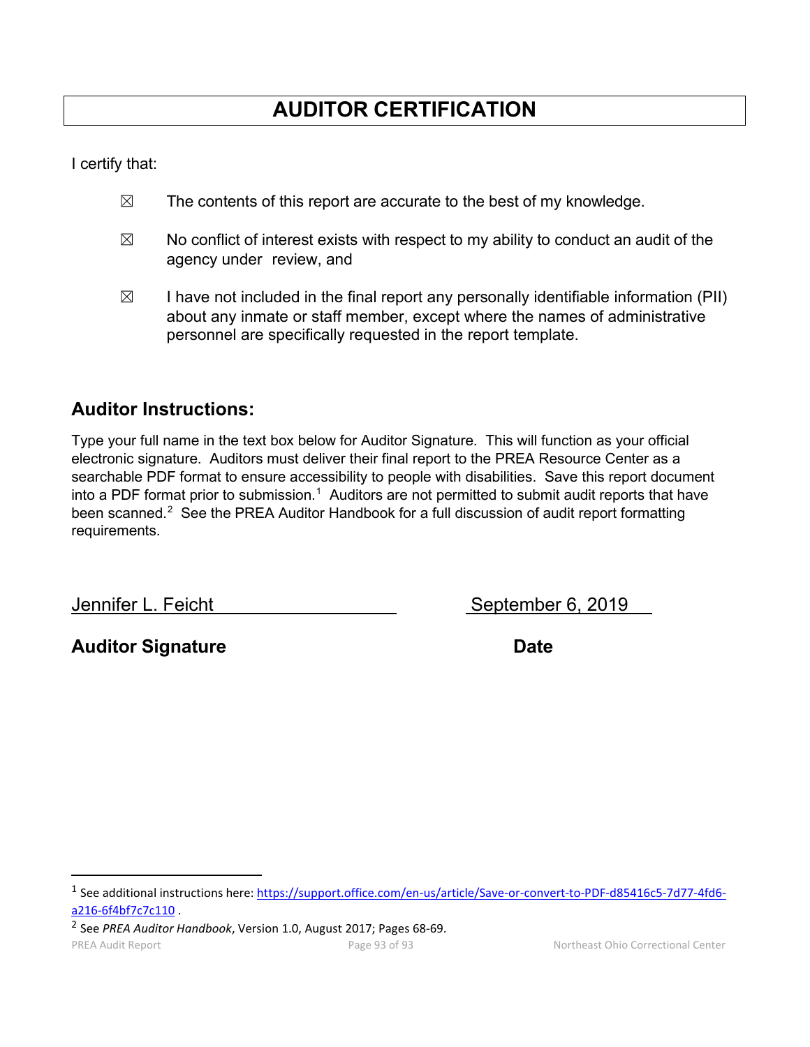# AUDITOR CERTIFICATION

I certify that:

☒ The contents of this report are accurate to the best of my knowledge.

☒ No conflict of interest exists with respect to my ability to conduct an audit of the agency under review, and

☒ I have not included in the final report any personally identifiable information (PII) about any inmate or staff member, except where the names of administrative personnel are specifically requested in the report template.

## Auditor Instructions:

Type your full name in the text box below for Auditor Signature. This will function as your official electronic signature. Auditors must deliver their final report to the PREA Resource Center as a searchable PDF format to ensure accessibility to people with disabilities. Save this report document into a PDF format prior to submission.[1] Auditors are not permitted to submit audit reports that have been scanned.[2] See the PREA Auditor Handbook for a full discussion of audit report formatting requirements.

Jennifer L. Feicht

**Auditor Signature**

September 6, 2019

**Date**

---

[1] See additional instructions here: https://support.office.com/en-us/article/Save-or-convert-to-PDF-d85416c5-7d77-4fd6-a216-6f4bf7c7c110 .

[2] See *PREA Auditor Handbook*, Version 1.0, August 2017; Pages 68-69.